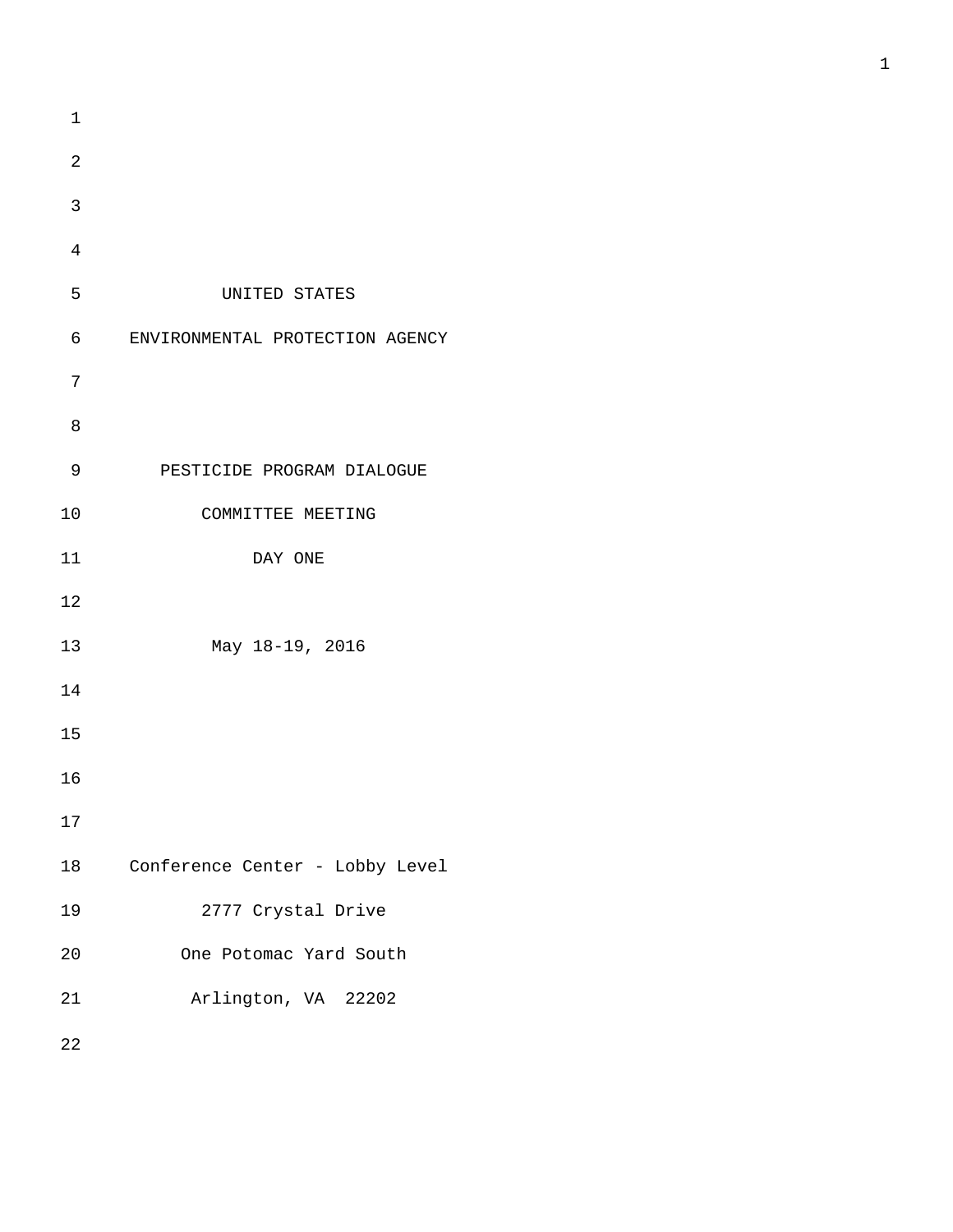UNITED STATES

ENVIRONMENTAL PROTECTION AGENCY

PESTICIDE PROGRAM DIALOGUE

COMMITTEE MEETING

DAY ONE

May 18-19, 2016

Conference Center - Lobby Level

2777 Crystal Drive

One Potomac Yard South

Arlington, VA 22202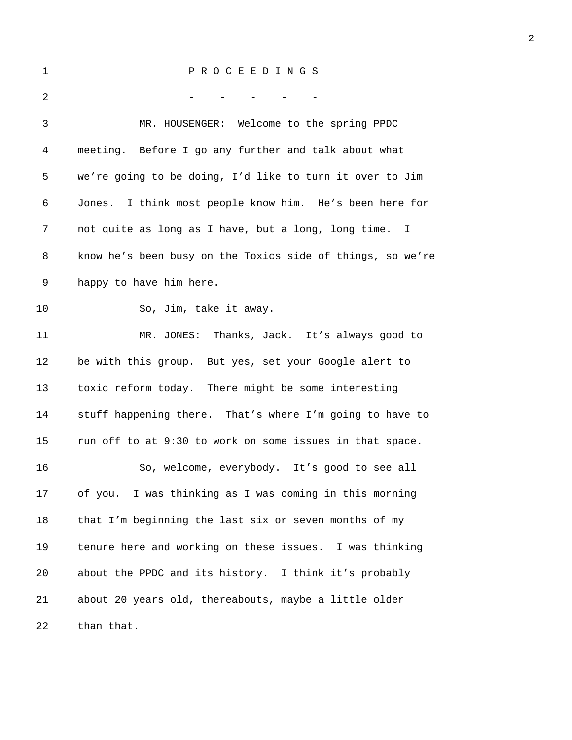P R O C E E D I N G S

\- - - - -

MR. HOUSENGER: Welcome to the spring PPDC meeting. Before I go any further and talk about what we're going to be doing, I'd like to turn it over to Jim Jones. I think most people know him. He's been here for not quite as long as I have, but a long, long time. I know he's been busy on the Toxics side of things, so we're happy to have him here.

So, Jim, take it away.

MR. JONES: Thanks, Jack. It's always good to be with this group. But yes, set your Google alert to toxic reform today. There might be some interesting stuff happening there. That's where I'm going to have to run off to at 9:30 to work on some issues in that space.

So, welcome, everybody. It's good to see all of you. I was thinking as I was coming in this morning that I'm beginning the last six or seven months of my tenure here and working on these issues. I was thinking about the PPDC and its history. I think it's probably about 20 years old, thereabouts, maybe a little older than that.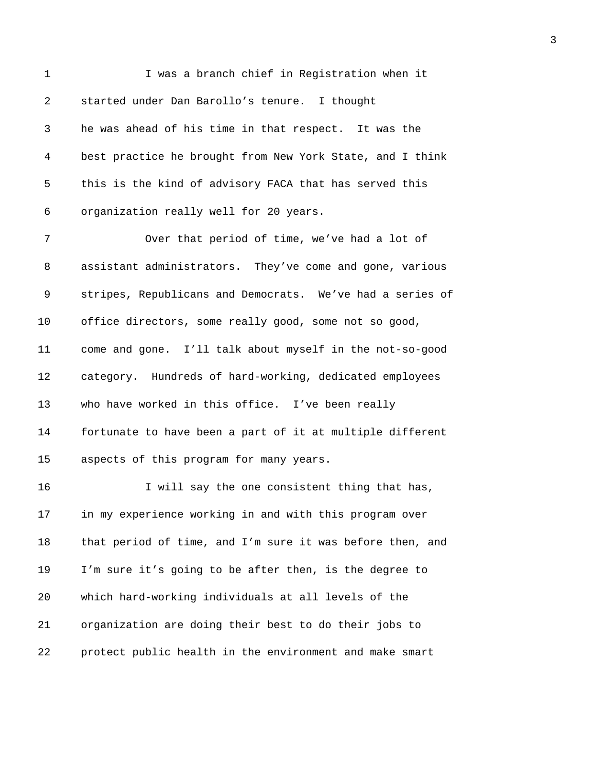I was a branch chief in Registration when it started under Dan Barollo's tenure. I thought he was ahead of his time in that respect. It was the best practice he brought from New York State, and I think this is the kind of advisory FACA that has served this organization really well for 20 years.

Over that period of time, we've had a lot of assistant administrators. They've come and gone, various stripes, Republicans and Democrats. We've had a series of office directors, some really good, some not so good, come and gone. I'll talk about myself in the not-so-good category. Hundreds of hard-working, dedicated employees who have worked in this office. I've been really fortunate to have been a part of it at multiple different aspects of this program for many years.

I will say the one consistent thing that has, in my experience working in and with this program over that period of time, and I'm sure it was before then, and I'm sure it's going to be after then, is the degree to which hard-working individuals at all levels of the organization are doing their best to do their jobs to protect public health in the environment and make smart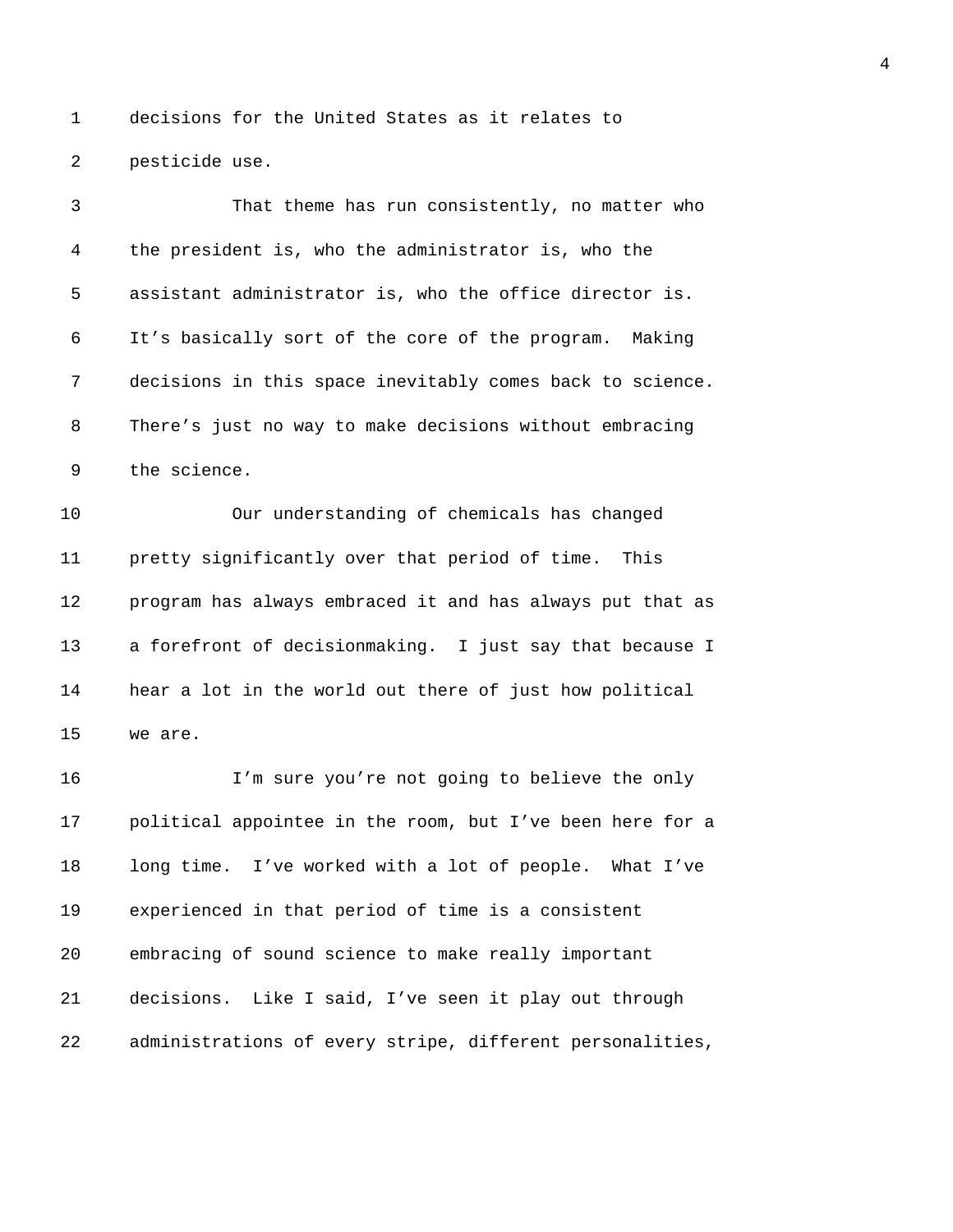decisions for the United States as it relates to pesticide use.

That theme has run consistently, no matter who the president is, who the administrator is, who the assistant administrator is, who the office director is. It’s basically sort of the core of the program. Making decisions in this space inevitably comes back to science. There’s just no way to make decisions without embracing the science.

Our understanding of chemicals has changed pretty significantly over that period of time. This program has always embraced it and has always put that as a forefront of decisionmaking. I just say that because I hear a lot in the world out there of just how political we are.

I’m sure you’re not going to believe the only political appointee in the room, but I’ve been here for a long time. I’ve worked with a lot of people. What I’ve experienced in that period of time is a consistent embracing of sound science to make really important decisions. Like I said, I’ve seen it play out through administrations of every stripe, different personalities,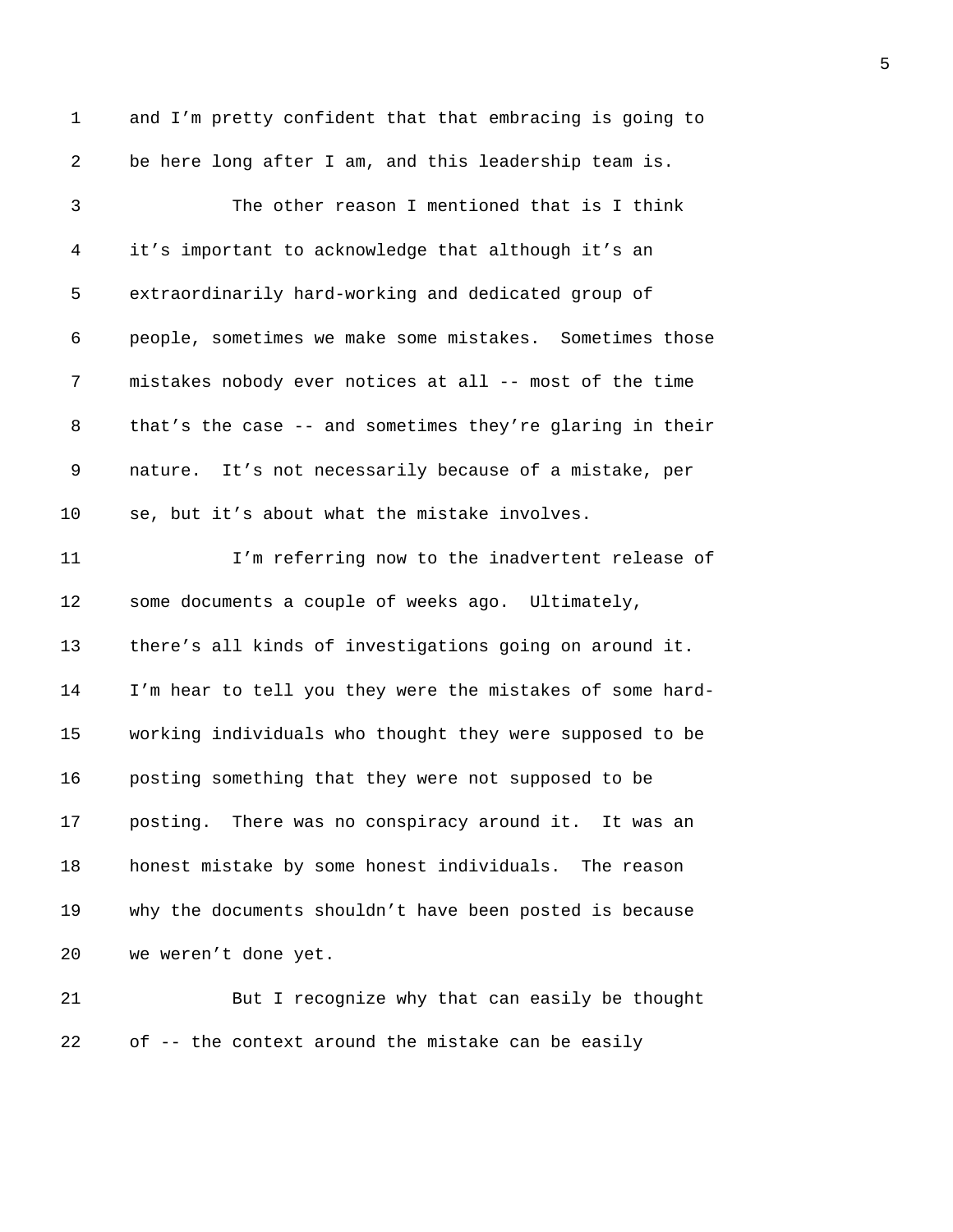and I'm pretty confident that that embracing is going to be here long after I am, and this leadership team is.

The other reason I mentioned that is I think it's important to acknowledge that although it's an extraordinarily hard-working and dedicated group of people, sometimes we make some mistakes. Sometimes those mistakes nobody ever notices at all -- most of the time that's the case -- and sometimes they're glaring in their nature. It's not necessarily because of a mistake, per se, but it's about what the mistake involves.

I'm referring now to the inadvertent release of some documents a couple of weeks ago. Ultimately, there's all kinds of investigations going on around it. I'm hear to tell you they were the mistakes of some hard-working individuals who thought they were supposed to be posting something that they were not supposed to be posting. There was no conspiracy around it. It was an honest mistake by some honest individuals. The reason why the documents shouldn't have been posted is because we weren't done yet.

But I recognize why that can easily be thought of -- the context around the mistake can be easily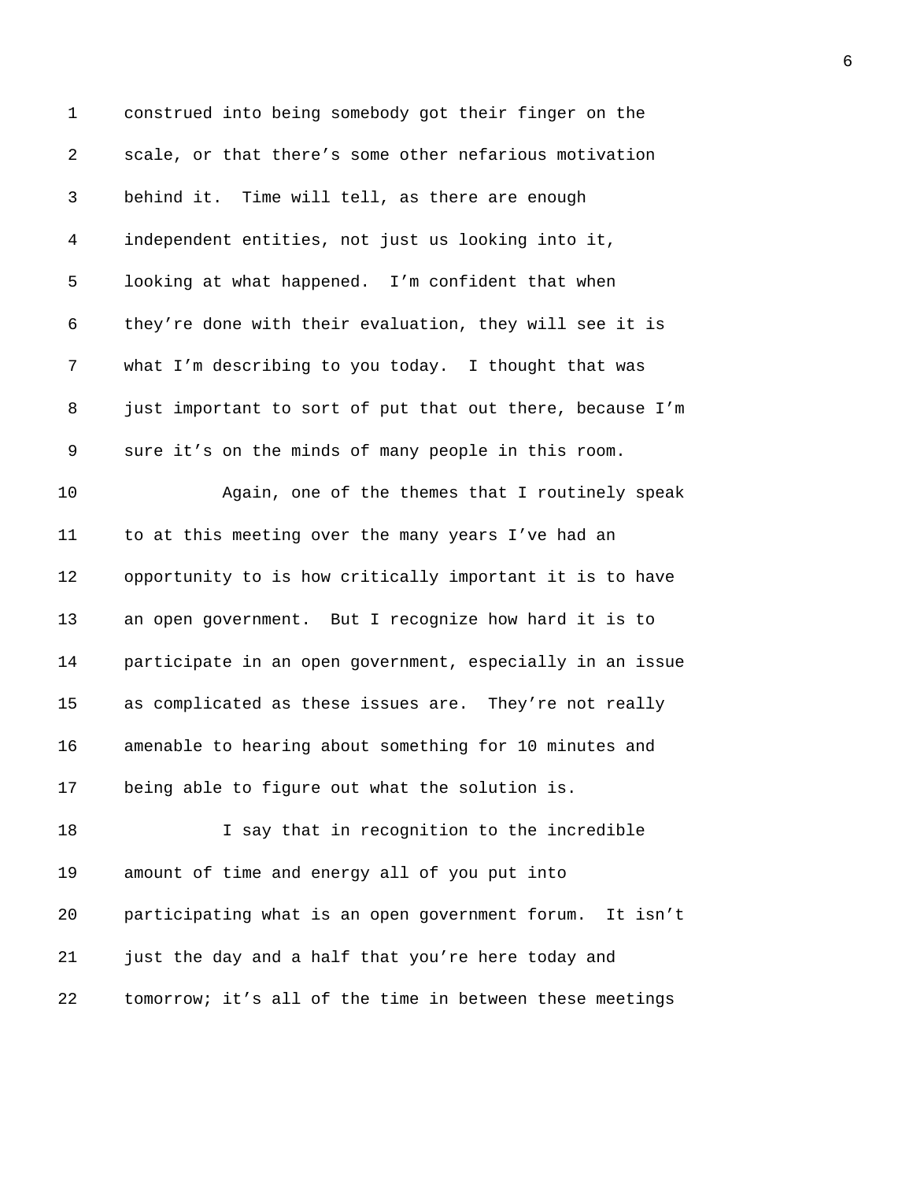construed into being somebody got their finger on the scale, or that there's some other nefarious motivation behind it. Time will tell, as there are enough independent entities, not just us looking into it, looking at what happened. I'm confident that when they're done with their evaluation, they will see it is what I'm describing to you today. I thought that was just important to sort of put that out there, because I'm sure it's on the minds of many people in this room.

Again, one of the themes that I routinely speak to at this meeting over the many years I've had an opportunity to is how critically important it is to have an open government. But I recognize how hard it is to participate in an open government, especially in an issue as complicated as these issues are. They're not really amenable to hearing about something for 10 minutes and being able to figure out what the solution is.

I say that in recognition to the incredible amount of time and energy all of you put into participating what is an open government forum. It isn't just the day and a half that you're here today and tomorrow; it's all of the time in between these meetings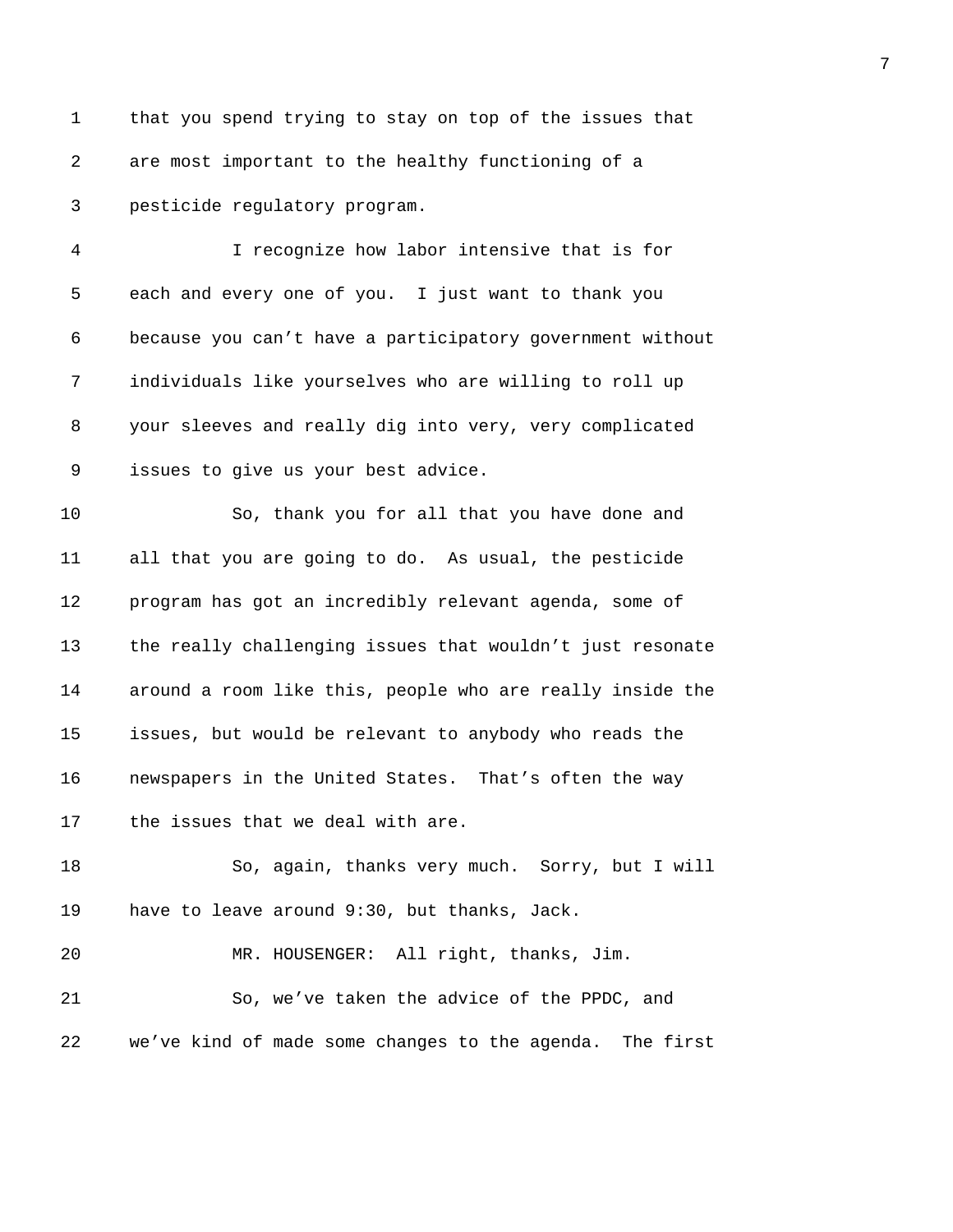that you spend trying to stay on top of the issues that are most important to the healthy functioning of a pesticide regulatory program.

I recognize how labor intensive that is for each and every one of you. I just want to thank you because you can't have a participatory government without individuals like yourselves who are willing to roll up your sleeves and really dig into very, very complicated issues to give us your best advice.

So, thank you for all that you have done and all that you are going to do. As usual, the pesticide program has got an incredibly relevant agenda, some of the really challenging issues that wouldn't just resonate around a room like this, people who are really inside the issues, but would be relevant to anybody who reads the newspapers in the United States. That's often the way the issues that we deal with are.

So, again, thanks very much. Sorry, but I will have to leave around 9:30, but thanks, Jack.

MR. HOUSENGER: All right, thanks, Jim.

So, we've taken the advice of the PPDC, and we've kind of made some changes to the agenda. The first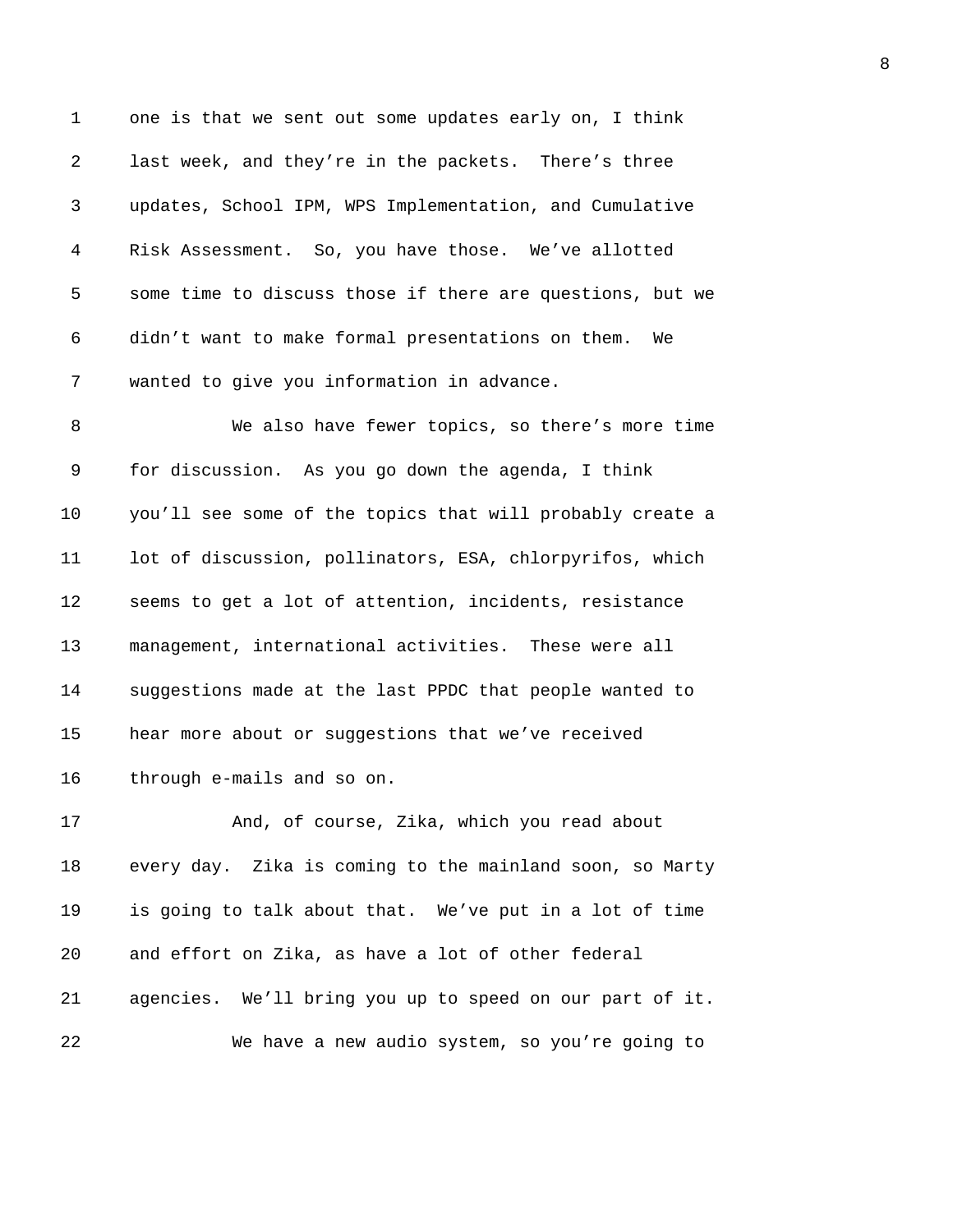one is that we sent out some updates early on, I think last week, and they're in the packets. There's three updates, School IPM, WPS Implementation, and Cumulative Risk Assessment. So, you have those. We've allotted some time to discuss those if there are questions, but we didn't want to make formal presentations on them. We wanted to give you information in advance.

We also have fewer topics, so there's more time for discussion. As you go down the agenda, I think you'll see some of the topics that will probably create a lot of discussion, pollinators, ESA, chlorpyrifos, which seems to get a lot of attention, incidents, resistance management, international activities. These were all suggestions made at the last PPDC that people wanted to hear more about or suggestions that we've received through e-mails and so on.

And, of course, Zika, which you read about every day. Zika is coming to the mainland soon, so Marty is going to talk about that. We've put in a lot of time and effort on Zika, as have a lot of other federal agencies. We'll bring you up to speed on our part of it.

We have a new audio system, so you're going to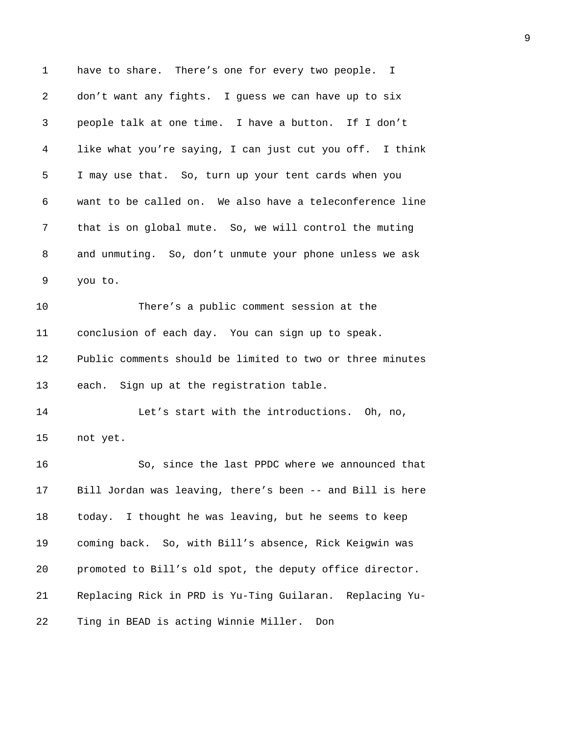have to share. There's one for every two people. I don't want any fights. I guess we can have up to six people talk at one time. I have a button. If I don't like what you're saying, I can just cut you off. I think I may use that. So, turn up your tent cards when you want to be called on. We also have a teleconference line that is on global mute. So, we will control the muting and unmuting. So, don't unmute your phone unless we ask you to.

There's a public comment session at the conclusion of each day. You can sign up to speak. Public comments should be limited to two or three minutes each. Sign up at the registration table.

Let's start with the introductions. Oh, no, not yet.

So, since the last PPDC where we announced that Bill Jordan was leaving, there's been -- and Bill is here today. I thought he was leaving, but he seems to keep coming back. So, with Bill's absence, Rick Keigwin was promoted to Bill's old spot, the deputy office director. Replacing Rick in PRD is Yu-Ting Guilaran. Replacing Yu-Ting in BEAD is acting Winnie Miller. Don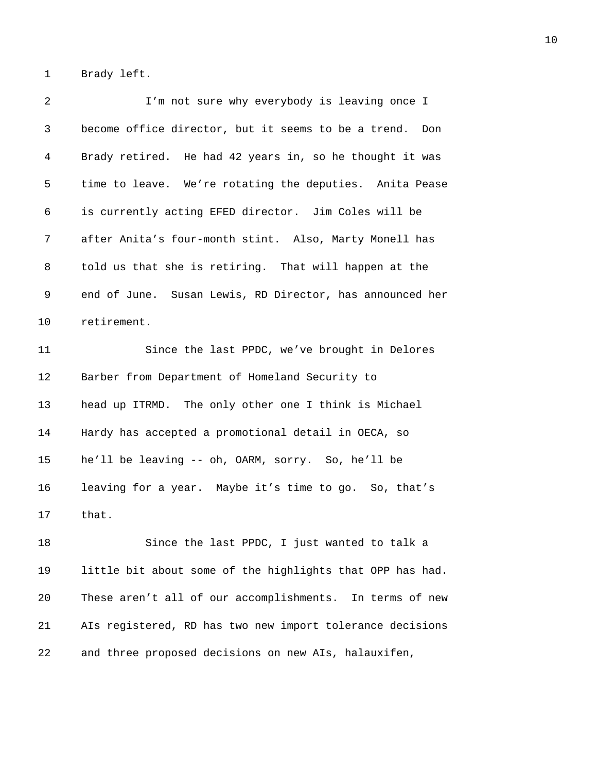Brady left.

I'm not sure why everybody is leaving once I become office director, but it seems to be a trend. Don Brady retired. He had 42 years in, so he thought it was time to leave. We're rotating the deputies. Anita Pease is currently acting EFED director. Jim Coles will be after Anita's four-month stint. Also, Marty Monell has told us that she is retiring. That will happen at the end of June. Susan Lewis, RD Director, has announced her retirement.

Since the last PPDC, we've brought in Delores Barber from Department of Homeland Security to head up ITRMD. The only other one I think is Michael Hardy has accepted a promotional detail in OECA, so he'll be leaving -- oh, OARM, sorry. So, he'll be leaving for a year. Maybe it's time to go. So, that's that.

Since the last PPDC, I just wanted to talk a little bit about some of the highlights that OPP has had. These aren't all of our accomplishments. In terms of new AIs registered, RD has two new import tolerance decisions and three proposed decisions on new AIs, halauxifen,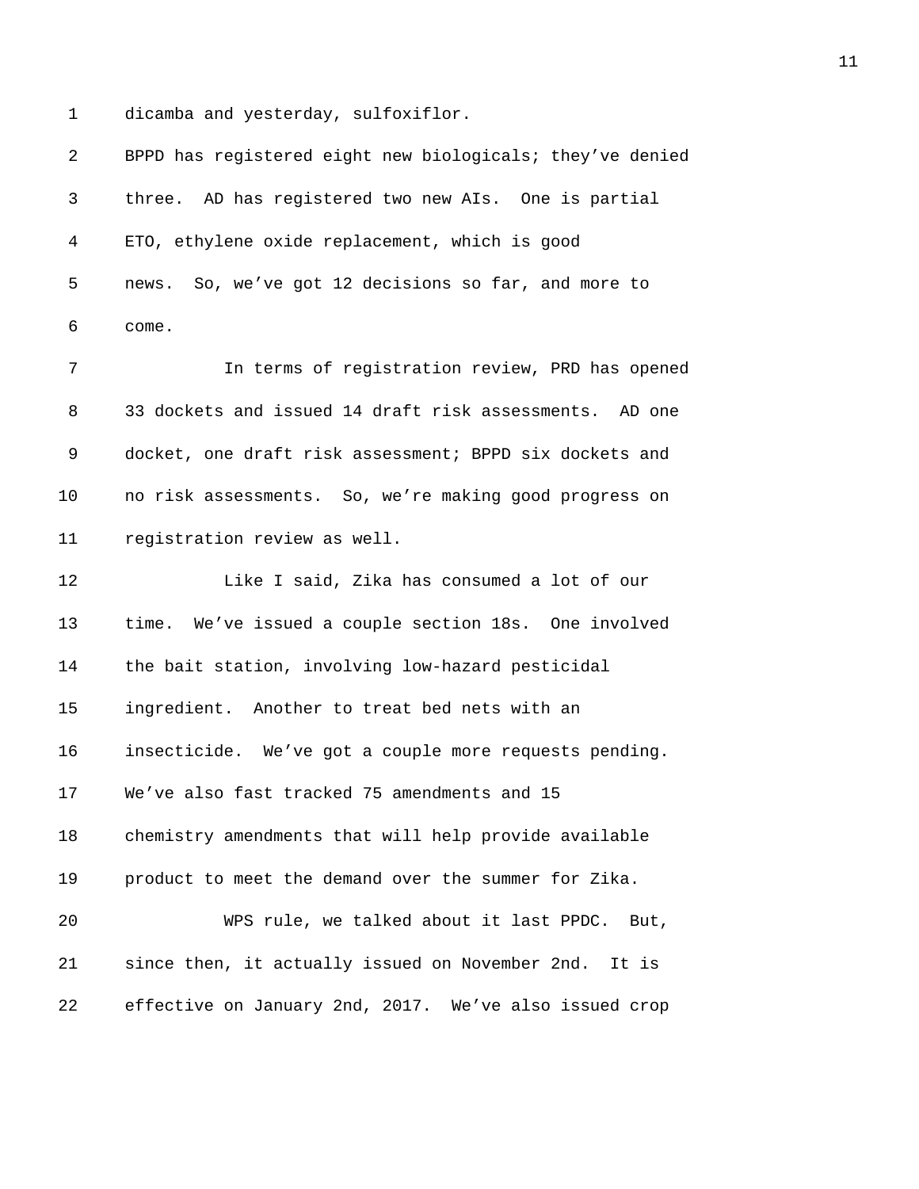dicamba and yesterday, sulfoxiflor. BPPD has registered eight new biologicals; they've denied three. AD has registered two new AIs. One is partial ETO, ethylene oxide replacement, which is good news. So, we've got 12 decisions so far, and more to come.

In terms of registration review, PRD has opened 33 dockets and issued 14 draft risk assessments. AD one docket, one draft risk assessment; BPPD six dockets and no risk assessments. So, we're making good progress on registration review as well.

Like I said, Zika has consumed a lot of our time. We've issued a couple section 18s. One involved the bait station, involving low-hazard pesticidal ingredient. Another to treat bed nets with an insecticide. We've got a couple more requests pending. We've also fast tracked 75 amendments and 15 chemistry amendments that will help provide available product to meet the demand over the summer for Zika.

WPS rule, we talked about it last PPDC. But, since then, it actually issued on November 2nd. It is effective on January 2nd, 2017. We've also issued crop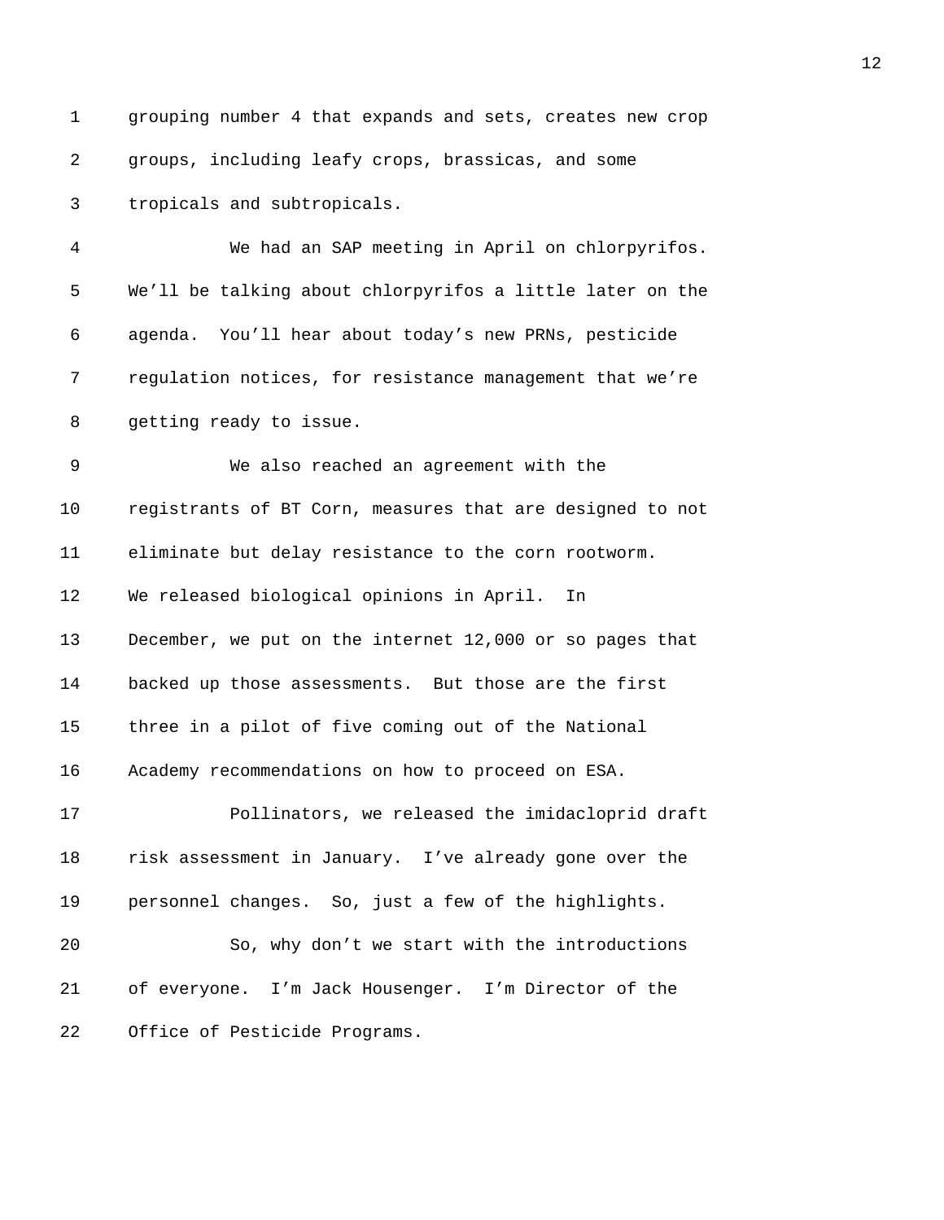grouping number 4 that expands and sets, creates new crop groups, including leafy crops, brassicas, and some tropicals and subtropicals.

We had an SAP meeting in April on chlorpyrifos. We'll be talking about chlorpyrifos a little later on the agenda. You'll hear about today's new PRNs, pesticide regulation notices, for resistance management that we're getting ready to issue.

We also reached an agreement with the registrants of BT Corn, measures that are designed to not eliminate but delay resistance to the corn rootworm. We released biological opinions in April. In December, we put on the internet 12,000 or so pages that backed up those assessments. But those are the first three in a pilot of five coming out of the National Academy recommendations on how to proceed on ESA.

Pollinators, we released the imidacloprid draft risk assessment in January. I've already gone over the personnel changes. So, just a few of the highlights.

So, why don't we start with the introductions of everyone. I'm Jack Housenger. I'm Director of the Office of Pesticide Programs.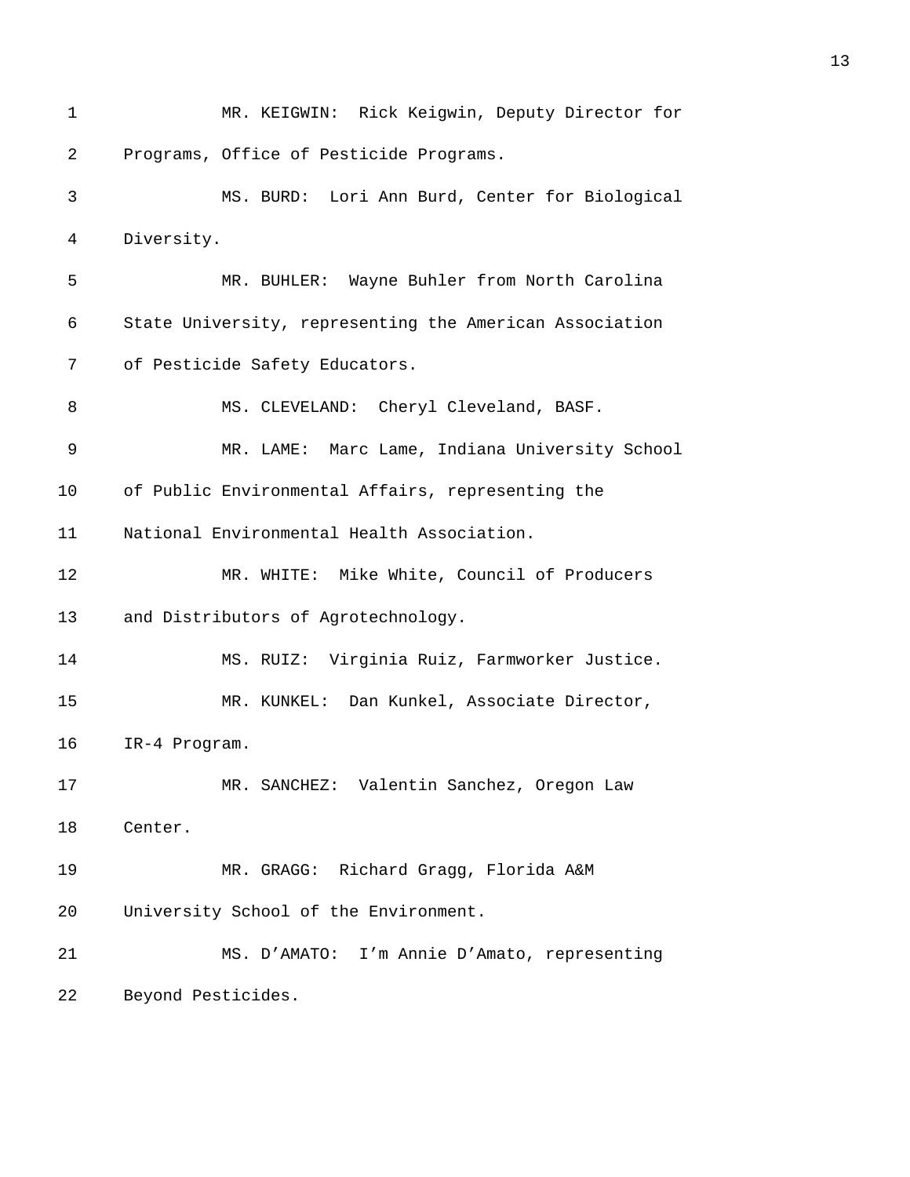MR. KEIGWIN: Rick Keigwin, Deputy Director for Programs, Office of Pesticide Programs.

MS. BURD: Lori Ann Burd, Center for Biological Diversity.

MR. BUHLER: Wayne Buhler from North Carolina State University, representing the American Association of Pesticide Safety Educators.

MS. CLEVELAND: Cheryl Cleveland, BASF.

MR. LAME: Marc Lame, Indiana University School of Public Environmental Affairs, representing the National Environmental Health Association.

MR. WHITE: Mike White, Council of Producers and Distributors of Agrotechnology.

MS. RUIZ: Virginia Ruiz, Farmworker Justice.

MR. KUNKEL: Dan Kunkel, Associate Director, IR-4 Program.

MR. SANCHEZ: Valentin Sanchez, Oregon Law Center.

MR. GRAGG: Richard Gragg, Florida A&M University School of the Environment.

MS. D'AMATO: I'm Annie D'Amato, representing Beyond Pesticides.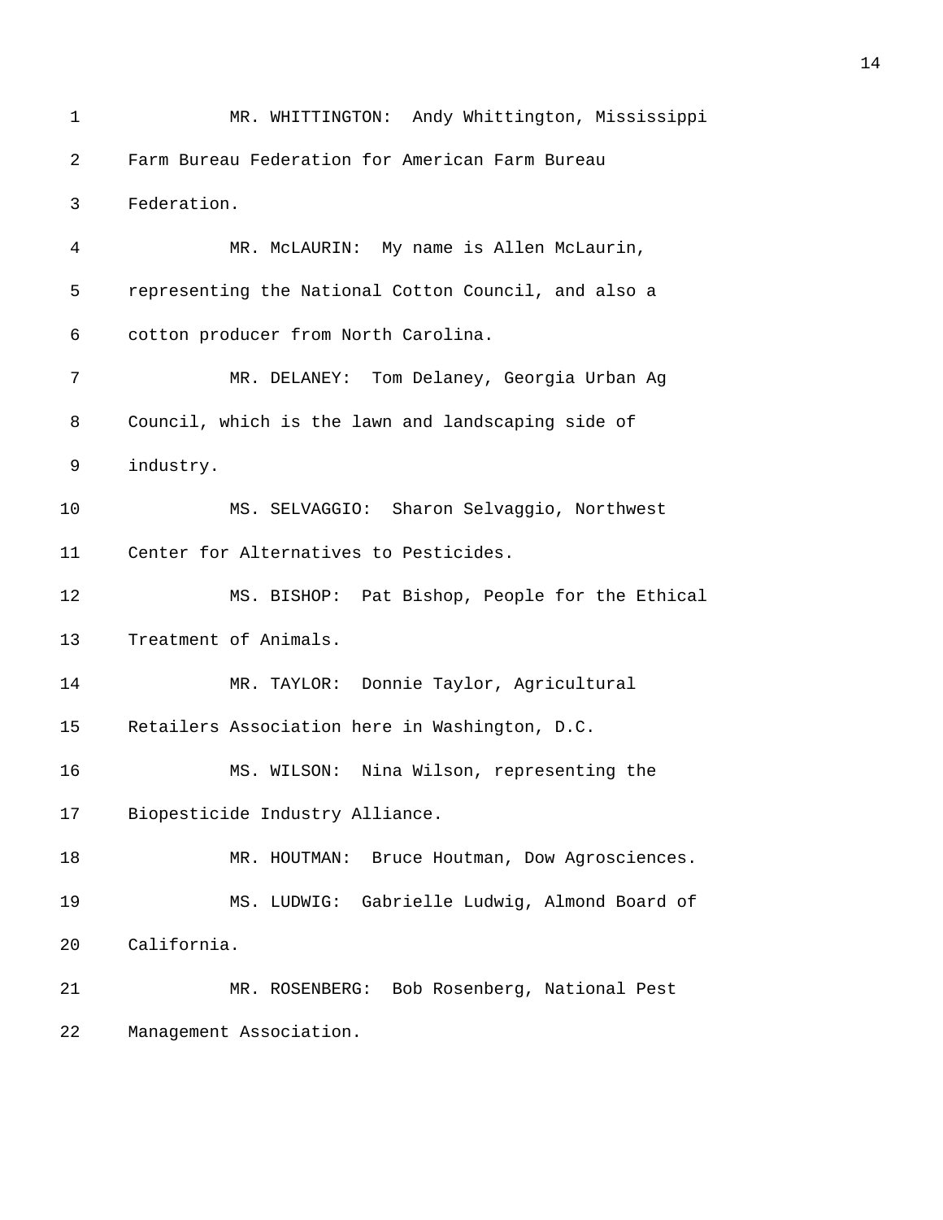MR. WHITTINGTON: Andy Whittington, Mississippi Farm Bureau Federation for American Farm Bureau Federation.

MR. McLAURIN: My name is Allen McLaurin, representing the National Cotton Council, and also a cotton producer from North Carolina.

MR. DELANEY: Tom Delaney, Georgia Urban Ag Council, which is the lawn and landscaping side of industry.

MS. SELVAGGIO: Sharon Selvaggio, Northwest Center for Alternatives to Pesticides.

MS. BISHOP: Pat Bishop, People for the Ethical Treatment of Animals.

MR. TAYLOR: Donnie Taylor, Agricultural Retailers Association here in Washington, D.C.

MS. WILSON: Nina Wilson, representing the Biopesticide Industry Alliance.

MR. HOUTMAN: Bruce Houtman, Dow Agrosciences.

MS. LUDWIG: Gabrielle Ludwig, Almond Board of California.

MR. ROSENBERG: Bob Rosenberg, National Pest Management Association.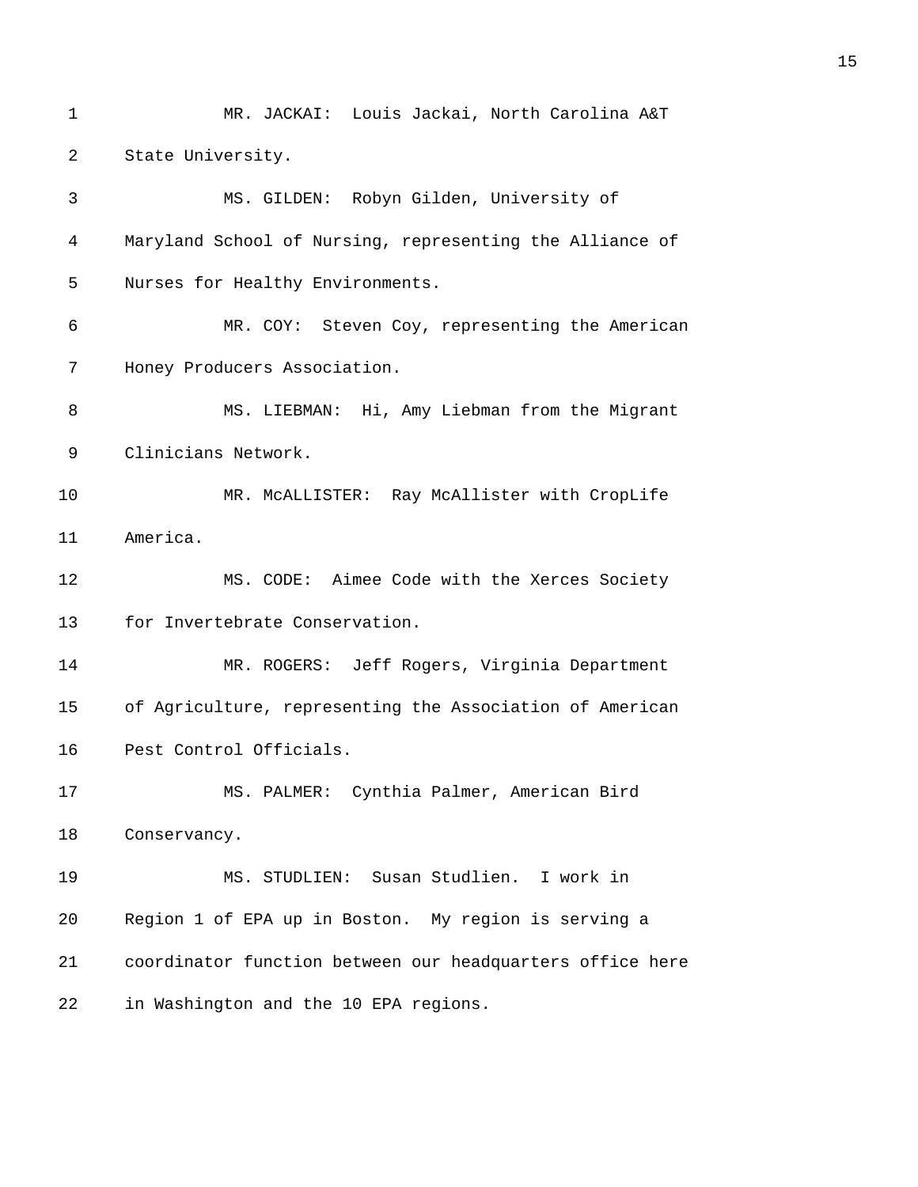MR. JACKAI: Louis Jackai, North Carolina A&T State University.

MS. GILDEN: Robyn Gilden, University of Maryland School of Nursing, representing the Alliance of Nurses for Healthy Environments.

MR. COY: Steven Coy, representing the American Honey Producers Association.

MS. LIEBMAN: Hi, Amy Liebman from the Migrant Clinicians Network.

MR. McALLISTER: Ray McAllister with CropLife America.

MS. CODE: Aimee Code with the Xerces Society for Invertebrate Conservation.

MR. ROGERS: Jeff Rogers, Virginia Department of Agriculture, representing the Association of American Pest Control Officials.

MS. PALMER: Cynthia Palmer, American Bird Conservancy.

MS. STUDLIEN: Susan Studlien. I work in Region 1 of EPA up in Boston. My region is serving a coordinator function between our headquarters office here in Washington and the 10 EPA regions.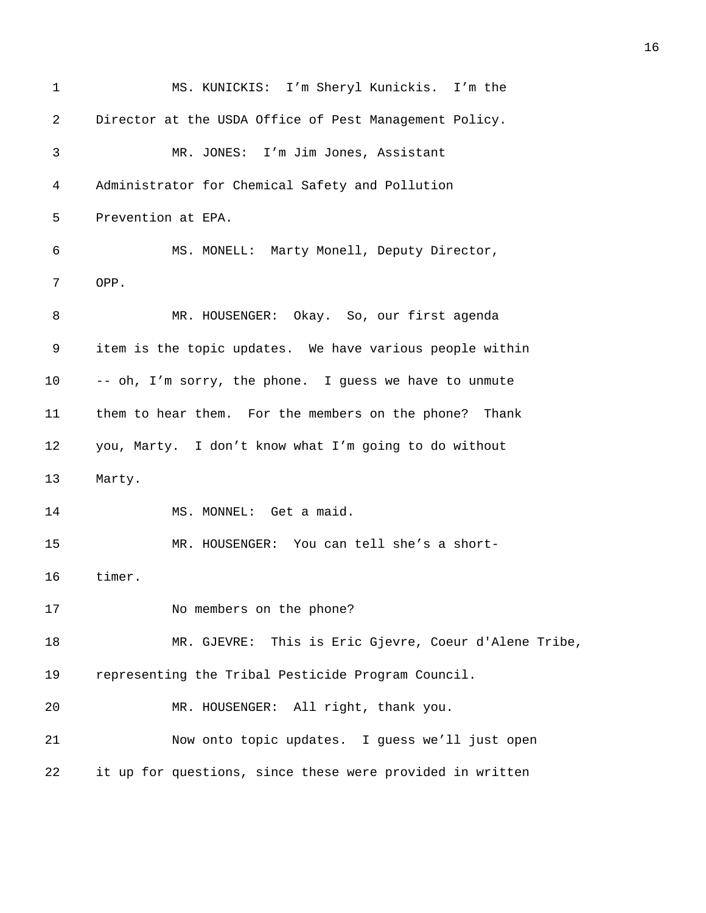MS. KUNICKIS: I'm Sheryl Kunickis. I'm the Director at the USDA Office of Pest Management Policy.

MR. JONES: I'm Jim Jones, Assistant Administrator for Chemical Safety and Pollution Prevention at EPA.

MS. MONELL: Marty Monell, Deputy Director, OPP.

MR. HOUSENGER: Okay. So, our first agenda item is the topic updates. We have various people within -- oh, I'm sorry, the phone. I guess we have to unmute them to hear them. For the members on the phone? Thank you, Marty. I don't know what I'm going to do without Marty.

MS. MONNEL: Get a maid.

MR. HOUSENGER: You can tell she's a short-timer.

No members on the phone?

MR. GJEVRE: This is Eric Gjevre, Coeur d'Alene Tribe, representing the Tribal Pesticide Program Council.

MR. HOUSENGER: All right, thank you.

Now onto topic updates. I guess we'll just open it up for questions, since these were provided in written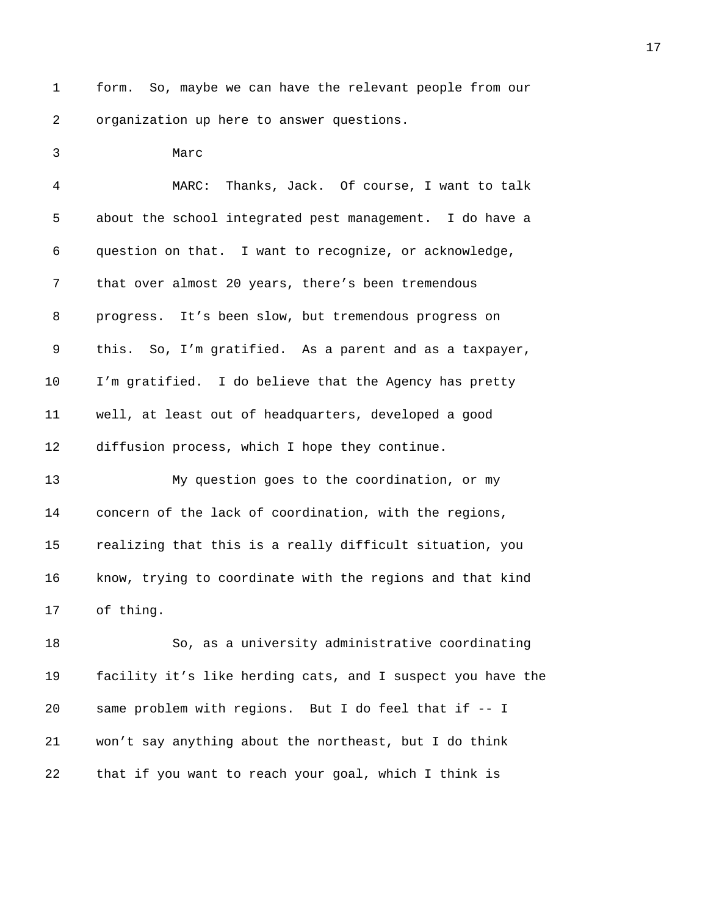form. So, maybe we can have the relevant people from our organization up here to answer questions.

Marc

MARC: Thanks, Jack. Of course, I want to talk about the school integrated pest management. I do have a question on that. I want to recognize, or acknowledge, that over almost 20 years, there's been tremendous progress. It's been slow, but tremendous progress on this. So, I'm gratified. As a parent and as a taxpayer, I'm gratified. I do believe that the Agency has pretty well, at least out of headquarters, developed a good diffusion process, which I hope they continue.

My question goes to the coordination, or my concern of the lack of coordination, with the regions, realizing that this is a really difficult situation, you know, trying to coordinate with the regions and that kind of thing.

So, as a university administrative coordinating facility it's like herding cats, and I suspect you have the same problem with regions. But I do feel that if -- I won't say anything about the northeast, but I do think that if you want to reach your goal, which I think is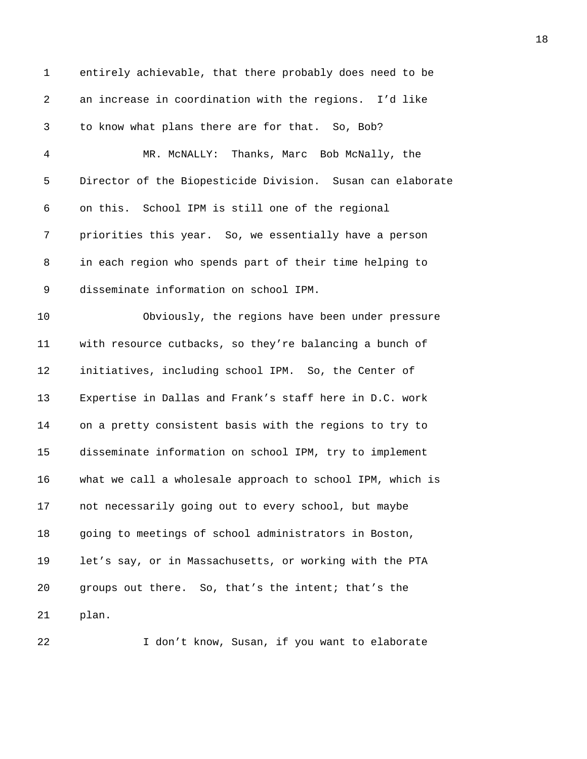entirely achievable, that there probably does need to be an increase in coordination with the regions. I'd like to know what plans there are for that. So, Bob?

MR. McNALLY: Thanks, Marc Bob McNally, the Director of the Biopesticide Division. Susan can elaborate on this. School IPM is still one of the regional priorities this year. So, we essentially have a person in each region who spends part of their time helping to disseminate information on school IPM.

Obviously, the regions have been under pressure with resource cutbacks, so they're balancing a bunch of initiatives, including school IPM. So, the Center of Expertise in Dallas and Frank's staff here in D.C. work on a pretty consistent basis with the regions to try to disseminate information on school IPM, try to implement what we call a wholesale approach to school IPM, which is not necessarily going out to every school, but maybe going to meetings of school administrators in Boston, let's say, or in Massachusetts, or working with the PTA groups out there. So, that's the intent; that's the plan.

I don't know, Susan, if you want to elaborate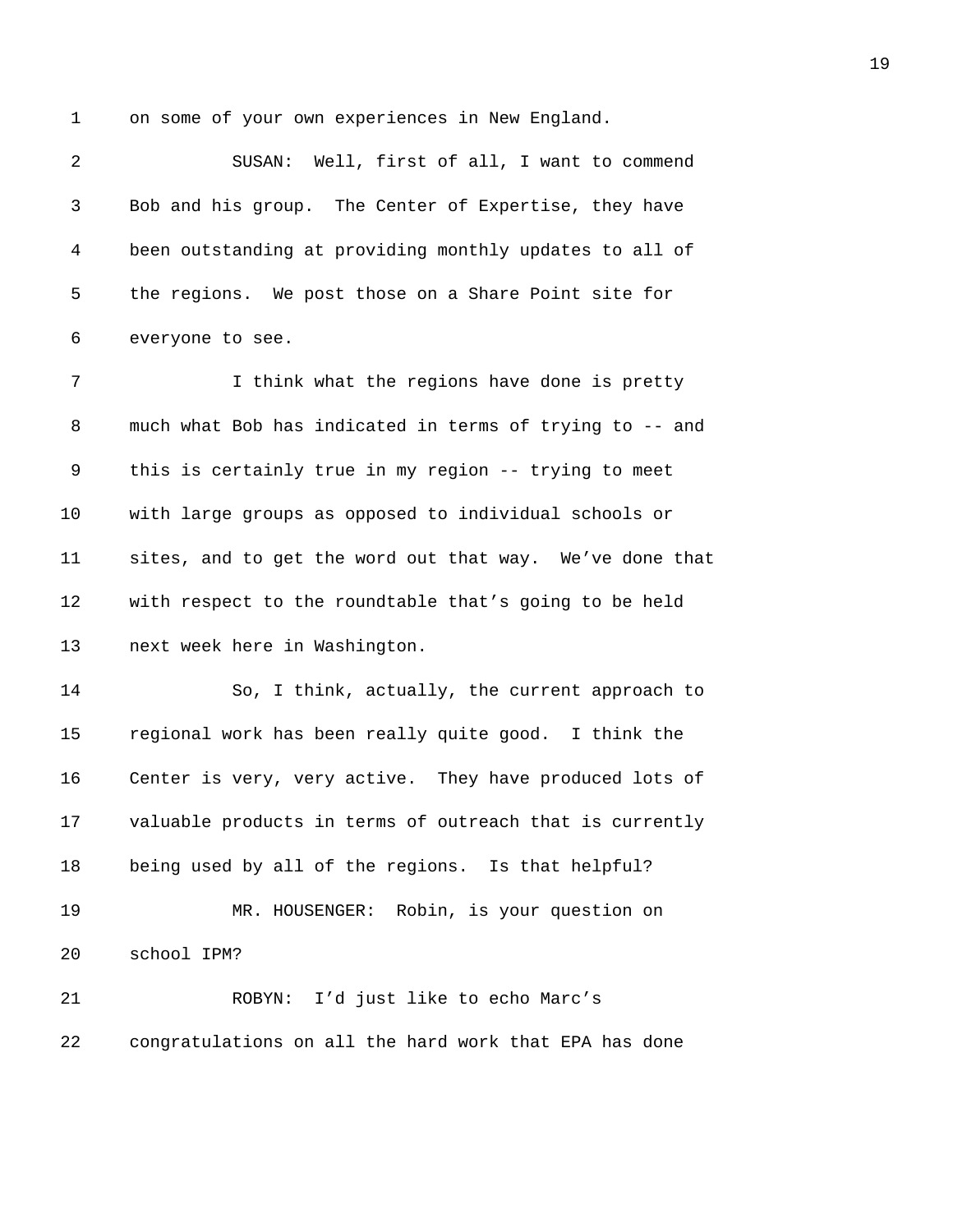on some of your own experiences in New England.

SUSAN: Well, first of all, I want to commend Bob and his group. The Center of Expertise, they have been outstanding at providing monthly updates to all of the regions. We post those on a Share Point site for everyone to see.

I think what the regions have done is pretty much what Bob has indicated in terms of trying to -- and this is certainly true in my region -- trying to meet with large groups as opposed to individual schools or sites, and to get the word out that way. We've done that with respect to the roundtable that's going to be held next week here in Washington.

So, I think, actually, the current approach to regional work has been really quite good. I think the Center is very, very active. They have produced lots of valuable products in terms of outreach that is currently being used by all of the regions. Is that helpful?

MR. HOUSENGER: Robin, is your question on school IPM?

ROBYN: I'd just like to echo Marc's congratulations on all the hard work that EPA has done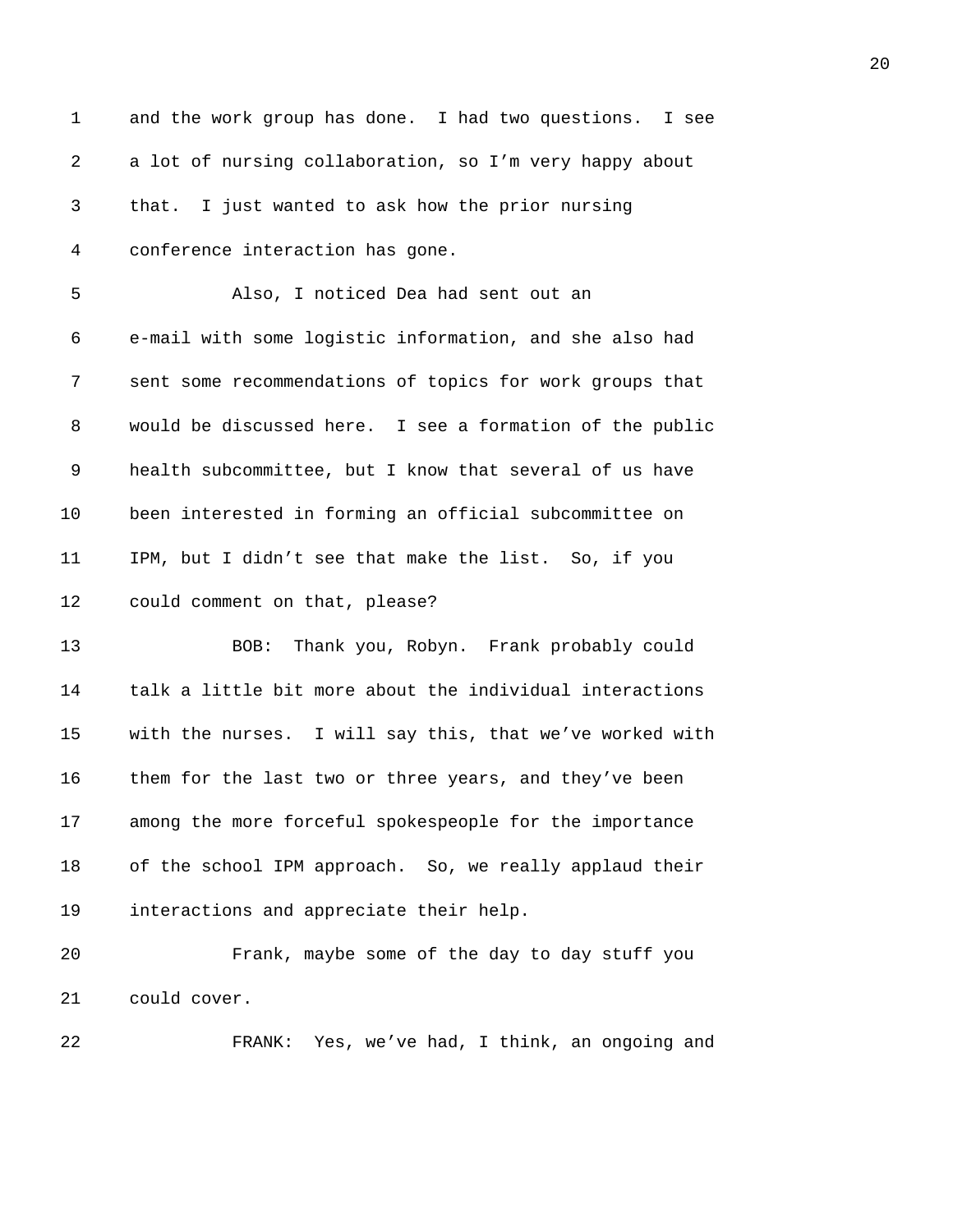and the work group has done. I had two questions. I see a lot of nursing collaboration, so I'm very happy about that. I just wanted to ask how the prior nursing conference interaction has gone.

Also, I noticed Dea had sent out an e-mail with some logistic information, and she also had sent some recommendations of topics for work groups that would be discussed here. I see a formation of the public health subcommittee, but I know that several of us have been interested in forming an official subcommittee on IPM, but I didn't see that make the list. So, if you could comment on that, please?

BOB: Thank you, Robyn. Frank probably could talk a little bit more about the individual interactions with the nurses. I will say this, that we've worked with them for the last two or three years, and they've been among the more forceful spokespeople for the importance of the school IPM approach. So, we really applaud their interactions and appreciate their help.

Frank, maybe some of the day to day stuff you could cover.

FRANK: Yes, we've had, I think, an ongoing and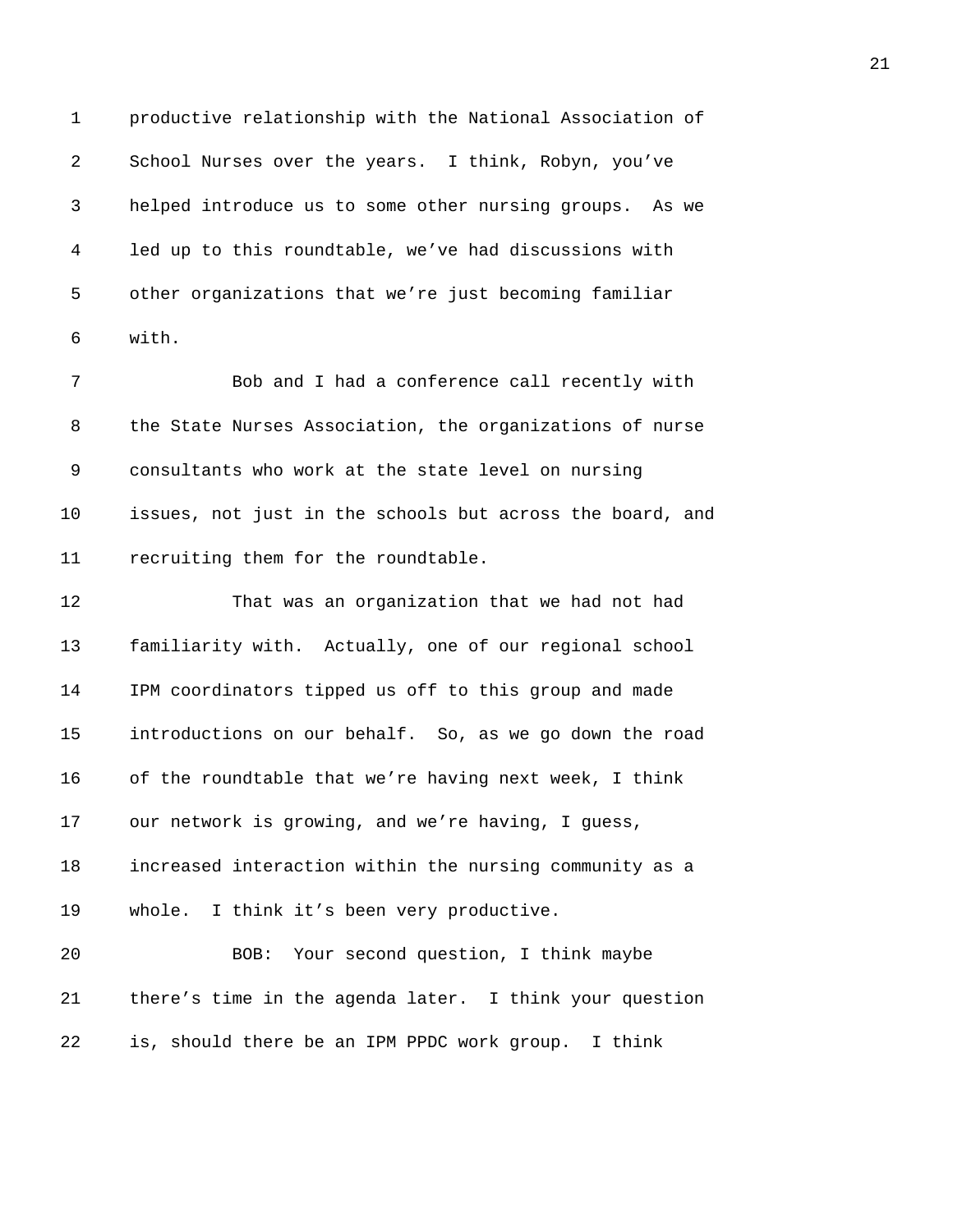productive relationship with the National Association of School Nurses over the years. I think, Robyn, you've helped introduce us to some other nursing groups. As we led up to this roundtable, we've had discussions with other organizations that we're just becoming familiar with.

Bob and I had a conference call recently with the State Nurses Association, the organizations of nurse consultants who work at the state level on nursing issues, not just in the schools but across the board, and recruiting them for the roundtable.

That was an organization that we had not had familiarity with. Actually, one of our regional school IPM coordinators tipped us off to this group and made introductions on our behalf. So, as we go down the road of the roundtable that we're having next week, I think our network is growing, and we're having, I guess, increased interaction within the nursing community as a whole. I think it's been very productive.

BOB: Your second question, I think maybe there's time in the agenda later. I think your question is, should there be an IPM PPDC work group. I think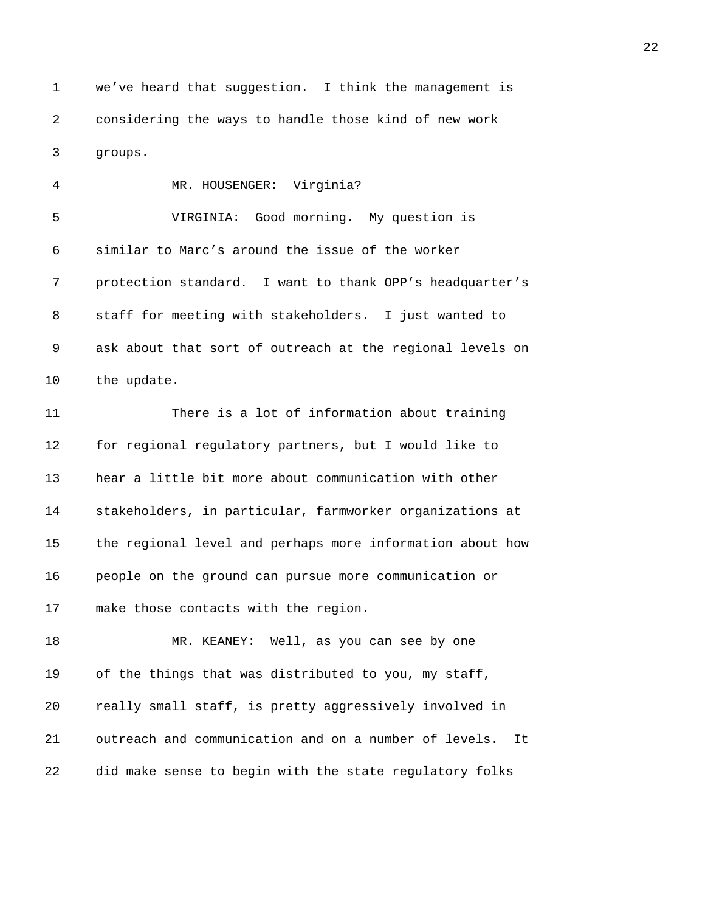we've heard that suggestion. I think the management is considering the ways to handle those kind of new work groups.

MR. HOUSENGER: Virginia?

VIRGINIA: Good morning. My question is similar to Marc's around the issue of the worker protection standard. I want to thank OPP's headquarter's staff for meeting with stakeholders. I just wanted to ask about that sort of outreach at the regional levels on the update.

There is a lot of information about training for regional regulatory partners, but I would like to hear a little bit more about communication with other stakeholders, in particular, farmworker organizations at the regional level and perhaps more information about how people on the ground can pursue more communication or make those contacts with the region.

MR. KEANEY: Well, as you can see by one of the things that was distributed to you, my staff, really small staff, is pretty aggressively involved in outreach and communication and on a number of levels. It did make sense to begin with the state regulatory folks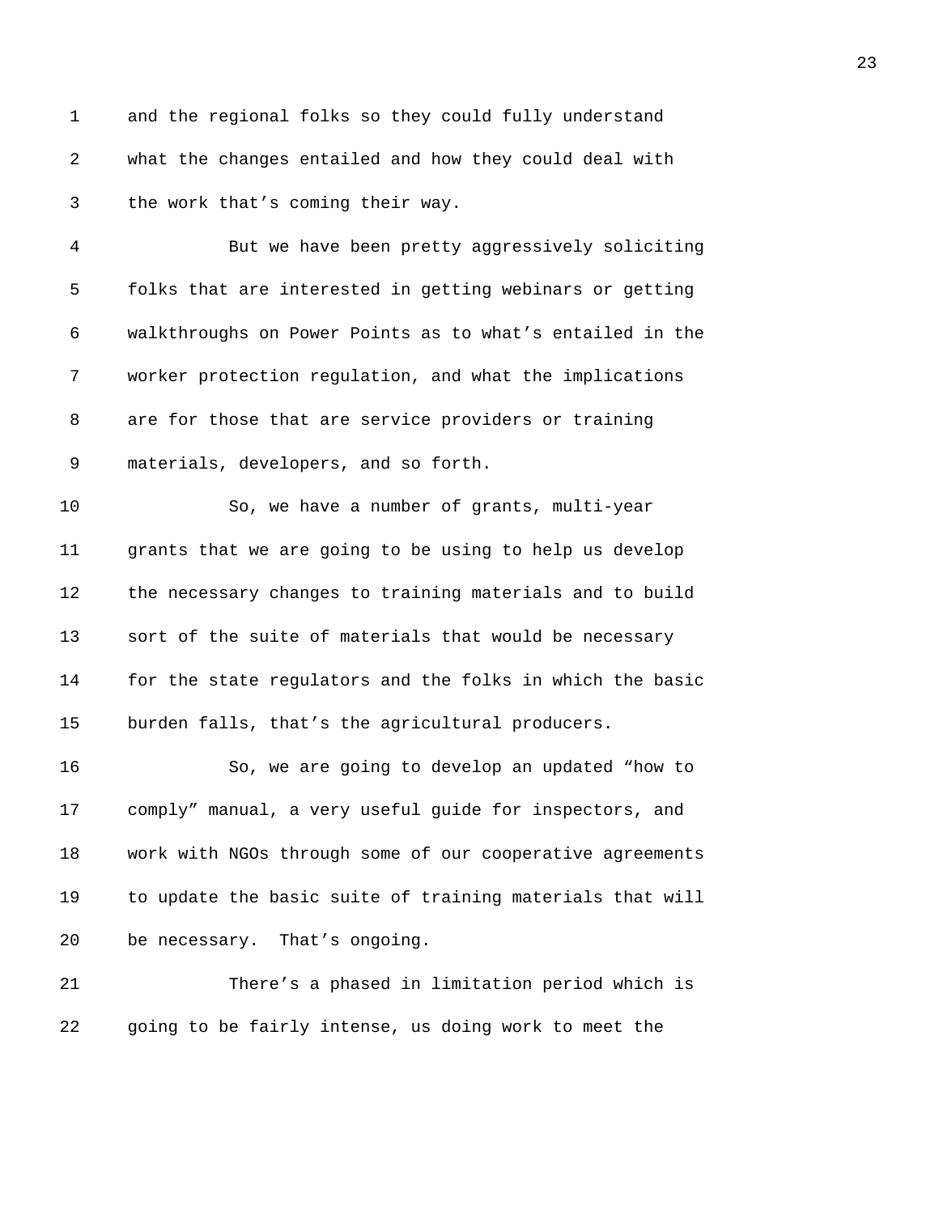and the regional folks so they could fully understand what the changes entailed and how they could deal with the work that's coming their way.

But we have been pretty aggressively soliciting folks that are interested in getting webinars or getting walkthroughs on Power Points as to what's entailed in the worker protection regulation, and what the implications are for those that are service providers or training materials, developers, and so forth.

So, we have a number of grants, multi-year grants that we are going to be using to help us develop the necessary changes to training materials and to build sort of the suite of materials that would be necessary for the state regulators and the folks in which the basic burden falls, that's the agricultural producers.

So, we are going to develop an updated "how to comply" manual, a very useful guide for inspectors, and work with NGOs through some of our cooperative agreements to update the basic suite of training materials that will be necessary. That's ongoing.

There's a phased in limitation period which is going to be fairly intense, us doing work to meet the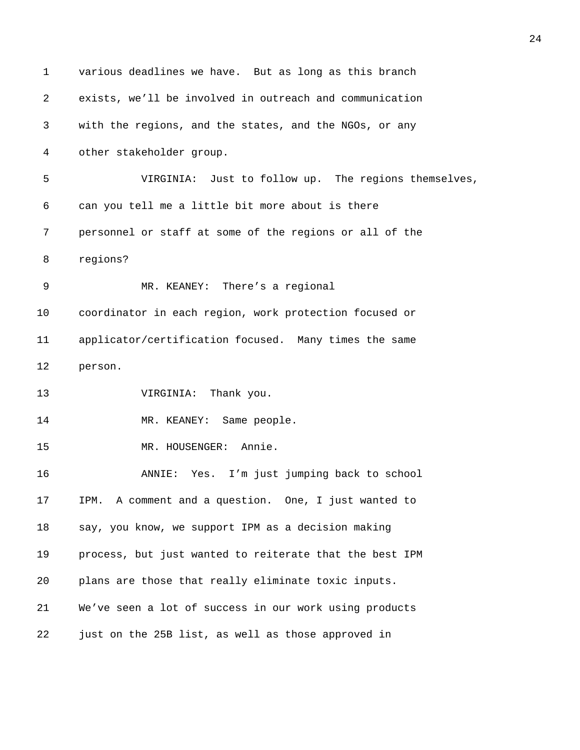various deadlines we have. But as long as this branch exists, we'll be involved in outreach and communication with the regions, and the states, and the NGOs, or any other stakeholder group.

VIRGINIA: Just to follow up. The regions themselves, can you tell me a little bit more about is there personnel or staff at some of the regions or all of the regions?

MR. KEANEY: There's a regional coordinator in each region, work protection focused or applicator/certification focused. Many times the same person.

VIRGINIA: Thank you.

MR. KEANEY: Same people.

MR. HOUSENGER: Annie.

ANNIE: Yes. I'm just jumping back to school IPM. A comment and a question. One, I just wanted to say, you know, we support IPM as a decision making process, but just wanted to reiterate that the best IPM plans are those that really eliminate toxic inputs. We've seen a lot of success in our work using products just on the 25B list, as well as those approved in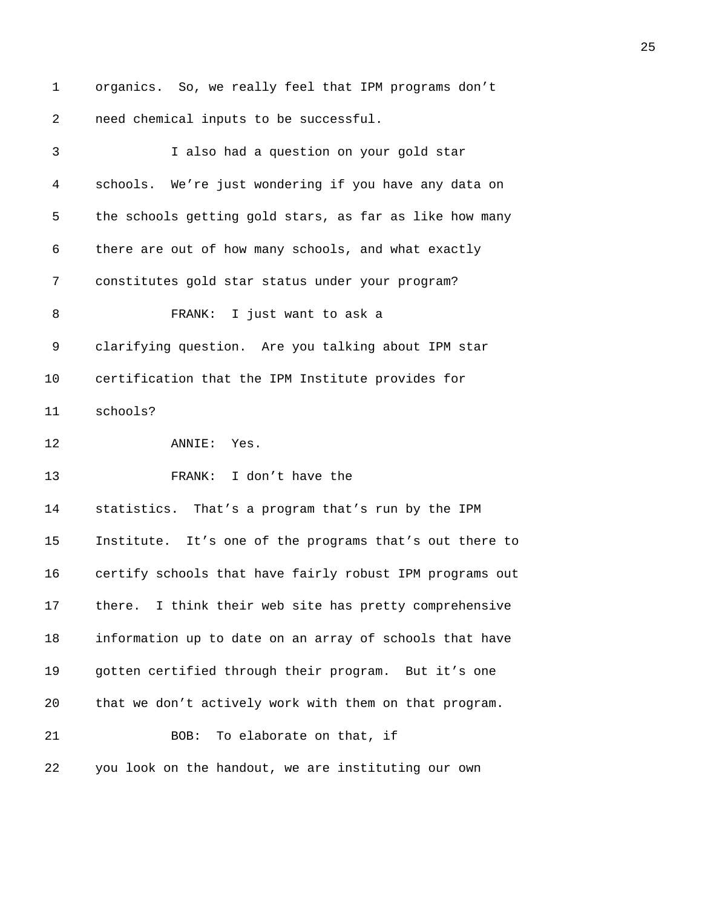organics. So, we really feel that IPM programs don't need chemical inputs to be successful.

I also had a question on your gold star schools. We're just wondering if you have any data on the schools getting gold stars, as far as like how many there are out of how many schools, and what exactly constitutes gold star status under your program?

FRANK: I just want to ask a clarifying question. Are you talking about IPM star certification that the IPM Institute provides for schools?

ANNIE: Yes.

FRANK: I don't have the statistics. That's a program that's run by the IPM Institute. It's one of the programs that's out there to certify schools that have fairly robust IPM programs out there. I think their web site has pretty comprehensive information up to date on an array of schools that have gotten certified through their program. But it's one that we don't actively work with them on that program.

BOB: To elaborate on that, if you look on the handout, we are instituting our own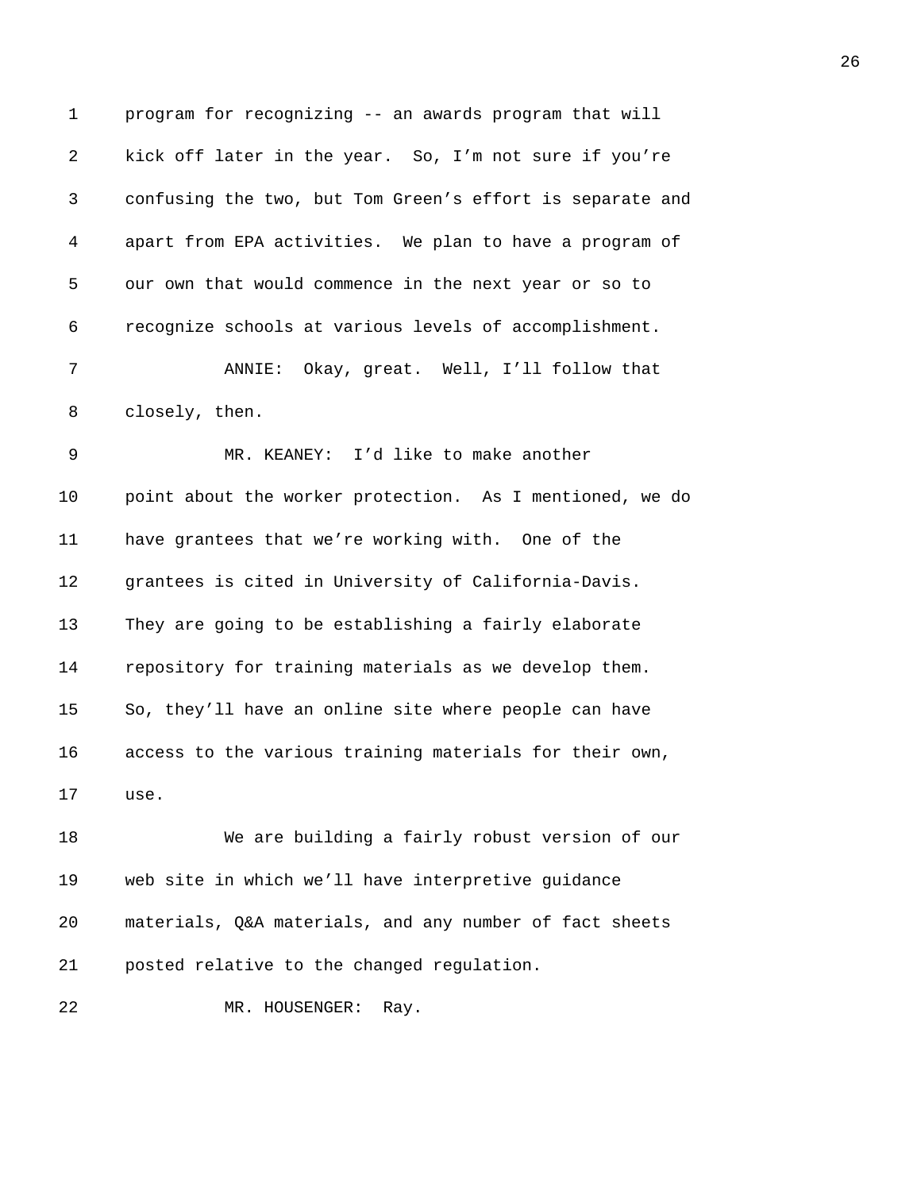program for recognizing -- an awards program that will kick off later in the year. So, I'm not sure if you're confusing the two, but Tom Green's effort is separate and apart from EPA activities. We plan to have a program of our own that would commence in the next year or so to recognize schools at various levels of accomplishment.

ANNIE: Okay, great. Well, I'll follow that closely, then.

MR. KEANEY: I'd like to make another point about the worker protection. As I mentioned, we do have grantees that we're working with. One of the grantees is cited in University of California-Davis. They are going to be establishing a fairly elaborate repository for training materials as we develop them. So, they'll have an online site where people can have access to the various training materials for their own, use.

We are building a fairly robust version of our web site in which we'll have interpretive guidance materials, Q&A materials, and any number of fact sheets posted relative to the changed regulation.

MR. HOUSENGER: Ray.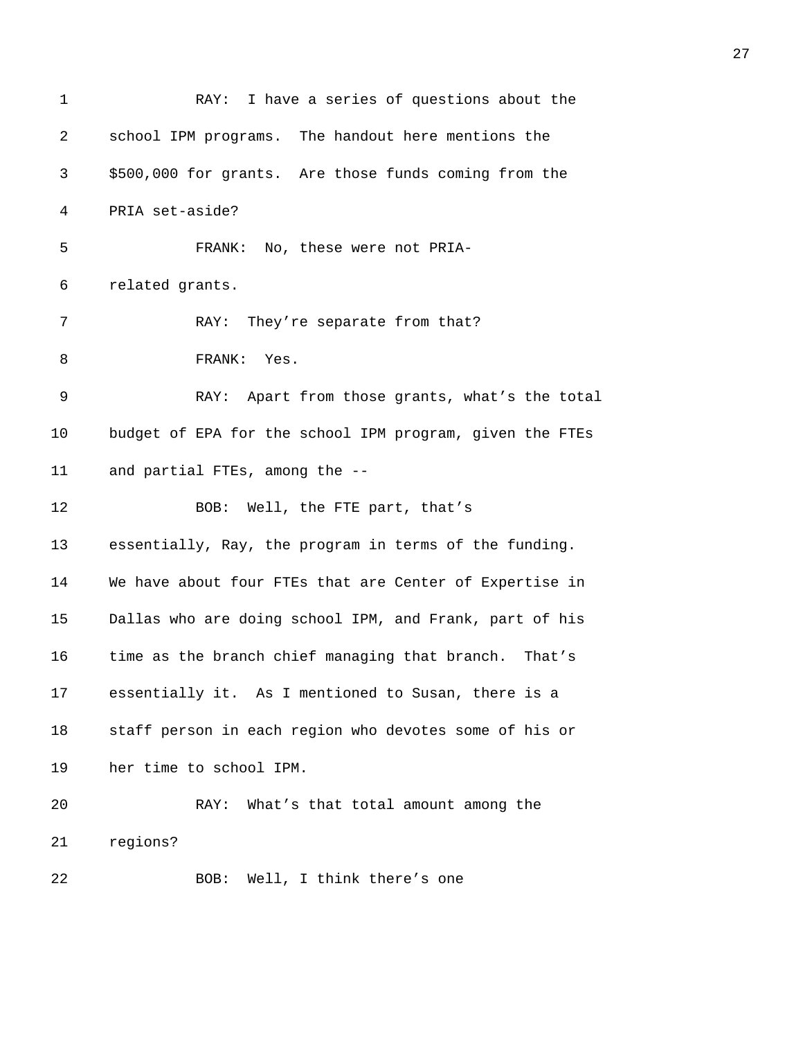RAY: I have a series of questions about the school IPM programs. The handout here mentions the $500,000 for grants. Are those funds coming from the PRIA set-aside?

FRANK: No, these were not PRIA-related grants.

RAY: They're separate from that?

FRANK: Yes.

RAY: Apart from those grants, what's the total budget of EPA for the school IPM program, given the FTEs and partial FTEs, among the --

BOB: Well, the FTE part, that's essentially, Ray, the program in terms of the funding. We have about four FTEs that are Center of Expertise in Dallas who are doing school IPM, and Frank, part of his time as the branch chief managing that branch. That's essentially it. As I mentioned to Susan, there is a staff person in each region who devotes some of his or her time to school IPM.

RAY: What's that total amount among the regions?

BOB: Well, I think there's one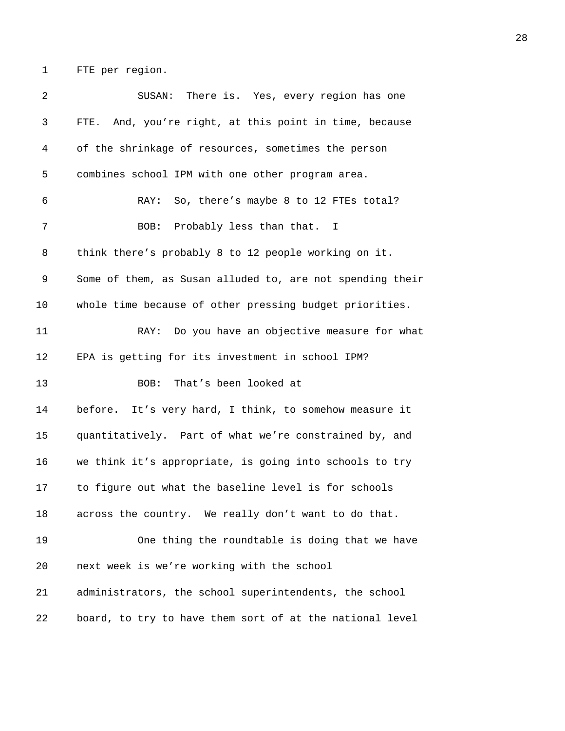FTE per region.

SUSAN: There is. Yes, every region has one FTE. And, you're right, at this point in time, because of the shrinkage of resources, sometimes the person combines school IPM with one other program area.

RAY: So, there's maybe 8 to 12 FTEs total?

BOB: Probably less than that. I think there's probably 8 to 12 people working on it. Some of them, as Susan alluded to, are not spending their whole time because of other pressing budget priorities.

RAY: Do you have an objective measure for what EPA is getting for its investment in school IPM?

BOB: That's been looked at before. It's very hard, I think, to somehow measure it quantitatively. Part of what we're constrained by, and we think it's appropriate, is going into schools to try to figure out what the baseline level is for schools across the country. We really don't want to do that.

One thing the roundtable is doing that we have next week is we're working with the school administrators, the school superintendents, the school board, to try to have them sort of at the national level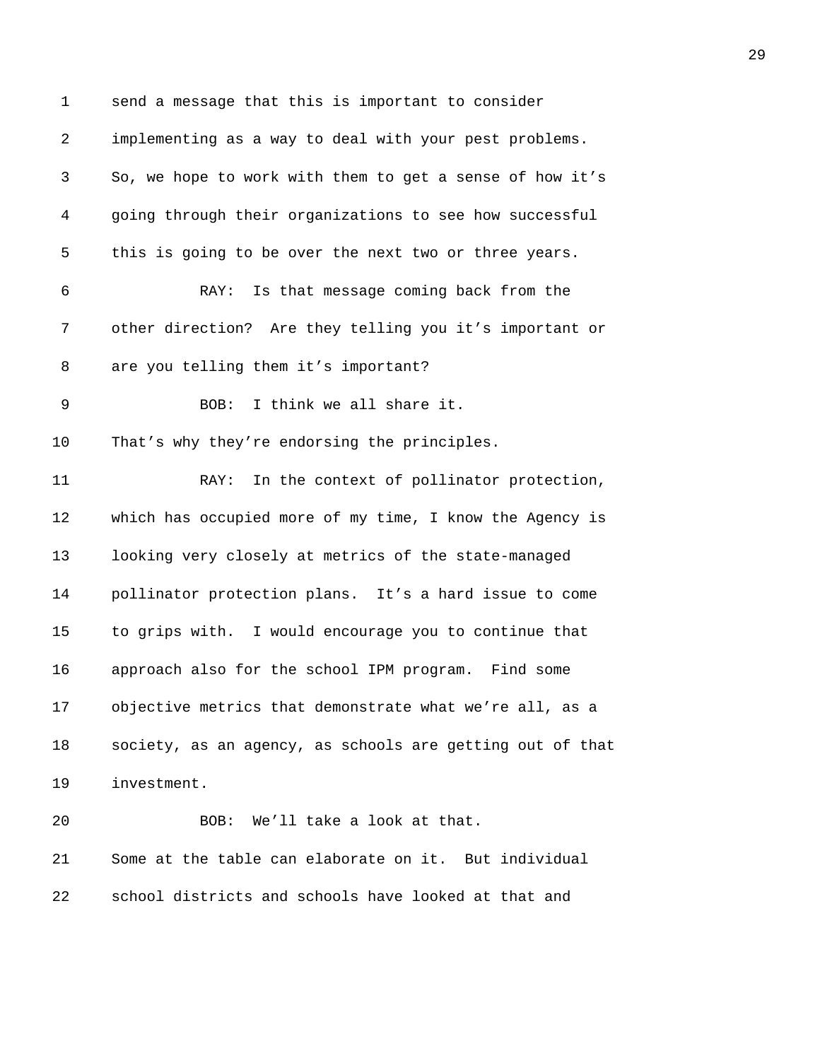send a message that this is important to consider implementing as a way to deal with your pest problems. So, we hope to work with them to get a sense of how it's going through their organizations to see how successful this is going to be over the next two or three years.

RAY: Is that message coming back from the other direction? Are they telling you it's important or are you telling them it's important?

BOB: I think we all share it. That's why they're endorsing the principles.

RAY: In the context of pollinator protection, which has occupied more of my time, I know the Agency is looking very closely at metrics of the state-managed pollinator protection plans. It's a hard issue to come to grips with. I would encourage you to continue that approach also for the school IPM program. Find some objective metrics that demonstrate what we're all, as a society, as an agency, as schools are getting out of that investment.

BOB: We'll take a look at that. Some at the table can elaborate on it. But individual school districts and schools have looked at that and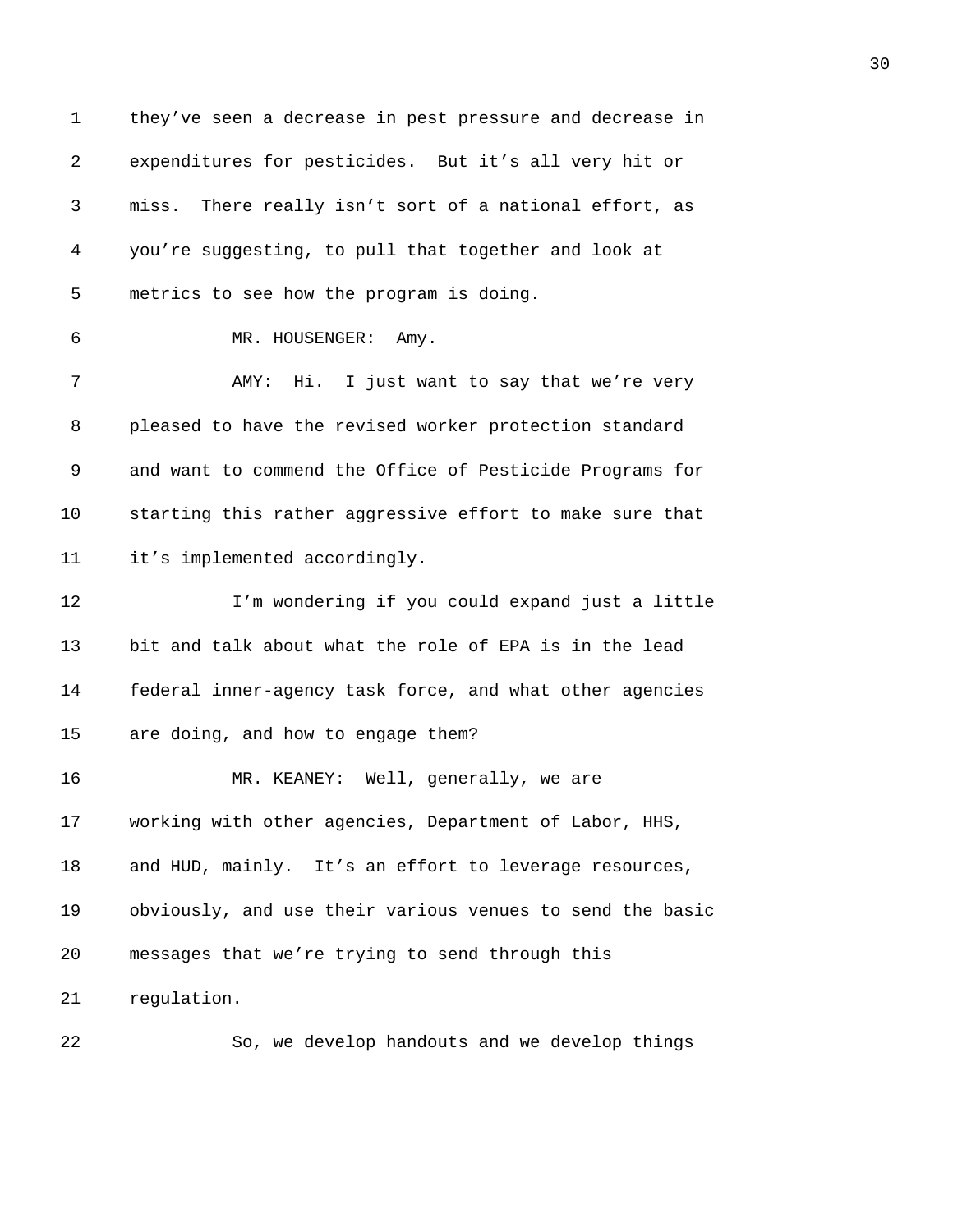they've seen a decrease in pest pressure and decrease in expenditures for pesticides. But it's all very hit or miss. There really isn't sort of a national effort, as you're suggesting, to pull that together and look at metrics to see how the program is doing.

MR. HOUSENGER: Amy.

AMY: Hi. I just want to say that we're very pleased to have the revised worker protection standard and want to commend the Office of Pesticide Programs for starting this rather aggressive effort to make sure that it's implemented accordingly.

I'm wondering if you could expand just a little bit and talk about what the role of EPA is in the lead federal inner-agency task force, and what other agencies are doing, and how to engage them?

MR. KEANEY: Well, generally, we are working with other agencies, Department of Labor, HHS, and HUD, mainly. It's an effort to leverage resources, obviously, and use their various venues to send the basic messages that we're trying to send through this regulation.

So, we develop handouts and we develop things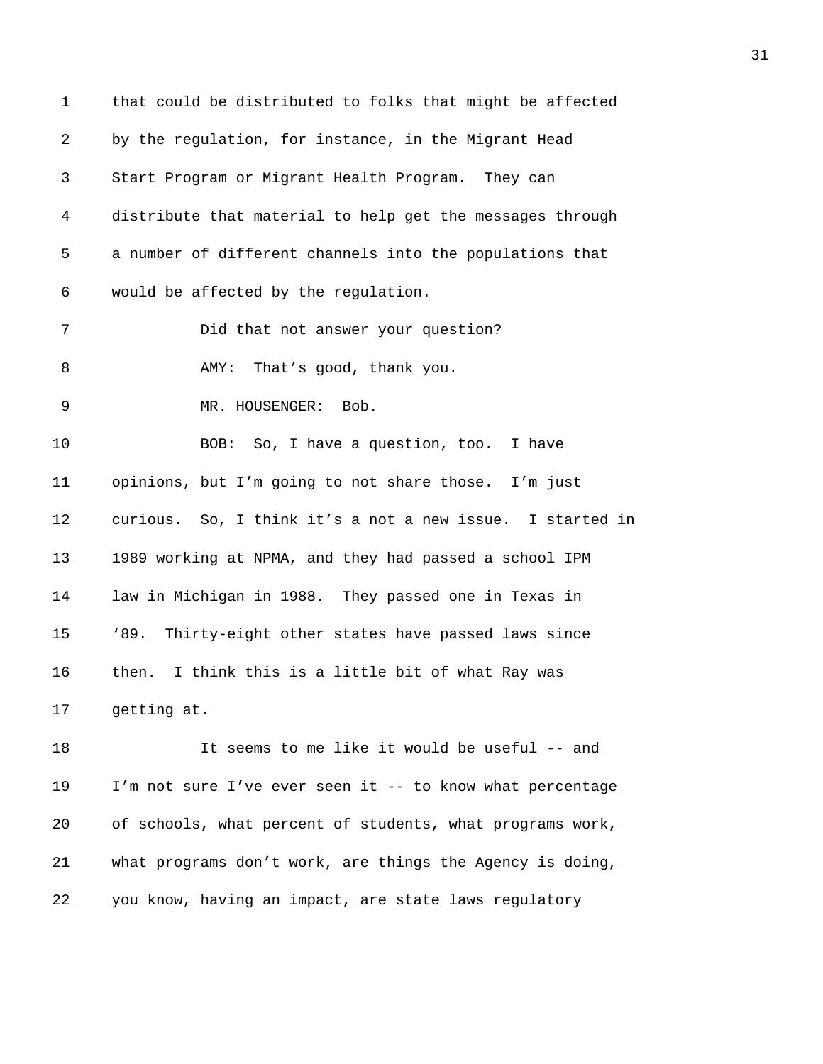that could be distributed to folks that might be affected by the regulation, for instance, in the Migrant Head Start Program or Migrant Health Program. They can distribute that material to help get the messages through a number of different channels into the populations that would be affected by the regulation.

Did that not answer your question?

AMY: That's good, thank you.

MR. HOUSENGER: Bob.

BOB: So, I have a question, too. I have opinions, but I'm going to not share those. I'm just curious. So, I think it's a not a new issue. I started in 1989 working at NPMA, and they had passed a school IPM law in Michigan in 1988. They passed one in Texas in '89. Thirty-eight other states have passed laws since then. I think this is a little bit of what Ray was getting at.

It seems to me like it would be useful -- and I'm not sure I've ever seen it -- to know what percentage of schools, what percent of students, what programs work, what programs don't work, are things the Agency is doing, you know, having an impact, are state laws regulatory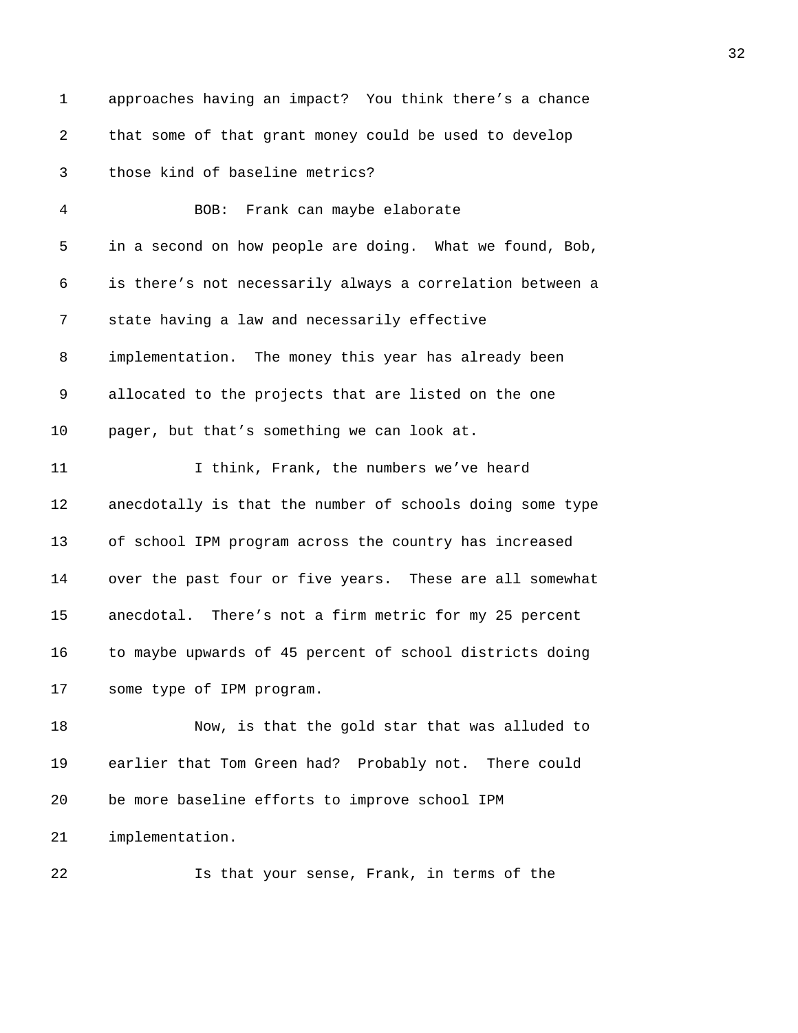approaches having an impact? You think there's a chance that some of that grant money could be used to develop those kind of baseline metrics?

BOB: Frank can maybe elaborate in a second on how people are doing. What we found, Bob, is there's not necessarily always a correlation between a state having a law and necessarily effective implementation. The money this year has already been allocated to the projects that are listed on the one pager, but that's something we can look at.

I think, Frank, the numbers we've heard anecdotally is that the number of schools doing some type of school IPM program across the country has increased over the past four or five years. These are all somewhat anecdotal. There's not a firm metric for my 25 percent to maybe upwards of 45 percent of school districts doing some type of IPM program.

Now, is that the gold star that was alluded to earlier that Tom Green had? Probably not. There could be more baseline efforts to improve school IPM implementation.

Is that your sense, Frank, in terms of the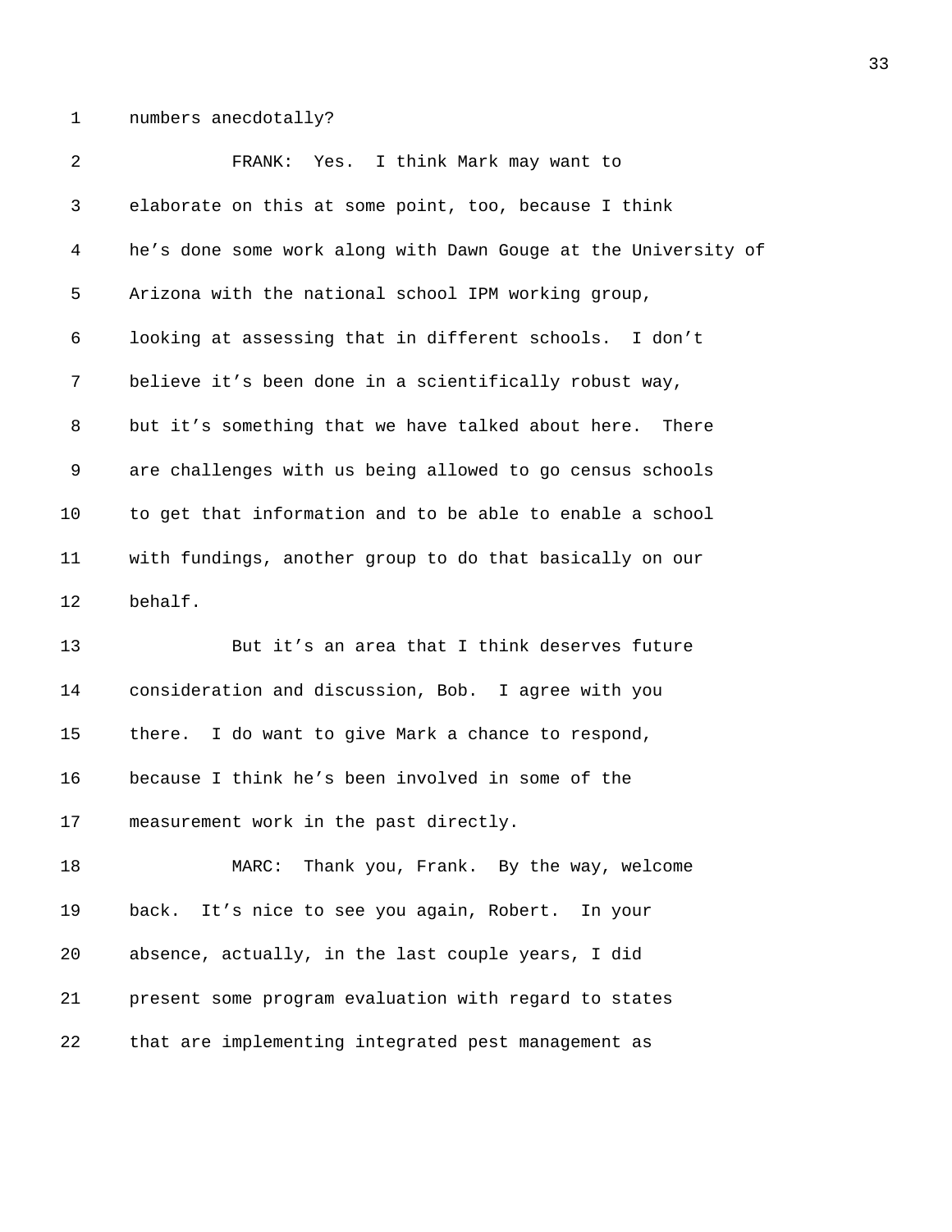numbers anecdotally?

FRANK: Yes. I think Mark may want to elaborate on this at some point, too, because I think he's done some work along with Dawn Gouge at the University of Arizona with the national school IPM working group, looking at assessing that in different schools. I don't believe it's been done in a scientifically robust way, but it's something that we have talked about here. There are challenges with us being allowed to go census schools to get that information and to be able to enable a school with fundings, another group to do that basically on our behalf.

But it's an area that I think deserves future consideration and discussion, Bob. I agree with you there. I do want to give Mark a chance to respond, because I think he's been involved in some of the measurement work in the past directly.

MARC: Thank you, Frank. By the way, welcome back. It's nice to see you again, Robert. In your absence, actually, in the last couple years, I did present some program evaluation with regard to states that are implementing integrated pest management as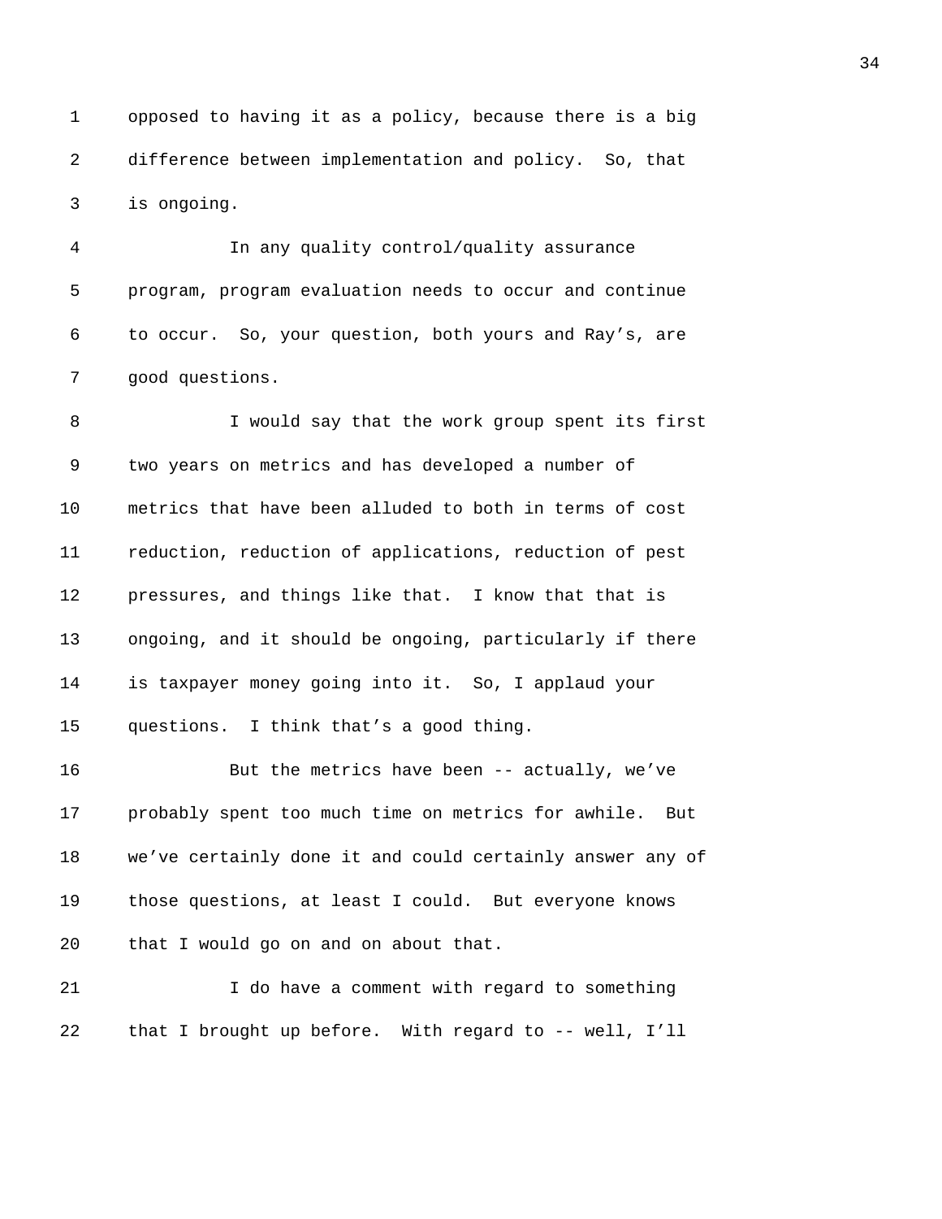opposed to having it as a policy, because there is a big difference between implementation and policy. So, that is ongoing.

In any quality control/quality assurance program, program evaluation needs to occur and continue to occur. So, your question, both yours and Ray's, are good questions.

I would say that the work group spent its first two years on metrics and has developed a number of metrics that have been alluded to both in terms of cost reduction, reduction of applications, reduction of pest pressures, and things like that. I know that that is ongoing, and it should be ongoing, particularly if there is taxpayer money going into it. So, I applaud your questions. I think that's a good thing.

But the metrics have been -- actually, we've probably spent too much time on metrics for awhile. But we've certainly done it and could certainly answer any of those questions, at least I could. But everyone knows that I would go on and on about that.

I do have a comment with regard to something that I brought up before. With regard to -- well, I'll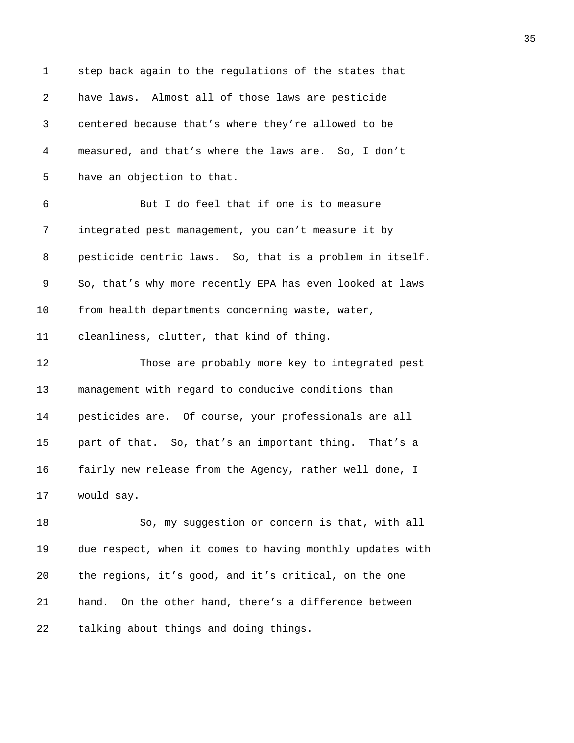step back again to the regulations of the states that have laws. Almost all of those laws are pesticide centered because that’s where they’re allowed to be measured, and that’s where the laws are. So, I don’t have an objection to that.

But I do feel that if one is to measure integrated pest management, you can’t measure it by pesticide centric laws. So, that is a problem in itself. So, that’s why more recently EPA has even looked at laws from health departments concerning waste, water, cleanliness, clutter, that kind of thing.

Those are probably more key to integrated pest management with regard to conducive conditions than pesticides are. Of course, your professionals are all part of that. So, that’s an important thing. That’s a fairly new release from the Agency, rather well done, I would say.

So, my suggestion or concern is that, with all due respect, when it comes to having monthly updates with the regions, it’s good, and it’s critical, on the one hand. On the other hand, there’s a difference between talking about things and doing things.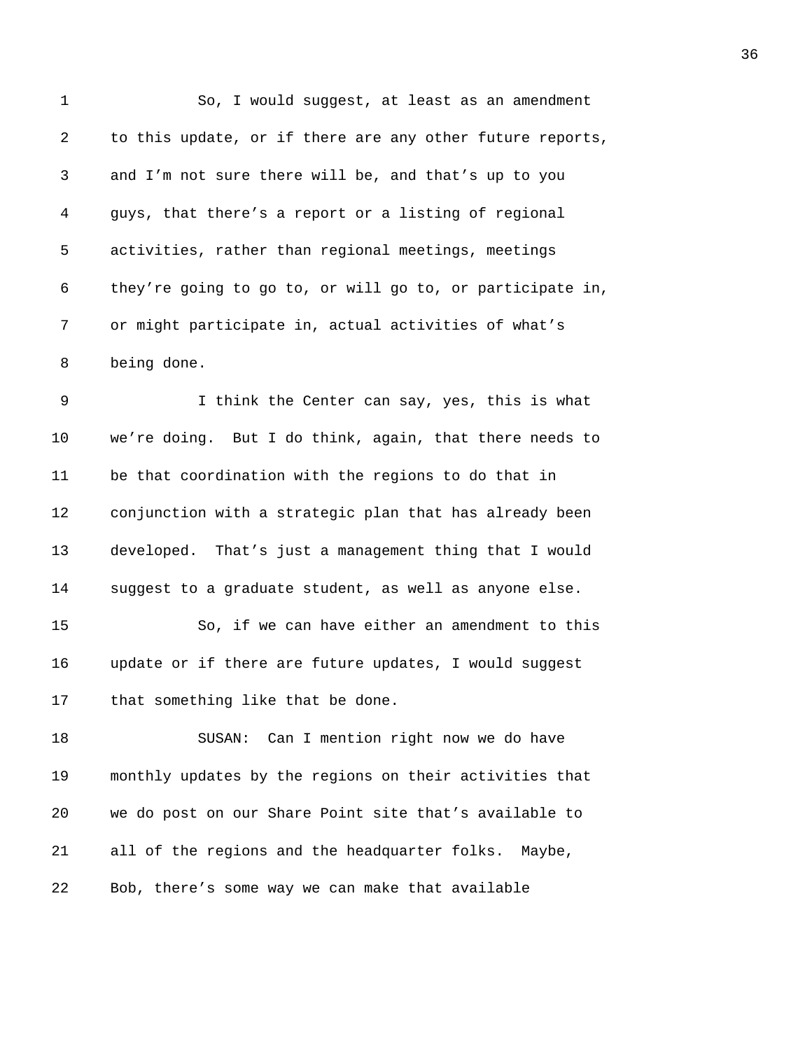So, I would suggest, at least as an amendment to this update, or if there are any other future reports, and I’m not sure there will be, and that’s up to you guys, that there’s a report or a listing of regional activities, rather than regional meetings, meetings they’re going to go to, or will go to, or participate in, or might participate in, actual activities of what’s being done.

I think the Center can say, yes, this is what we’re doing. But I do think, again, that there needs to be that coordination with the regions to do that in conjunction with a strategic plan that has already been developed. That’s just a management thing that I would suggest to a graduate student, as well as anyone else.

So, if we can have either an amendment to this update or if there are future updates, I would suggest that something like that be done.

SUSAN: Can I mention right now we do have monthly updates by the regions on their activities that we do post on our Share Point site that’s available to all of the regions and the headquarter folks. Maybe, Bob, there’s some way we can make that available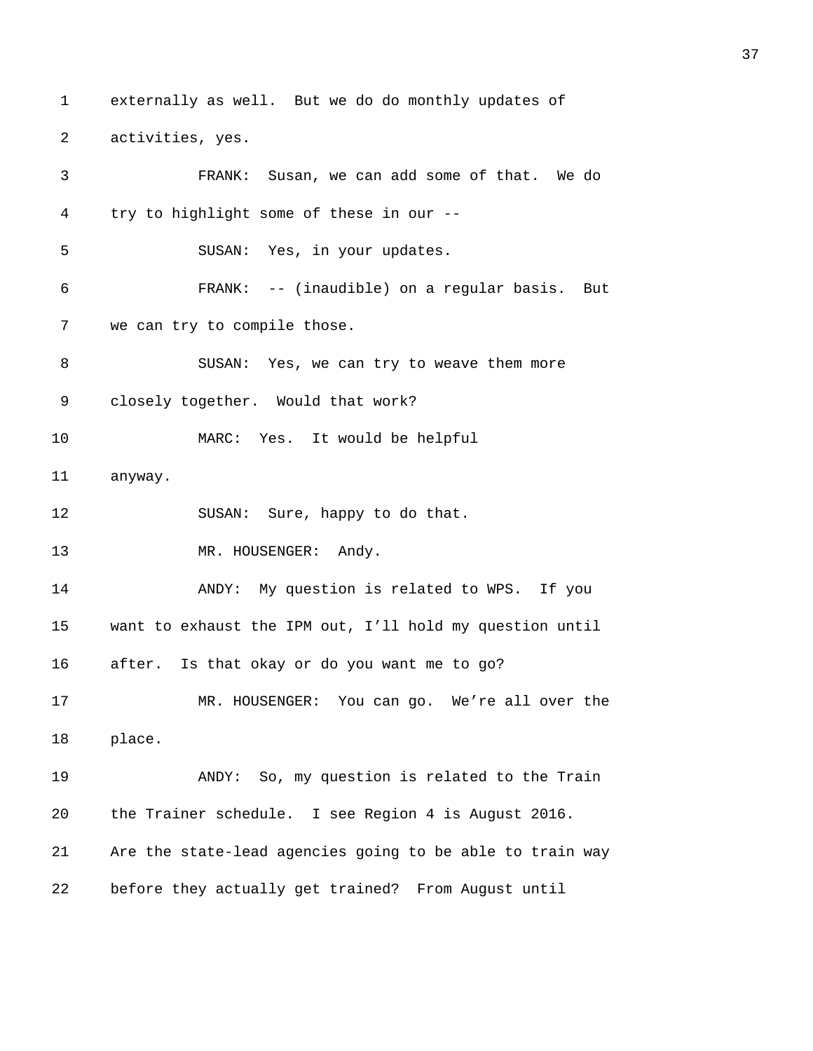1 externally as well. But we do do monthly updates of

2 activities, yes.

3 FRANK: Susan, we can add some of that. We do

4 try to highlight some of these in our --

5 SUSAN: Yes, in your updates.

6 FRANK: -- (inaudible) on a regular basis. But

7 we can try to compile those.

8 SUSAN: Yes, we can try to weave them more

9 closely together. Would that work?

10 MARC: Yes. It would be helpful

11 anyway.

12 SUSAN: Sure, happy to do that.

13 MR. HOUSENGER: Andy.

14 ANDY: My question is related to WPS. If you

15 want to exhaust the IPM out, I'll hold my question until

16 after. Is that okay or do you want me to go?

17 MR. HOUSENGER: You can go. We're all over the

18 place.

19 ANDY: So, my question is related to the Train

20 the Trainer schedule. I see Region 4 is August 2016.

21 Are the state-lead agencies going to be able to train way

22 before they actually get trained? From August until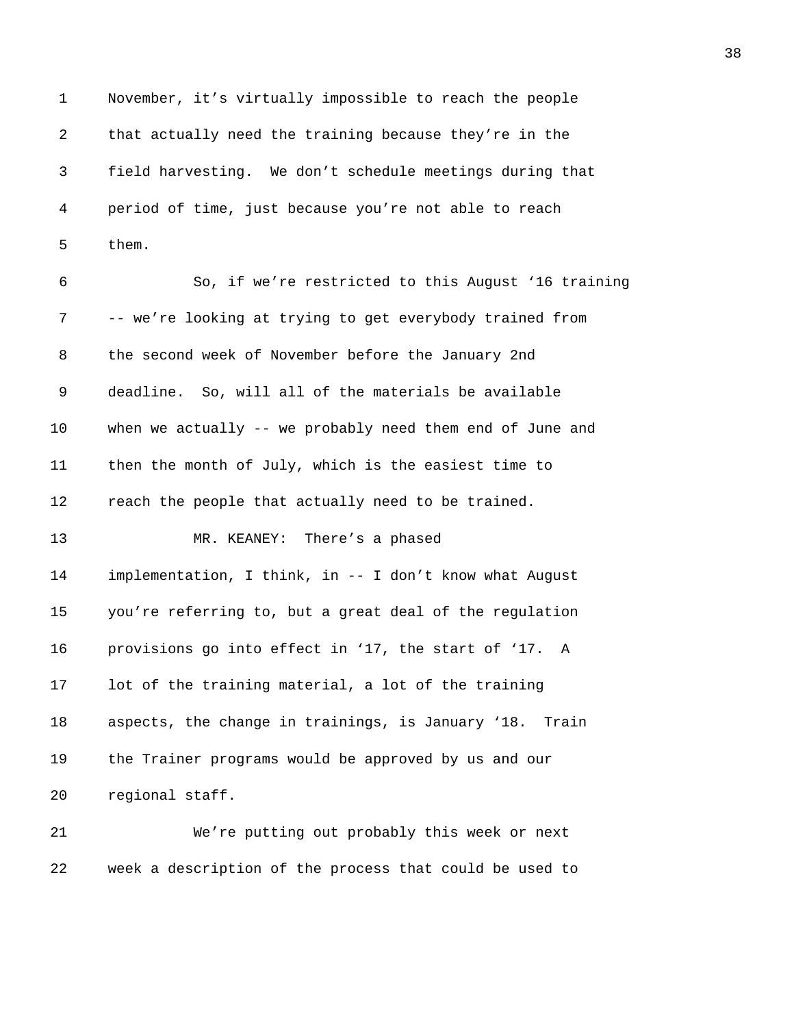November, it’s virtually impossible to reach the people that actually need the training because they’re in the field harvesting. We don’t schedule meetings during that period of time, just because you’re not able to reach them.

So, if we’re restricted to this August ‘16 training -- we’re looking at trying to get everybody trained from the second week of November before the January 2nd deadline. So, will all of the materials be available when we actually -- we probably need them end of June and then the month of July, which is the easiest time to reach the people that actually need to be trained.

MR. KEANEY: There’s a phased implementation, I think, in -- I don’t know what August you’re referring to, but a great deal of the regulation provisions go into effect in ‘17, the start of ‘17. A lot of the training material, a lot of the training aspects, the change in trainings, is January ‘18. Train the Trainer programs would be approved by us and our regional staff.

We’re putting out probably this week or next week a description of the process that could be used to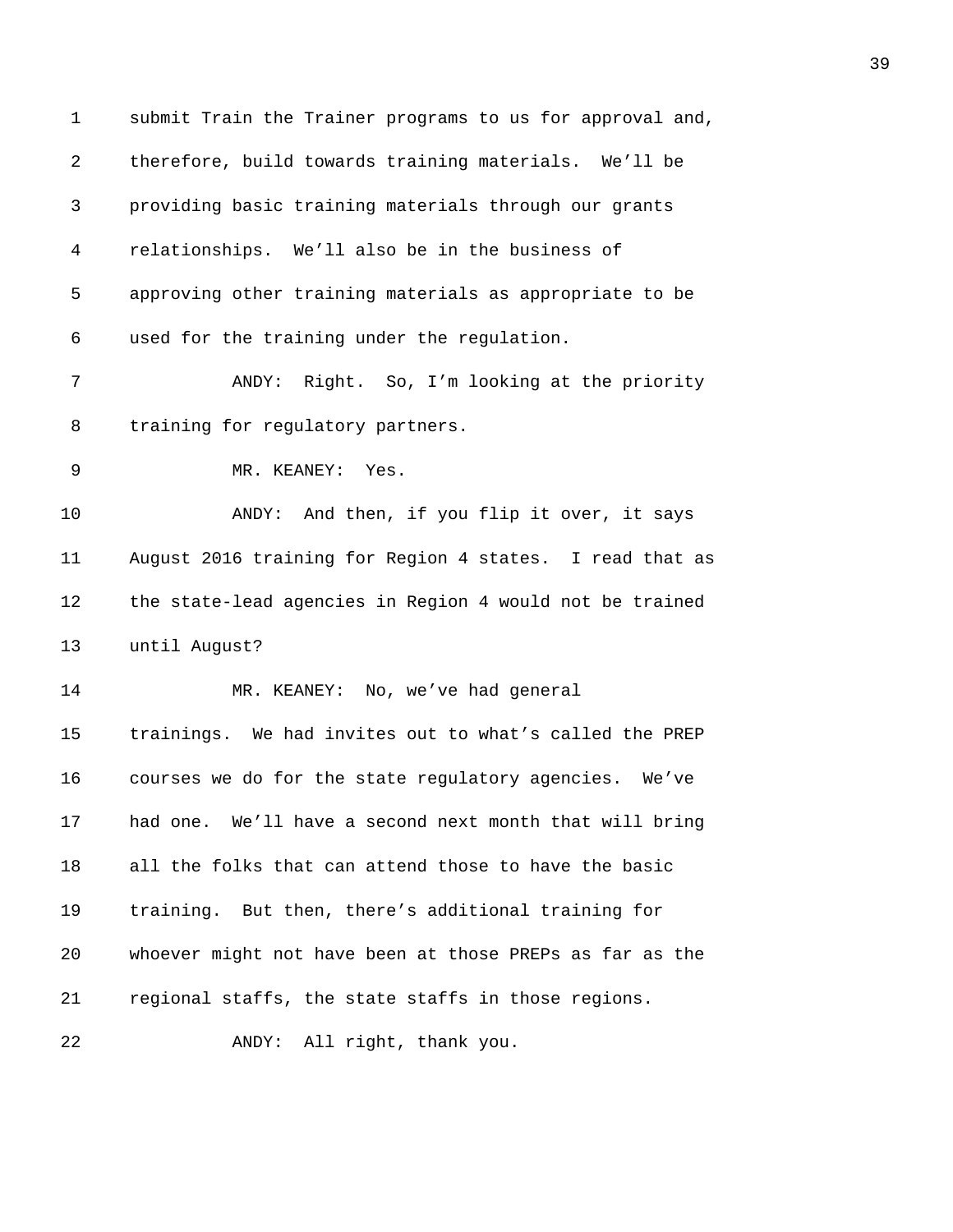submit Train the Trainer programs to us for approval and, therefore, build towards training materials. We'll be providing basic training materials through our grants relationships. We'll also be in the business of approving other training materials as appropriate to be used for the training under the regulation.

ANDY: Right. So, I'm looking at the priority training for regulatory partners.

MR. KEANEY: Yes.

ANDY: And then, if you flip it over, it says August 2016 training for Region 4 states. I read that as the state-lead agencies in Region 4 would not be trained until August?

MR. KEANEY: No, we've had general trainings. We had invites out to what's called the PREP courses we do for the state regulatory agencies. We've had one. We'll have a second next month that will bring all the folks that can attend those to have the basic training. But then, there's additional training for whoever might not have been at those PREPs as far as the regional staffs, the state staffs in those regions.

ANDY: All right, thank you.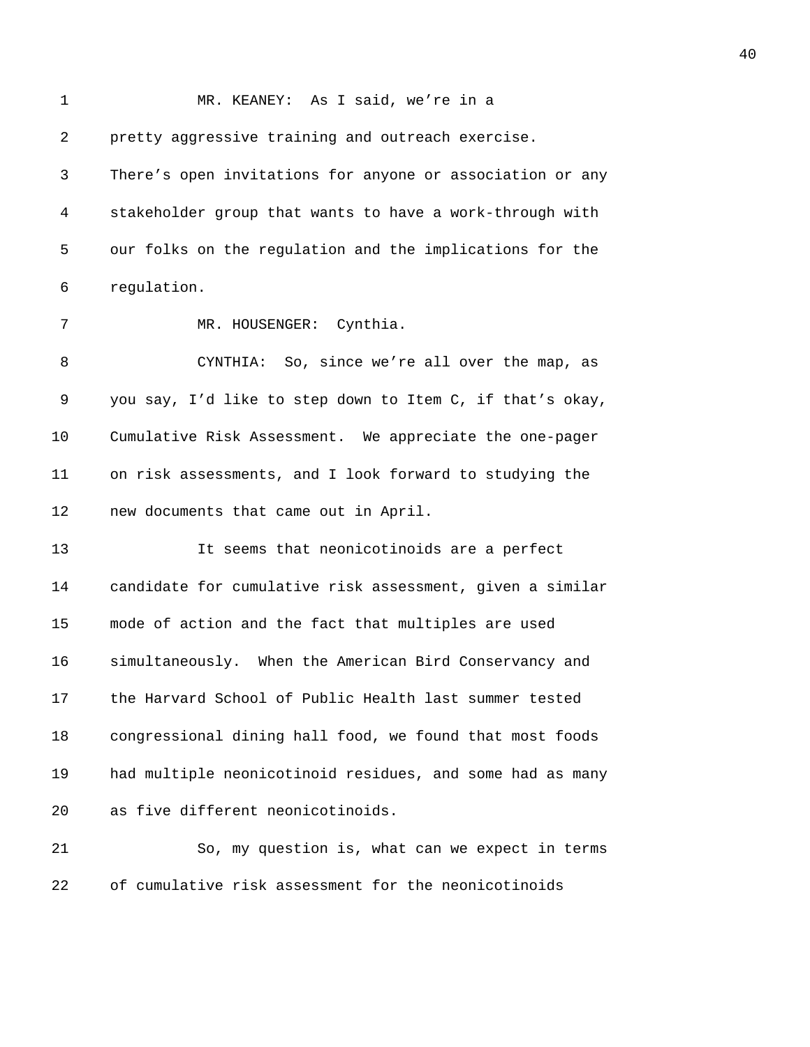MR. KEANEY: As I said, we're in a pretty aggressive training and outreach exercise. There's open invitations for anyone or association or any stakeholder group that wants to have a work-through with our folks on the regulation and the implications for the regulation.

MR. HOUSENGER: Cynthia.

CYNTHIA: So, since we're all over the map, as you say, I'd like to step down to Item C, if that's okay, Cumulative Risk Assessment. We appreciate the one-pager on risk assessments, and I look forward to studying the new documents that came out in April.

It seems that neonicotinoids are a perfect candidate for cumulative risk assessment, given a similar mode of action and the fact that multiples are used simultaneously. When the American Bird Conservancy and the Harvard School of Public Health last summer tested congressional dining hall food, we found that most foods had multiple neonicotinoid residues, and some had as many as five different neonicotinoids.

So, my question is, what can we expect in terms of cumulative risk assessment for the neonicotinoids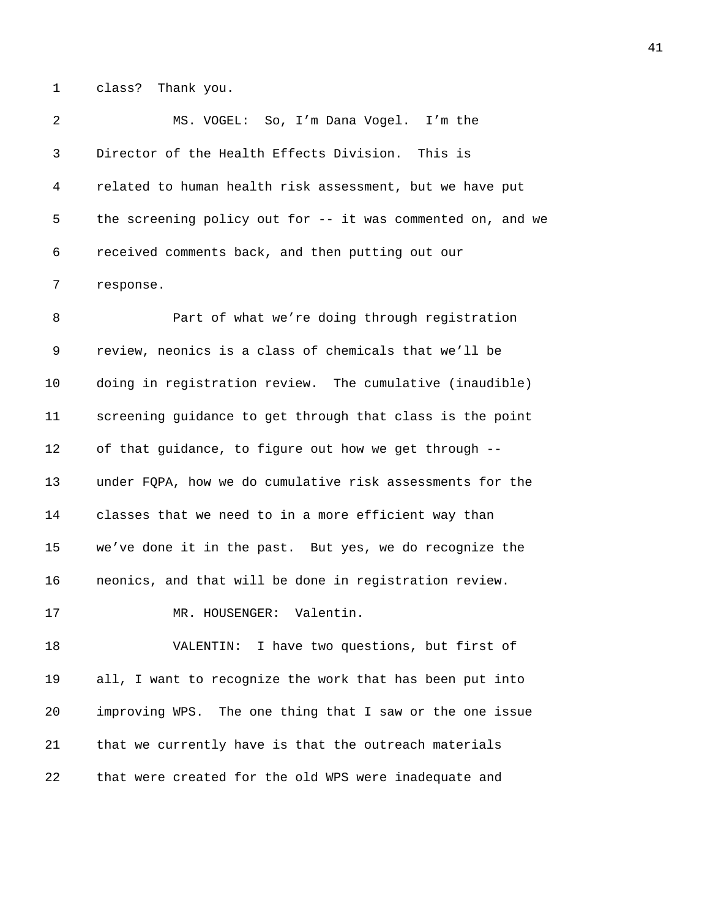class? Thank you.

MS. VOGEL: So, I’m Dana Vogel. I’m the Director of the Health Effects Division. This is related to human health risk assessment, but we have put the screening policy out for -- it was commented on, and we received comments back, and then putting out our response.

Part of what we’re doing through registration review, neonics is a class of chemicals that we’ll be doing in registration review. The cumulative (inaudible) screening guidance to get through that class is the point of that guidance, to figure out how we get through -- under FQPA, how we do cumulative risk assessments for the classes that we need to in a more efficient way than we’ve done it in the past. But yes, we do recognize the neonics, and that will be done in registration review.

MR. HOUSENGER: Valentin.

VALENTIN: I have two questions, but first of all, I want to recognize the work that has been put into improving WPS. The one thing that I saw or the one issue that we currently have is that the outreach materials that were created for the old WPS were inadequate and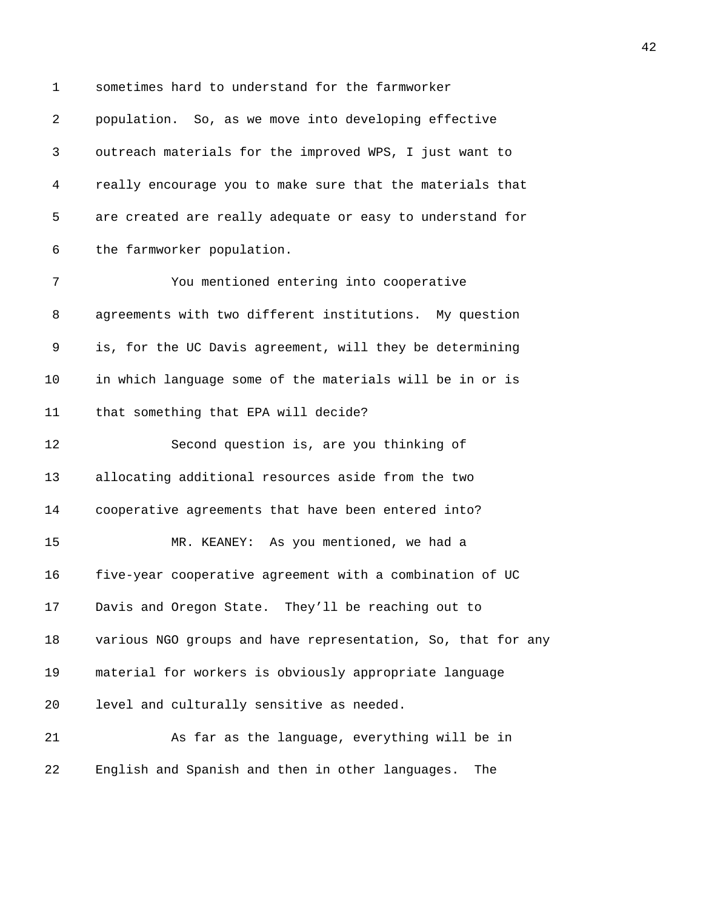sometimes hard to understand for the farmworker population. So, as we move into developing effective outreach materials for the improved WPS, I just want to really encourage you to make sure that the materials that are created are really adequate or easy to understand for the farmworker population.

You mentioned entering into cooperative agreements with two different institutions. My question is, for the UC Davis agreement, will they be determining in which language some of the materials will be in or is that something that EPA will decide?

Second question is, are you thinking of allocating additional resources aside from the two cooperative agreements that have been entered into?

MR. KEANEY: As you mentioned, we had a five-year cooperative agreement with a combination of UC Davis and Oregon State. They'll be reaching out to various NGO groups and have representation, So, that for any material for workers is obviously appropriate language level and culturally sensitive as needed.

As far as the language, everything will be in English and Spanish and then in other languages. The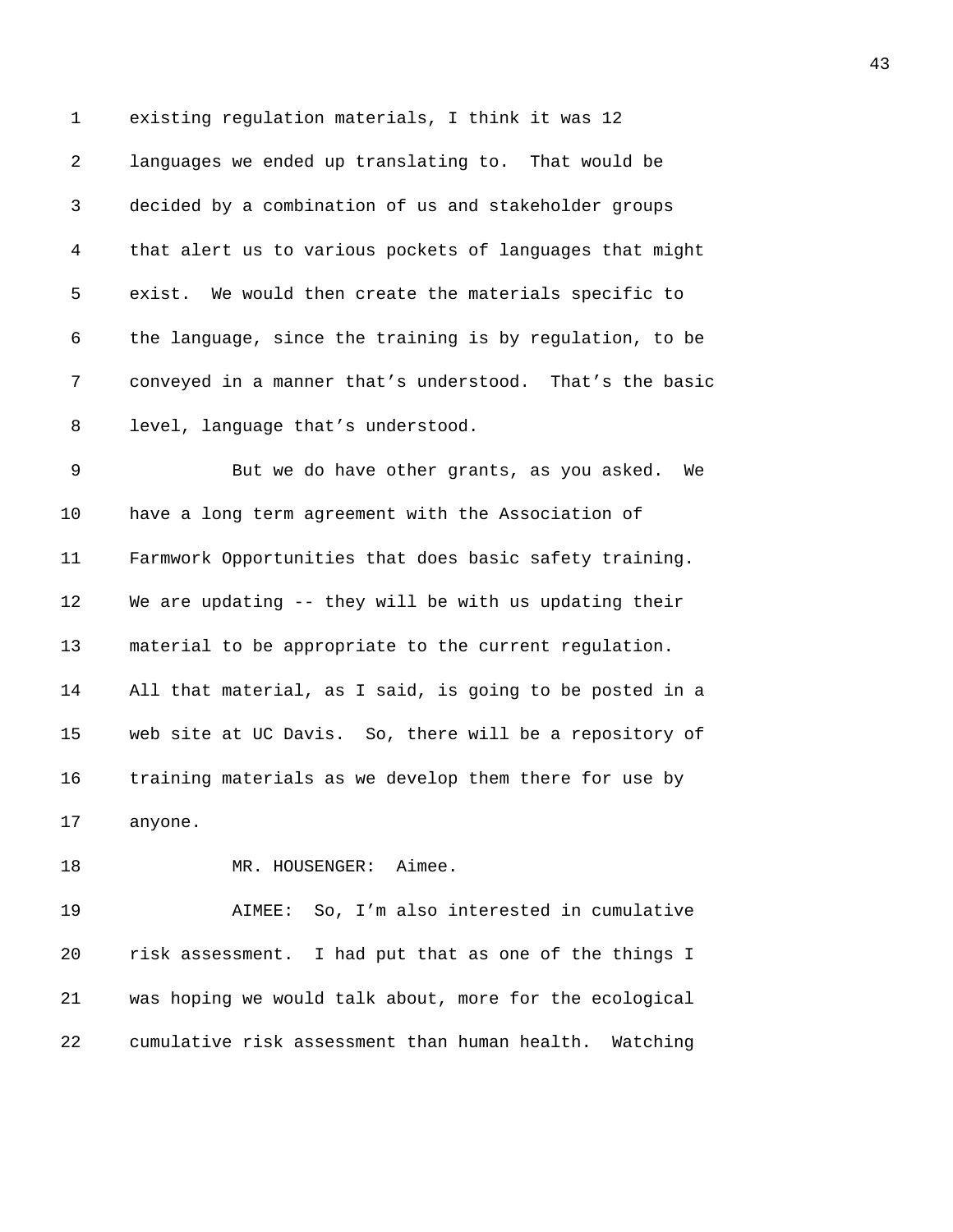existing regulation materials, I think it was 12 languages we ended up translating to. That would be decided by a combination of us and stakeholder groups that alert us to various pockets of languages that might exist. We would then create the materials specific to the language, since the training is by regulation, to be conveyed in a manner that’s understood. That’s the basic level, language that’s understood.

But we do have other grants, as you asked. We have a long term agreement with the Association of Farmwork Opportunities that does basic safety training. We are updating -- they will be with us updating their material to be appropriate to the current regulation. All that material, as I said, is going to be posted in a web site at UC Davis. So, there will be a repository of training materials as we develop them there for use by anyone.

MR. HOUSENGER: Aimee.

AIMEE: So, I’m also interested in cumulative risk assessment. I had put that as one of the things I was hoping we would talk about, more for the ecological cumulative risk assessment than human health. Watching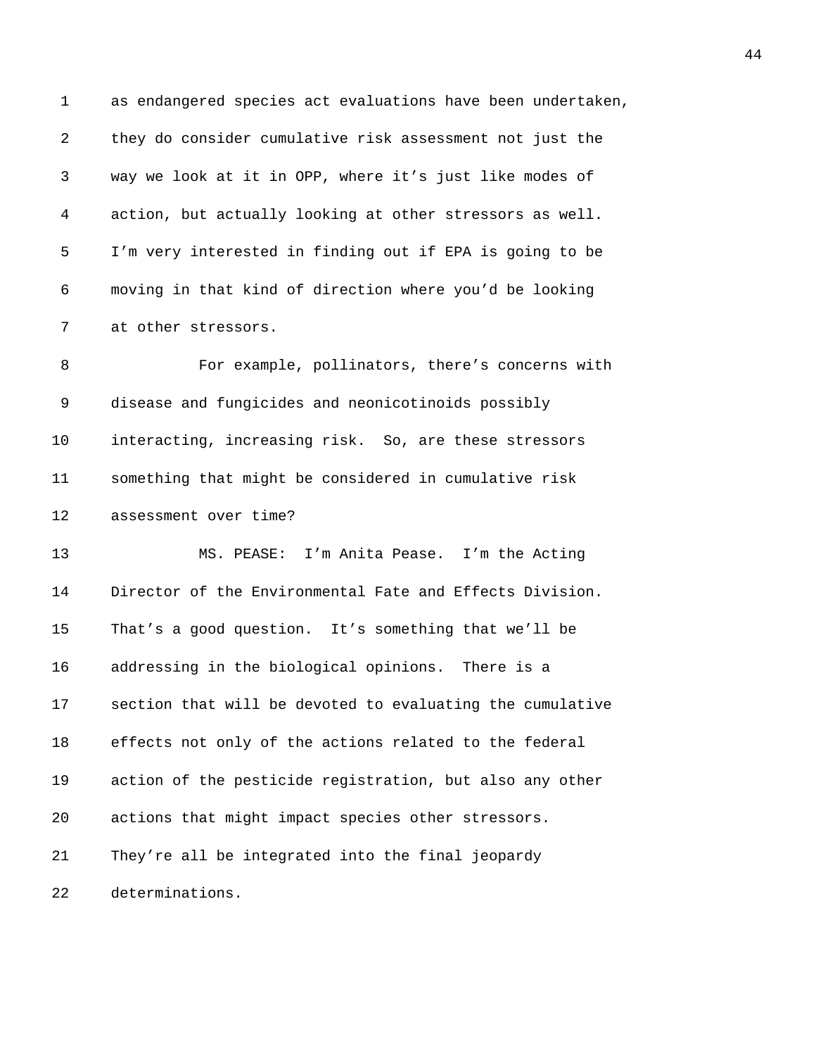as endangered species act evaluations have been undertaken, they do consider cumulative risk assessment not just the way we look at it in OPP, where it's just like modes of action, but actually looking at other stressors as well. I'm very interested in finding out if EPA is going to be moving in that kind of direction where you'd be looking at other stressors.

For example, pollinators, there's concerns with disease and fungicides and neonicotinoids possibly interacting, increasing risk. So, are these stressors something that might be considered in cumulative risk assessment over time?

MS. PEASE: I'm Anita Pease. I'm the Acting Director of the Environmental Fate and Effects Division. That's a good question. It's something that we'll be addressing in the biological opinions. There is a section that will be devoted to evaluating the cumulative effects not only of the actions related to the federal action of the pesticide registration, but also any other actions that might impact species other stressors. They're all be integrated into the final jeopardy determinations.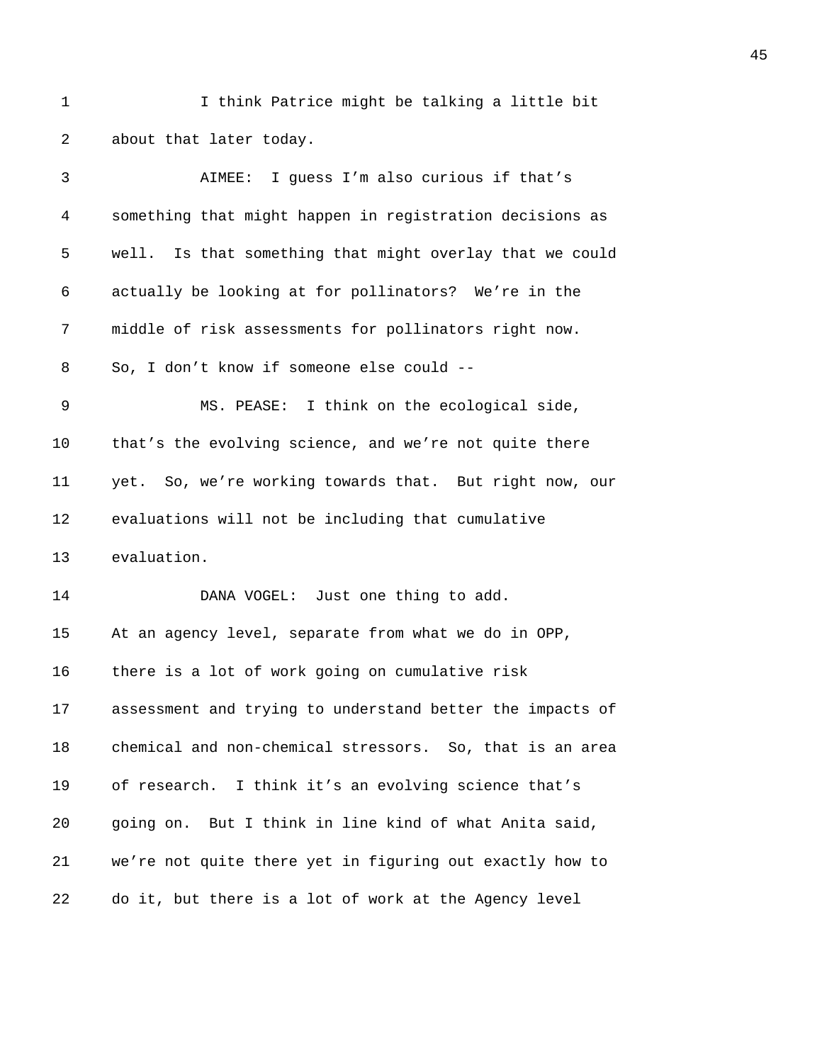I think Patrice might be talking a little bit about that later today.

AIMEE: I guess I'm also curious if that's something that might happen in registration decisions as well. Is that something that might overlay that we could actually be looking at for pollinators? We're in the middle of risk assessments for pollinators right now. So, I don't know if someone else could --

MS. PEASE: I think on the ecological side, that's the evolving science, and we're not quite there yet. So, we're working towards that. But right now, our evaluations will not be including that cumulative evaluation.

DANA VOGEL: Just one thing to add. At an agency level, separate from what we do in OPP, there is a lot of work going on cumulative risk assessment and trying to understand better the impacts of chemical and non-chemical stressors. So, that is an area of research. I think it's an evolving science that's going on. But I think in line kind of what Anita said, we're not quite there yet in figuring out exactly how to do it, but there is a lot of work at the Agency level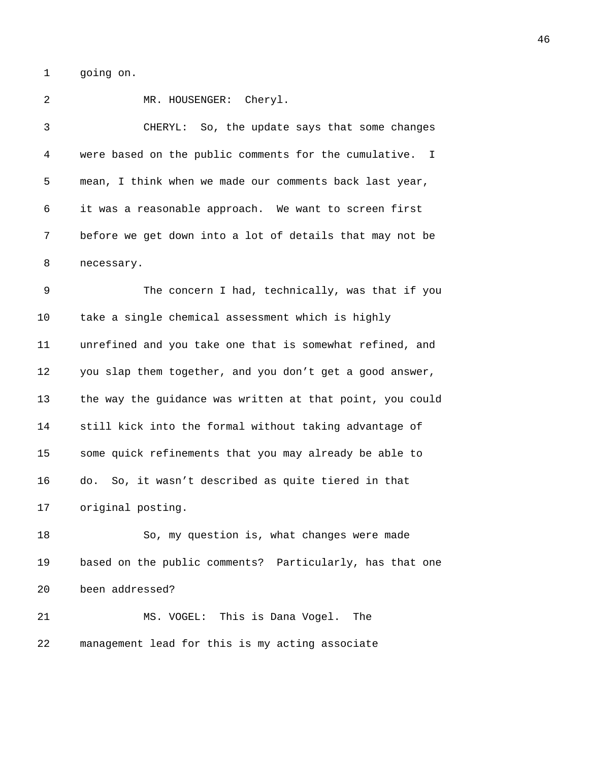going on.

MR. HOUSENGER: Cheryl.

CHERYL: So, the update says that some changes were based on the public comments for the cumulative. I mean, I think when we made our comments back last year, it was a reasonable approach. We want to screen first before we get down into a lot of details that may not be necessary.

The concern I had, technically, was that if you take a single chemical assessment which is highly unrefined and you take one that is somewhat refined, and you slap them together, and you don't get a good answer, the way the guidance was written at that point, you could still kick into the formal without taking advantage of some quick refinements that you may already be able to do. So, it wasn't described as quite tiered in that original posting.

So, my question is, what changes were made based on the public comments? Particularly, has that one been addressed?

MS. VOGEL: This is Dana Vogel. The management lead for this is my acting associate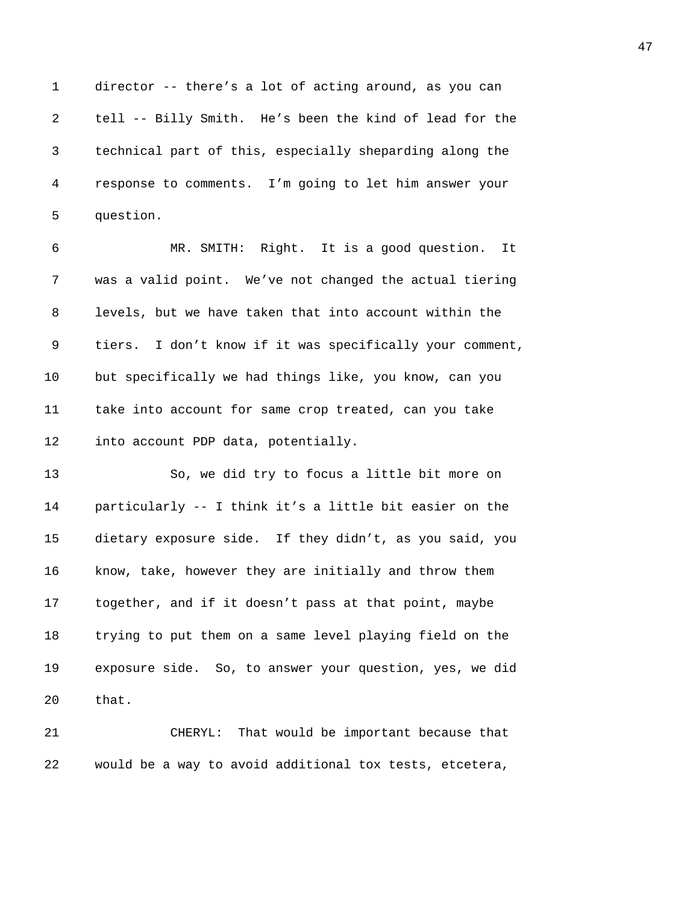director -- there's a lot of acting around, as you can tell -- Billy Smith. He's been the kind of lead for the technical part of this, especially sheparding along the response to comments. I'm going to let him answer your question.

MR. SMITH: Right. It is a good question. It was a valid point. We've not changed the actual tiering levels, but we have taken that into account within the tiers. I don't know if it was specifically your comment, but specifically we had things like, you know, can you take into account for same crop treated, can you take into account PDP data, potentially.

So, we did try to focus a little bit more on particularly -- I think it's a little bit easier on the dietary exposure side. If they didn't, as you said, you know, take, however they are initially and throw them together, and if it doesn't pass at that point, maybe trying to put them on a same level playing field on the exposure side. So, to answer your question, yes, we did that.

CHERYL: That would be important because that would be a way to avoid additional tox tests, etcetera,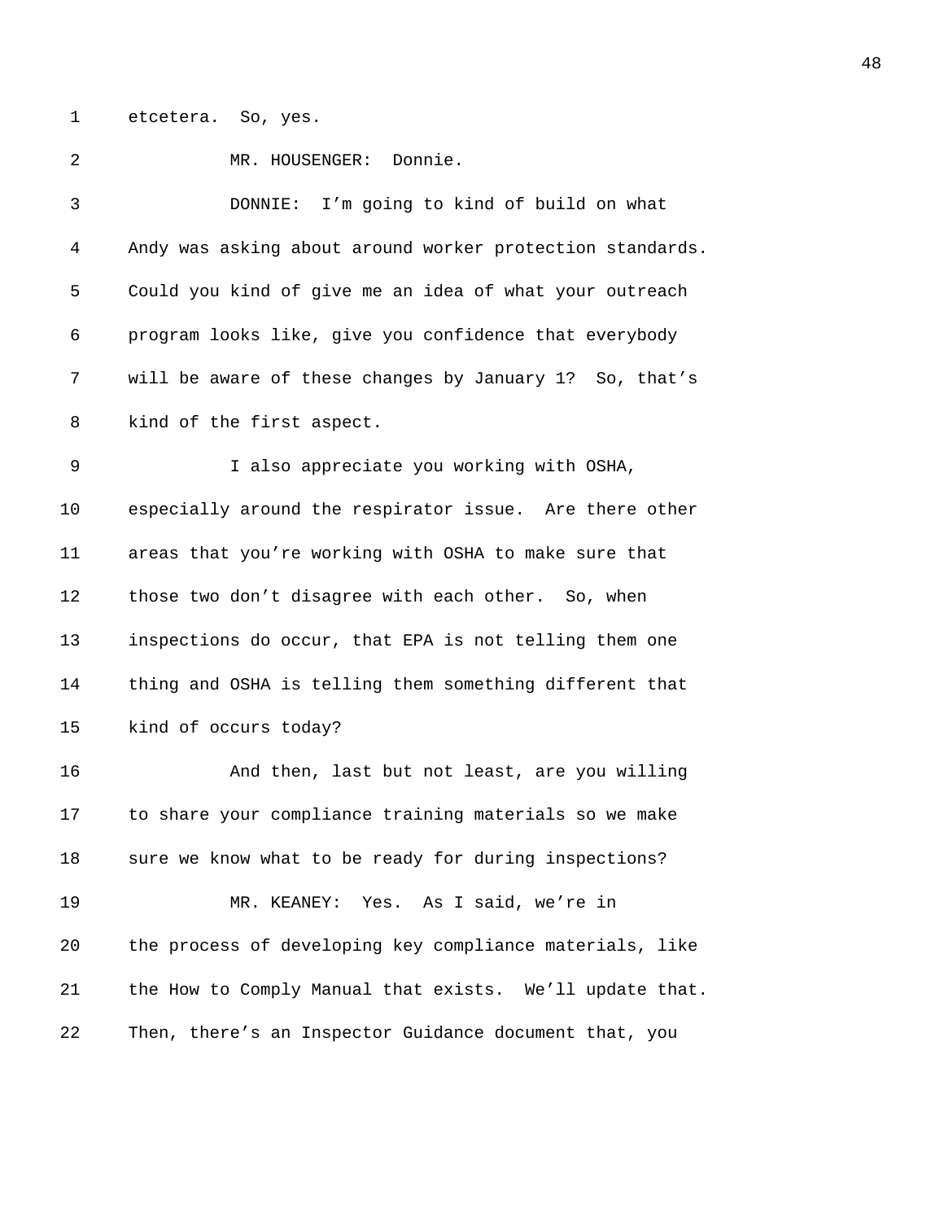etcetera. So, yes.

MR. HOUSENGER: Donnie.

DONNIE: I'm going to kind of build on what Andy was asking about around worker protection standards. Could you kind of give me an idea of what your outreach program looks like, give you confidence that everybody will be aware of these changes by January 1? So, that's kind of the first aspect.

I also appreciate you working with OSHA, especially around the respirator issue. Are there other areas that you're working with OSHA to make sure that those two don't disagree with each other. So, when inspections do occur, that EPA is not telling them one thing and OSHA is telling them something different that kind of occurs today?

And then, last but not least, are you willing to share your compliance training materials so we make sure we know what to be ready for during inspections?

MR. KEANEY: Yes. As I said, we're in the process of developing key compliance materials, like the How to Comply Manual that exists. We'll update that. Then, there's an Inspector Guidance document that, you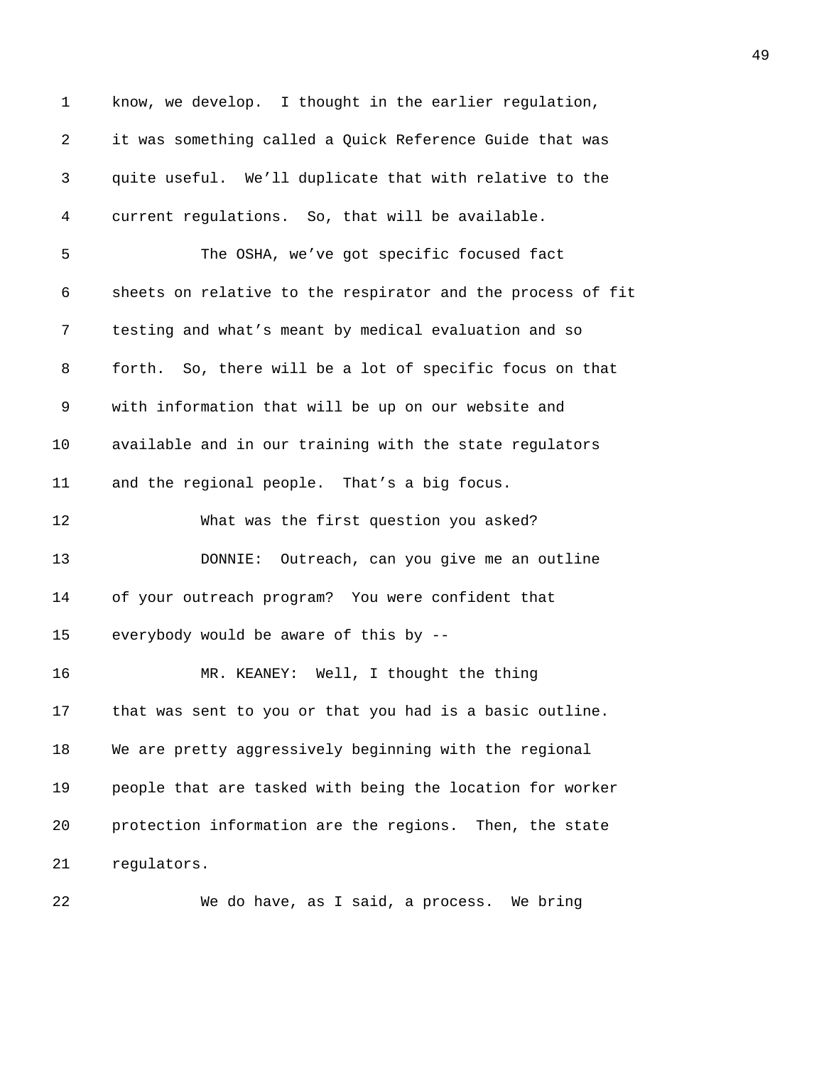know, we develop. I thought in the earlier regulation, it was something called a Quick Reference Guide that was quite useful. We'll duplicate that with relative to the current regulations. So, that will be available.

The OSHA, we've got specific focused fact sheets on relative to the respirator and the process of fit testing and what's meant by medical evaluation and so forth. So, there will be a lot of specific focus on that with information that will be up on our website and available and in our training with the state regulators and the regional people. That's a big focus.

What was the first question you asked?

DONNIE: Outreach, can you give me an outline of your outreach program? You were confident that everybody would be aware of this by --

MR. KEANEY: Well, I thought the thing that was sent to you or that you had is a basic outline. We are pretty aggressively beginning with the regional people that are tasked with being the location for worker protection information are the regions. Then, the state regulators.

We do have, as I said, a process. We bring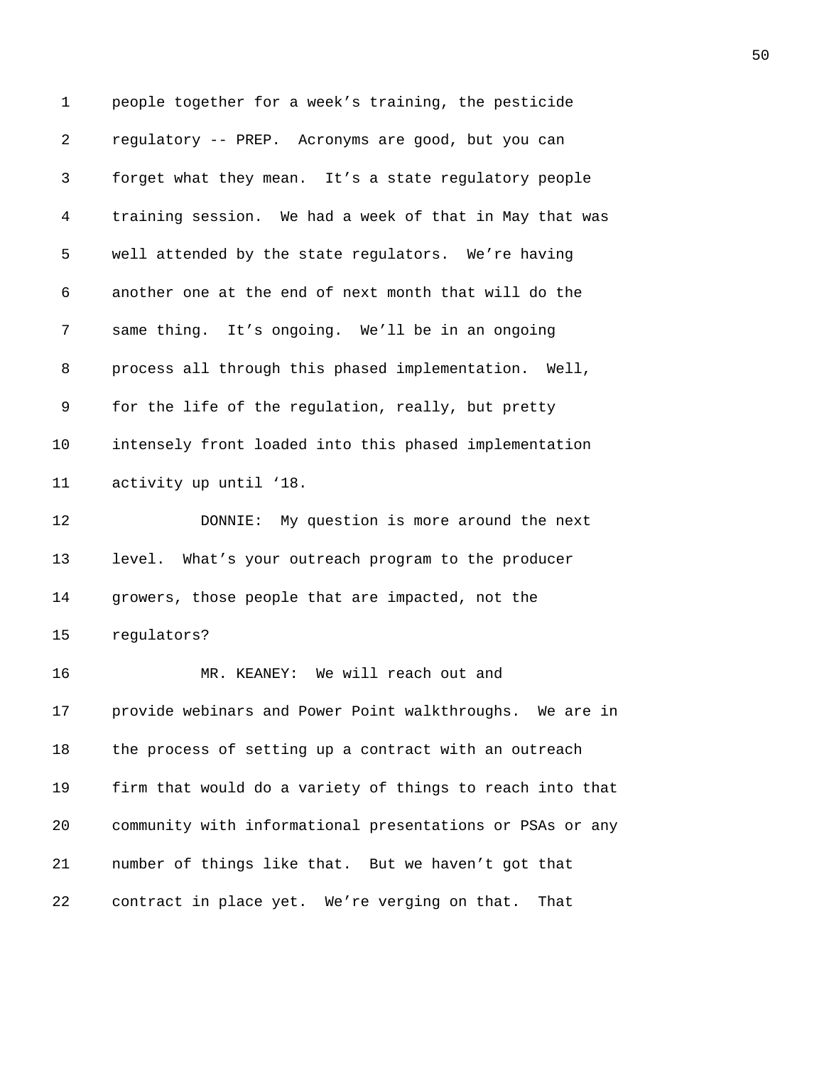people together for a week’s training, the pesticide regulatory -- PREP. Acronyms are good, but you can forget what they mean. It’s a state regulatory people training session. We had a week of that in May that was well attended by the state regulators. We’re having another one at the end of next month that will do the same thing. It’s ongoing. We’ll be in an ongoing process all through this phased implementation. Well, for the life of the regulation, really, but pretty intensely front loaded into this phased implementation activity up until ‘18.

DONNIE: My question is more around the next level. What’s your outreach program to the producer growers, those people that are impacted, not the regulators?

MR. KEANEY: We will reach out and provide webinars and Power Point walkthroughs. We are in the process of setting up a contract with an outreach firm that would do a variety of things to reach into that community with informational presentations or PSAs or any number of things like that. But we haven’t got that contract in place yet. We’re verging on that. That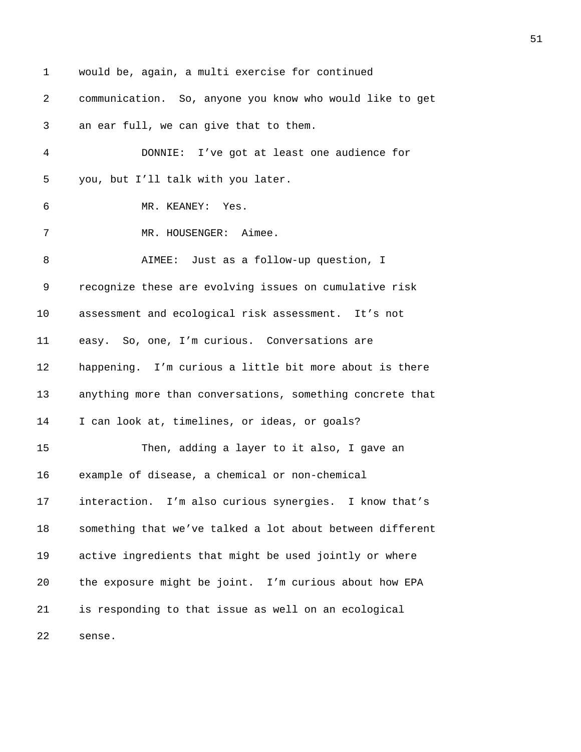would be, again, a multi exercise for continued communication. So, anyone you know who would like to get an ear full, we can give that to them.

DONNIE: I've got at least one audience for you, but I'll talk with you later.

MR. KEANEY: Yes.

MR. HOUSENGER: Aimee.

AIMEE: Just as a follow-up question, I recognize these are evolving issues on cumulative risk assessment and ecological risk assessment. It's not easy. So, one, I'm curious. Conversations are happening. I'm curious a little bit more about is there anything more than conversations, something concrete that I can look at, timelines, or ideas, or goals?

Then, adding a layer to it also, I gave an example of disease, a chemical or non-chemical interaction. I'm also curious synergies. I know that's something that we've talked a lot about between different active ingredients that might be used jointly or where the exposure might be joint. I'm curious about how EPA is responding to that issue as well on an ecological sense.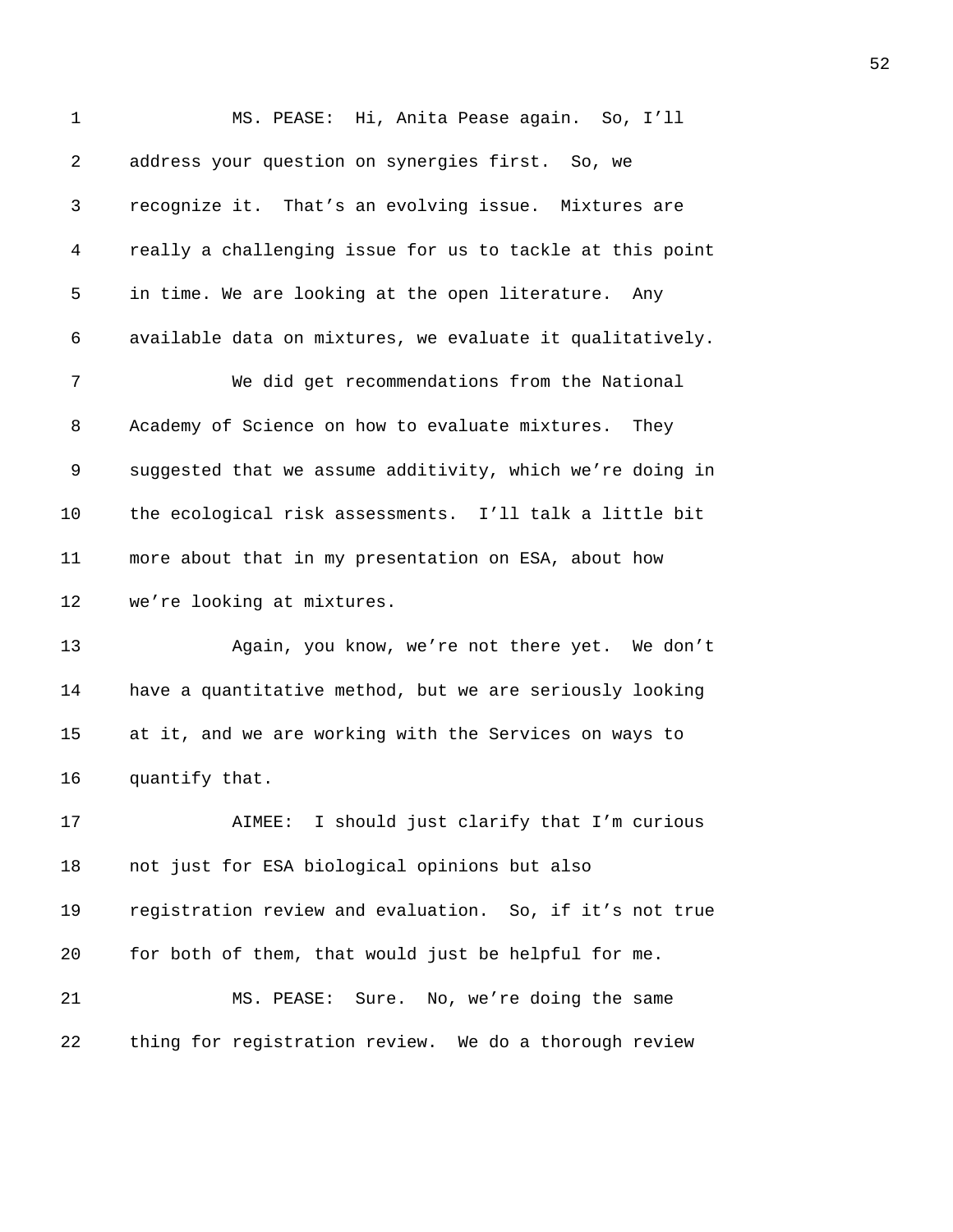MS. PEASE: Hi, Anita Pease again. So, I'll address your question on synergies first. So, we recognize it. That's an evolving issue. Mixtures are really a challenging issue for us to tackle at this point in time. We are looking at the open literature. Any available data on mixtures, we evaluate it qualitatively.

We did get recommendations from the National Academy of Science on how to evaluate mixtures. They suggested that we assume additivity, which we're doing in the ecological risk assessments. I'll talk a little bit more about that in my presentation on ESA, about how we're looking at mixtures.

Again, you know, we're not there yet. We don't have a quantitative method, but we are seriously looking at it, and we are working with the Services on ways to quantify that.

AIMEE: I should just clarify that I'm curious not just for ESA biological opinions but also registration review and evaluation. So, if it's not true for both of them, that would just be helpful for me.

MS. PEASE: Sure. No, we're doing the same thing for registration review. We do a thorough review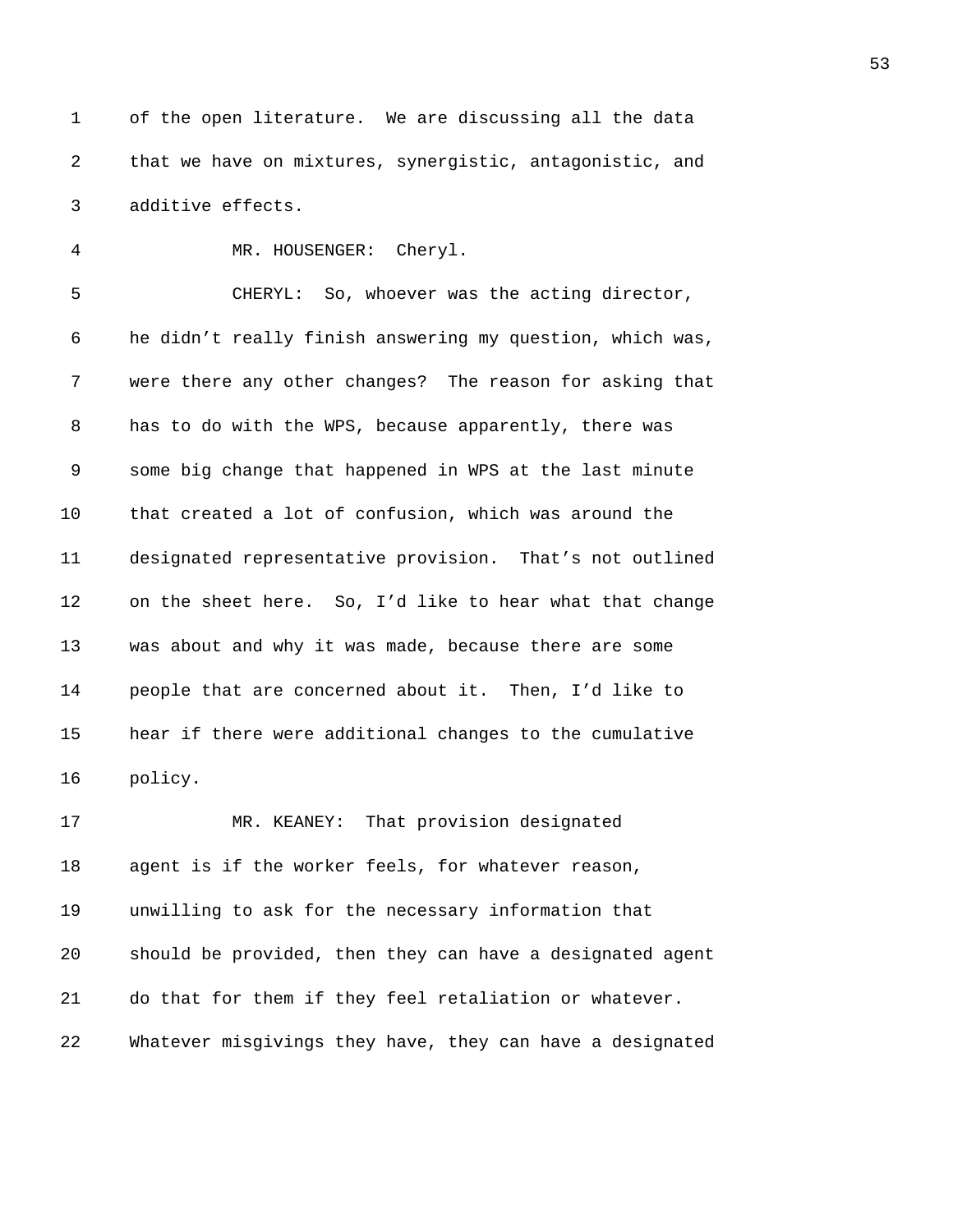of the open literature. We are discussing all the data that we have on mixtures, synergistic, antagonistic, and additive effects.

MR. HOUSENGER: Cheryl.

CHERYL: So, whoever was the acting director, he didn't really finish answering my question, which was, were there any other changes? The reason for asking that has to do with the WPS, because apparently, there was some big change that happened in WPS at the last minute that created a lot of confusion, which was around the designated representative provision. That's not outlined on the sheet here. So, I'd like to hear what that change was about and why it was made, because there are some people that are concerned about it. Then, I'd like to hear if there were additional changes to the cumulative policy.

MR. KEANEY: That provision designated agent is if the worker feels, for whatever reason, unwilling to ask for the necessary information that should be provided, then they can have a designated agent do that for them if they feel retaliation or whatever. Whatever misgivings they have, they can have a designated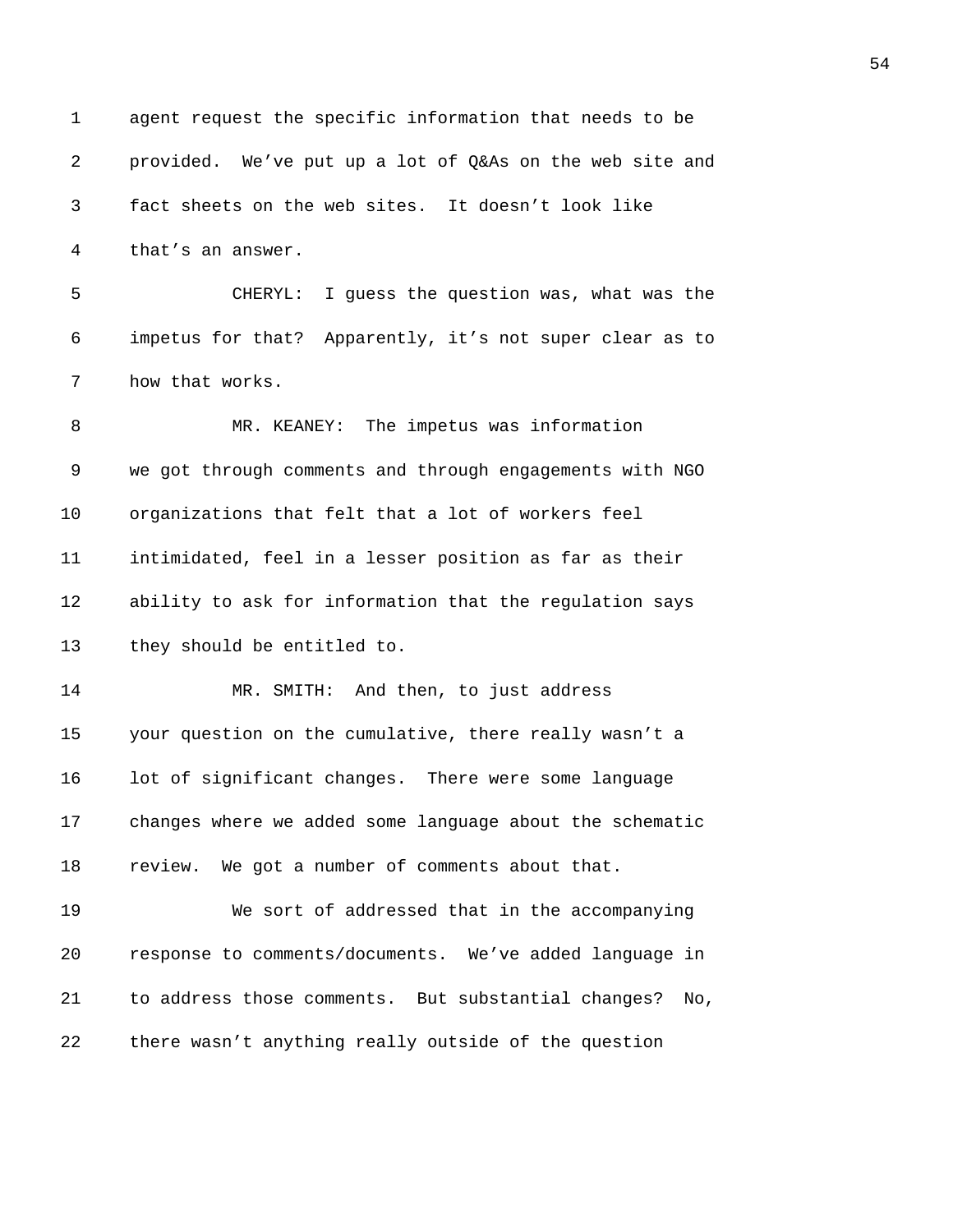agent request the specific information that needs to be provided. We've put up a lot of Q&As on the web site and fact sheets on the web sites. It doesn't look like that's an answer.

CHERYL: I guess the question was, what was the impetus for that? Apparently, it's not super clear as to how that works.

MR. KEANEY: The impetus was information we got through comments and through engagements with NGO organizations that felt that a lot of workers feel intimidated, feel in a lesser position as far as their ability to ask for information that the regulation says they should be entitled to.

MR. SMITH: And then, to just address your question on the cumulative, there really wasn't a lot of significant changes. There were some language changes where we added some language about the schematic review. We got a number of comments about that.

We sort of addressed that in the accompanying response to comments/documents. We've added language in to address those comments. But substantial changes? No, there wasn't anything really outside of the question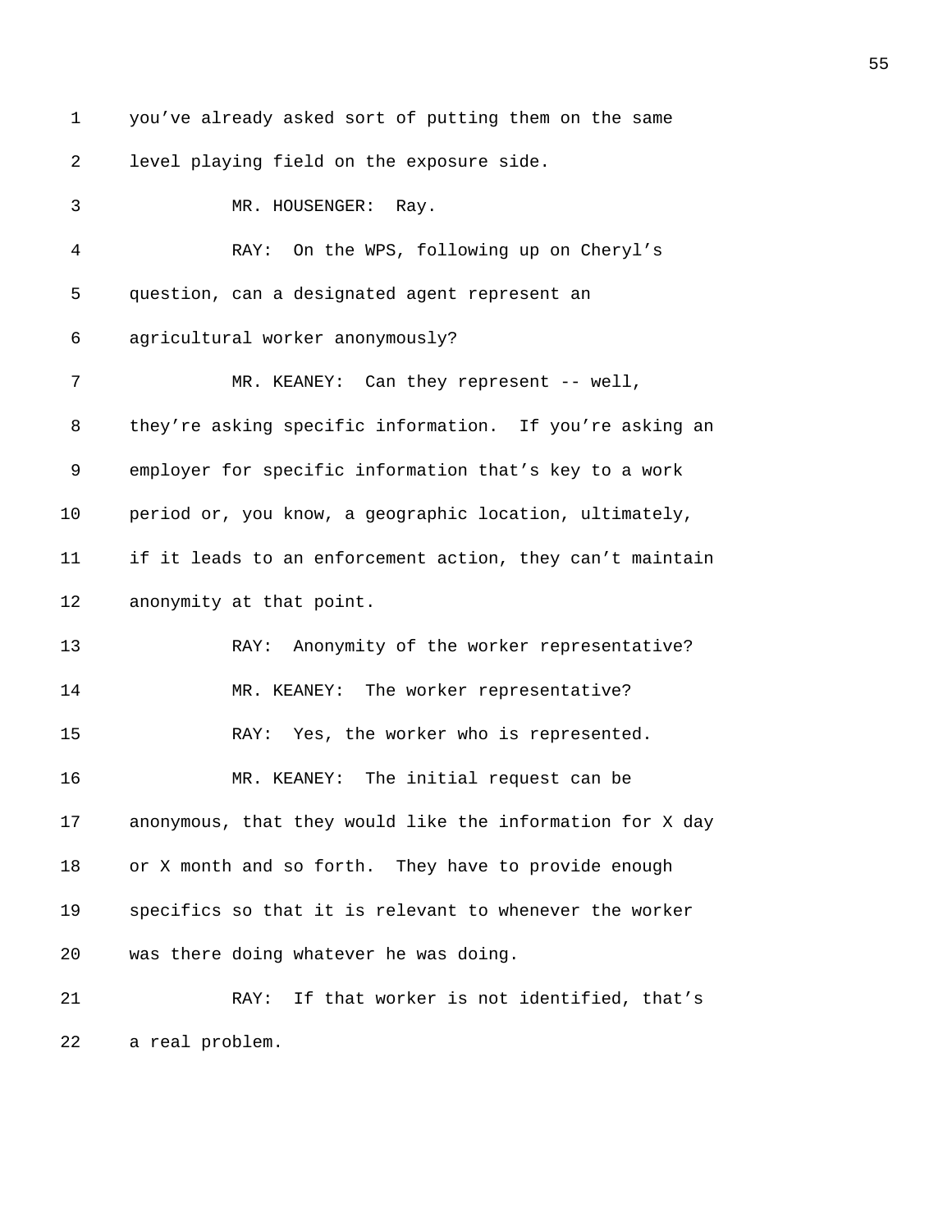you've already asked sort of putting them on the same level playing field on the exposure side.

MR. HOUSENGER: Ray.

RAY: On the WPS, following up on Cheryl's question, can a designated agent represent an agricultural worker anonymously?

MR. KEANEY: Can they represent -- well, they're asking specific information. If you're asking an employer for specific information that's key to a work period or, you know, a geographic location, ultimately, if it leads to an enforcement action, they can't maintain anonymity at that point.

RAY: Anonymity of the worker representative?

MR. KEANEY: The worker representative?

RAY: Yes, the worker who is represented.

MR. KEANEY: The initial request can be anonymous, that they would like the information for X day or X month and so forth. They have to provide enough specifics so that it is relevant to whenever the worker was there doing whatever he was doing.

RAY: If that worker is not identified, that's a real problem.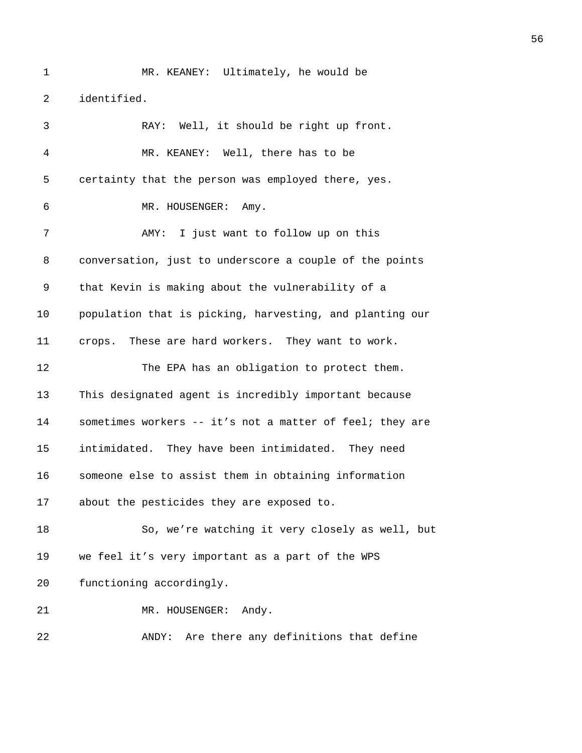MR. KEANEY: Ultimately, he would be identified.

RAY: Well, it should be right up front.

MR. KEANEY: Well, there has to be certainty that the person was employed there, yes.

MR. HOUSENGER: Amy.

AMY: I just want to follow up on this conversation, just to underscore a couple of the points that Kevin is making about the vulnerability of a population that is picking, harvesting, and planting our crops. These are hard workers. They want to work.

The EPA has an obligation to protect them. This designated agent is incredibly important because sometimes workers -- it's not a matter of feel; they are intimidated. They have been intimidated. They need someone else to assist them in obtaining information about the pesticides they are exposed to.

So, we're watching it very closely as well, but we feel it's very important as a part of the WPS functioning accordingly.

MR. HOUSENGER: Andy.

ANDY: Are there any definitions that define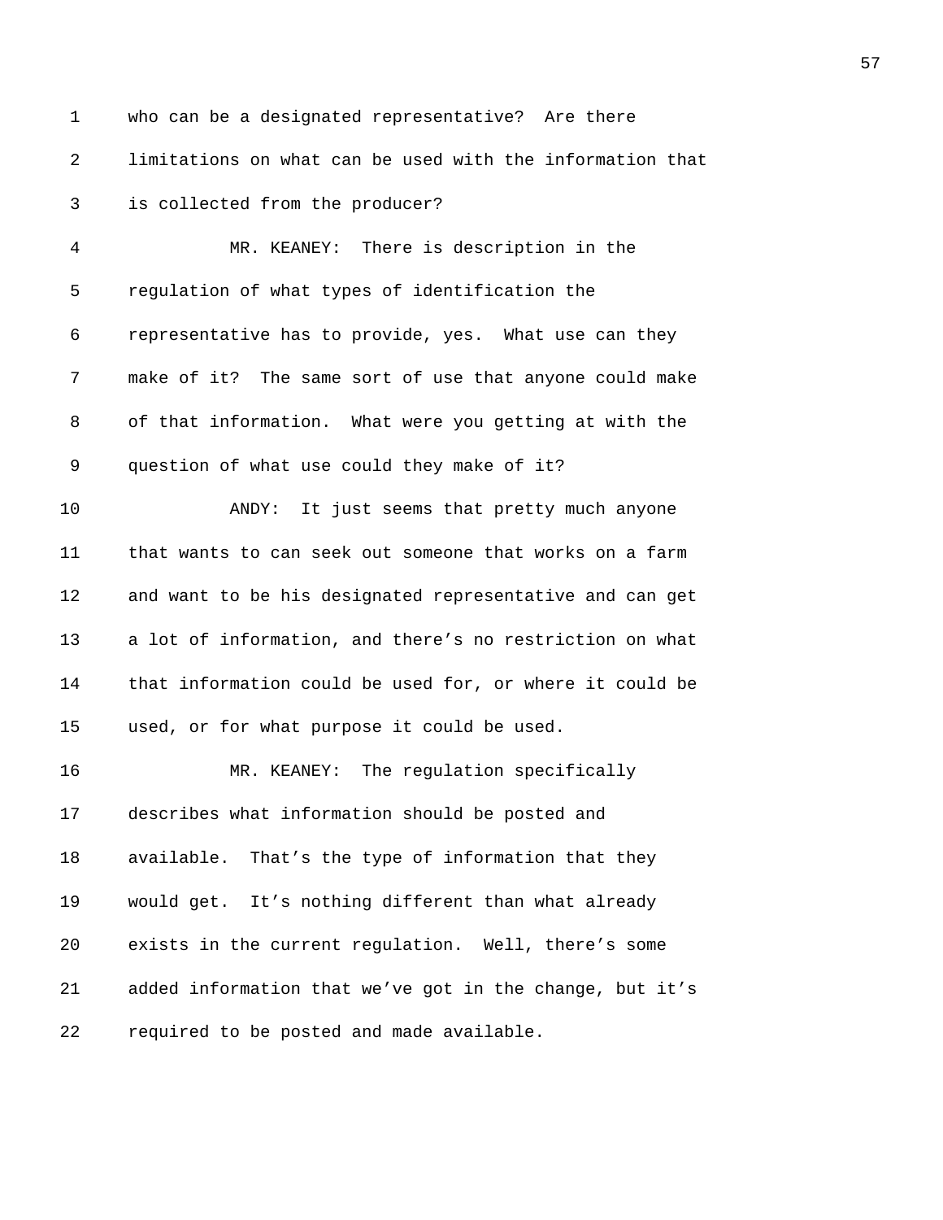who can be a designated representative? Are there limitations on what can be used with the information that is collected from the producer?

MR. KEANEY: There is description in the regulation of what types of identification the representative has to provide, yes. What use can they make of it? The same sort of use that anyone could make of that information. What were you getting at with the question of what use could they make of it?

ANDY: It just seems that pretty much anyone that wants to can seek out someone that works on a farm and want to be his designated representative and can get a lot of information, and there's no restriction on what that information could be used for, or where it could be used, or for what purpose it could be used.

MR. KEANEY: The regulation specifically describes what information should be posted and available. That's the type of information that they would get. It's nothing different than what already exists in the current regulation. Well, there's some added information that we've got in the change, but it's required to be posted and made available.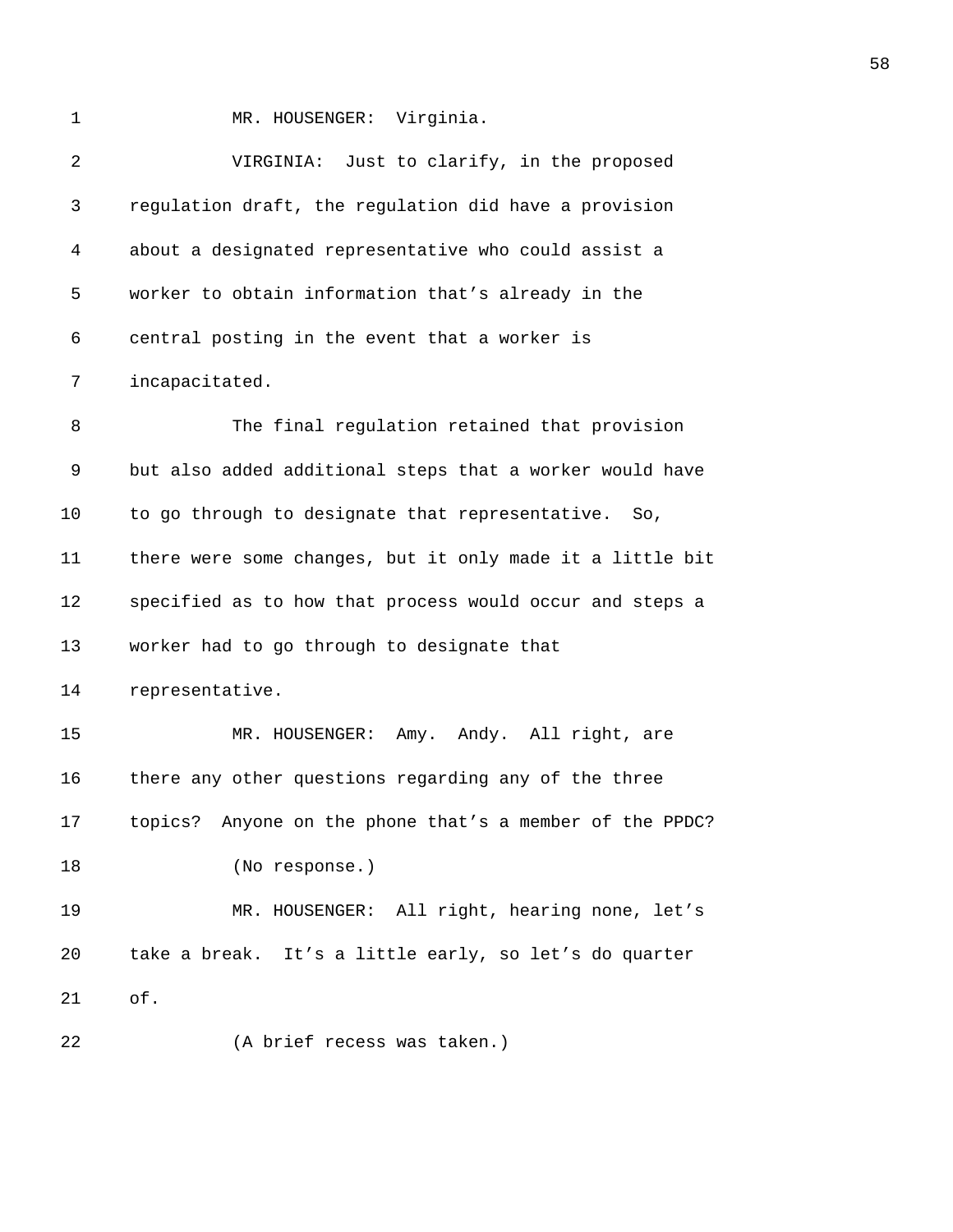MR. HOUSENGER: Virginia.

VIRGINIA: Just to clarify, in the proposed regulation draft, the regulation did have a provision about a designated representative who could assist a worker to obtain information that's already in the central posting in the event that a worker is incapacitated.

The final regulation retained that provision but also added additional steps that a worker would have to go through to designate that representative. So, there were some changes, but it only made it a little bit specified as to how that process would occur and steps a worker had to go through to designate that representative.

MR. HOUSENGER: Amy. Andy. All right, are there any other questions regarding any of the three topics? Anyone on the phone that's a member of the PPDC?

(No response.)

MR. HOUSENGER: All right, hearing none, let's take a break. It's a little early, so let's do quarter of.

(A brief recess was taken.)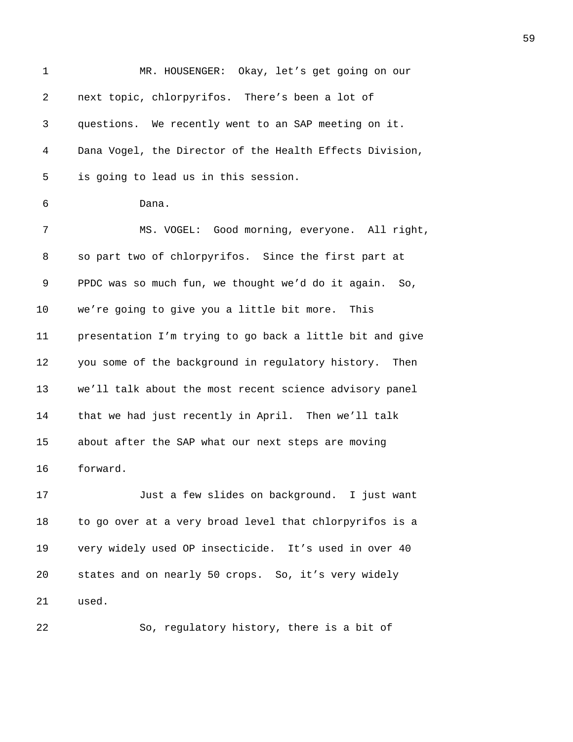MR. HOUSENGER: Okay, let's get going on our next topic, chlorpyrifos. There's been a lot of questions. We recently went to an SAP meeting on it. Dana Vogel, the Director of the Health Effects Division, is going to lead us in this session.

Dana.

MS. VOGEL: Good morning, everyone. All right, so part two of chlorpyrifos. Since the first part at PPDC was so much fun, we thought we'd do it again. So, we're going to give you a little bit more. This presentation I'm trying to go back a little bit and give you some of the background in regulatory history. Then we'll talk about the most recent science advisory panel that we had just recently in April. Then we'll talk about after the SAP what our next steps are moving forward.

Just a few slides on background. I just want to go over at a very broad level that chlorpyrifos is a very widely used OP insecticide. It's used in over 40 states and on nearly 50 crops. So, it's very widely used.

So, regulatory history, there is a bit of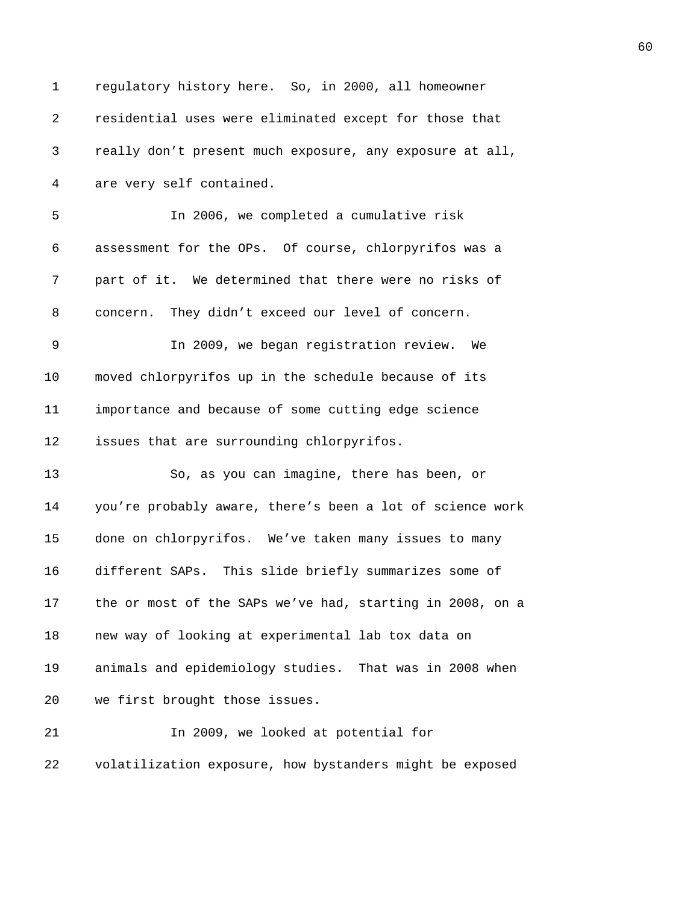regulatory history here. So, in 2000, all homeowner residential uses were eliminated except for those that really don't present much exposure, any exposure at all, are very self contained.

In 2006, we completed a cumulative risk assessment for the OPs. Of course, chlorpyrifos was a part of it. We determined that there were no risks of concern. They didn't exceed our level of concern.

In 2009, we began registration review. We moved chlorpyrifos up in the schedule because of its importance and because of some cutting edge science issues that are surrounding chlorpyrifos.

So, as you can imagine, there has been, or you're probably aware, there's been a lot of science work done on chlorpyrifos. We've taken many issues to many different SAPs. This slide briefly summarizes some of the or most of the SAPs we've had, starting in 2008, on a new way of looking at experimental lab tox data on animals and epidemiology studies. That was in 2008 when we first brought those issues.

In 2009, we looked at potential for volatilization exposure, how bystanders might be exposed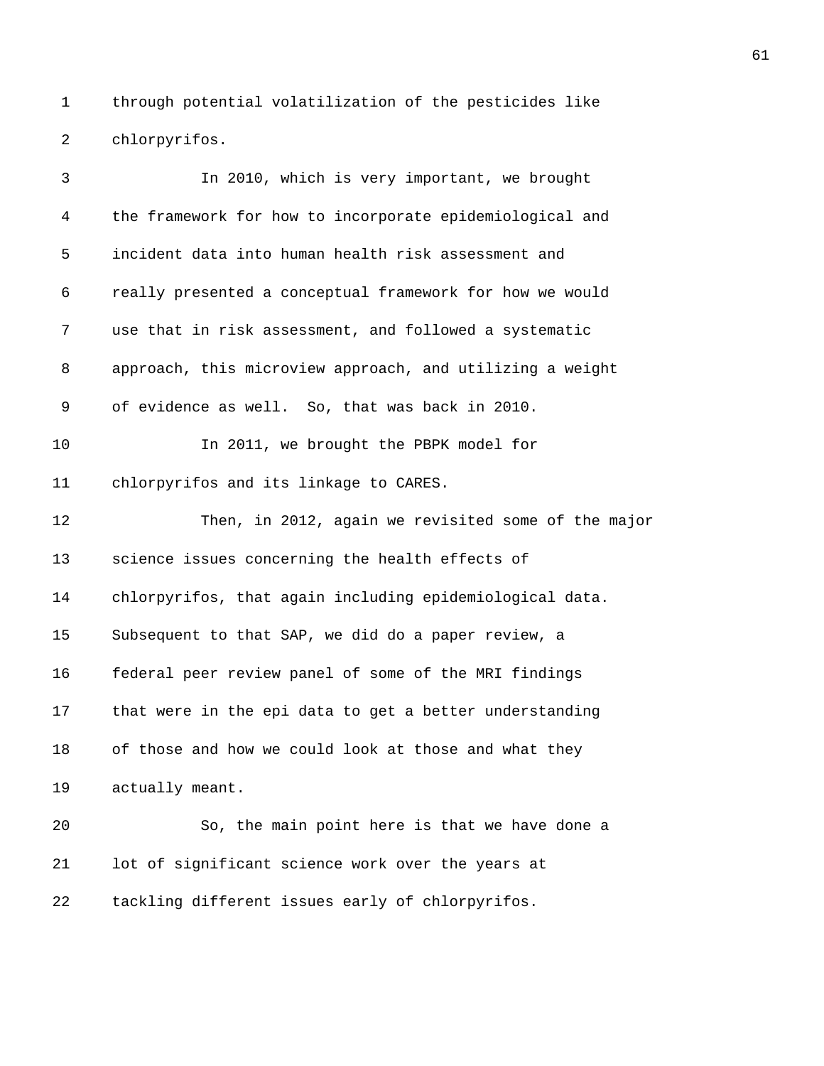through potential volatilization of the pesticides like chlorpyrifos.

In 2010, which is very important, we brought the framework for how to incorporate epidemiological and incident data into human health risk assessment and really presented a conceptual framework for how we would use that in risk assessment, and followed a systematic approach, this microview approach, and utilizing a weight of evidence as well. So, that was back in 2010.

In 2011, we brought the PBPK model for chlorpyrifos and its linkage to CARES.

Then, in 2012, again we revisited some of the major science issues concerning the health effects of chlorpyrifos, that again including epidemiological data. Subsequent to that SAP, we did do a paper review, a federal peer review panel of some of the MRI findings that were in the epi data to get a better understanding of those and how we could look at those and what they actually meant.

So, the main point here is that we have done a lot of significant science work over the years at tackling different issues early of chlorpyrifos.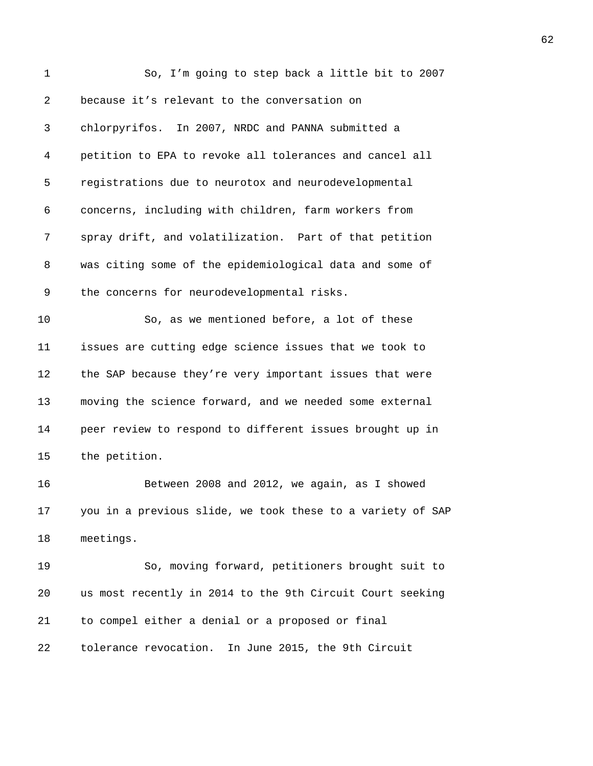So, I'm going to step back a little bit to 2007 because it's relevant to the conversation on chlorpyrifos. In 2007, NRDC and PANNA submitted a petition to EPA to revoke all tolerances and cancel all registrations due to neurotox and neurodevelopmental concerns, including with children, farm workers from spray drift, and volatilization. Part of that petition was citing some of the epidemiological data and some of the concerns for neurodevelopmental risks.

So, as we mentioned before, a lot of these issues are cutting edge science issues that we took to the SAP because they're very important issues that were moving the science forward, and we needed some external peer review to respond to different issues brought up in the petition.

Between 2008 and 2012, we again, as I showed you in a previous slide, we took these to a variety of SAP meetings.

So, moving forward, petitioners brought suit to us most recently in 2014 to the 9th Circuit Court seeking to compel either a denial or a proposed or final tolerance revocation. In June 2015, the 9th Circuit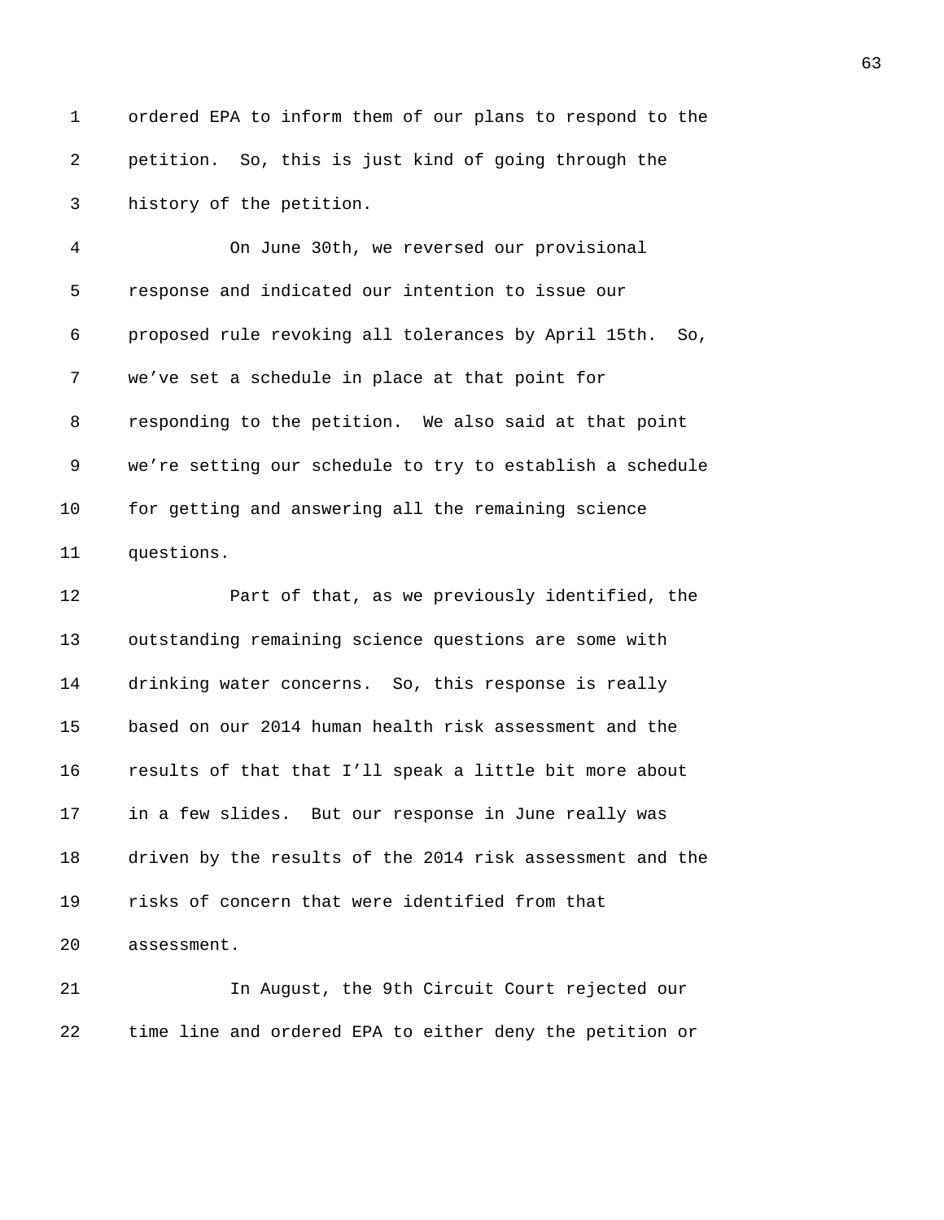ordered EPA to inform them of our plans to respond to the petition. So, this is just kind of going through the history of the petition.

On June 30th, we reversed our provisional response and indicated our intention to issue our proposed rule revoking all tolerances by April 15th. So, we've set a schedule in place at that point for responding to the petition. We also said at that point we're setting our schedule to try to establish a schedule for getting and answering all the remaining science questions.

Part of that, as we previously identified, the outstanding remaining science questions are some with drinking water concerns. So, this response is really based on our 2014 human health risk assessment and the results of that that I'll speak a little bit more about in a few slides. But our response in June really was driven by the results of the 2014 risk assessment and the risks of concern that were identified from that assessment.

In August, the 9th Circuit Court rejected our time line and ordered EPA to either deny the petition or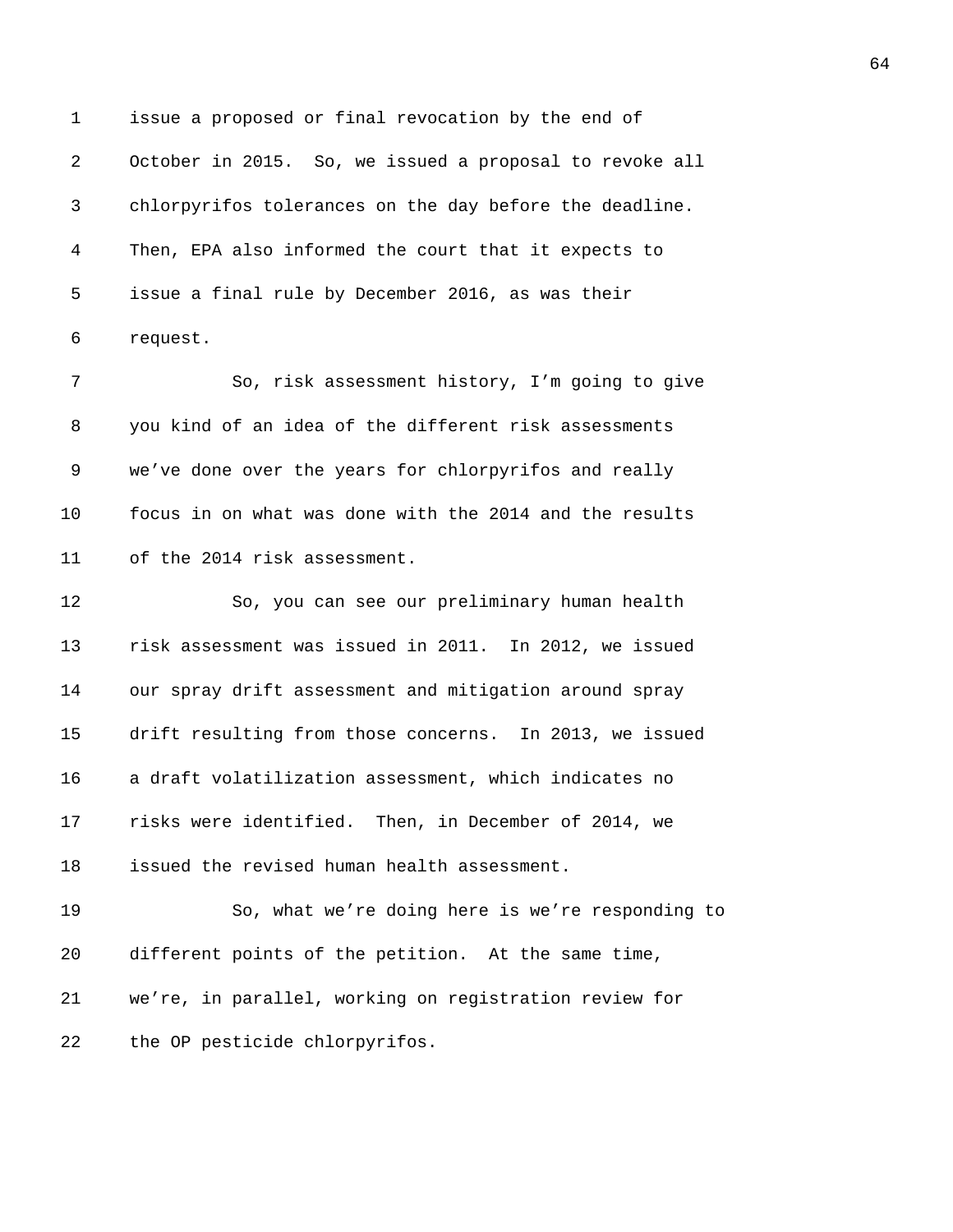issue a proposed or final revocation by the end of October in 2015. So, we issued a proposal to revoke all chlorpyrifos tolerances on the day before the deadline. Then, EPA also informed the court that it expects to issue a final rule by December 2016, as was their request.

So, risk assessment history, I'm going to give you kind of an idea of the different risk assessments we've done over the years for chlorpyrifos and really focus in on what was done with the 2014 and the results of the 2014 risk assessment.

So, you can see our preliminary human health risk assessment was issued in 2011. In 2012, we issued our spray drift assessment and mitigation around spray drift resulting from those concerns. In 2013, we issued a draft volatilization assessment, which indicates no risks were identified. Then, in December of 2014, we issued the revised human health assessment.

So, what we're doing here is we're responding to different points of the petition. At the same time, we're, in parallel, working on registration review for the OP pesticide chlorpyrifos.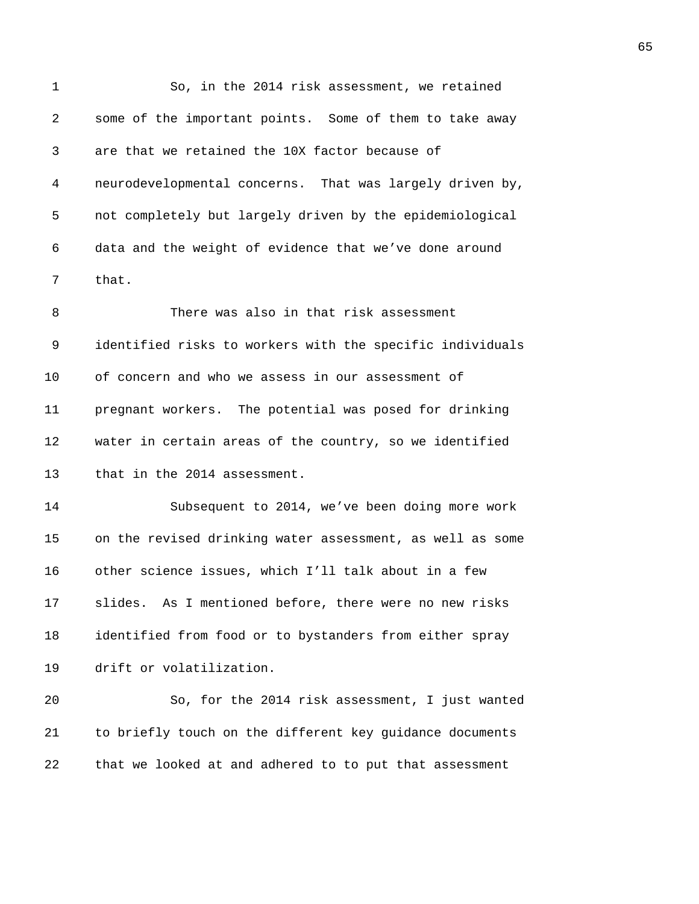So, in the 2014 risk assessment, we retained some of the important points. Some of them to take away are that we retained the 10X factor because of neurodevelopmental concerns. That was largely driven by, not completely but largely driven by the epidemiological data and the weight of evidence that we've done around that.

There was also in that risk assessment identified risks to workers with the specific individuals of concern and who we assess in our assessment of pregnant workers. The potential was posed for drinking water in certain areas of the country, so we identified that in the 2014 assessment.

Subsequent to 2014, we've been doing more work on the revised drinking water assessment, as well as some other science issues, which I'll talk about in a few slides. As I mentioned before, there were no new risks identified from food or to bystanders from either spray drift or volatilization.

So, for the 2014 risk assessment, I just wanted to briefly touch on the different key guidance documents that we looked at and adhered to to put that assessment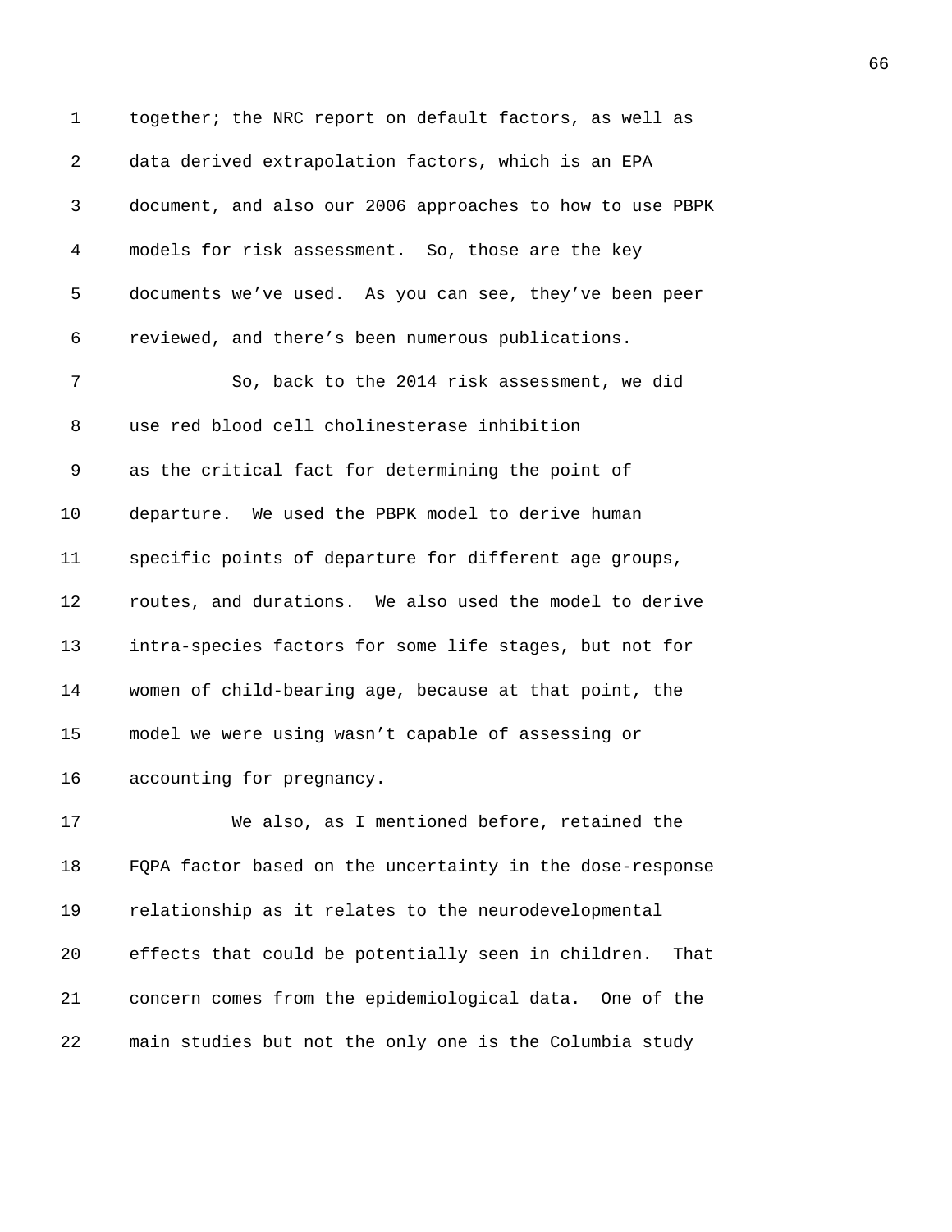together; the NRC report on default factors, as well as data derived extrapolation factors, which is an EPA document, and also our 2006 approaches to how to use PBPK models for risk assessment. So, those are the key documents we've used. As you can see, they've been peer reviewed, and there's been numerous publications.

So, back to the 2014 risk assessment, we did use red blood cell cholinesterase inhibition as the critical fact for determining the point of departure. We used the PBPK model to derive human specific points of departure for different age groups, routes, and durations. We also used the model to derive intra-species factors for some life stages, but not for women of child-bearing age, because at that point, the model we were using wasn't capable of assessing or accounting for pregnancy.

We also, as I mentioned before, retained the FQPA factor based on the uncertainty in the dose-response relationship as it relates to the neurodevelopmental effects that could be potentially seen in children. That concern comes from the epidemiological data. One of the main studies but not the only one is the Columbia study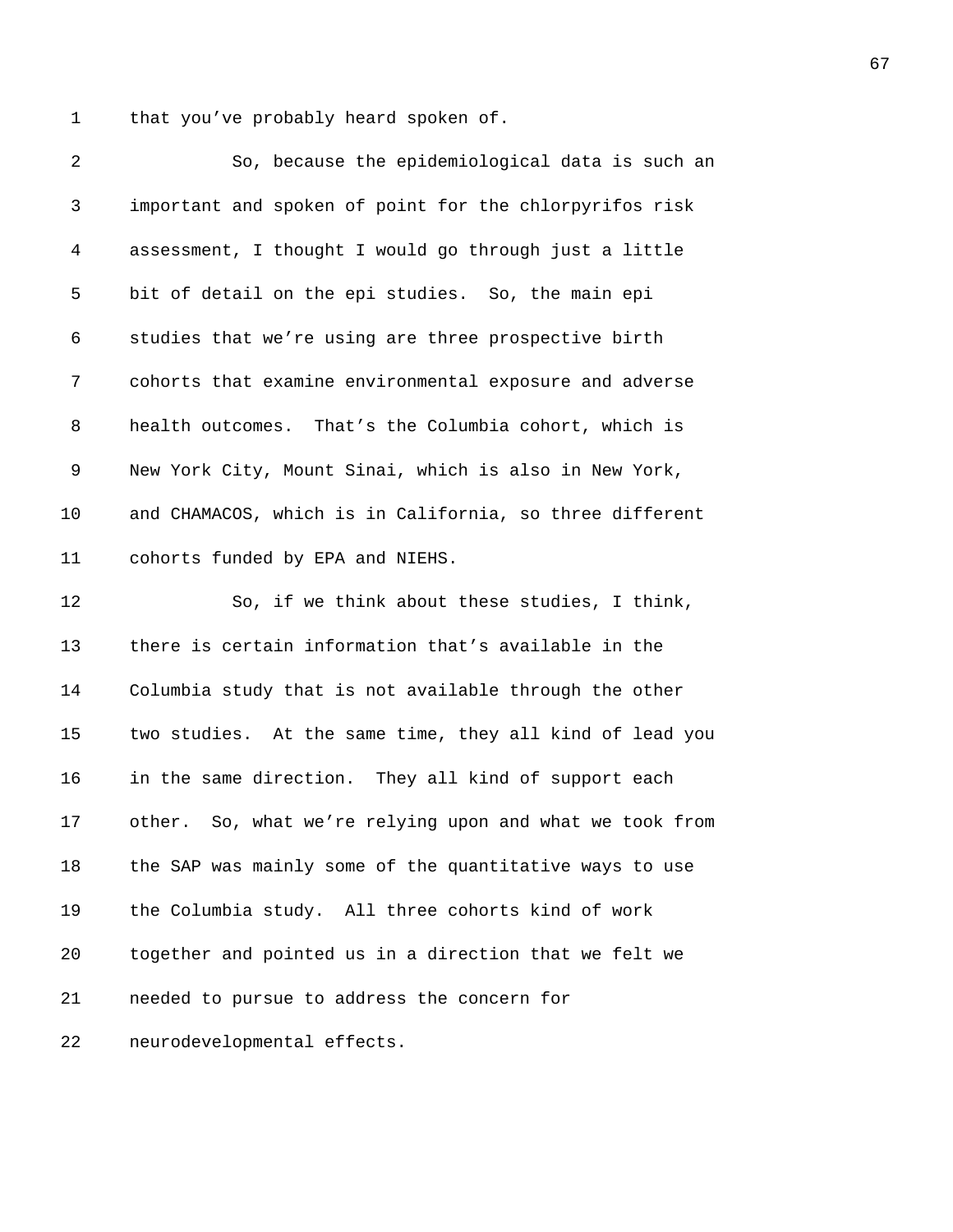that you've probably heard spoken of.

So, because the epidemiological data is such an important and spoken of point for the chlorpyrifos risk assessment, I thought I would go through just a little bit of detail on the epi studies. So, the main epi studies that we're using are three prospective birth cohorts that examine environmental exposure and adverse health outcomes. That's the Columbia cohort, which is New York City, Mount Sinai, which is also in New York, and CHAMACOS, which is in California, so three different cohorts funded by EPA and NIEHS.

So, if we think about these studies, I think, there is certain information that's available in the Columbia study that is not available through the other two studies. At the same time, they all kind of lead you in the same direction. They all kind of support each other. So, what we're relying upon and what we took from the SAP was mainly some of the quantitative ways to use the Columbia study. All three cohorts kind of work together and pointed us in a direction that we felt we needed to pursue to address the concern for neurodevelopmental effects.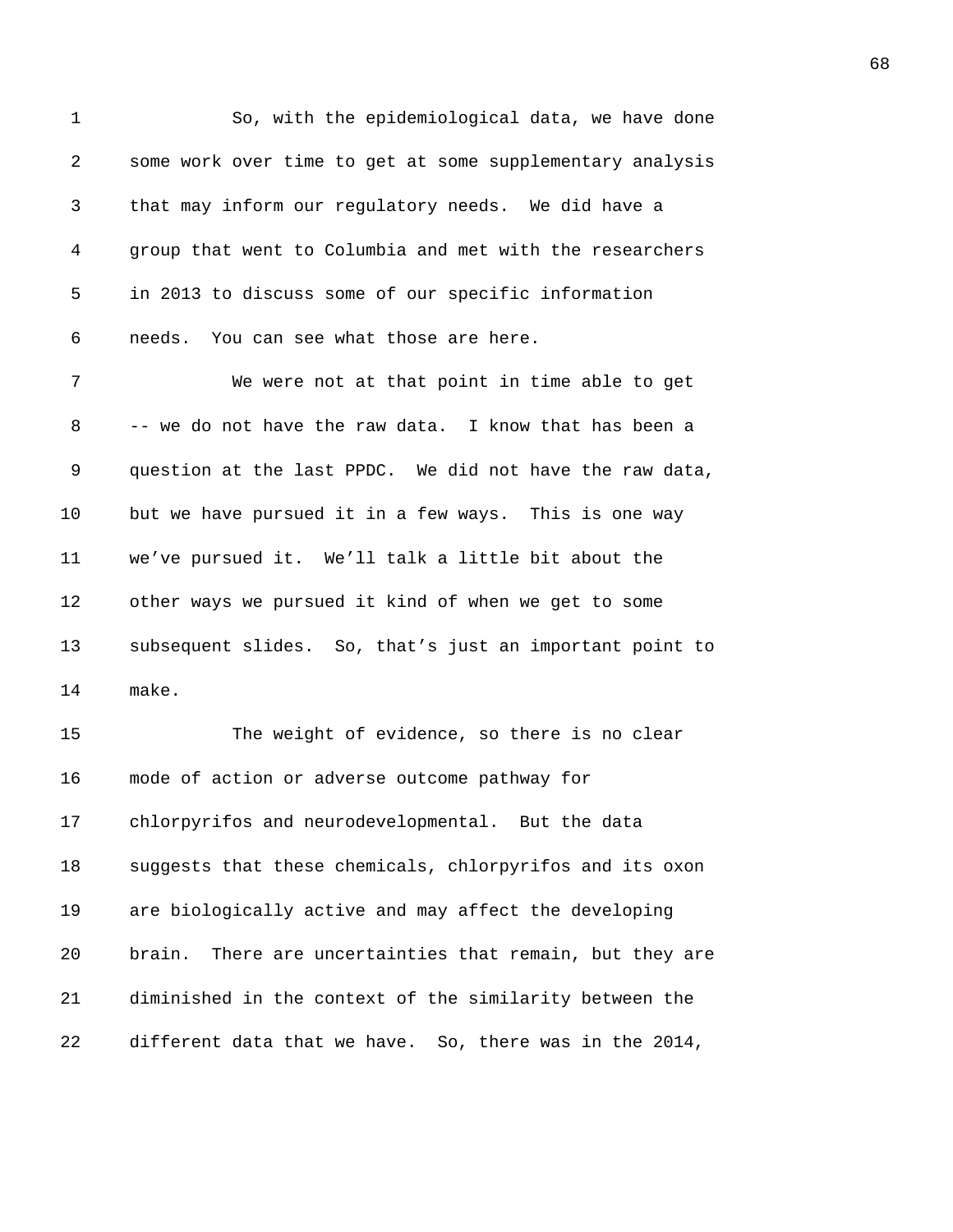So, with the epidemiological data, we have done some work over time to get at some supplementary analysis that may inform our regulatory needs. We did have a group that went to Columbia and met with the researchers in 2013 to discuss some of our specific information needs. You can see what those are here.

We were not at that point in time able to get -- we do not have the raw data. I know that has been a question at the last PPDC. We did not have the raw data, but we have pursued it in a few ways. This is one way we've pursued it. We'll talk a little bit about the other ways we pursued it kind of when we get to some subsequent slides. So, that's just an important point to make.

The weight of evidence, so there is no clear mode of action or adverse outcome pathway for chlorpyrifos and neurodevelopmental. But the data suggests that these chemicals, chlorpyrifos and its oxon are biologically active and may affect the developing brain. There are uncertainties that remain, but they are diminished in the context of the similarity between the different data that we have. So, there was in the 2014,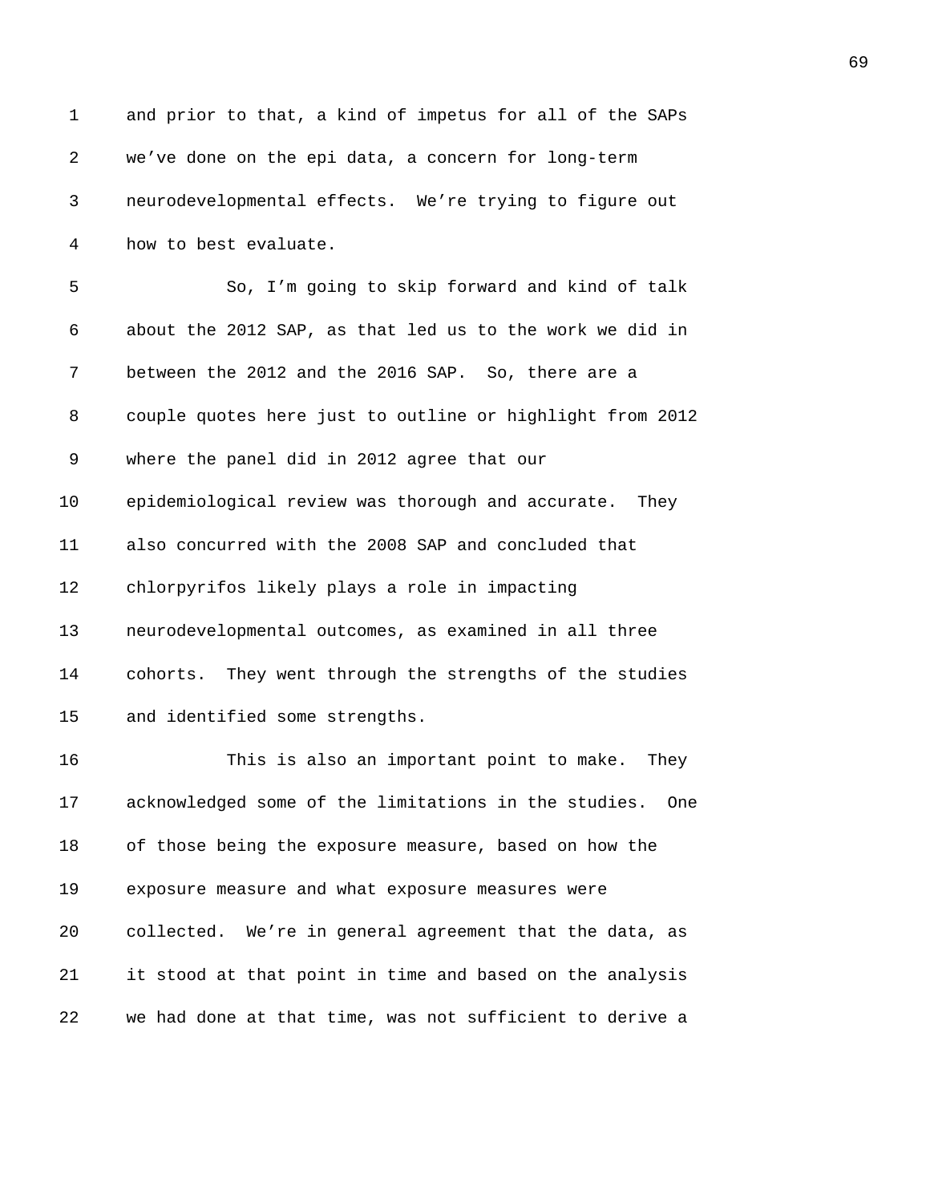and prior to that, a kind of impetus for all of the SAPs we've done on the epi data, a concern for long-term neurodevelopmental effects. We're trying to figure out how to best evaluate.

So, I'm going to skip forward and kind of talk about the 2012 SAP, as that led us to the work we did in between the 2012 and the 2016 SAP. So, there are a couple quotes here just to outline or highlight from 2012 where the panel did in 2012 agree that our epidemiological review was thorough and accurate. They also concurred with the 2008 SAP and concluded that chlorpyrifos likely plays a role in impacting neurodevelopmental outcomes, as examined in all three cohorts. They went through the strengths of the studies and identified some strengths.

This is also an important point to make. They acknowledged some of the limitations in the studies. One of those being the exposure measure, based on how the exposure measure and what exposure measures were collected. We're in general agreement that the data, as it stood at that point in time and based on the analysis we had done at that time, was not sufficient to derive a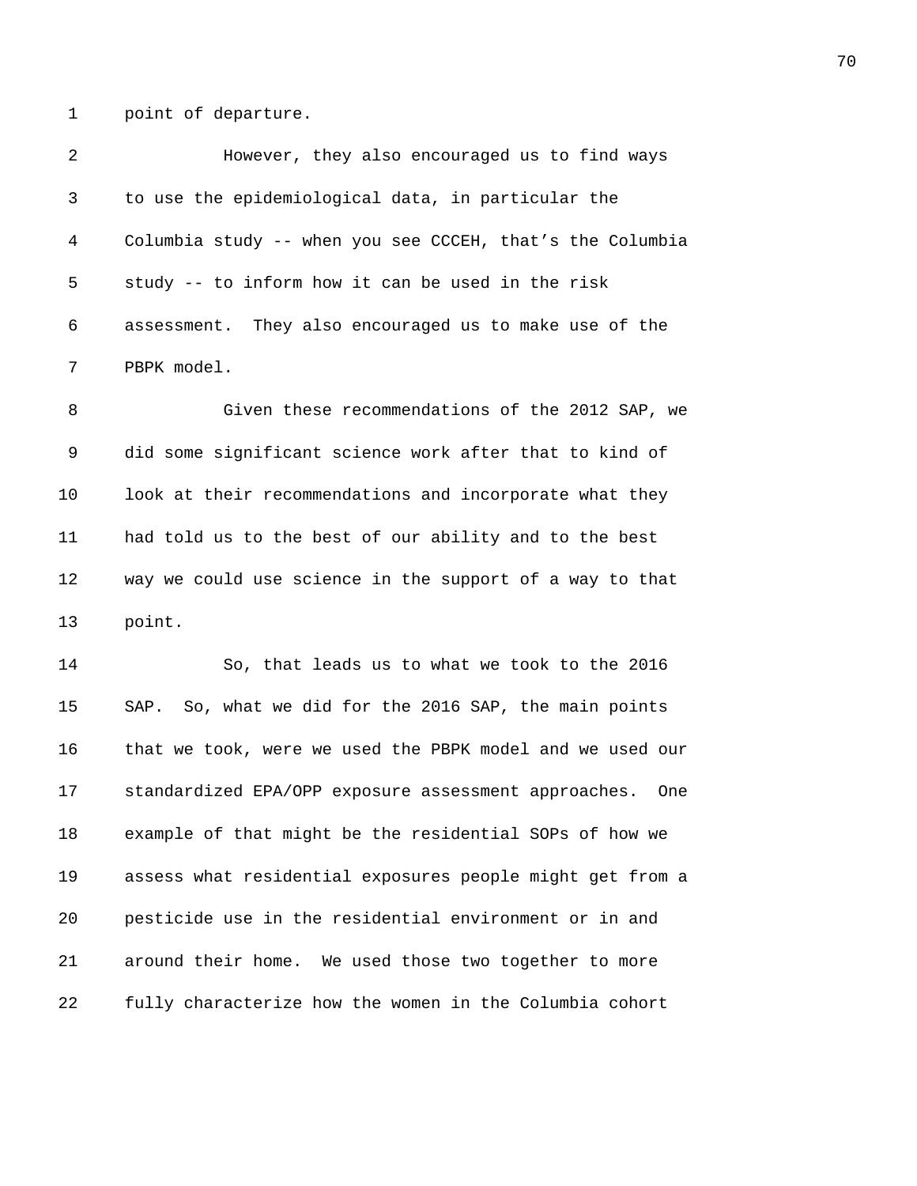point of departure.

However, they also encouraged us to find ways to use the epidemiological data, in particular the Columbia study -- when you see CCCEH, that's the Columbia study -- to inform how it can be used in the risk assessment. They also encouraged us to make use of the PBPK model.

Given these recommendations of the 2012 SAP, we did some significant science work after that to kind of look at their recommendations and incorporate what they had told us to the best of our ability and to the best way we could use science in the support of a way to that point.

So, that leads us to what we took to the 2016 SAP. So, what we did for the 2016 SAP, the main points that we took, were we used the PBPK model and we used our standardized EPA/OPP exposure assessment approaches. One example of that might be the residential SOPs of how we assess what residential exposures people might get from a pesticide use in the residential environment or in and around their home. We used those two together to more fully characterize how the women in the Columbia cohort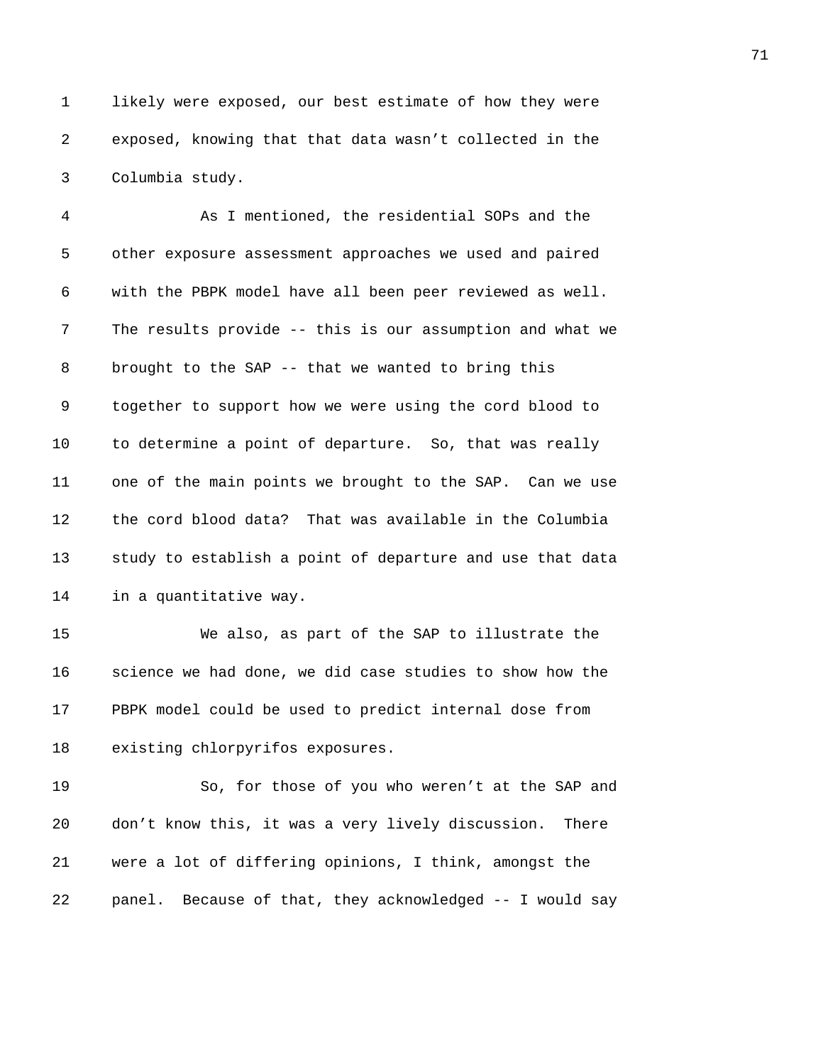likely were exposed, our best estimate of how they were exposed, knowing that that data wasn't collected in the Columbia study.

As I mentioned, the residential SOPs and the other exposure assessment approaches we used and paired with the PBPK model have all been peer reviewed as well. The results provide -- this is our assumption and what we brought to the SAP -- that we wanted to bring this together to support how we were using the cord blood to to determine a point of departure. So, that was really one of the main points we brought to the SAP. Can we use the cord blood data? That was available in the Columbia study to establish a point of departure and use that data in a quantitative way.

We also, as part of the SAP to illustrate the science we had done, we did case studies to show how the PBPK model could be used to predict internal dose from existing chlorpyrifos exposures.

So, for those of you who weren't at the SAP and don't know this, it was a very lively discussion. There were a lot of differing opinions, I think, amongst the panel. Because of that, they acknowledged -- I would say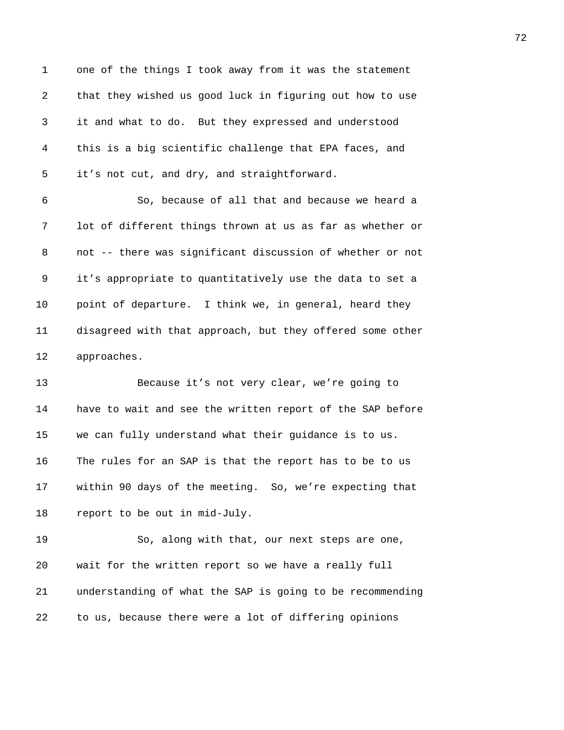one of the things I took away from it was the statement that they wished us good luck in figuring out how to use it and what to do. But they expressed and understood this is a big scientific challenge that EPA faces, and it's not cut, and dry, and straightforward.

So, because of all that and because we heard a lot of different things thrown at us as far as whether or not -- there was significant discussion of whether or not it's appropriate to quantitatively use the data to set a point of departure. I think we, in general, heard they disagreed with that approach, but they offered some other approaches.

Because it's not very clear, we're going to have to wait and see the written report of the SAP before we can fully understand what their guidance is to us. The rules for an SAP is that the report has to be to us within 90 days of the meeting. So, we're expecting that report to be out in mid-July.

So, along with that, our next steps are one, wait for the written report so we have a really full understanding of what the SAP is going to be recommending to us, because there were a lot of differing opinions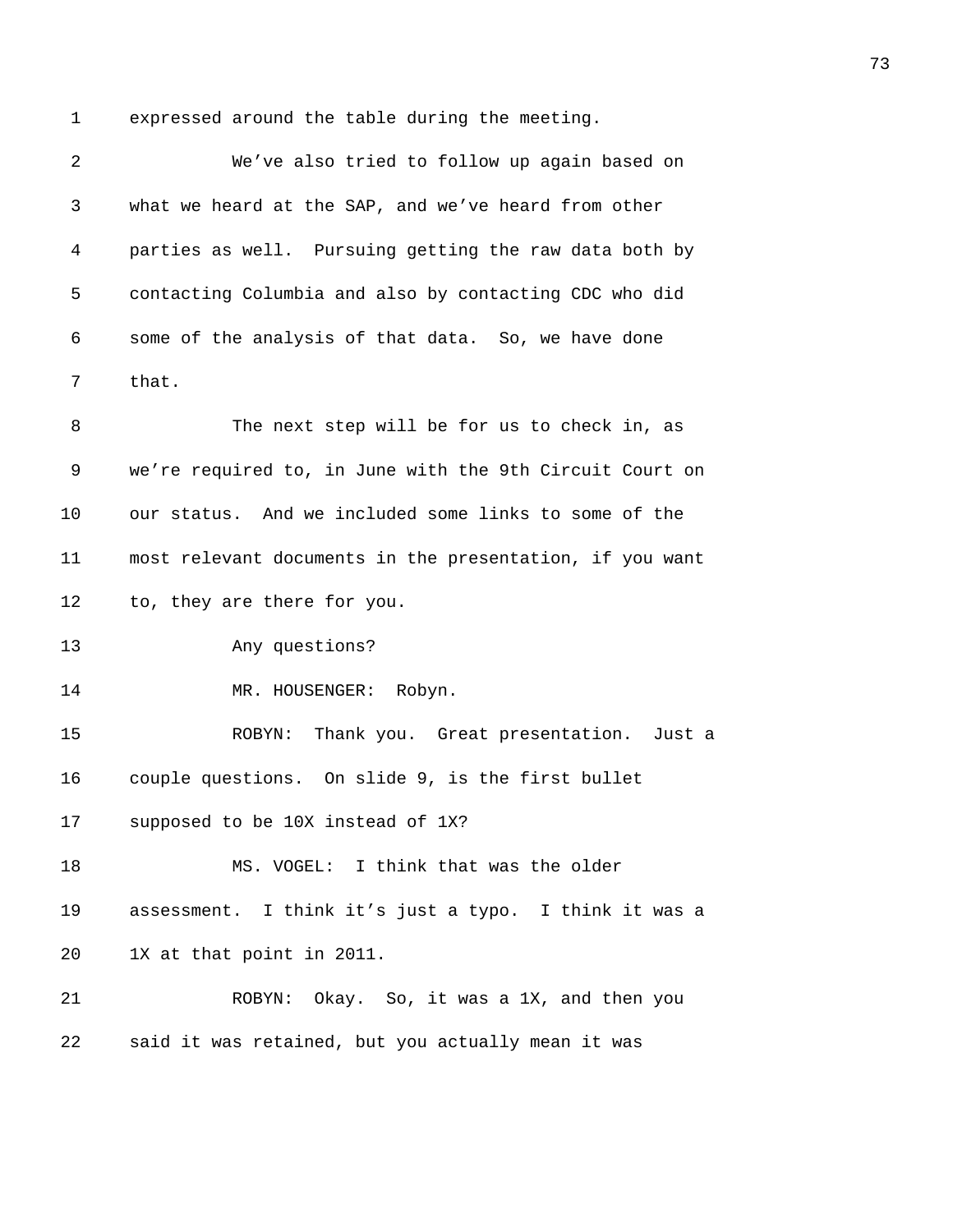expressed around the table during the meeting.

We've also tried to follow up again based on what we heard at the SAP, and we've heard from other parties as well. Pursuing getting the raw data both by contacting Columbia and also by contacting CDC who did some of the analysis of that data. So, we have done that.

The next step will be for us to check in, as we're required to, in June with the 9th Circuit Court on our status. And we included some links to some of the most relevant documents in the presentation, if you want to, they are there for you.

Any questions?

MR. HOUSENGER: Robyn.

ROBYN: Thank you. Great presentation. Just a couple questions. On slide 9, is the first bullet supposed to be 10X instead of 1X?

MS. VOGEL: I think that was the older assessment. I think it's just a typo. I think it was a 1X at that point in 2011.

ROBYN: Okay. So, it was a 1X, and then you said it was retained, but you actually mean it was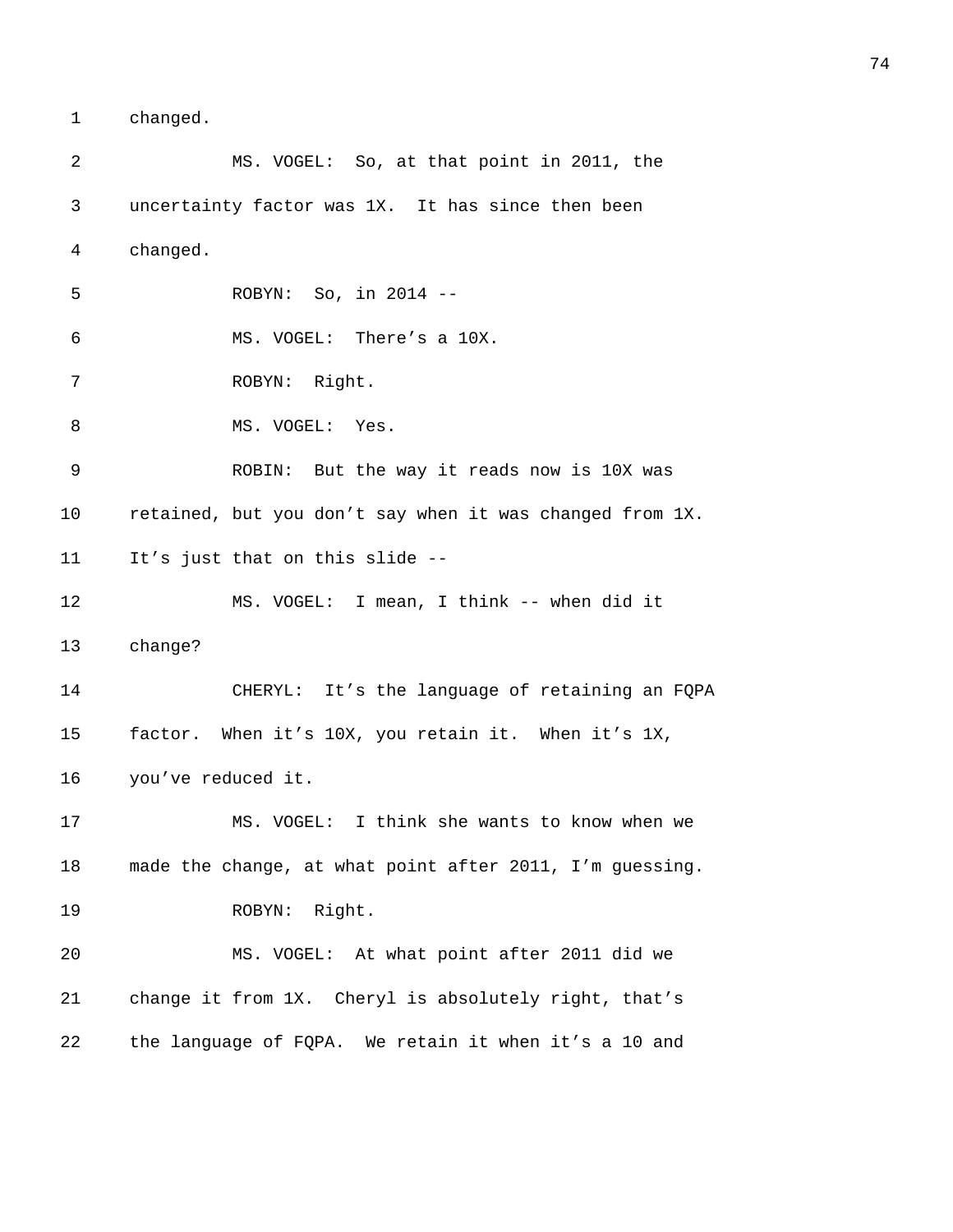changed.

MS. VOGEL: So, at that point in 2011, the uncertainty factor was 1X. It has since then been changed.

ROBYN: So, in 2014 --

MS. VOGEL: There's a 10X.

ROBYN: Right.

MS. VOGEL: Yes.

ROBIN: But the way it reads now is 10X was retained, but you don't say when it was changed from 1X. It's just that on this slide --

MS. VOGEL: I mean, I think -- when did it change?

CHERYL: It's the language of retaining an FQPA factor. When it's 10X, you retain it. When it's 1X, you've reduced it.

MS. VOGEL: I think she wants to know when we made the change, at what point after 2011, I'm guessing.

ROBYN: Right.

MS. VOGEL: At what point after 2011 did we change it from 1X. Cheryl is absolutely right, that's the language of FQPA. We retain it when it's a 10 and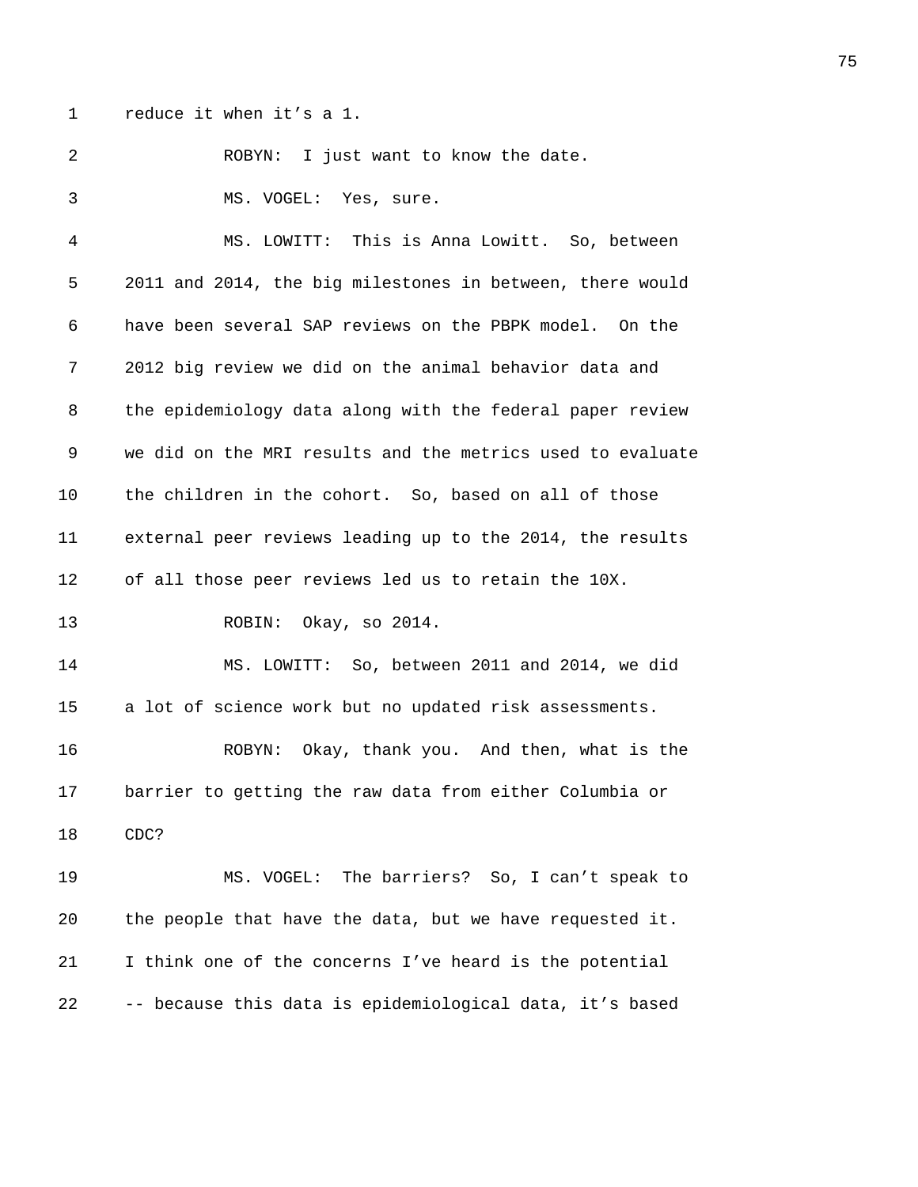reduce it when it's a 1.

ROBYN: I just want to know the date.

MS. VOGEL: Yes, sure.

MS. LOWITT: This is Anna Lowitt. So, between 2011 and 2014, the big milestones in between, there would have been several SAP reviews on the PBPK model. On the 2012 big review we did on the animal behavior data and the epidemiology data along with the federal paper review we did on the MRI results and the metrics used to evaluate the children in the cohort. So, based on all of those external peer reviews leading up to the 2014, the results of all those peer reviews led us to retain the 10X.

ROBIN: Okay, so 2014.

MS. LOWITT: So, between 2011 and 2014, we did a lot of science work but no updated risk assessments.

ROBYN: Okay, thank you. And then, what is the barrier to getting the raw data from either Columbia or CDC?

MS. VOGEL: The barriers? So, I can't speak to the people that have the data, but we have requested it. I think one of the concerns I've heard is the potential -- because this data is epidemiological data, it's based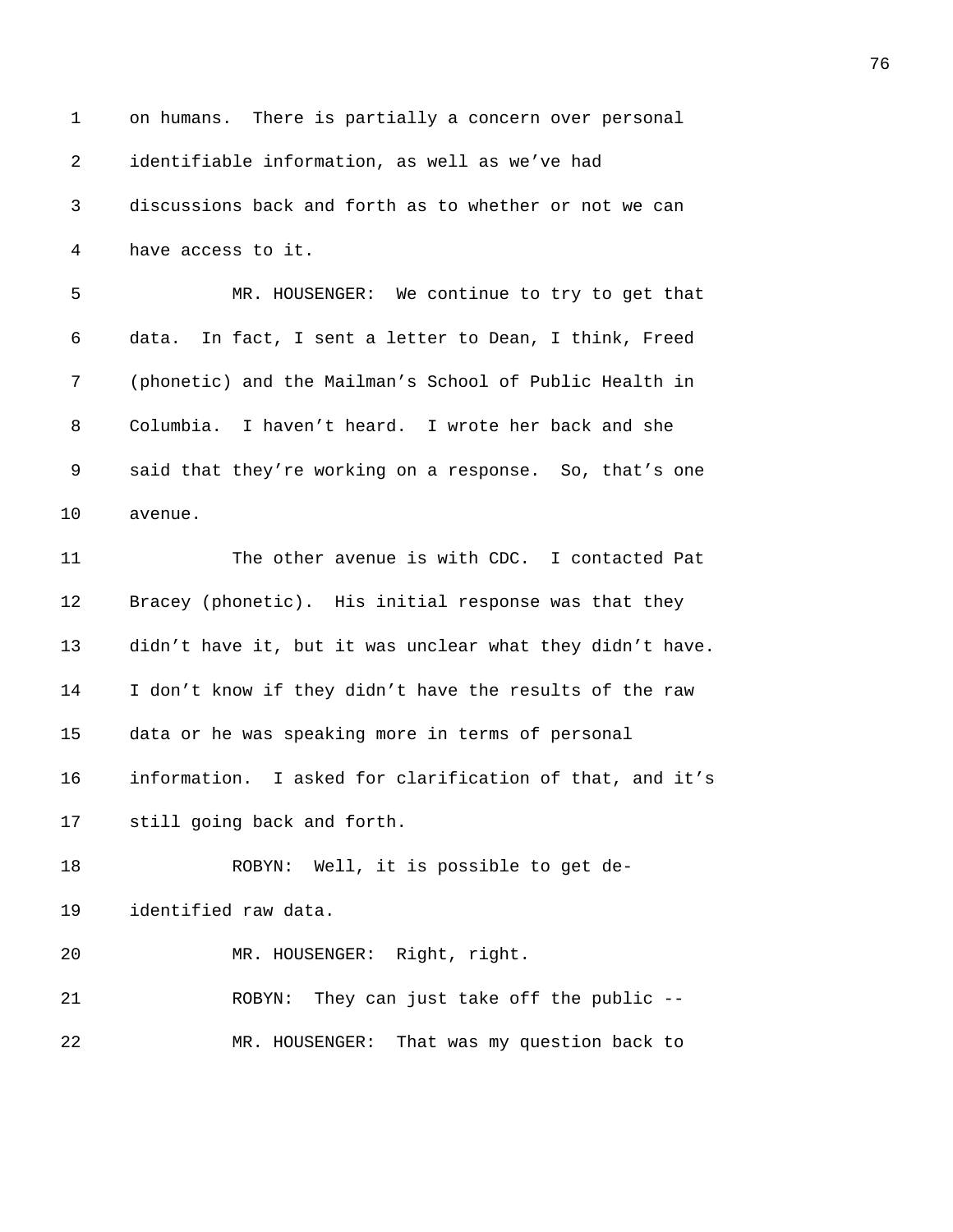on humans. There is partially a concern over personal identifiable information, as well as we've had discussions back and forth as to whether or not we can have access to it.

MR. HOUSENGER: We continue to try to get that data. In fact, I sent a letter to Dean, I think, Freed (phonetic) and the Mailman's School of Public Health in Columbia. I haven't heard. I wrote her back and she said that they're working on a response. So, that's one avenue.

The other avenue is with CDC. I contacted Pat Bracey (phonetic). His initial response was that they didn't have it, but it was unclear what they didn't have. I don't know if they didn't have the results of the raw data or he was speaking more in terms of personal information. I asked for clarification of that, and it's still going back and forth.

ROBYN: Well, it is possible to get de-identified raw data.

MR. HOUSENGER: Right, right.

ROBYN: They can just take off the public --

MR. HOUSENGER: That was my question back to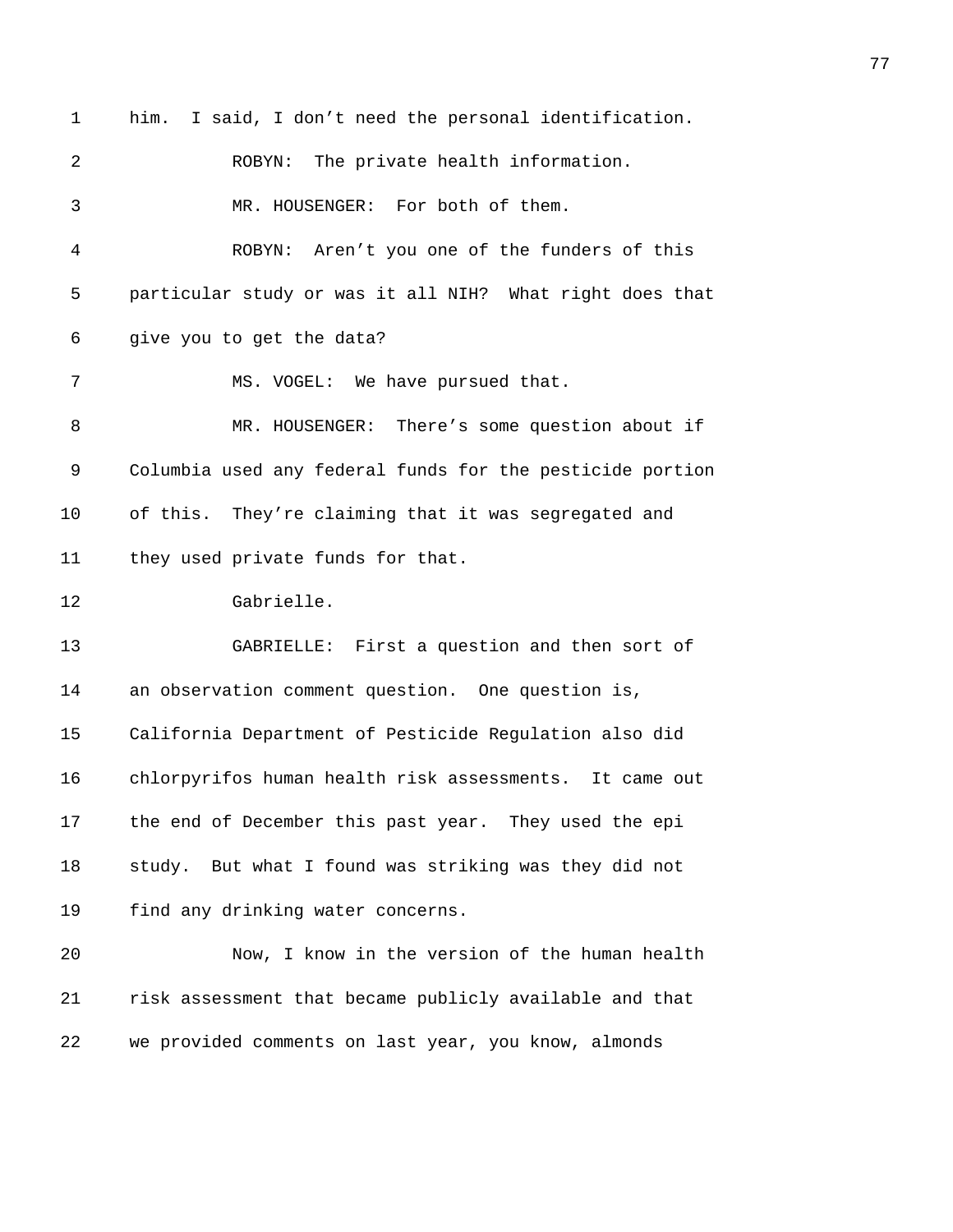him. I said, I don't need the personal identification.

ROBYN: The private health information.

MR. HOUSENGER: For both of them.

ROBYN: Aren't you one of the funders of this particular study or was it all NIH? What right does that give you to get the data?

MS. VOGEL: We have pursued that.

MR. HOUSENGER: There's some question about if Columbia used any federal funds for the pesticide portion of this. They're claiming that it was segregated and they used private funds for that.

Gabrielle.

GABRIELLE: First a question and then sort of an observation comment question. One question is, California Department of Pesticide Regulation also did chlorpyrifos human health risk assessments. It came out the end of December this past year. They used the epi study. But what I found was striking was they did not find any drinking water concerns.

Now, I know in the version of the human health risk assessment that became publicly available and that we provided comments on last year, you know, almonds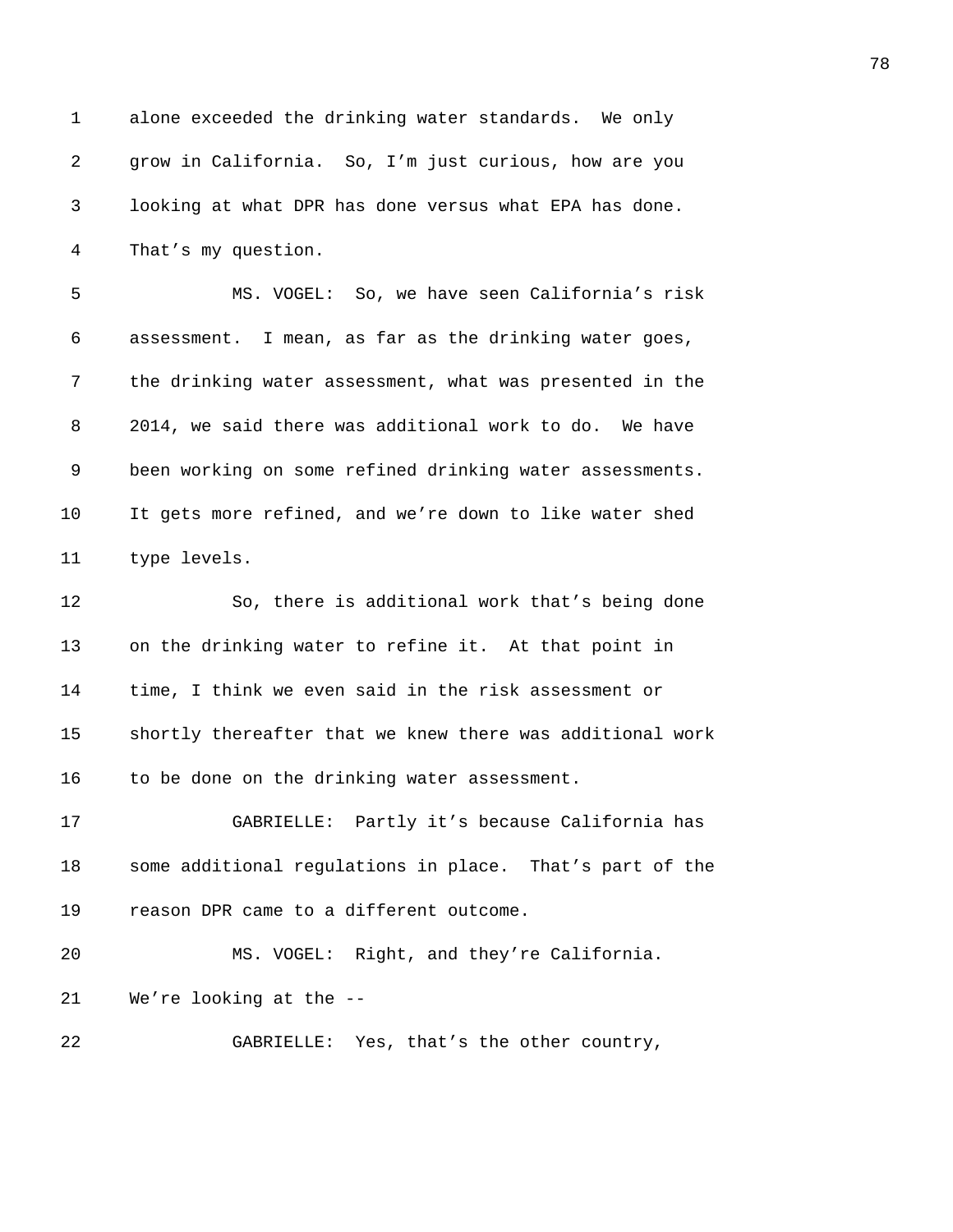alone exceeded the drinking water standards. We only grow in California. So, I'm just curious, how are you looking at what DPR has done versus what EPA has done. That's my question.

MS. VOGEL: So, we have seen California's risk assessment. I mean, as far as the drinking water goes, the drinking water assessment, what was presented in the 2014, we said there was additional work to do. We have been working on some refined drinking water assessments. It gets more refined, and we're down to like water shed type levels.

So, there is additional work that's being done on the drinking water to refine it. At that point in time, I think we even said in the risk assessment or shortly thereafter that we knew there was additional work to be done on the drinking water assessment.

GABRIELLE: Partly it's because California has some additional regulations in place. That's part of the reason DPR came to a different outcome.

MS. VOGEL: Right, and they're California. We're looking at the --

GABRIELLE: Yes, that's the other country,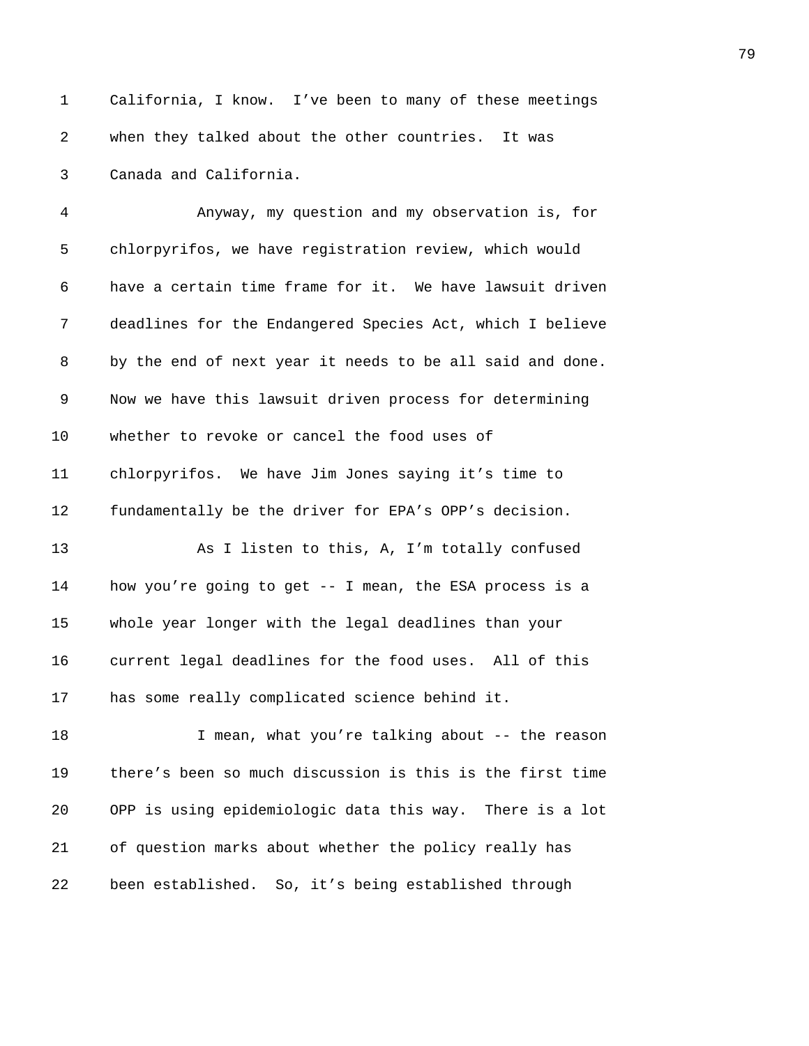California, I know. I've been to many of these meetings when they talked about the other countries. It was Canada and California.

Anyway, my question and my observation is, for chlorpyrifos, we have registration review, which would have a certain time frame for it. We have lawsuit driven deadlines for the Endangered Species Act, which I believe by the end of next year it needs to be all said and done. Now we have this lawsuit driven process for determining whether to revoke or cancel the food uses of chlorpyrifos. We have Jim Jones saying it's time to fundamentally be the driver for EPA's OPP's decision.

As I listen to this, A, I'm totally confused how you're going to get -- I mean, the ESA process is a whole year longer with the legal deadlines than your current legal deadlines for the food uses. All of this has some really complicated science behind it.

I mean, what you're talking about -- the reason there's been so much discussion is this is the first time OPP is using epidemiologic data this way. There is a lot of question marks about whether the policy really has been established. So, it's being established through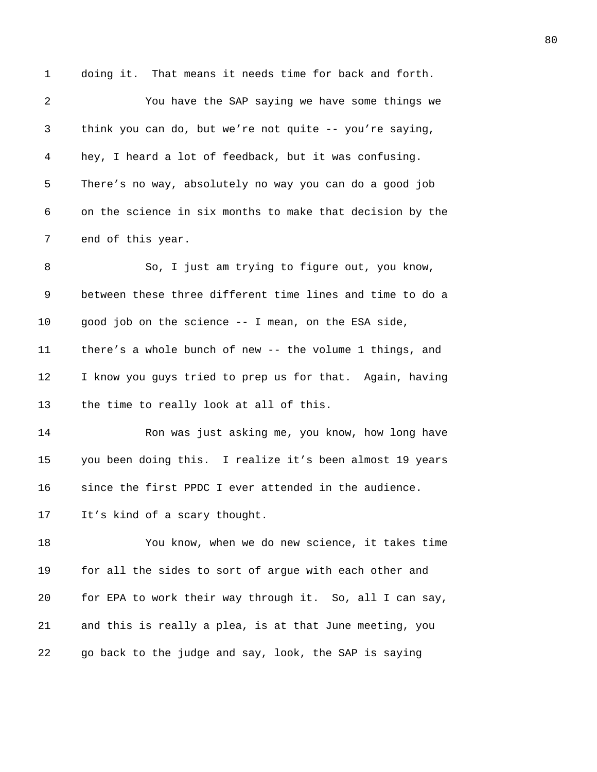doing it. That means it needs time for back and forth.

You have the SAP saying we have some things we think you can do, but we're not quite -- you're saying, hey, I heard a lot of feedback, but it was confusing. There's no way, absolutely no way you can do a good job on the science in six months to make that decision by the end of this year.

So, I just am trying to figure out, you know, between these three different time lines and time to do a good job on the science -- I mean, on the ESA side, there's a whole bunch of new -- the volume 1 things, and I know you guys tried to prep us for that. Again, having the time to really look at all of this.

Ron was just asking me, you know, how long have you been doing this. I realize it's been almost 19 years since the first PPDC I ever attended in the audience. It's kind of a scary thought.

You know, when we do new science, it takes time for all the sides to sort of argue with each other and for EPA to work their way through it. So, all I can say, and this is really a plea, is at that June meeting, you go back to the judge and say, look, the SAP is saying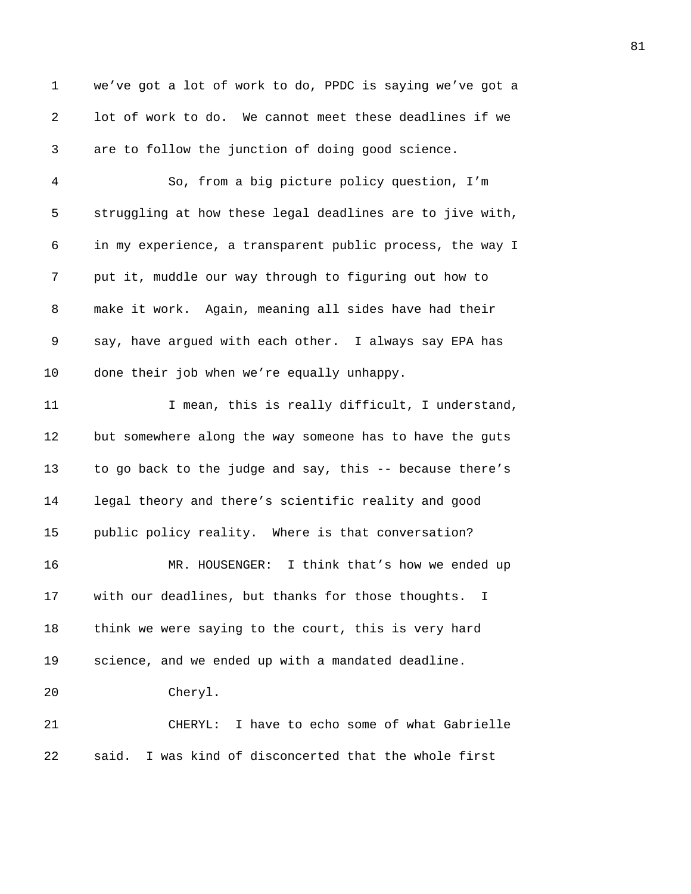we’ve got a lot of work to do, PPDC is saying we’ve got a lot of work to do. We cannot meet these deadlines if we are to follow the junction of doing good science.

So, from a big picture policy question, I’m struggling at how these legal deadlines are to jive with, in my experience, a transparent public process, the way I put it, muddle our way through to figuring out how to make it work. Again, meaning all sides have had their say, have argued with each other. I always say EPA has done their job when we’re equally unhappy.

I mean, this is really difficult, I understand, but somewhere along the way someone has to have the guts to go back to the judge and say, this -- because there’s legal theory and there’s scientific reality and good public policy reality. Where is that conversation?

MR. HOUSENGER: I think that’s how we ended up with our deadlines, but thanks for those thoughts. I think we were saying to the court, this is very hard science, and we ended up with a mandated deadline.

Cheryl.

CHERYL: I have to echo some of what Gabrielle said. I was kind of disconcerted that the whole first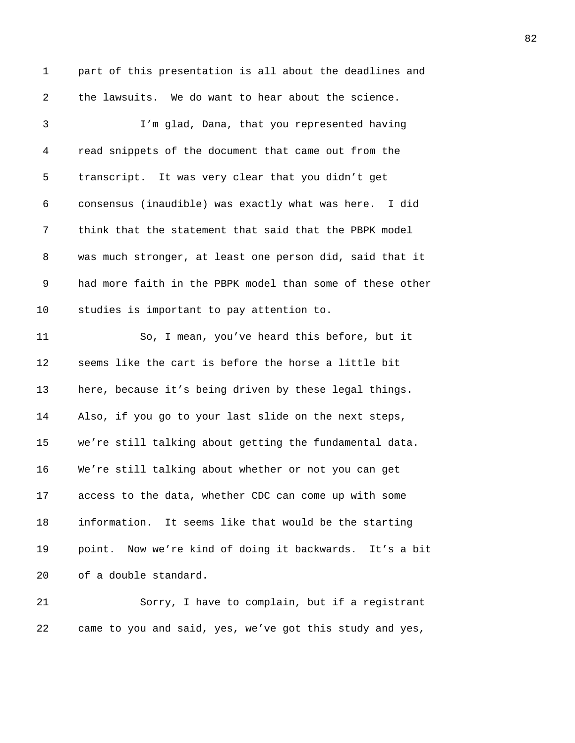part of this presentation is all about the deadlines and the lawsuits. We do want to hear about the science.

I'm glad, Dana, that you represented having read snippets of the document that came out from the transcript. It was very clear that you didn't get consensus (inaudible) was exactly what was here. I did think that the statement that said that the PBPK model was much stronger, at least one person did, said that it had more faith in the PBPK model than some of these other studies is important to pay attention to.

So, I mean, you've heard this before, but it seems like the cart is before the horse a little bit here, because it's being driven by these legal things. Also, if you go to your last slide on the next steps, we're still talking about getting the fundamental data. We're still talking about whether or not you can get access to the data, whether CDC can come up with some information. It seems like that would be the starting point. Now we're kind of doing it backwards. It's a bit of a double standard.

Sorry, I have to complain, but if a registrant came to you and said, yes, we've got this study and yes,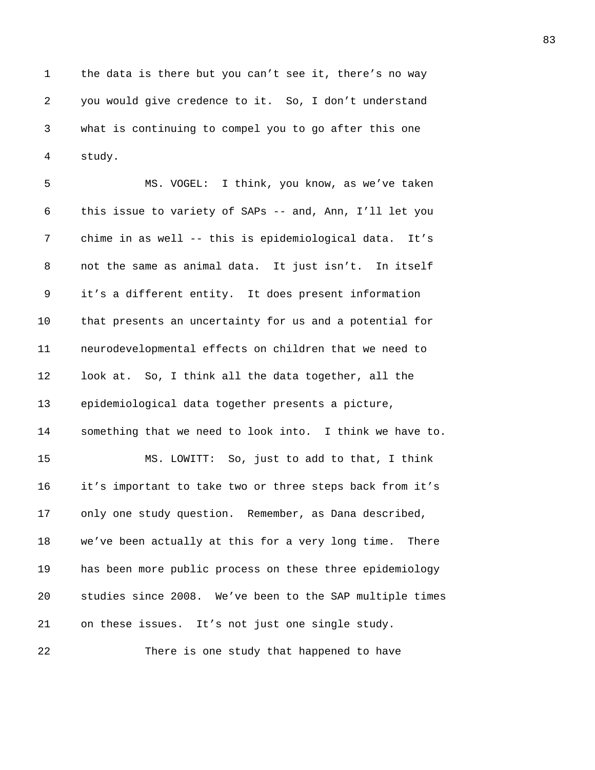the data is there but you can't see it, there's no way you would give credence to it. So, I don't understand what is continuing to compel you to go after this one study.

MS. VOGEL: I think, you know, as we've taken this issue to variety of SAPs -- and, Ann, I'll let you chime in as well -- this is epidemiological data. It's not the same as animal data. It just isn't. In itself it's a different entity. It does present information that presents an uncertainty for us and a potential for neurodevelopmental effects on children that we need to look at. So, I think all the data together, all the epidemiological data together presents a picture, something that we need to look into. I think we have to.

MS. LOWITT: So, just to add to that, I think it's important to take two or three steps back from it's only one study question. Remember, as Dana described, we've been actually at this for a very long time. There has been more public process on these three epidemiology studies since 2008. We've been to the SAP multiple times on these issues. It's not just one single study.

There is one study that happened to have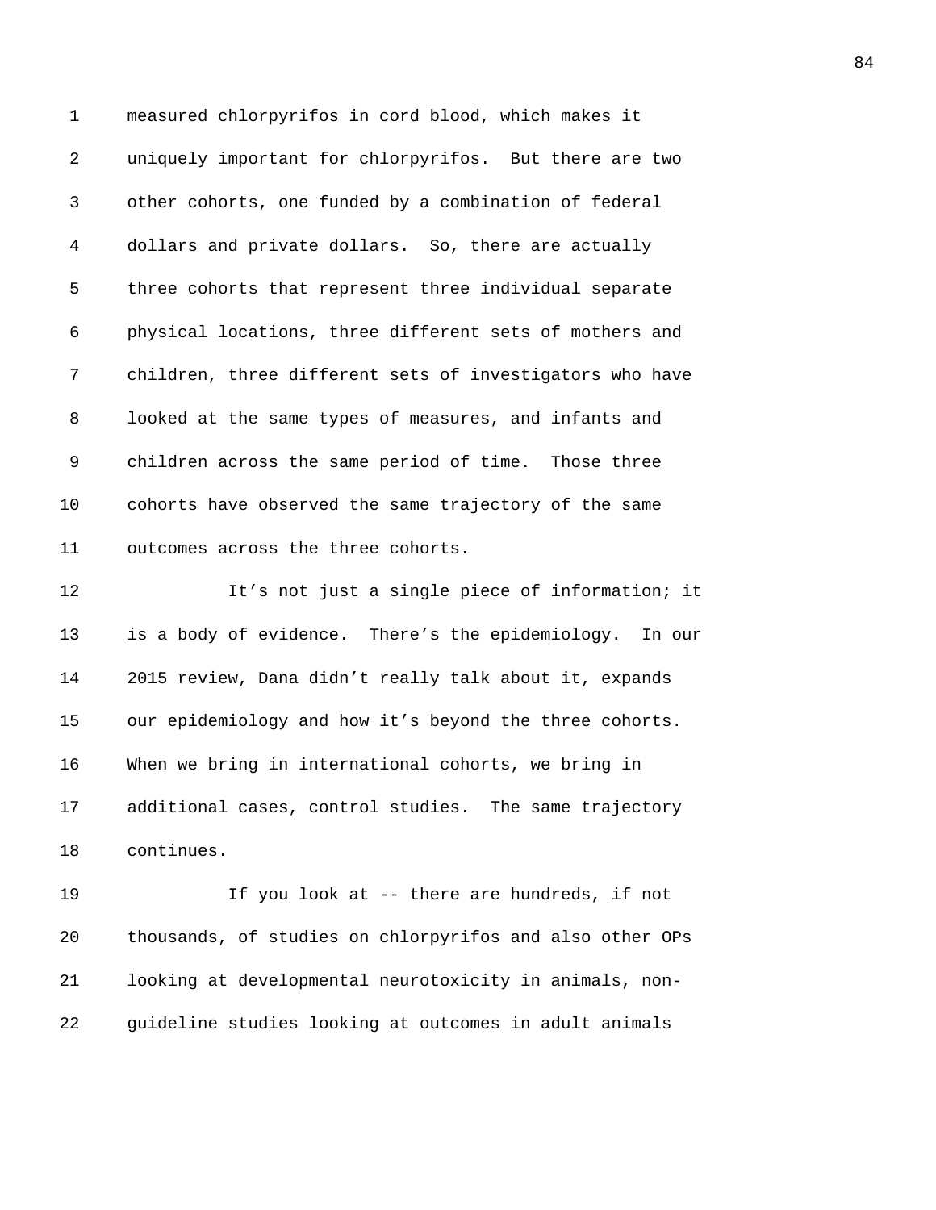measured chlorpyrifos in cord blood, which makes it uniquely important for chlorpyrifos. But there are two other cohorts, one funded by a combination of federal dollars and private dollars. So, there are actually three cohorts that represent three individual separate physical locations, three different sets of mothers and children, three different sets of investigators who have looked at the same types of measures, and infants and children across the same period of time. Those three cohorts have observed the same trajectory of the same outcomes across the three cohorts.

It’s not just a single piece of information; it is a body of evidence. There’s the epidemiology. In our 2015 review, Dana didn’t really talk about it, expands our epidemiology and how it’s beyond the three cohorts. When we bring in international cohorts, we bring in additional cases, control studies. The same trajectory continues.

If you look at -- there are hundreds, if not thousands, of studies on chlorpyrifos and also other OPs looking at developmental neurotoxicity in animals, non-guideline studies looking at outcomes in adult animals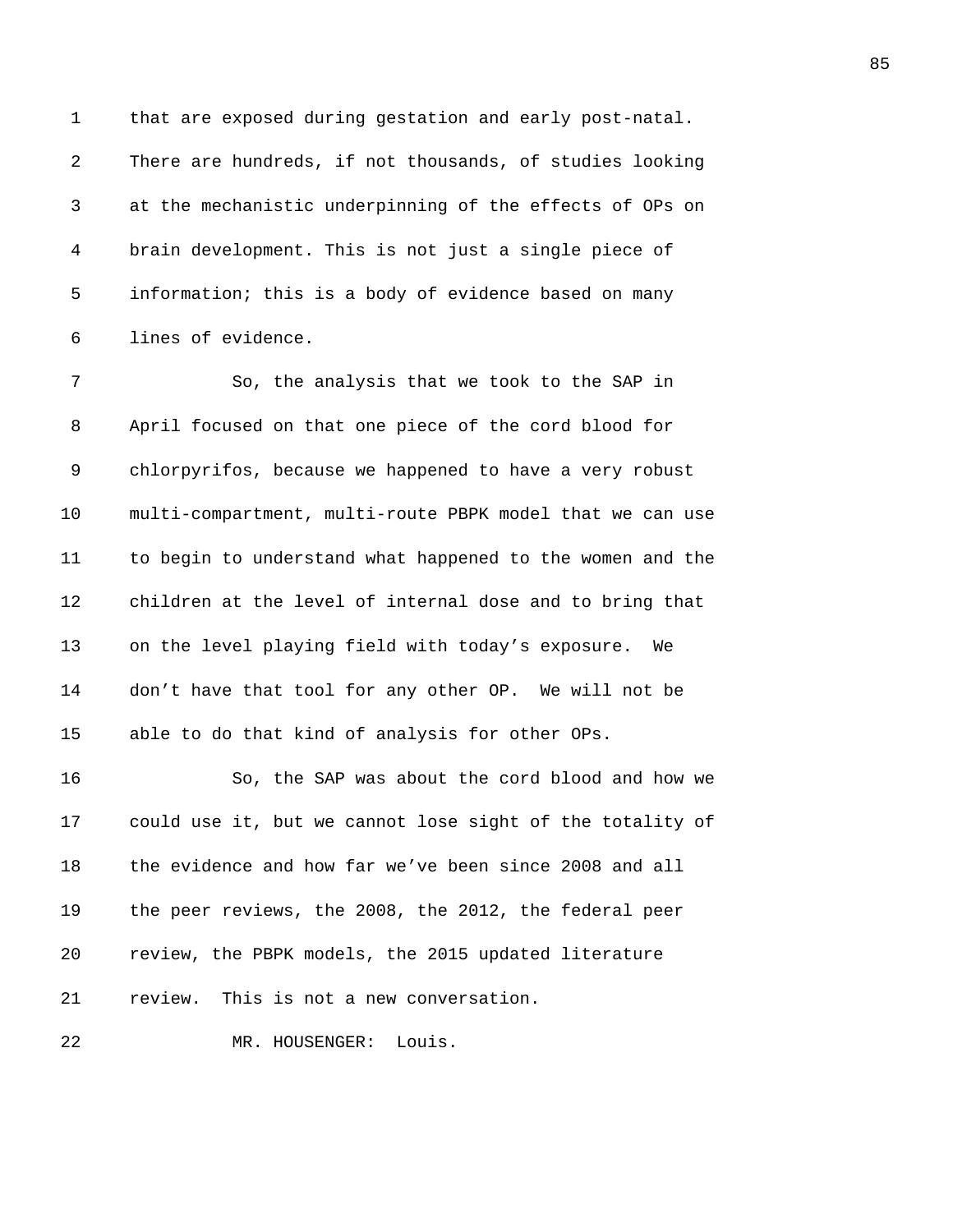that are exposed during gestation and early post-natal. There are hundreds, if not thousands, of studies looking at the mechanistic underpinning of the effects of OPs on brain development. This is not just a single piece of information; this is a body of evidence based on many lines of evidence.

So, the analysis that we took to the SAP in April focused on that one piece of the cord blood for chlorpyrifos, because we happened to have a very robust multi-compartment, multi-route PBPK model that we can use to begin to understand what happened to the women and the children at the level of internal dose and to bring that on the level playing field with today's exposure. We don't have that tool for any other OP. We will not be able to do that kind of analysis for other OPs.

So, the SAP was about the cord blood and how we could use it, but we cannot lose sight of the totality of the evidence and how far we've been since 2008 and all the peer reviews, the 2008, the 2012, the federal peer review, the PBPK models, the 2015 updated literature review. This is not a new conversation.

MR. HOUSENGER: Louis.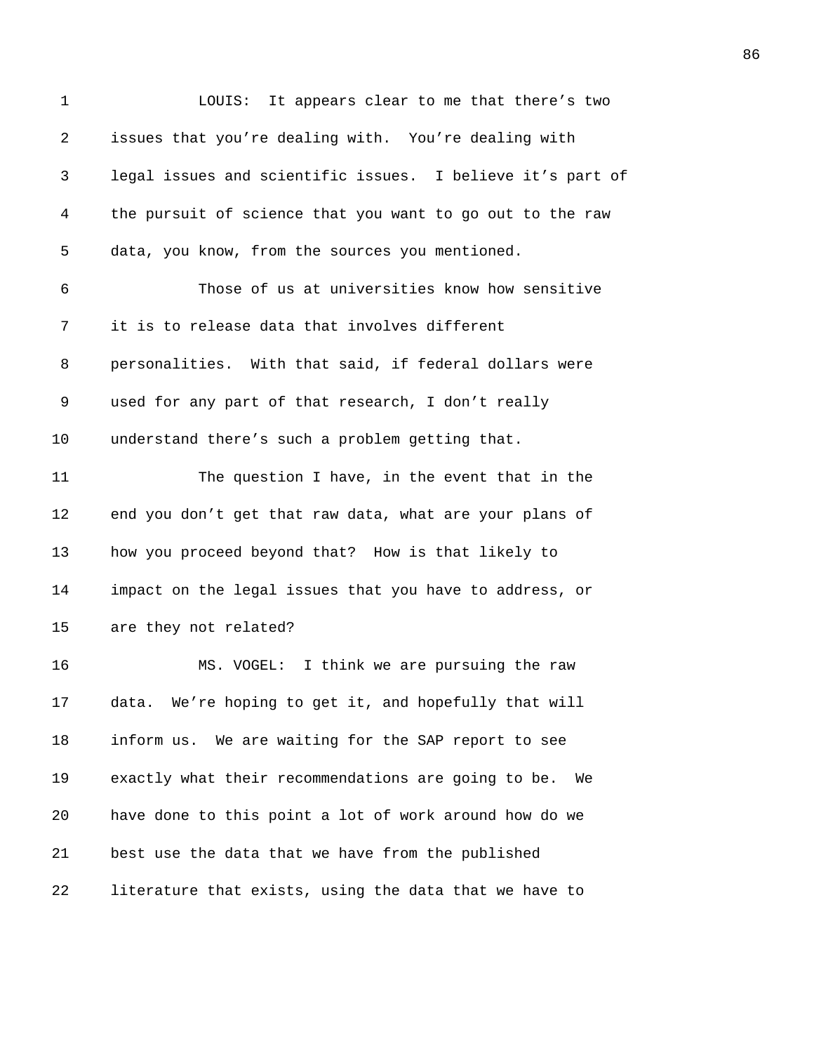LOUIS: It appears clear to me that there's two issues that you're dealing with. You're dealing with legal issues and scientific issues. I believe it's part of the pursuit of science that you want to go out to the raw data, you know, from the sources you mentioned.

Those of us at universities know how sensitive it is to release data that involves different personalities. With that said, if federal dollars were used for any part of that research, I don't really understand there's such a problem getting that.

The question I have, in the event that in the end you don't get that raw data, what are your plans of how you proceed beyond that? How is that likely to impact on the legal issues that you have to address, or are they not related?

MS. VOGEL: I think we are pursuing the raw data. We're hoping to get it, and hopefully that will inform us. We are waiting for the SAP report to see exactly what their recommendations are going to be. We have done to this point a lot of work around how do we best use the data that we have from the published literature that exists, using the data that we have to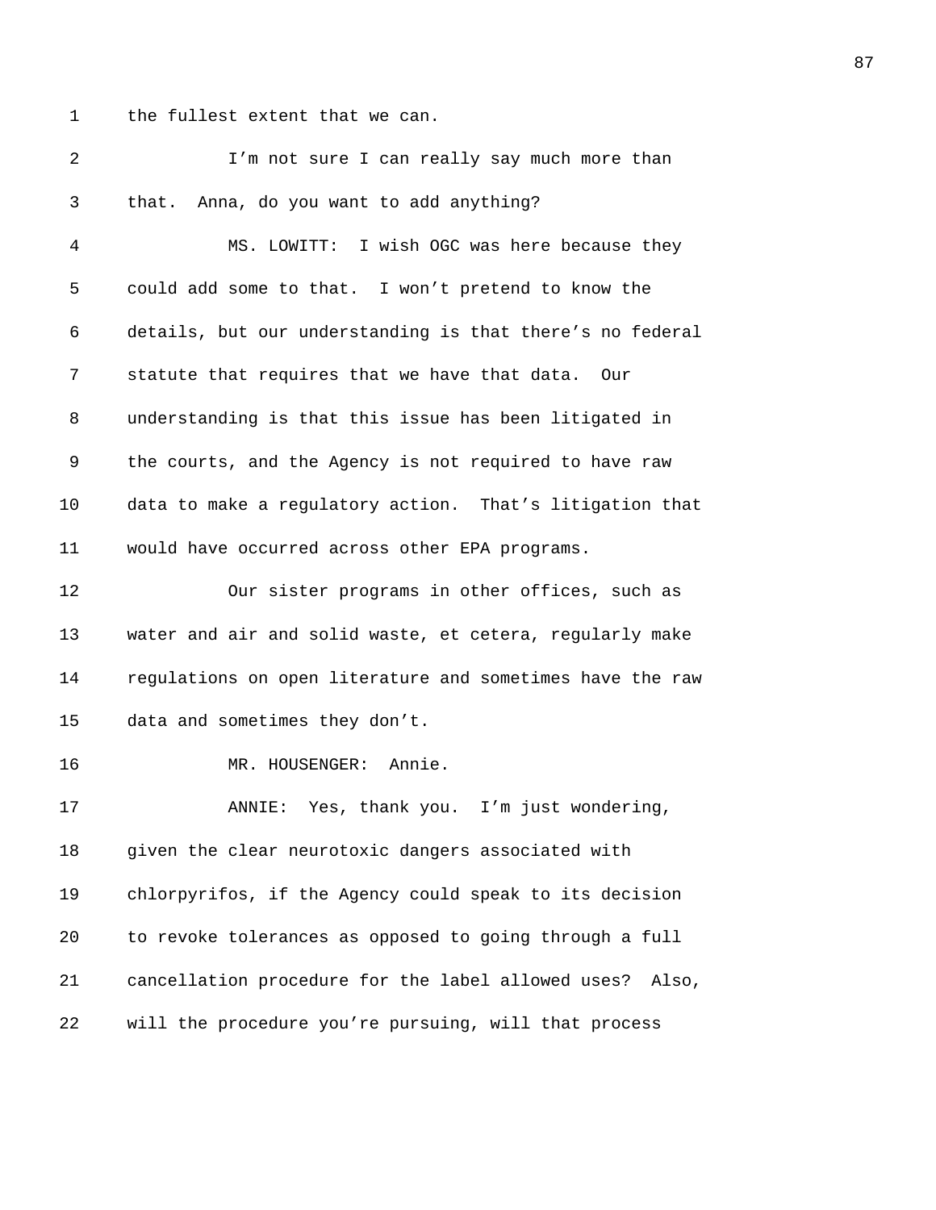the fullest extent that we can.

I'm not sure I can really say much more than that. Anna, do you want to add anything?

MS. LOWITT: I wish OGC was here because they could add some to that. I won't pretend to know the details, but our understanding is that there's no federal statute that requires that we have that data. Our understanding is that this issue has been litigated in the courts, and the Agency is not required to have raw data to make a regulatory action. That's litigation that would have occurred across other EPA programs.

Our sister programs in other offices, such as water and air and solid waste, et cetera, regularly make regulations on open literature and sometimes have the raw data and sometimes they don't.

MR. HOUSENGER: Annie.

ANNIE: Yes, thank you. I'm just wondering, given the clear neurotoxic dangers associated with chlorpyrifos, if the Agency could speak to its decision to revoke tolerances as opposed to going through a full cancellation procedure for the label allowed uses? Also, will the procedure you're pursuing, will that process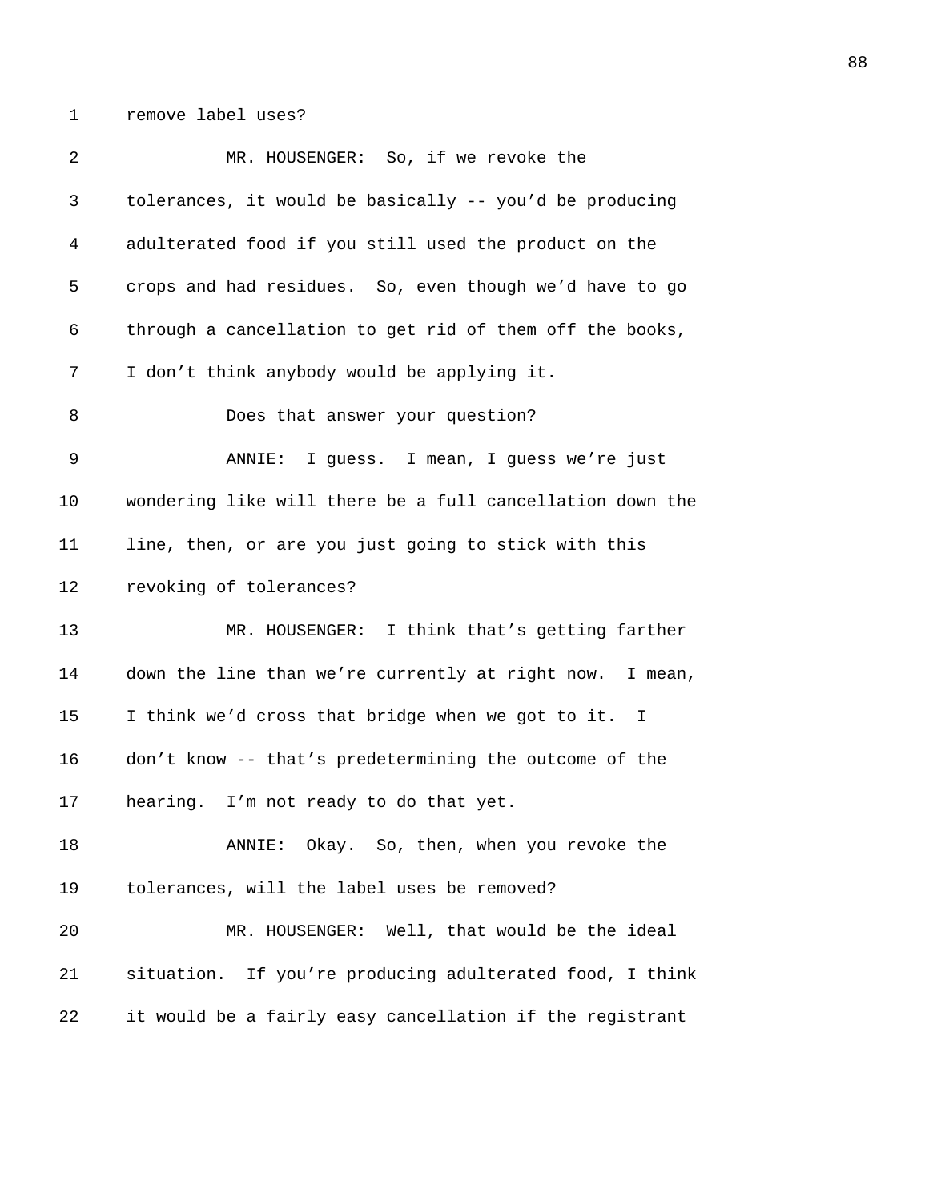remove label uses?

MR. HOUSENGER: So, if we revoke the tolerances, it would be basically -- you'd be producing adulterated food if you still used the product on the crops and had residues. So, even though we'd have to go through a cancellation to get rid of them off the books, I don't think anybody would be applying it.

Does that answer your question?

ANNIE: I guess. I mean, I guess we're just wondering like will there be a full cancellation down the line, then, or are you just going to stick with this revoking of tolerances?

MR. HOUSENGER: I think that's getting farther down the line than we're currently at right now. I mean, I think we'd cross that bridge when we got to it. I don't know -- that's predetermining the outcome of the hearing. I'm not ready to do that yet.

ANNIE: Okay. So, then, when you revoke the tolerances, will the label uses be removed?

MR. HOUSENGER: Well, that would be the ideal situation. If you're producing adulterated food, I think it would be a fairly easy cancellation if the registrant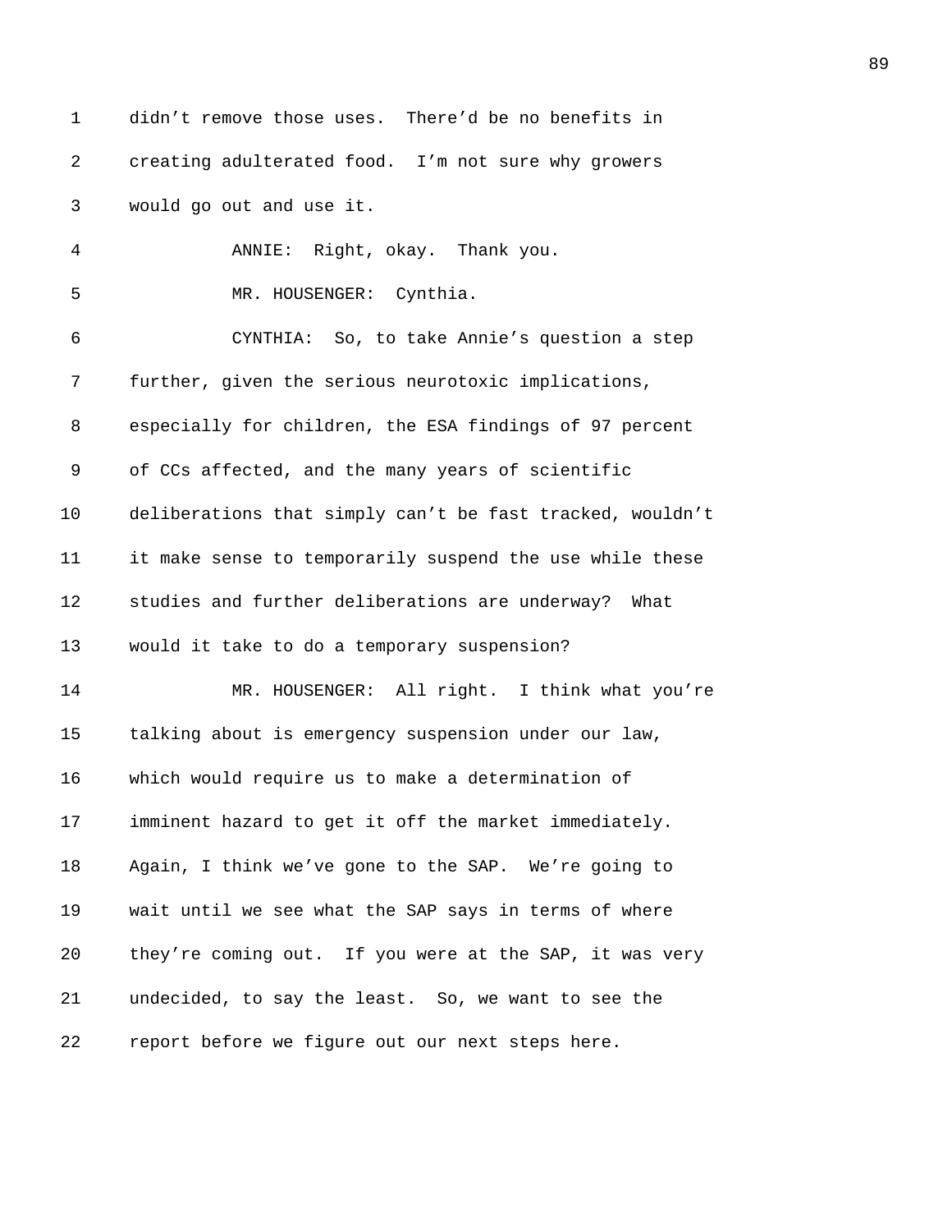didn't remove those uses. There'd be no benefits in creating adulterated food. I'm not sure why growers would go out and use it.

ANNIE: Right, okay. Thank you.

MR. HOUSENGER: Cynthia.

CYNTHIA: So, to take Annie's question a step further, given the serious neurotoxic implications, especially for children, the ESA findings of 97 percent of CCs affected, and the many years of scientific deliberations that simply can't be fast tracked, wouldn't it make sense to temporarily suspend the use while these studies and further deliberations are underway? What would it take to do a temporary suspension?

MR. HOUSENGER: All right. I think what you're talking about is emergency suspension under our law, which would require us to make a determination of imminent hazard to get it off the market immediately. Again, I think we've gone to the SAP. We're going to wait until we see what the SAP says in terms of where they're coming out. If you were at the SAP, it was very undecided, to say the least. So, we want to see the report before we figure out our next steps here.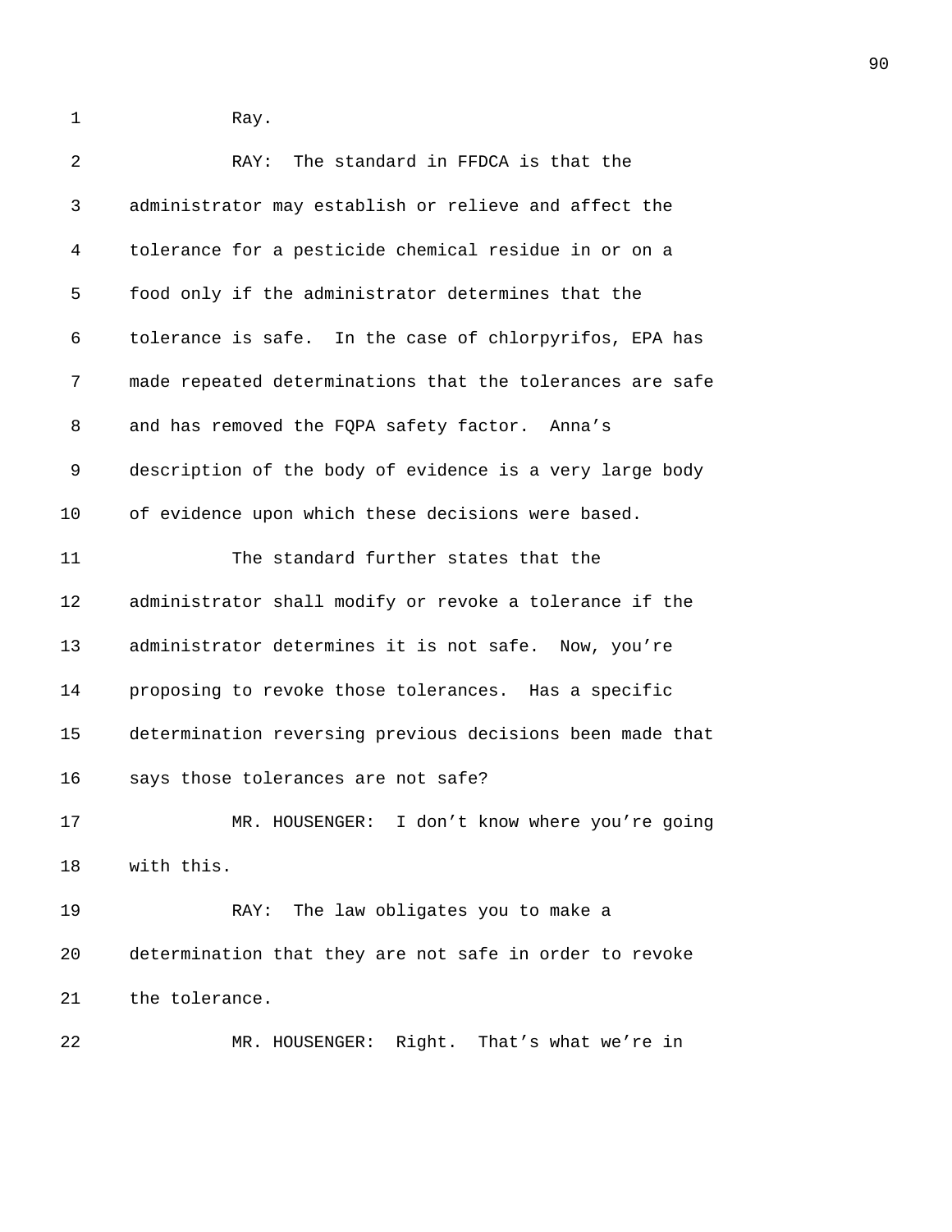Ray.

RAY: The standard in FFDCA is that the administrator may establish or relieve and affect the tolerance for a pesticide chemical residue in or on a food only if the administrator determines that the tolerance is safe. In the case of chlorpyrifos, EPA has made repeated determinations that the tolerances are safe and has removed the FQPA safety factor. Anna's description of the body of evidence is a very large body of evidence upon which these decisions were based.

The standard further states that the administrator shall modify or revoke a tolerance if the administrator determines it is not safe. Now, you're proposing to revoke those tolerances. Has a specific determination reversing previous decisions been made that says those tolerances are not safe?

MR. HOUSENGER: I don't know where you're going with this.

RAY: The law obligates you to make a determination that they are not safe in order to revoke the tolerance.

MR. HOUSENGER: Right. That's what we're in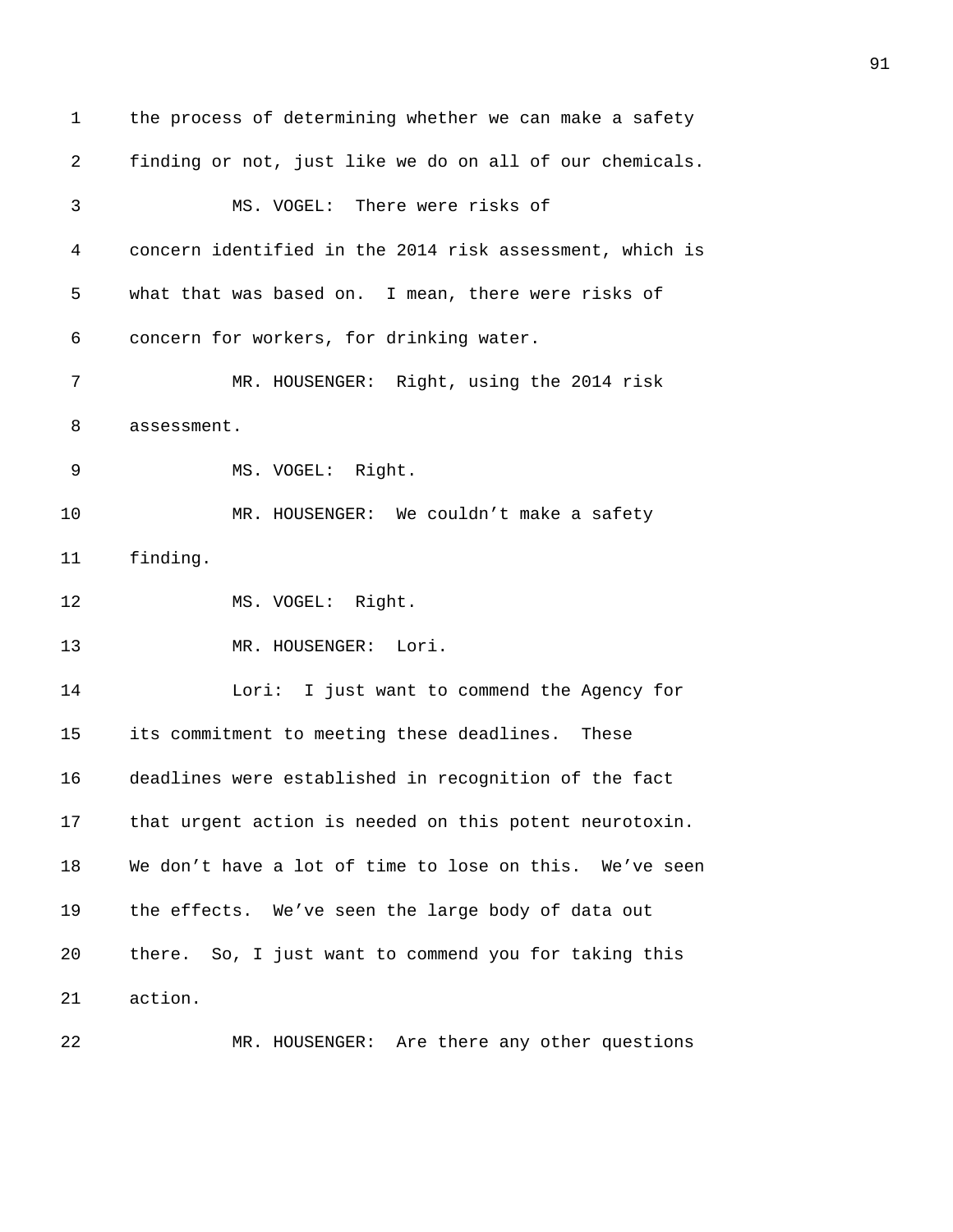the process of determining whether we can make a safety finding or not, just like we do on all of our chemicals.

MS. VOGEL: There were risks of concern identified in the 2014 risk assessment, which is what that was based on. I mean, there were risks of concern for workers, for drinking water.

MR. HOUSENGER: Right, using the 2014 risk assessment.

MS. VOGEL: Right.

MR. HOUSENGER: We couldn't make a safety finding.

MS. VOGEL: Right.

MR. HOUSENGER: Lori.

Lori: I just want to commend the Agency for its commitment to meeting these deadlines. These deadlines were established in recognition of the fact that urgent action is needed on this potent neurotoxin. We don't have a lot of time to lose on this. We've seen the effects. We've seen the large body of data out there. So, I just want to commend you for taking this action.

MR. HOUSENGER: Are there any other questions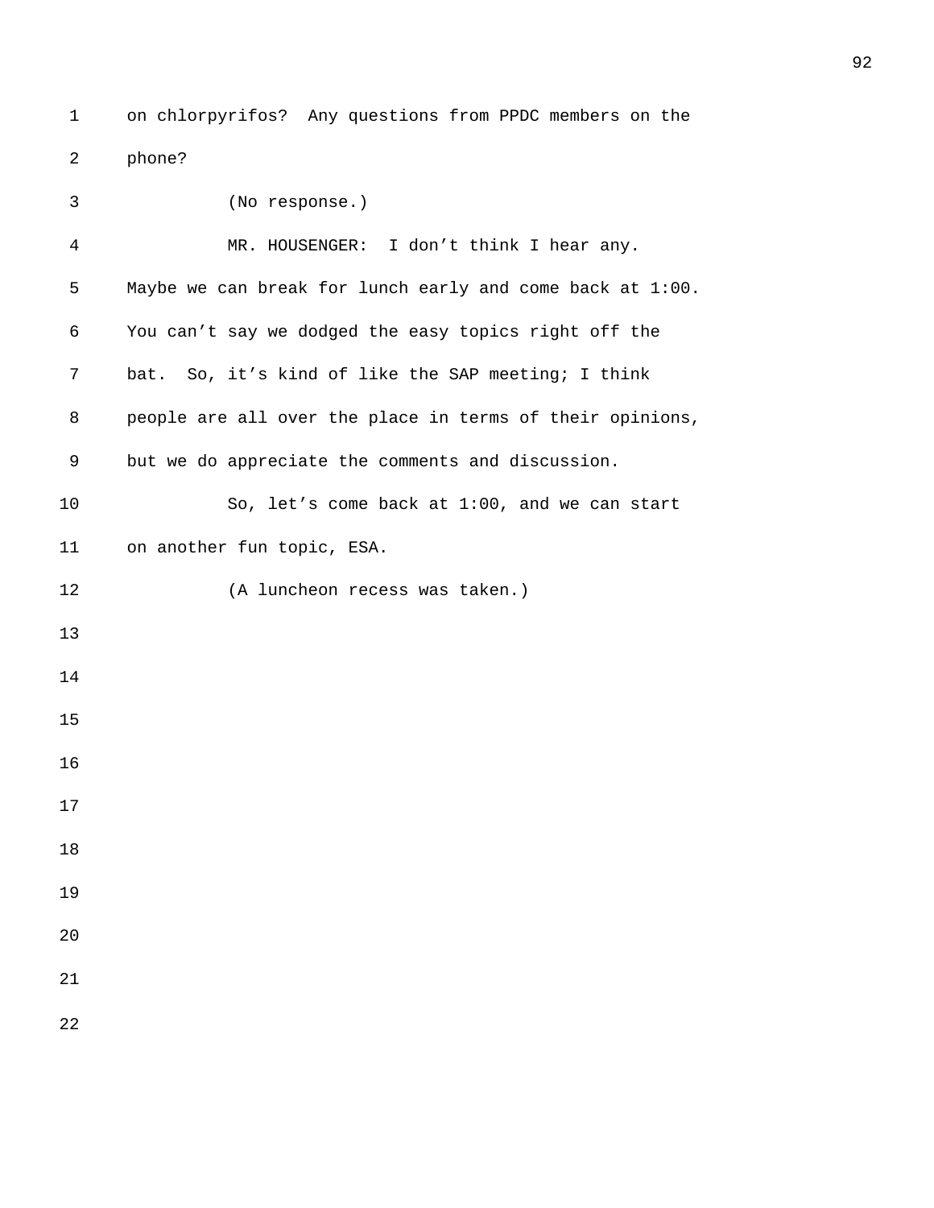on chlorpyrifos? Any questions from PPDC members on the phone?

(No response.)

MR. HOUSENGER: I don't think I hear any. Maybe we can break for lunch early and come back at 1:00. You can't say we dodged the easy topics right off the bat. So, it's kind of like the SAP meeting; I think people are all over the place in terms of their opinions, but we do appreciate the comments and discussion.

So, let's come back at 1:00, and we can start on another fun topic, ESA.

(A luncheon recess was taken.)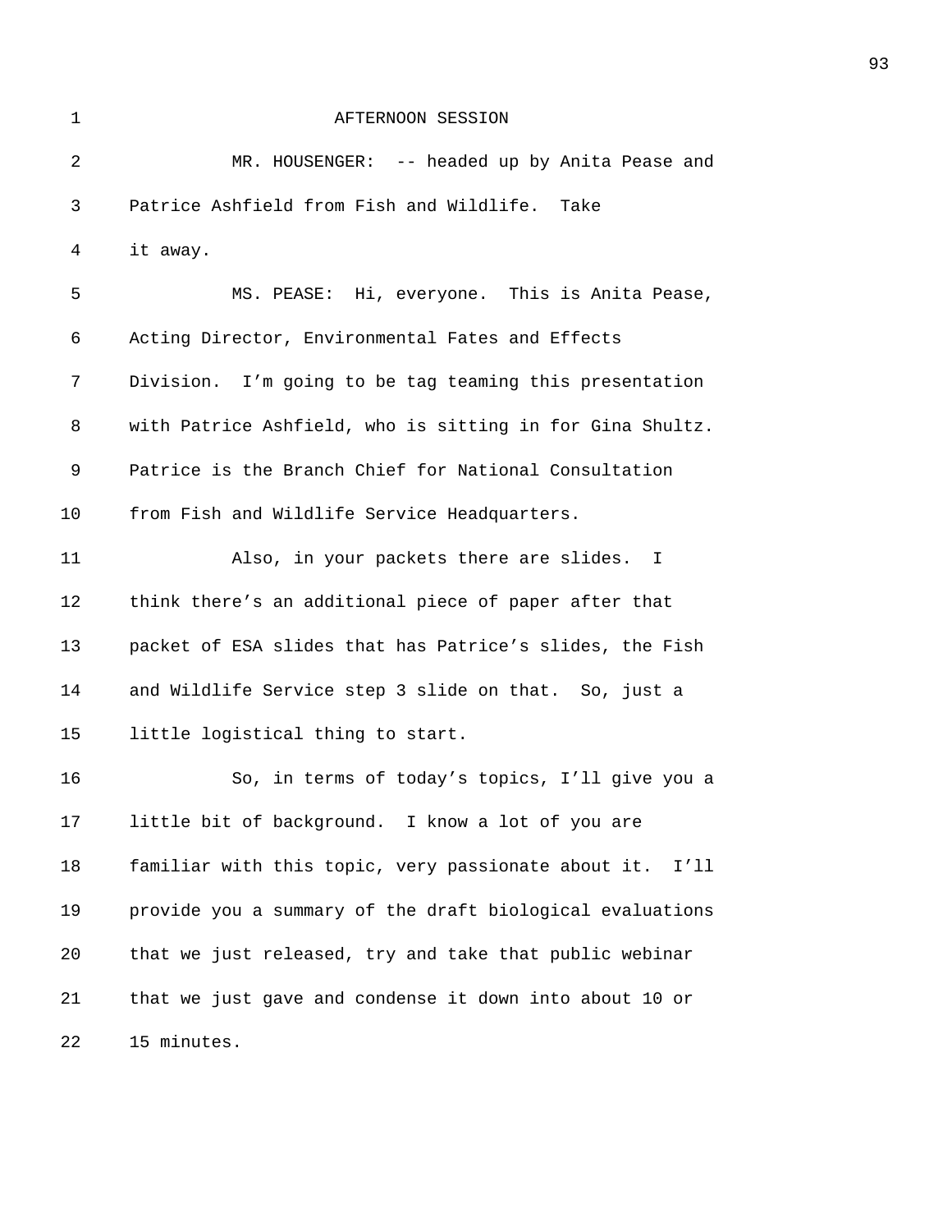AFTERNOON SESSION

MR. HOUSENGER: -- headed up by Anita Pease and Patrice Ashfield from Fish and Wildlife. Take it away.

MS. PEASE: Hi, everyone. This is Anita Pease, Acting Director, Environmental Fates and Effects Division. I'm going to be tag teaming this presentation with Patrice Ashfield, who is sitting in for Gina Shultz. Patrice is the Branch Chief for National Consultation from Fish and Wildlife Service Headquarters.

Also, in your packets there are slides. I think there's an additional piece of paper after that packet of ESA slides that has Patrice's slides, the Fish and Wildlife Service step 3 slide on that. So, just a little logistical thing to start.

So, in terms of today's topics, I'll give you a little bit of background. I know a lot of you are familiar with this topic, very passionate about it. I'll provide you a summary of the draft biological evaluations that we just released, try and take that public webinar that we just gave and condense it down into about 10 or 15 minutes.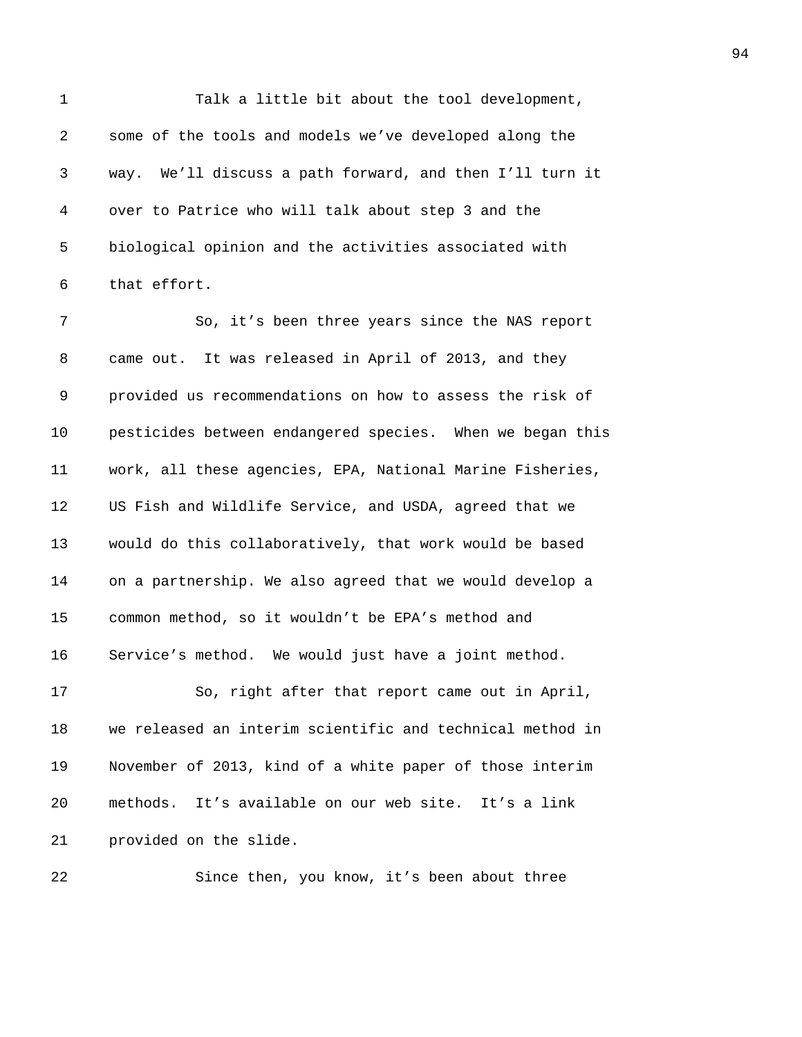Talk a little bit about the tool development, some of the tools and models we've developed along the way. We'll discuss a path forward, and then I'll turn it over to Patrice who will talk about step 3 and the biological opinion and the activities associated with that effort.

So, it's been three years since the NAS report came out. It was released in April of 2013, and they provided us recommendations on how to assess the risk of pesticides between endangered species. When we began this work, all these agencies, EPA, National Marine Fisheries, US Fish and Wildlife Service, and USDA, agreed that we would do this collaboratively, that work would be based on a partnership. We also agreed that we would develop a common method, so it wouldn't be EPA's method and Service's method. We would just have a joint method.

So, right after that report came out in April, we released an interim scientific and technical method in November of 2013, kind of a white paper of those interim methods. It's available on our web site. It's a link provided on the slide.

Since then, you know, it's been about three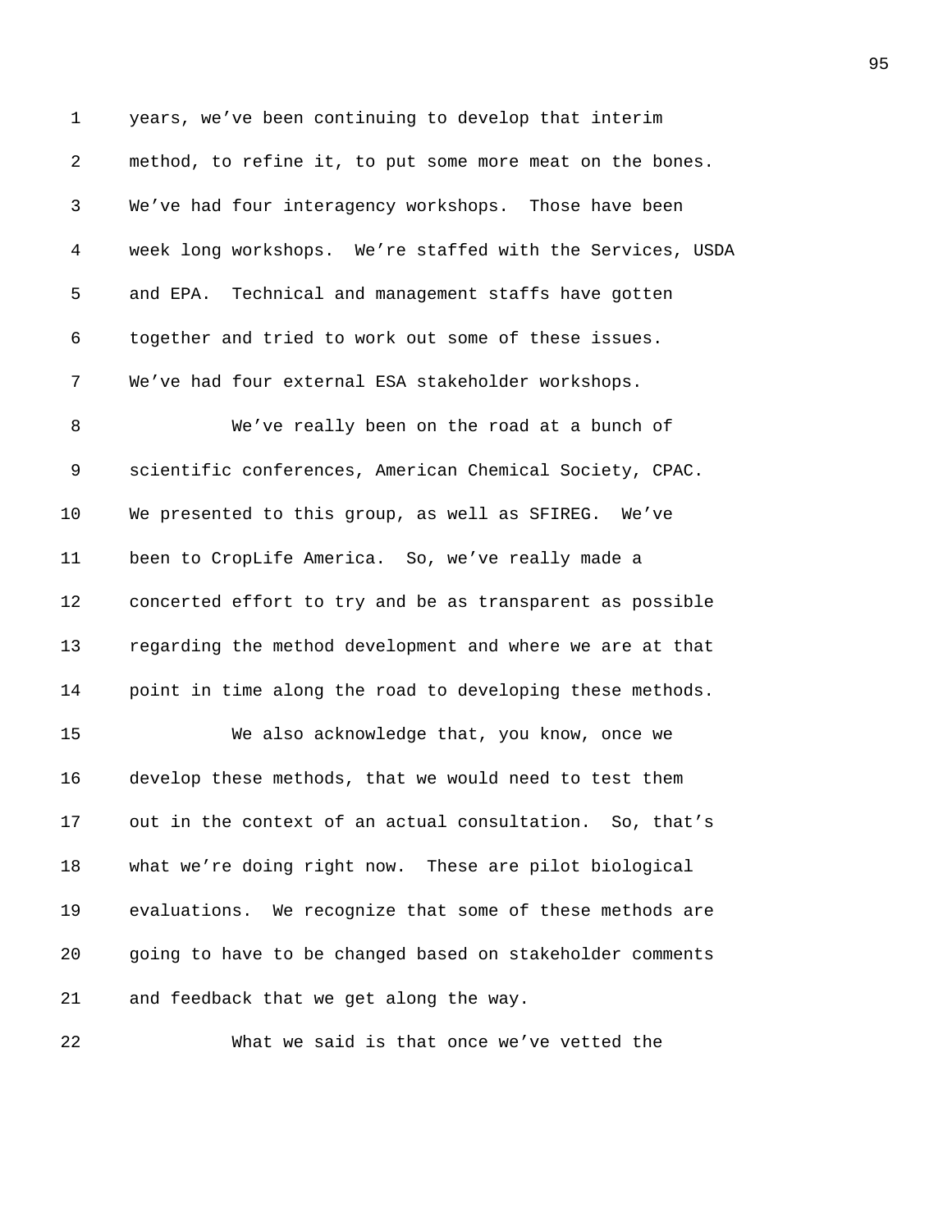years, we've been continuing to develop that interim method, to refine it, to put some more meat on the bones. We've had four interagency workshops. Those have been week long workshops. We're staffed with the Services, USDA and EPA. Technical and management staffs have gotten together and tried to work out some of these issues. We've had four external ESA stakeholder workshops.

We've really been on the road at a bunch of scientific conferences, American Chemical Society, CPAC. We presented to this group, as well as SFIREG. We've been to CropLife America. So, we've really made a concerted effort to try and be as transparent as possible regarding the method development and where we are at that point in time along the road to developing these methods.

We also acknowledge that, you know, once we develop these methods, that we would need to test them out in the context of an actual consultation. So, that's what we're doing right now. These are pilot biological evaluations. We recognize that some of these methods are going to have to be changed based on stakeholder comments and feedback that we get along the way.

What we said is that once we've vetted the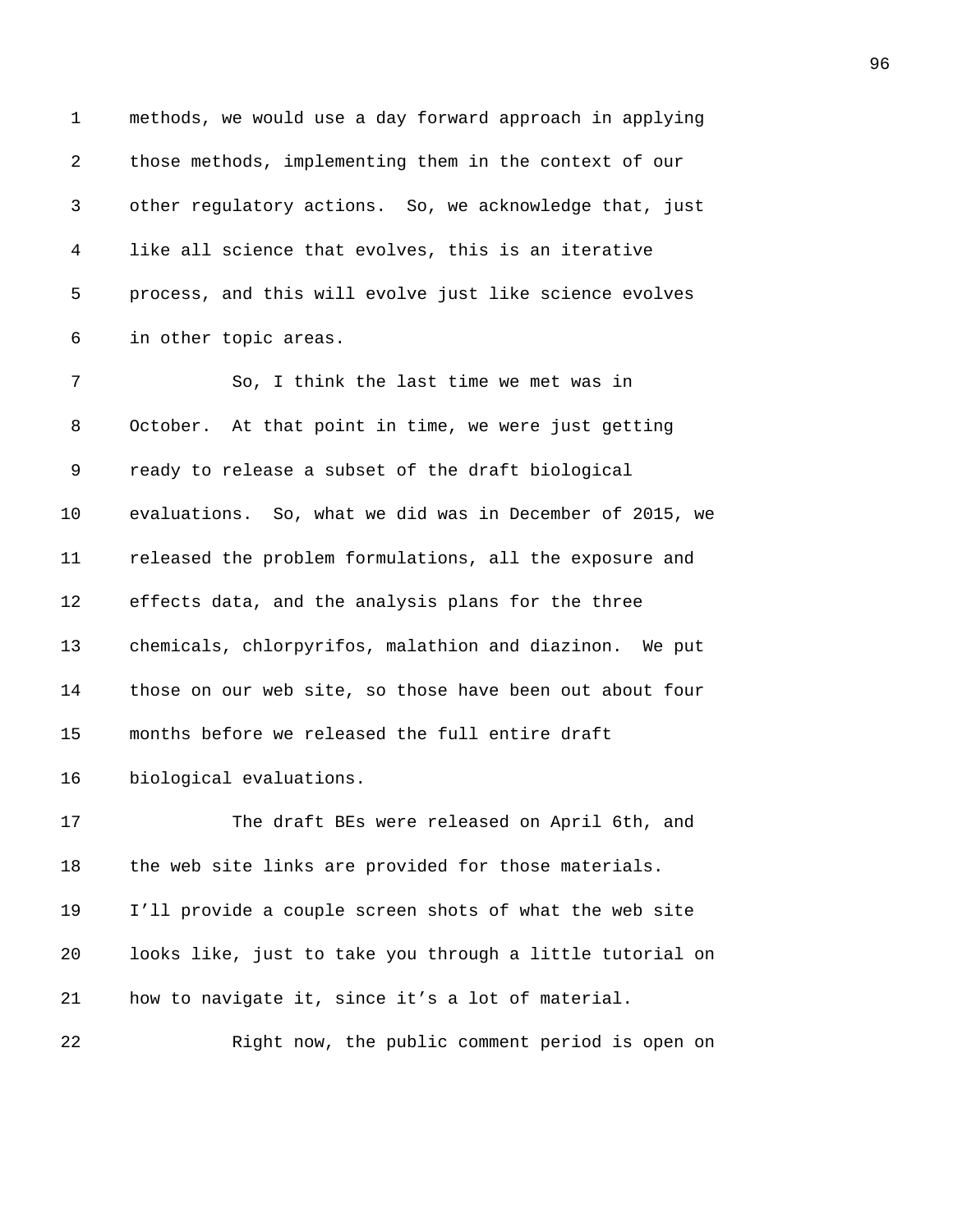methods, we would use a day forward approach in applying those methods, implementing them in the context of our other regulatory actions. So, we acknowledge that, just like all science that evolves, this is an iterative process, and this will evolve just like science evolves in other topic areas.

So, I think the last time we met was in October. At that point in time, we were just getting ready to release a subset of the draft biological evaluations. So, what we did was in December of 2015, we released the problem formulations, all the exposure and effects data, and the analysis plans for the three chemicals, chlorpyrifos, malathion and diazinon. We put those on our web site, so those have been out about four months before we released the full entire draft biological evaluations.

The draft BEs were released on April 6th, and the web site links are provided for those materials. I'll provide a couple screen shots of what the web site looks like, just to take you through a little tutorial on how to navigate it, since it's a lot of material.

Right now, the public comment period is open on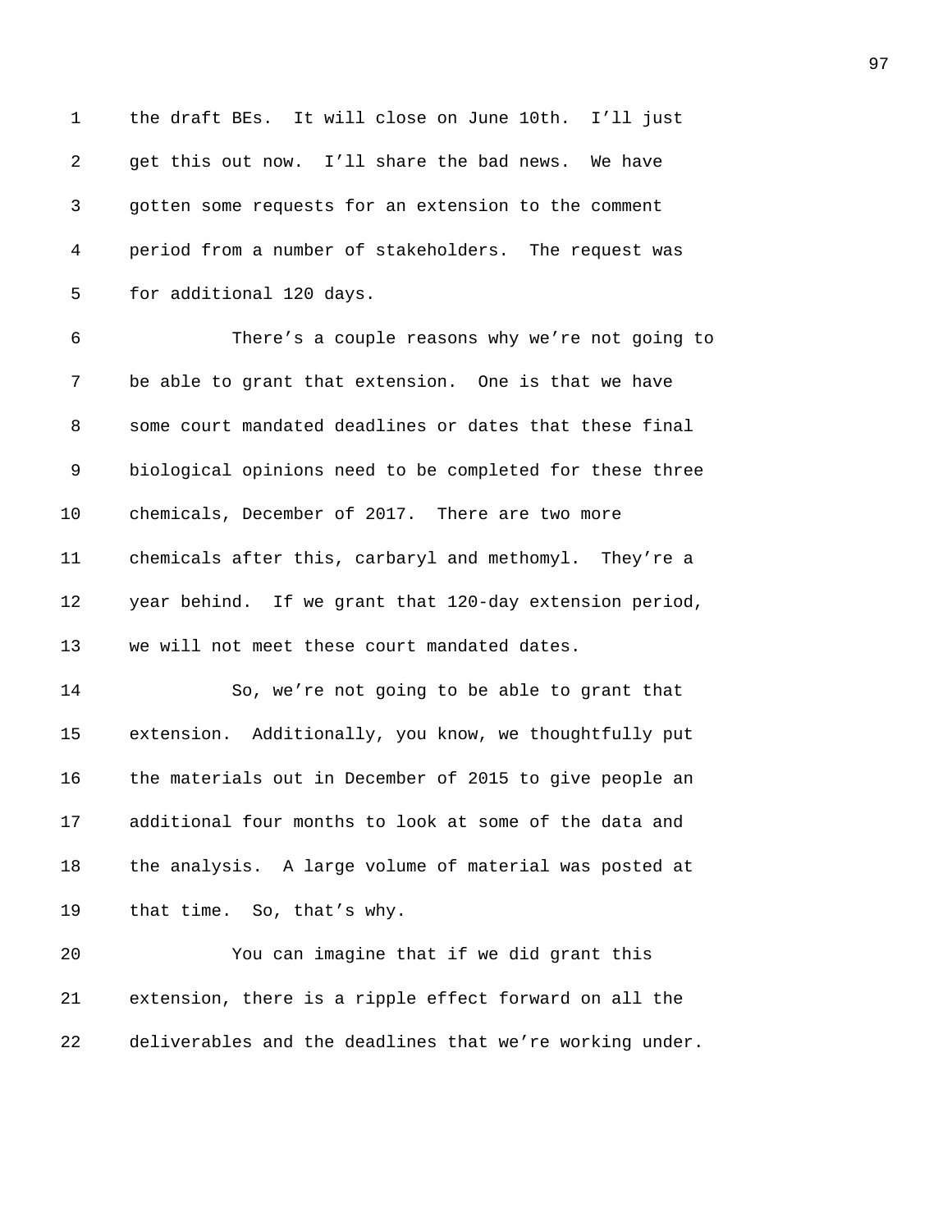the draft BEs. It will close on June 10th. I'll just get this out now. I'll share the bad news. We have gotten some requests for an extension to the comment period from a number of stakeholders. The request was for additional 120 days.

There's a couple reasons why we're not going to be able to grant that extension. One is that we have some court mandated deadlines or dates that these final biological opinions need to be completed for these three chemicals, December of 2017. There are two more chemicals after this, carbaryl and methomyl. They're a year behind. If we grant that 120-day extension period, we will not meet these court mandated dates.

So, we're not going to be able to grant that extension. Additionally, you know, we thoughtfully put the materials out in December of 2015 to give people an additional four months to look at some of the data and the analysis. A large volume of material was posted at that time. So, that's why.

You can imagine that if we did grant this extension, there is a ripple effect forward on all the deliverables and the deadlines that we're working under.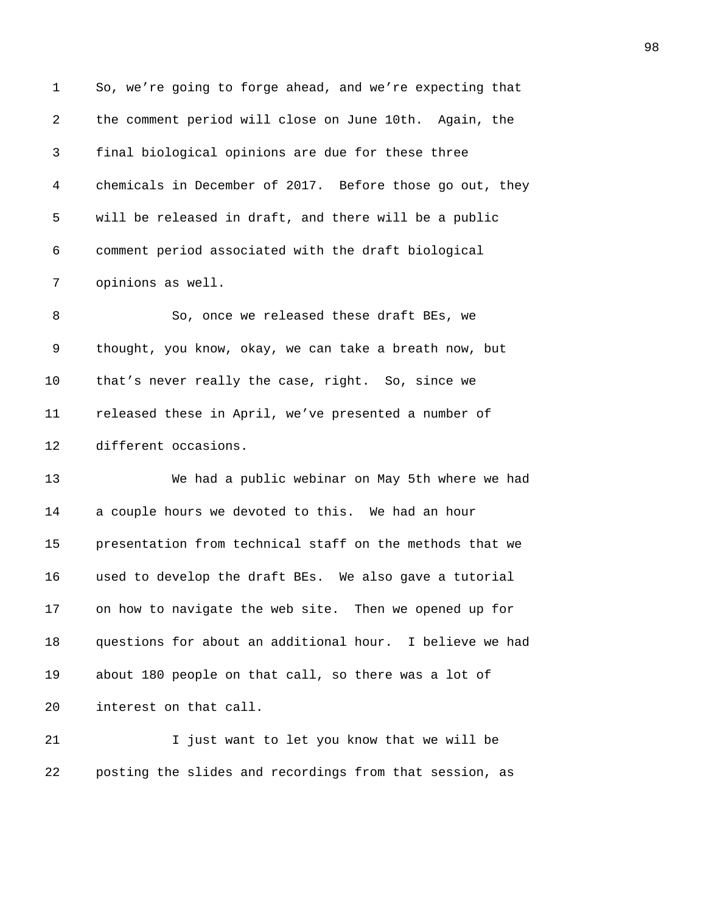So, we're going to forge ahead, and we're expecting that the comment period will close on June 10th. Again, the final biological opinions are due for these three chemicals in December of 2017. Before those go out, they will be released in draft, and there will be a public comment period associated with the draft biological opinions as well.

So, once we released these draft BEs, we thought, you know, okay, we can take a breath now, but that's never really the case, right. So, since we released these in April, we've presented a number of different occasions.

We had a public webinar on May 5th where we had a couple hours we devoted to this. We had an hour presentation from technical staff on the methods that we used to develop the draft BEs. We also gave a tutorial on how to navigate the web site. Then we opened up for questions for about an additional hour. I believe we had about 180 people on that call, so there was a lot of interest on that call.

I just want to let you know that we will be posting the slides and recordings from that session, as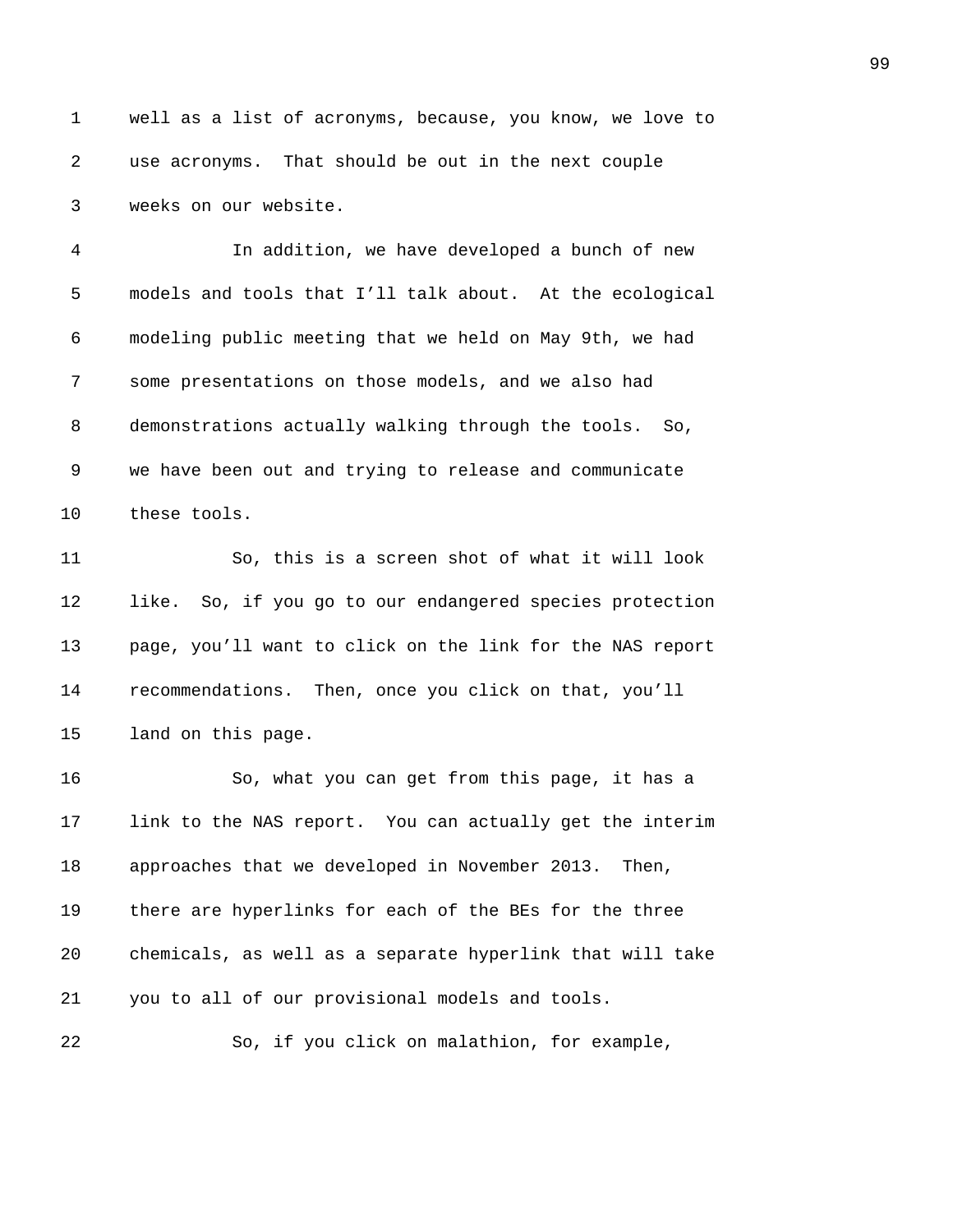well as a list of acronyms, because, you know, we love to use acronyms. That should be out in the next couple weeks on our website.

In addition, we have developed a bunch of new models and tools that I'll talk about. At the ecological modeling public meeting that we held on May 9th, we had some presentations on those models, and we also had demonstrations actually walking through the tools. So, we have been out and trying to release and communicate these tools.

So, this is a screen shot of what it will look like. So, if you go to our endangered species protection page, you'll want to click on the link for the NAS report recommendations. Then, once you click on that, you'll land on this page.

So, what you can get from this page, it has a link to the NAS report. You can actually get the interim approaches that we developed in November 2013. Then, there are hyperlinks for each of the BEs for the three chemicals, as well as a separate hyperlink that will take you to all of our provisional models and tools.

So, if you click on malathion, for example,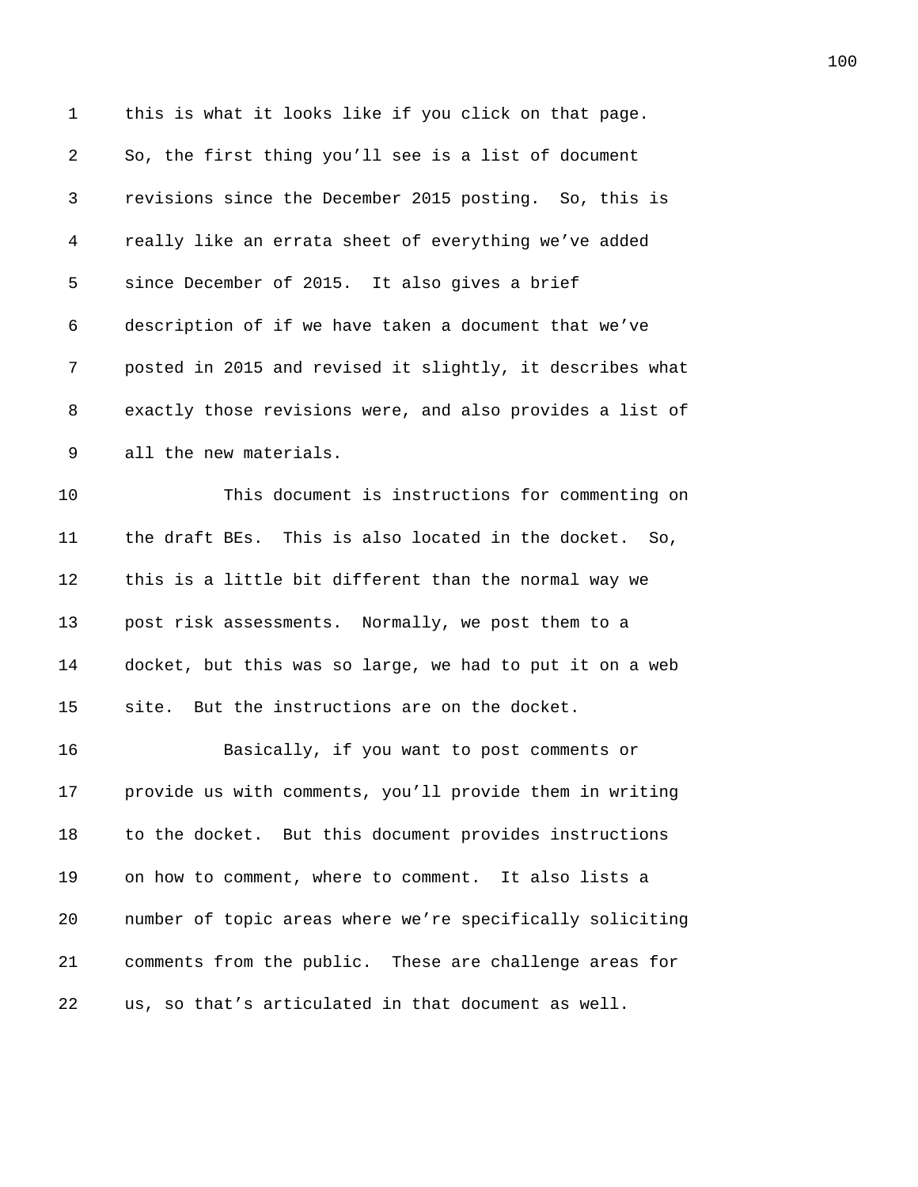this is what it looks like if you click on that page. So, the first thing you'll see is a list of document revisions since the December 2015 posting. So, this is really like an errata sheet of everything we've added since December of 2015. It also gives a brief description of if we have taken a document that we've posted in 2015 and revised it slightly, it describes what exactly those revisions were, and also provides a list of all the new materials.

This document is instructions for commenting on the draft BEs. This is also located in the docket. So, this is a little bit different than the normal way we post risk assessments. Normally, we post them to a docket, but this was so large, we had to put it on a web site. But the instructions are on the docket.

Basically, if you want to post comments or provide us with comments, you'll provide them in writing to the docket. But this document provides instructions on how to comment, where to comment. It also lists a number of topic areas where we're specifically soliciting comments from the public. These are challenge areas for us, so that's articulated in that document as well.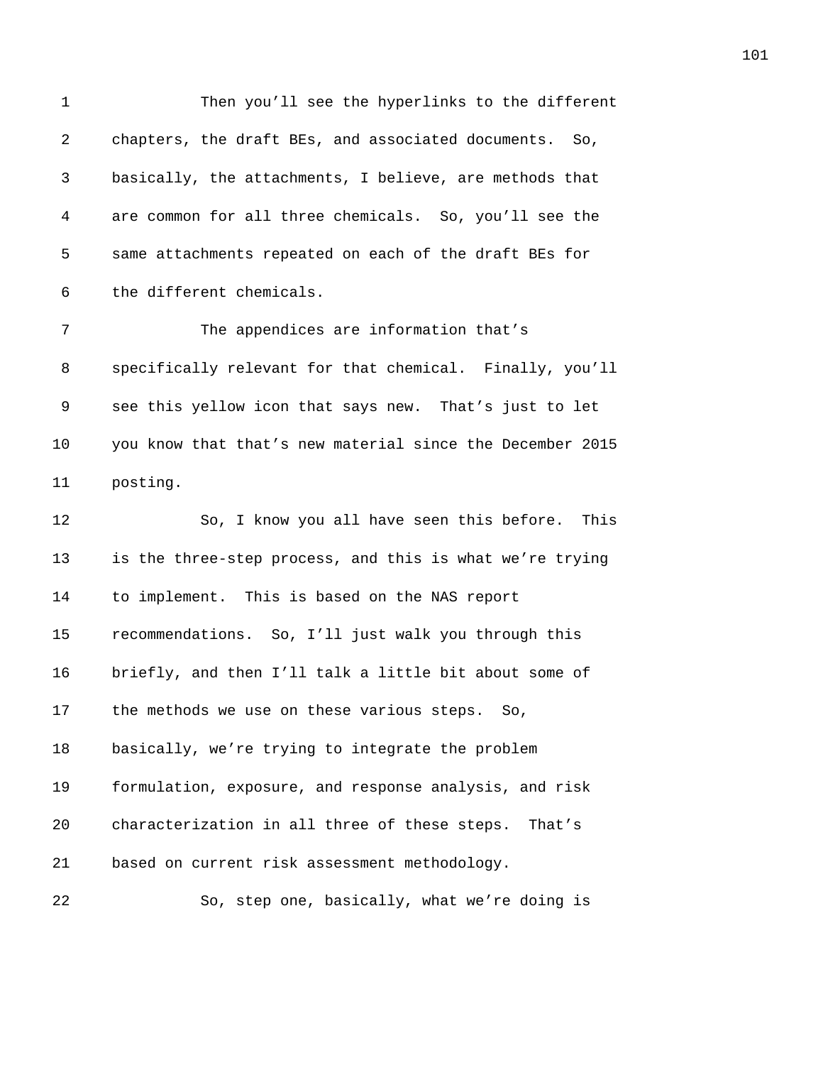Then you'll see the hyperlinks to the different chapters, the draft BEs, and associated documents. So, basically, the attachments, I believe, are methods that are common for all three chemicals. So, you'll see the same attachments repeated on each of the draft BEs for the different chemicals.

The appendices are information that's specifically relevant for that chemical. Finally, you'll see this yellow icon that says new. That's just to let you know that that's new material since the December 2015 posting.

So, I know you all have seen this before. This is the three-step process, and this is what we're trying to implement. This is based on the NAS report recommendations. So, I'll just walk you through this briefly, and then I'll talk a little bit about some of the methods we use on these various steps. So, basically, we're trying to integrate the problem formulation, exposure, and response analysis, and risk characterization in all three of these steps. That's based on current risk assessment methodology.

So, step one, basically, what we're doing is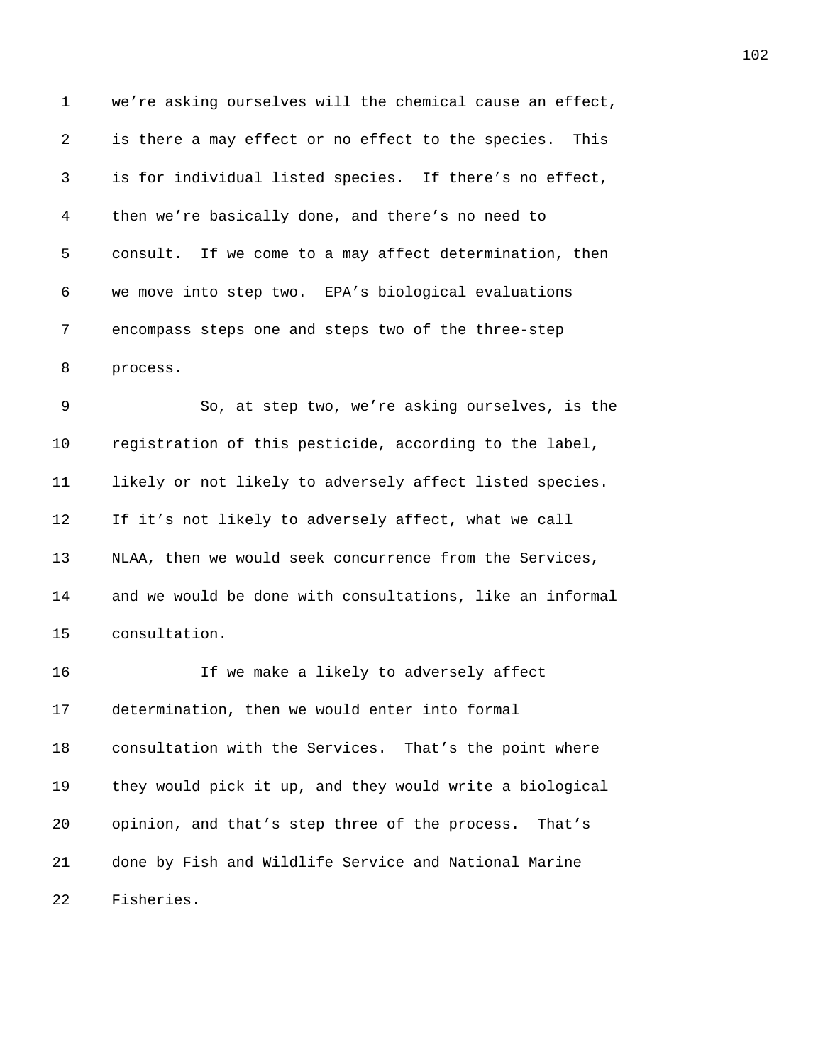we're asking ourselves will the chemical cause an effect, is there a may effect or no effect to the species. This is for individual listed species. If there's no effect, then we're basically done, and there's no need to consult. If we come to a may affect determination, then we move into step two. EPA's biological evaluations encompass steps one and steps two of the three-step process.

So, at step two, we're asking ourselves, is the registration of this pesticide, according to the label, likely or not likely to adversely affect listed species. If it's not likely to adversely affect, what we call NLAA, then we would seek concurrence from the Services, and we would be done with consultations, like an informal consultation.

If we make a likely to adversely affect determination, then we would enter into formal consultation with the Services. That's the point where they would pick it up, and they would write a biological opinion, and that's step three of the process. That's done by Fish and Wildlife Service and National Marine Fisheries.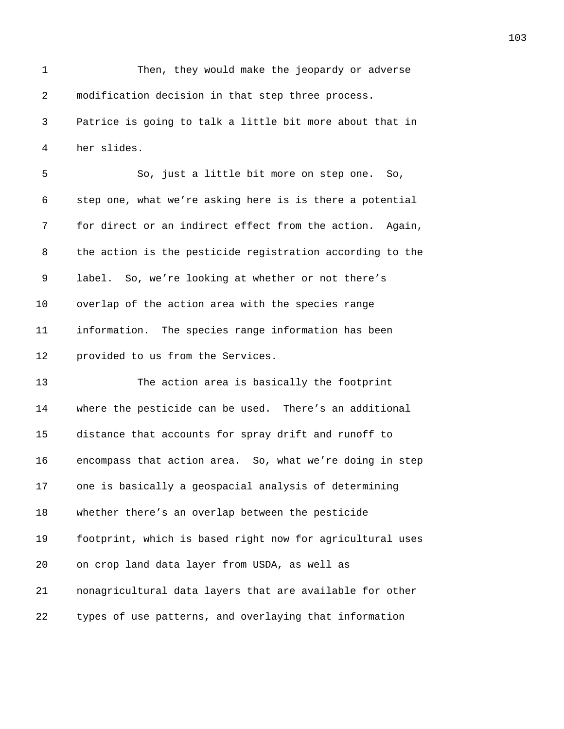Then, they would make the jeopardy or adverse modification decision in that step three process. Patrice is going to talk a little bit more about that in her slides.

So, just a little bit more on step one. So, step one, what we’re asking here is is there a potential for direct or an indirect effect from the action. Again, the action is the pesticide registration according to the label. So, we’re looking at whether or not there’s overlap of the action area with the species range information. The species range information has been provided to us from the Services.

The action area is basically the footprint where the pesticide can be used. There’s an additional distance that accounts for spray drift and runoff to encompass that action area. So, what we’re doing in step one is basically a geospacial analysis of determining whether there’s an overlap between the pesticide footprint, which is based right now for agricultural uses on crop land data layer from USDA, as well as nonagricultural data layers that are available for other types of use patterns, and overlaying that information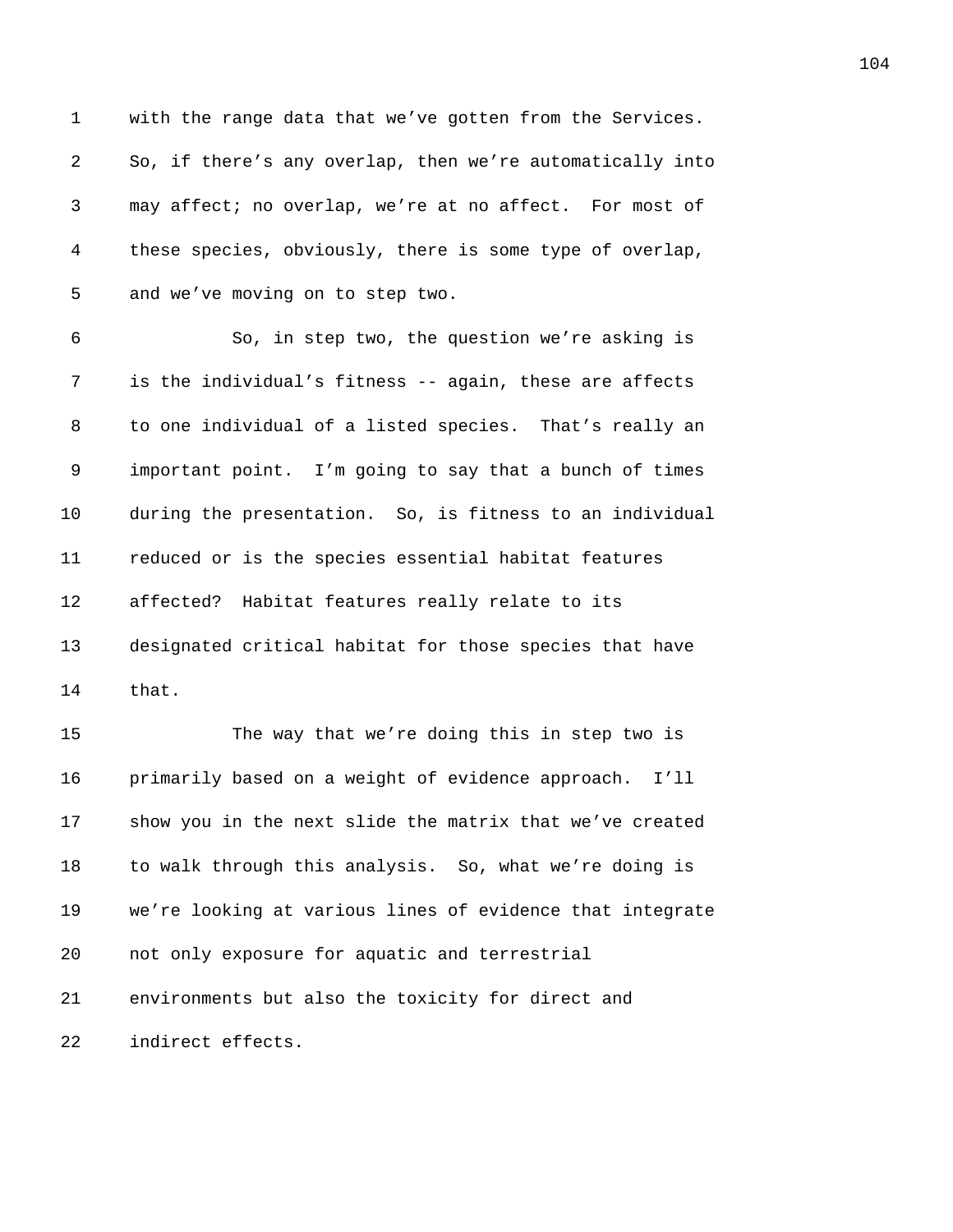with the range data that we've gotten from the Services. So, if there's any overlap, then we're automatically into may affect; no overlap, we're at no affect. For most of these species, obviously, there is some type of overlap, and we've moving on to step two.

So, in step two, the question we're asking is is the individual's fitness -- again, these are affects to one individual of a listed species. That's really an important point. I'm going to say that a bunch of times during the presentation. So, is fitness to an individual reduced or is the species essential habitat features affected? Habitat features really relate to its designated critical habitat for those species that have that.

The way that we're doing this in step two is primarily based on a weight of evidence approach. I'll show you in the next slide the matrix that we've created to walk through this analysis. So, what we're doing is we're looking at various lines of evidence that integrate not only exposure for aquatic and terrestrial environments but also the toxicity for direct and indirect effects.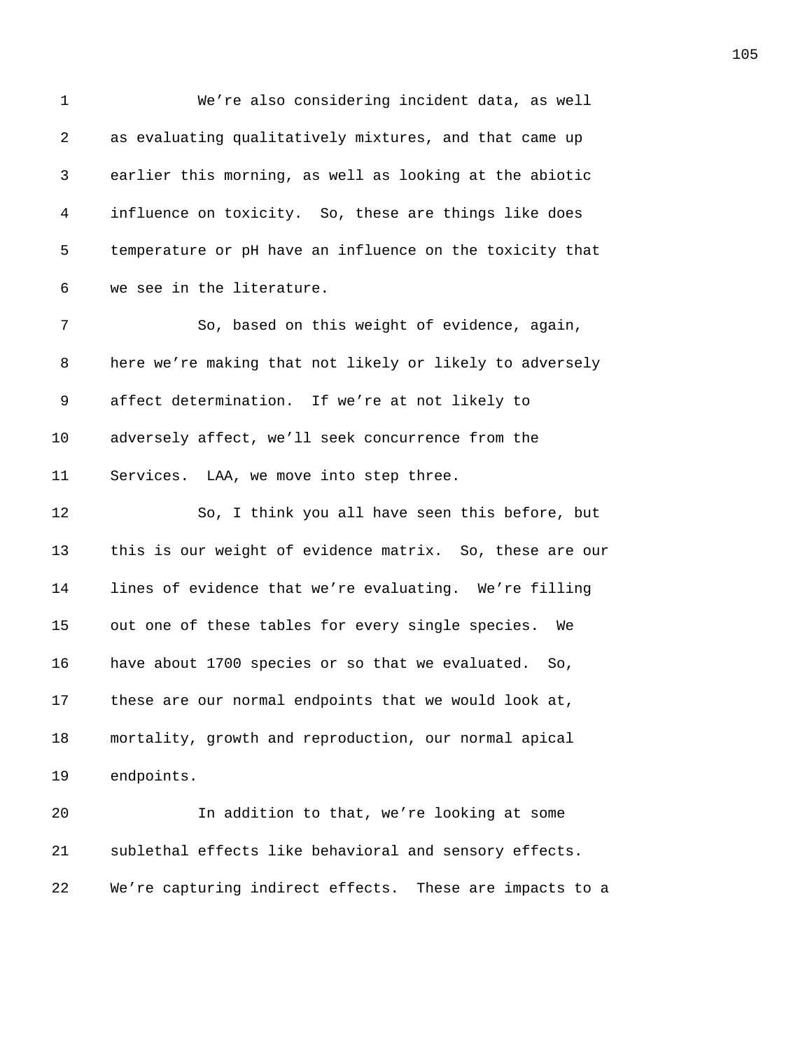We're also considering incident data, as well as evaluating qualitatively mixtures, and that came up earlier this morning, as well as looking at the abiotic influence on toxicity. So, these are things like does temperature or pH have an influence on the toxicity that we see in the literature.

So, based on this weight of evidence, again, here we're making that not likely or likely to adversely affect determination. If we're at not likely to adversely affect, we'll seek concurrence from the Services. LAA, we move into step three.

So, I think you all have seen this before, but this is our weight of evidence matrix. So, these are our lines of evidence that we're evaluating. We're filling out one of these tables for every single species. We have about 1700 species or so that we evaluated. So, these are our normal endpoints that we would look at, mortality, growth and reproduction, our normal apical endpoints.

In addition to that, we're looking at some sublethal effects like behavioral and sensory effects. We're capturing indirect effects. These are impacts to a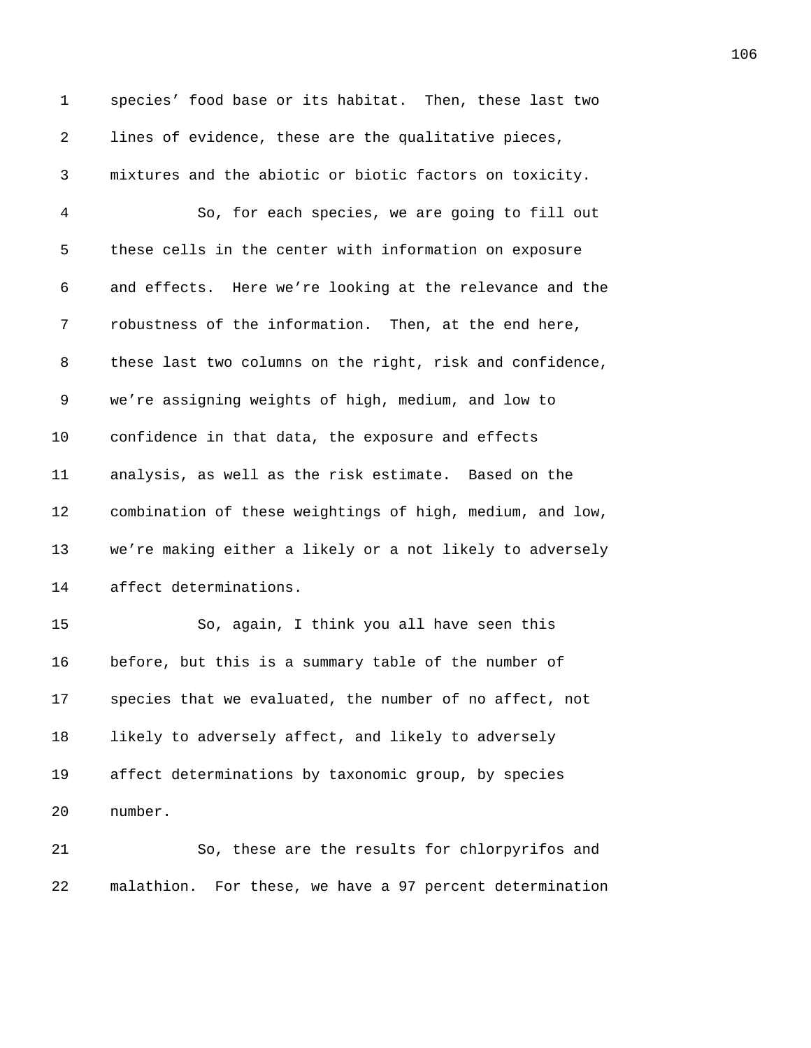species' food base or its habitat. Then, these last two lines of evidence, these are the qualitative pieces, mixtures and the abiotic or biotic factors on toxicity.

So, for each species, we are going to fill out these cells in the center with information on exposure and effects. Here we're looking at the relevance and the robustness of the information. Then, at the end here, these last two columns on the right, risk and confidence, we're assigning weights of high, medium, and low to confidence in that data, the exposure and effects analysis, as well as the risk estimate. Based on the combination of these weightings of high, medium, and low, we're making either a likely or a not likely to adversely affect determinations.

So, again, I think you all have seen this before, but this is a summary table of the number of species that we evaluated, the number of no affect, not likely to adversely affect, and likely to adversely affect determinations by taxonomic group, by species number.

So, these are the results for chlorpyrifos and malathion. For these, we have a 97 percent determination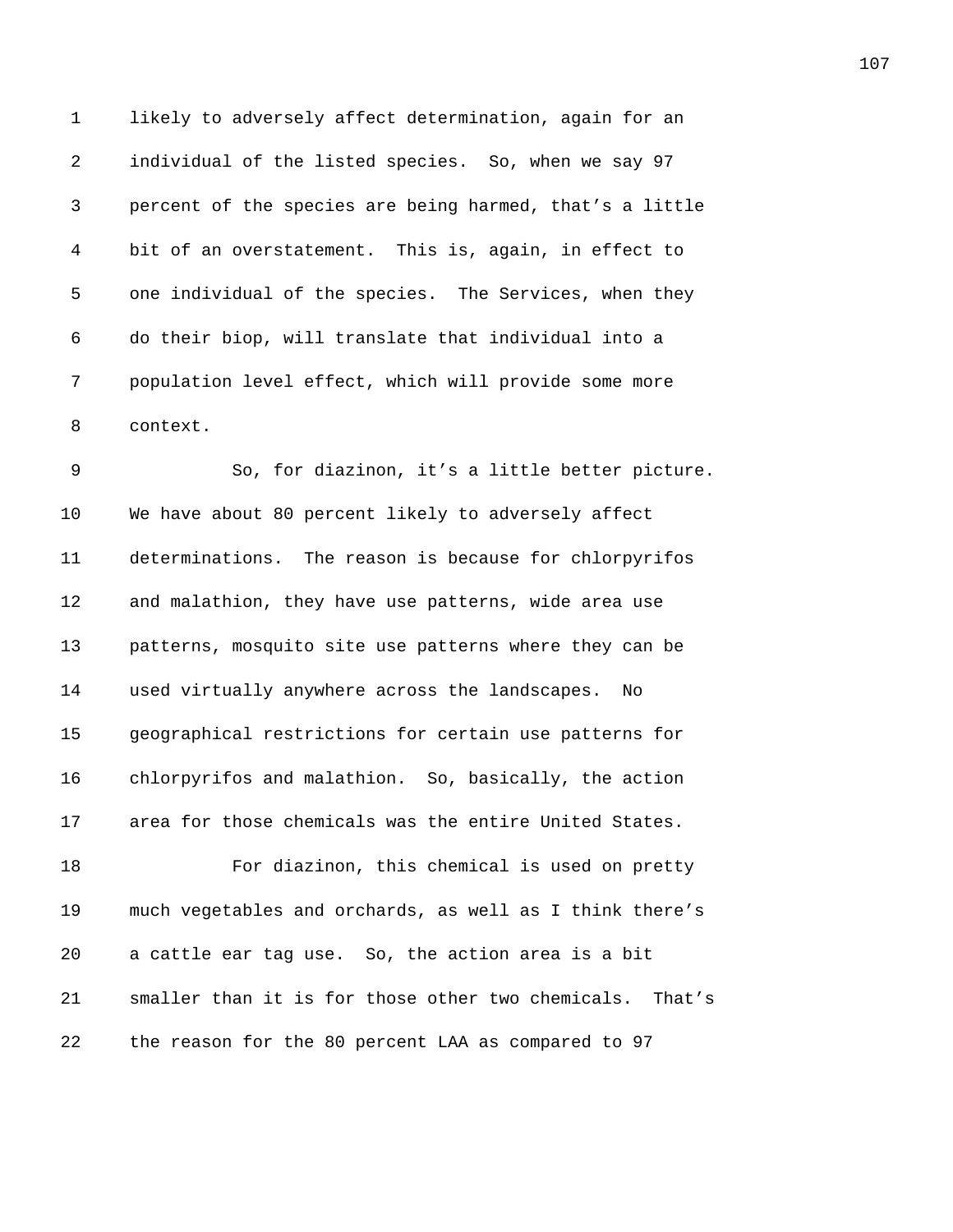likely to adversely affect determination, again for an individual of the listed species. So, when we say 97 percent of the species are being harmed, that's a little bit of an overstatement. This is, again, in effect to one individual of the species. The Services, when they do their biop, will translate that individual into a population level effect, which will provide some more context.

So, for diazinon, it's a little better picture. We have about 80 percent likely to adversely affect determinations. The reason is because for chlorpyrifos and malathion, they have use patterns, wide area use patterns, mosquito site use patterns where they can be used virtually anywhere across the landscapes. No geographical restrictions for certain use patterns for chlorpyrifos and malathion. So, basically, the action area for those chemicals was the entire United States.

For diazinon, this chemical is used on pretty much vegetables and orchards, as well as I think there's a cattle ear tag use. So, the action area is a bit smaller than it is for those other two chemicals. That's the reason for the 80 percent LAA as compared to 97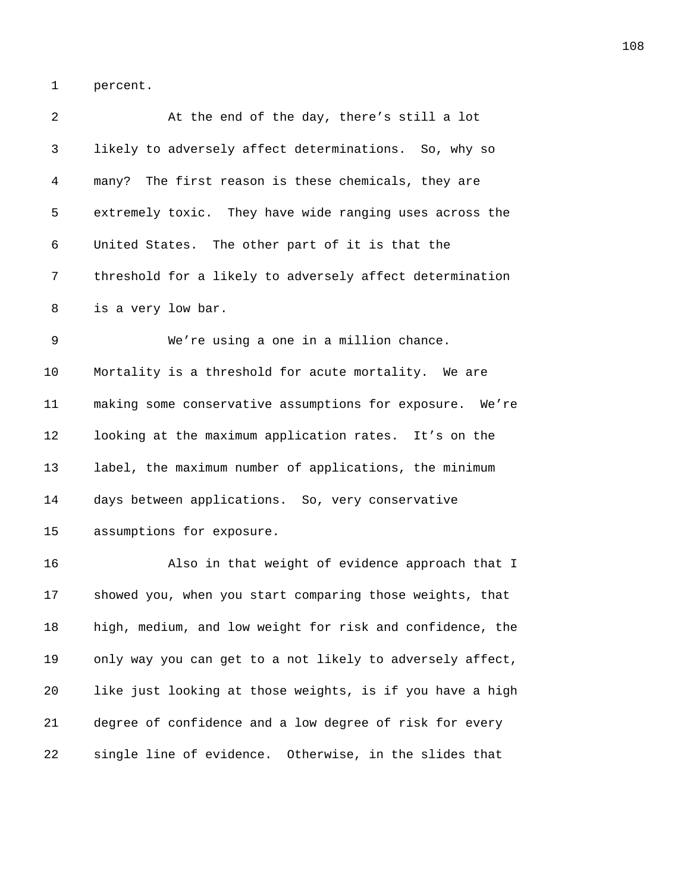percent.

At the end of the day, there's still a lot likely to adversely affect determinations. So, why so many? The first reason is these chemicals, they are extremely toxic. They have wide ranging uses across the United States. The other part of it is that the threshold for a likely to adversely affect determination is a very low bar.

We're using a one in a million chance. Mortality is a threshold for acute mortality. We are making some conservative assumptions for exposure. We're looking at the maximum application rates. It's on the label, the maximum number of applications, the minimum days between applications. So, very conservative assumptions for exposure.

Also in that weight of evidence approach that I showed you, when you start comparing those weights, that high, medium, and low weight for risk and confidence, the only way you can get to a not likely to adversely affect, like just looking at those weights, is if you have a high degree of confidence and a low degree of risk for every single line of evidence. Otherwise, in the slides that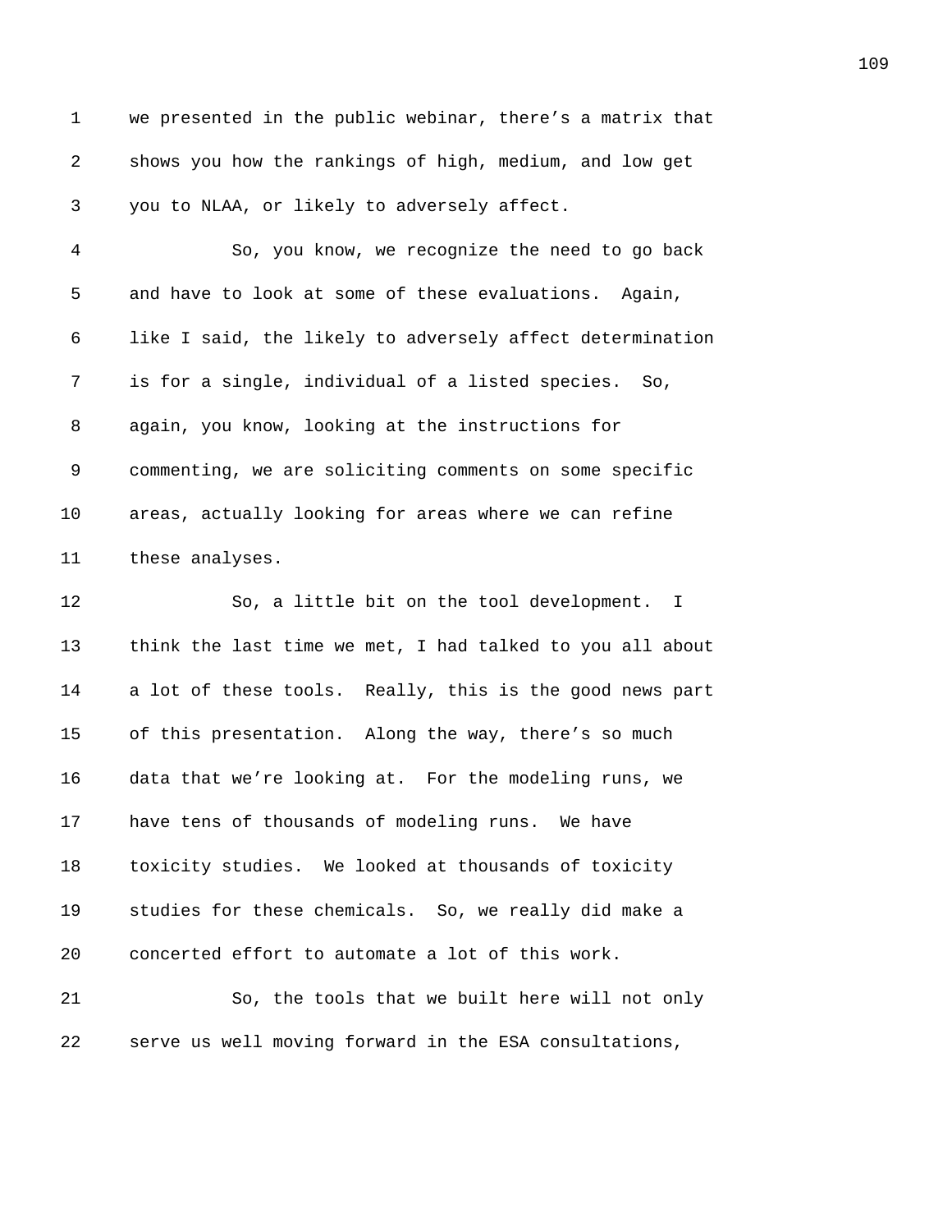we presented in the public webinar, there's a matrix that shows you how the rankings of high, medium, and low get you to NLAA, or likely to adversely affect.

So, you know, we recognize the need to go back and have to look at some of these evaluations. Again, like I said, the likely to adversely affect determination is for a single, individual of a listed species. So, again, you know, looking at the instructions for commenting, we are soliciting comments on some specific areas, actually looking for areas where we can refine these analyses.

So, a little bit on the tool development. I think the last time we met, I had talked to you all about a lot of these tools. Really, this is the good news part of this presentation. Along the way, there's so much data that we're looking at. For the modeling runs, we have tens of thousands of modeling runs. We have toxicity studies. We looked at thousands of toxicity studies for these chemicals. So, we really did make a concerted effort to automate a lot of this work.

So, the tools that we built here will not only serve us well moving forward in the ESA consultations,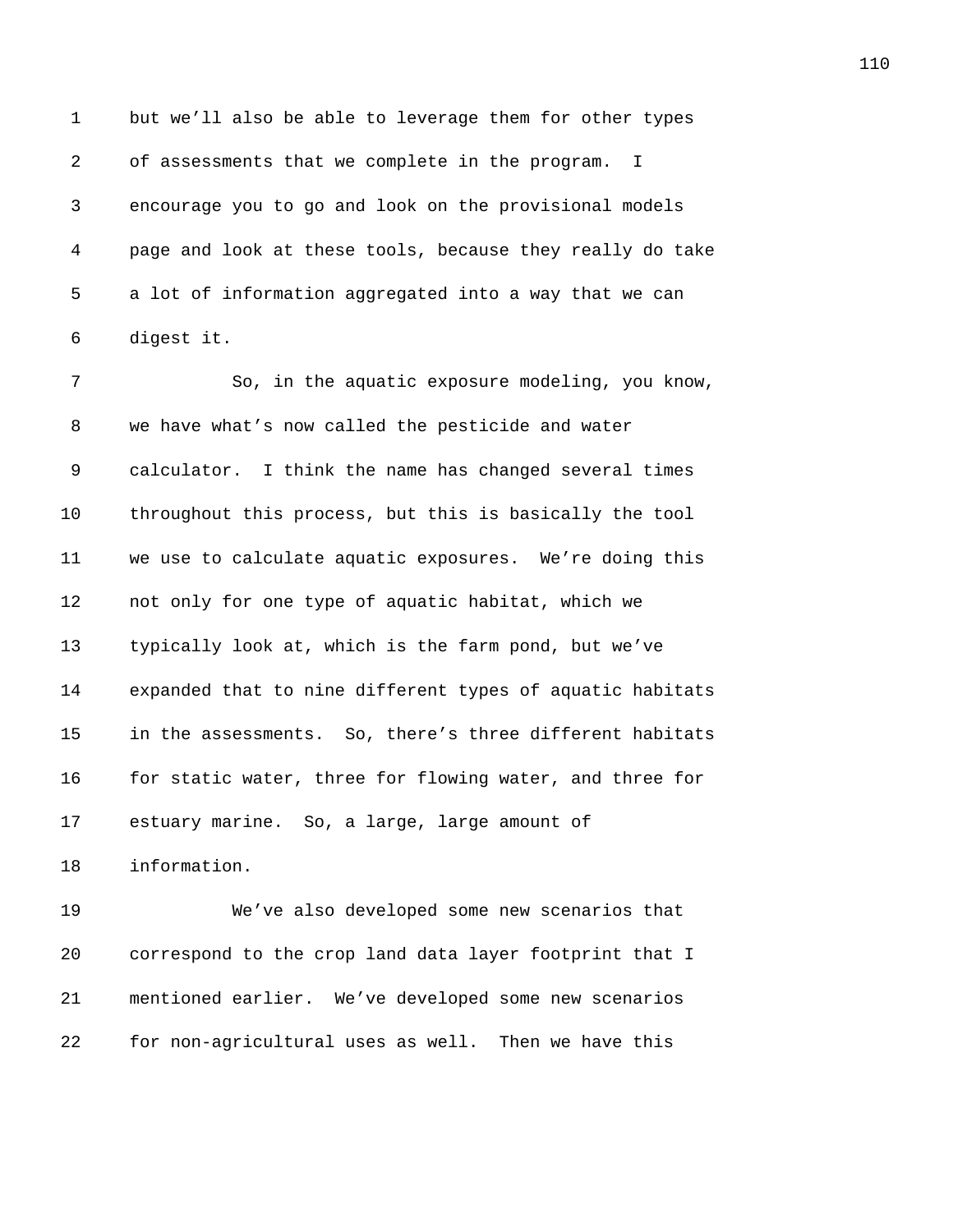but we'll also be able to leverage them for other types of assessments that we complete in the program. I encourage you to go and look on the provisional models page and look at these tools, because they really do take a lot of information aggregated into a way that we can digest it.

So, in the aquatic exposure modeling, you know, we have what's now called the pesticide and water calculator. I think the name has changed several times throughout this process, but this is basically the tool we use to calculate aquatic exposures. We're doing this not only for one type of aquatic habitat, which we typically look at, which is the farm pond, but we've expanded that to nine different types of aquatic habitats in the assessments. So, there's three different habitats for static water, three for flowing water, and three for estuary marine. So, a large, large amount of information.

We've also developed some new scenarios that correspond to the crop land data layer footprint that I mentioned earlier. We've developed some new scenarios for non-agricultural uses as well. Then we have this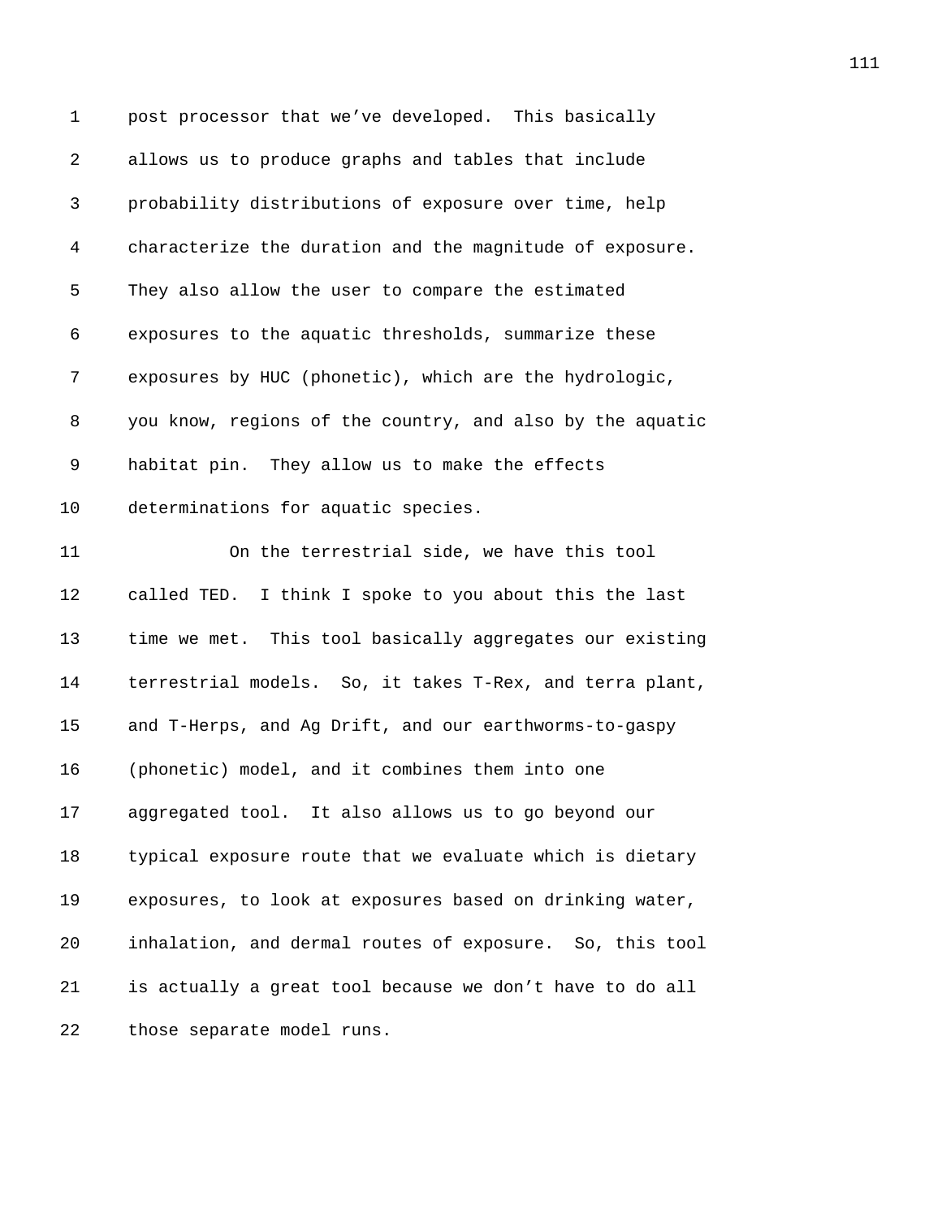post processor that we've developed. This basically allows us to produce graphs and tables that include probability distributions of exposure over time, help characterize the duration and the magnitude of exposure. They also allow the user to compare the estimated exposures to the aquatic thresholds, summarize these exposures by HUC (phonetic), which are the hydrologic, you know, regions of the country, and also by the aquatic habitat pin. They allow us to make the effects determinations for aquatic species.

On the terrestrial side, we have this tool called TED. I think I spoke to you about this the last time we met. This tool basically aggregates our existing terrestrial models. So, it takes T-Rex, and terra plant, and T-Herps, and Ag Drift, and our earthworms-to-gaspy (phonetic) model, and it combines them into one aggregated tool. It also allows us to go beyond our typical exposure route that we evaluate which is dietary exposures, to look at exposures based on drinking water, inhalation, and dermal routes of exposure. So, this tool is actually a great tool because we don't have to do all those separate model runs.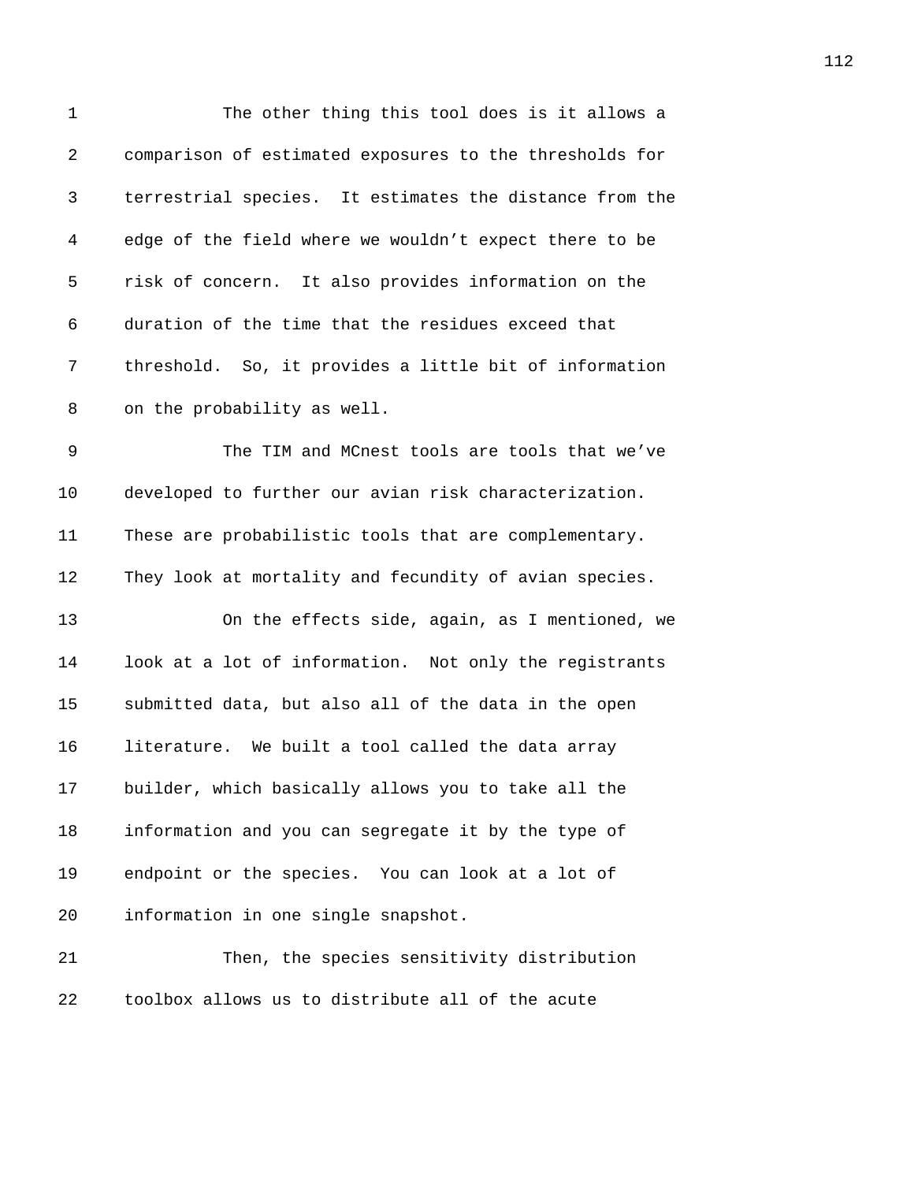The other thing this tool does is it allows a comparison of estimated exposures to the thresholds for terrestrial species. It estimates the distance from the edge of the field where we wouldn't expect there to be risk of concern. It also provides information on the duration of the time that the residues exceed that threshold. So, it provides a little bit of information on the probability as well.

The TIM and MCnest tools are tools that we've developed to further our avian risk characterization. These are probabilistic tools that are complementary. They look at mortality and fecundity of avian species.

On the effects side, again, as I mentioned, we look at a lot of information. Not only the registrants submitted data, but also all of the data in the open literature. We built a tool called the data array builder, which basically allows you to take all the information and you can segregate it by the type of endpoint or the species. You can look at a lot of information in one single snapshot.

Then, the species sensitivity distribution toolbox allows us to distribute all of the acute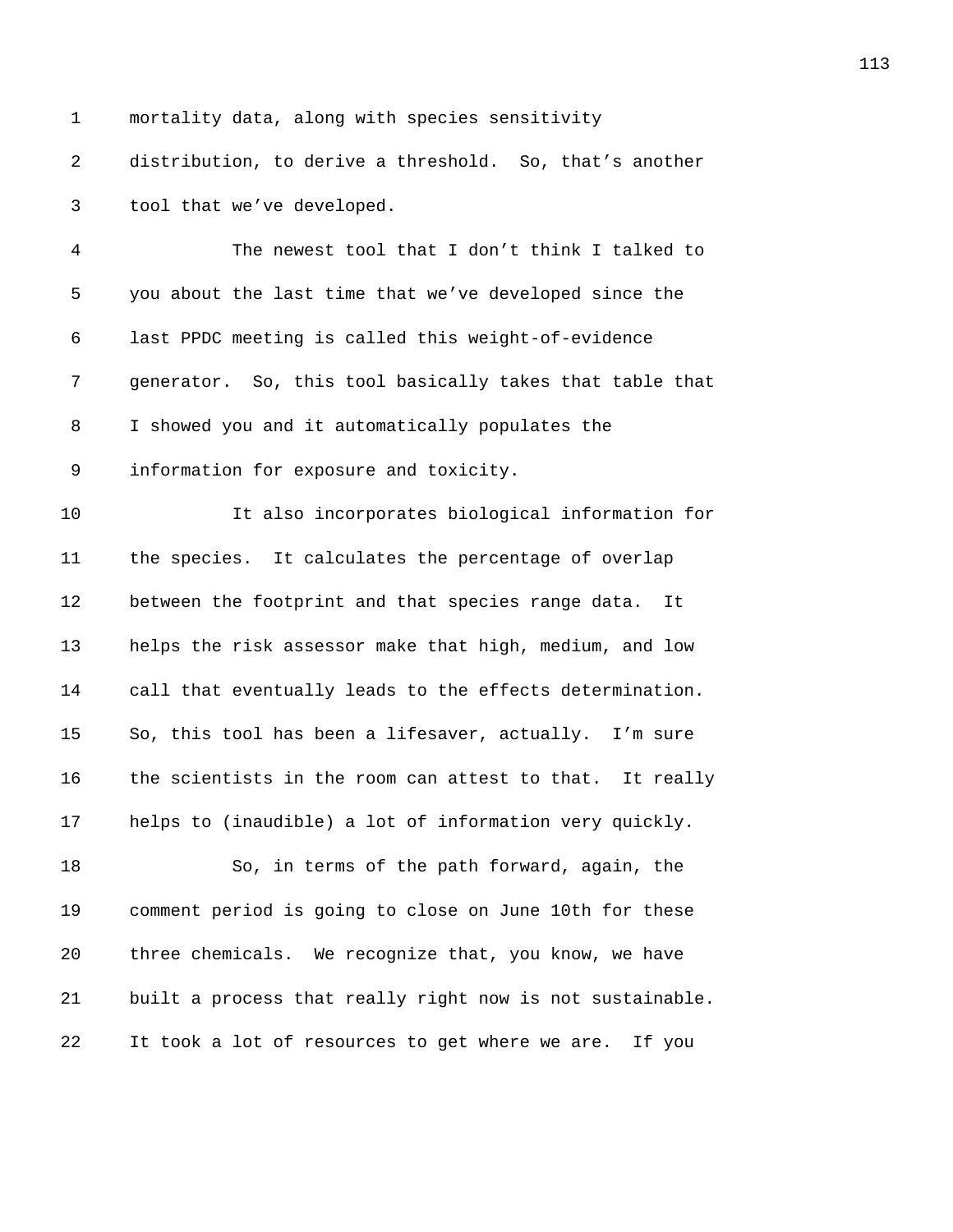mortality data, along with species sensitivity distribution, to derive a threshold. So, that's another tool that we've developed.

The newest tool that I don't think I talked to you about the last time that we've developed since the last PPDC meeting is called this weight-of-evidence generator. So, this tool basically takes that table that I showed you and it automatically populates the information for exposure and toxicity.

It also incorporates biological information for the species. It calculates the percentage of overlap between the footprint and that species range data. It helps the risk assessor make that high, medium, and low call that eventually leads to the effects determination. So, this tool has been a lifesaver, actually. I'm sure the scientists in the room can attest to that. It really helps to (inaudible) a lot of information very quickly.

So, in terms of the path forward, again, the comment period is going to close on June 10th for these three chemicals. We recognize that, you know, we have built a process that really right now is not sustainable. It took a lot of resources to get where we are. If you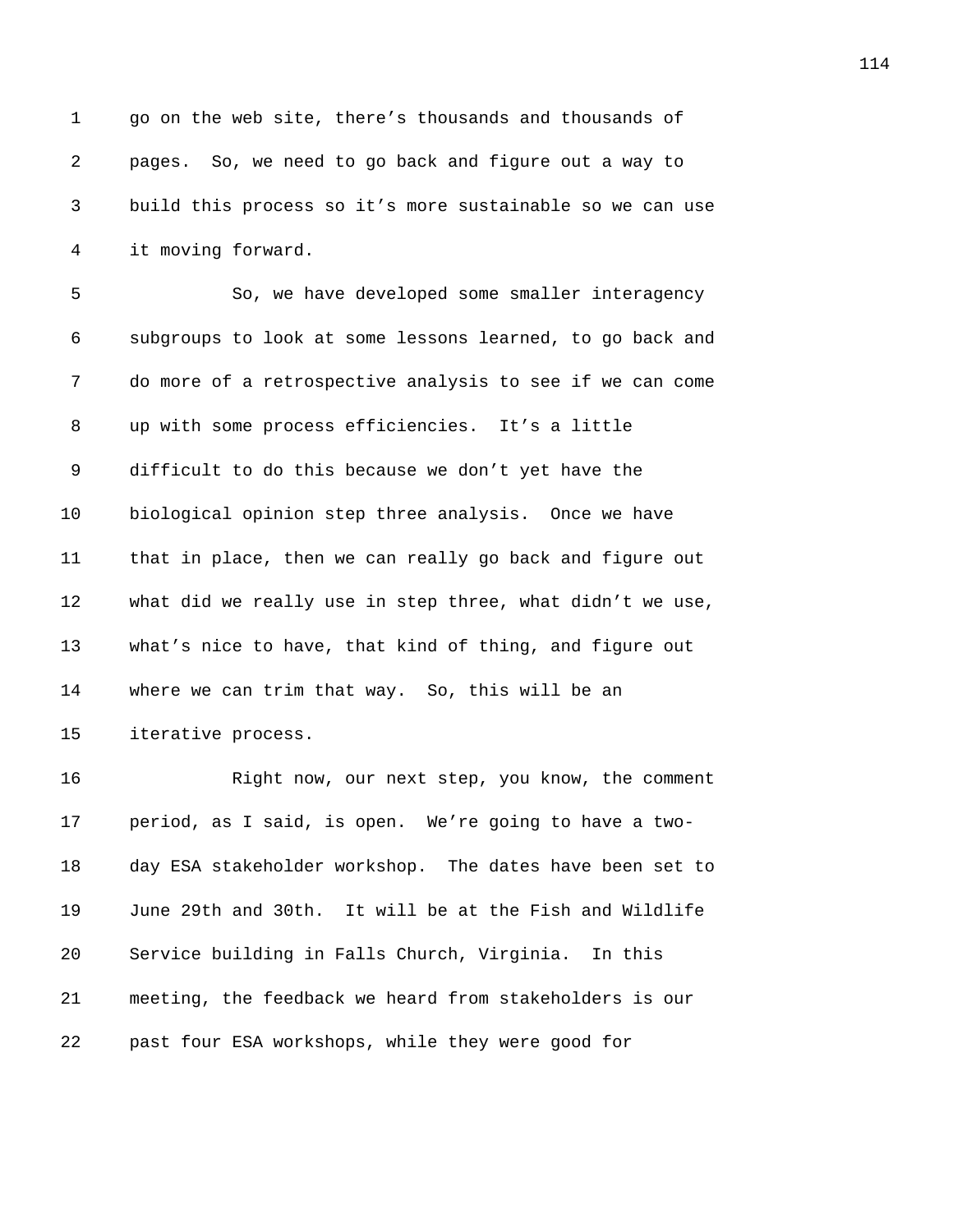go on the web site, there's thousands and thousands of pages. So, we need to go back and figure out a way to build this process so it's more sustainable so we can use it moving forward.

So, we have developed some smaller interagency subgroups to look at some lessons learned, to go back and do more of a retrospective analysis to see if we can come up with some process efficiencies. It's a little difficult to do this because we don't yet have the biological opinion step three analysis. Once we have that in place, then we can really go back and figure out what did we really use in step three, what didn't we use, what's nice to have, that kind of thing, and figure out where we can trim that way. So, this will be an iterative process.

Right now, our next step, you know, the comment period, as I said, is open. We're going to have a two-day ESA stakeholder workshop. The dates have been set to June 29th and 30th. It will be at the Fish and Wildlife Service building in Falls Church, Virginia. In this meeting, the feedback we heard from stakeholders is our past four ESA workshops, while they were good for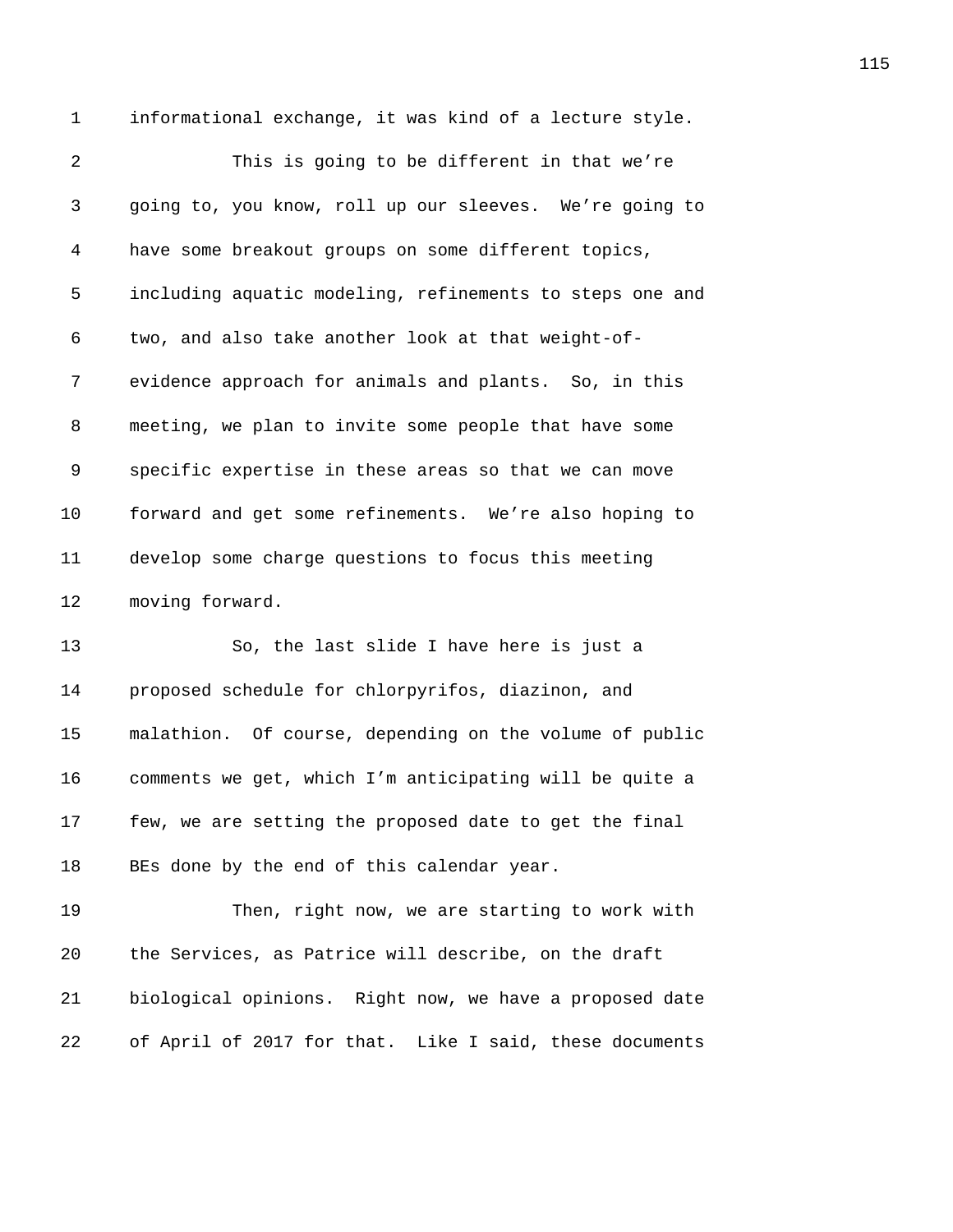informational exchange, it was kind of a lecture style.

This is going to be different in that we're going to, you know, roll up our sleeves. We're going to have some breakout groups on some different topics, including aquatic modeling, refinements to steps one and two, and also take another look at that weight-of-evidence approach for animals and plants. So, in this meeting, we plan to invite some people that have some specific expertise in these areas so that we can move forward and get some refinements. We're also hoping to develop some charge questions to focus this meeting moving forward.

So, the last slide I have here is just a proposed schedule for chlorpyrifos, diazinon, and malathion. Of course, depending on the volume of public comments we get, which I'm anticipating will be quite a few, we are setting the proposed date to get the final BEs done by the end of this calendar year.

Then, right now, we are starting to work with the Services, as Patrice will describe, on the draft biological opinions. Right now, we have a proposed date of April of 2017 for that. Like I said, these documents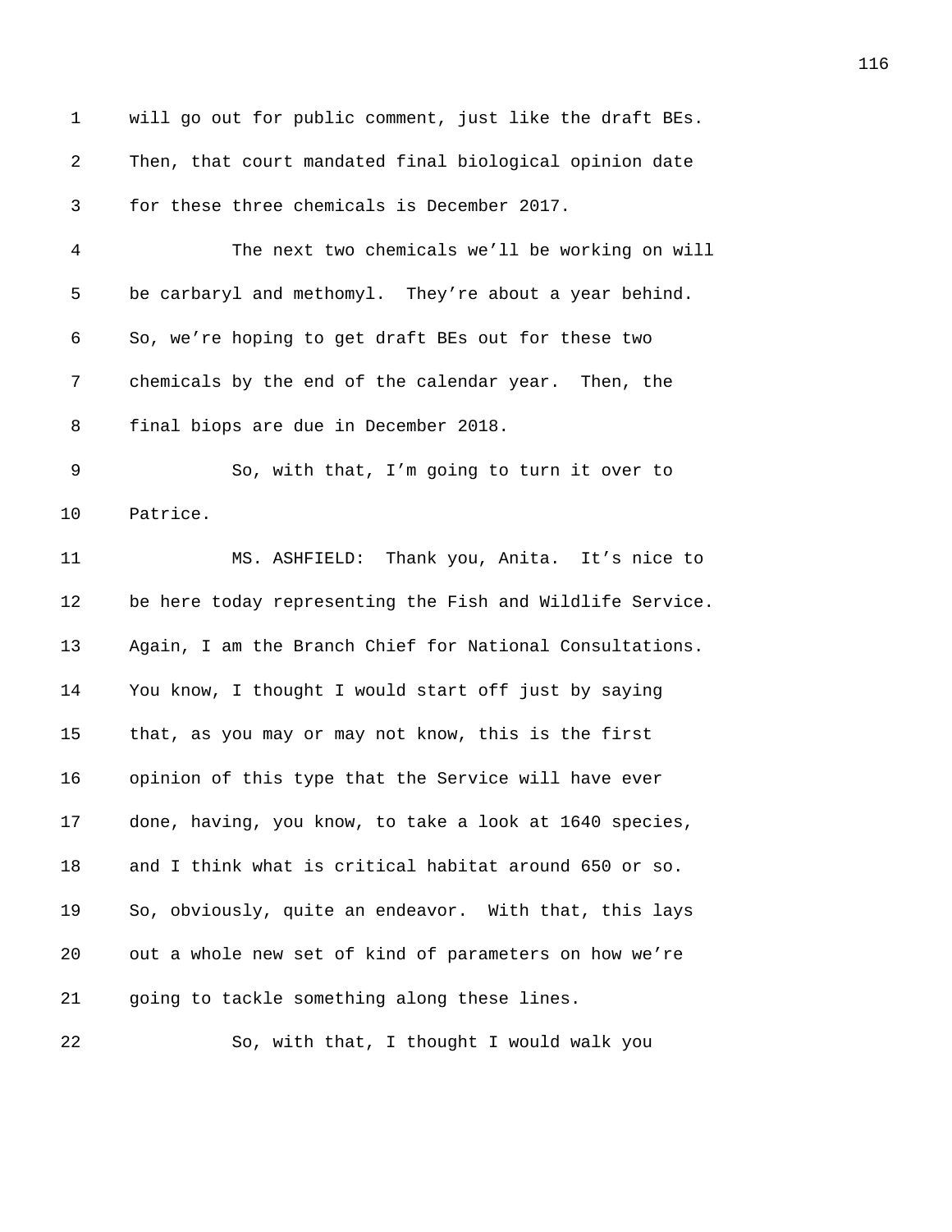will go out for public comment, just like the draft BEs. Then, that court mandated final biological opinion date for these three chemicals is December 2017.

The next two chemicals we'll be working on will be carbaryl and methomyl. They're about a year behind. So, we're hoping to get draft BEs out for these two chemicals by the end of the calendar year. Then, the final biops are due in December 2018.

So, with that, I'm going to turn it over to Patrice.

MS. ASHFIELD: Thank you, Anita. It's nice to be here today representing the Fish and Wildlife Service. Again, I am the Branch Chief for National Consultations. You know, I thought I would start off just by saying that, as you may or may not know, this is the first opinion of this type that the Service will have ever done, having, you know, to take a look at 1640 species, and I think what is critical habitat around 650 or so. So, obviously, quite an endeavor. With that, this lays out a whole new set of kind of parameters on how we're going to tackle something along these lines.

So, with that, I thought I would walk you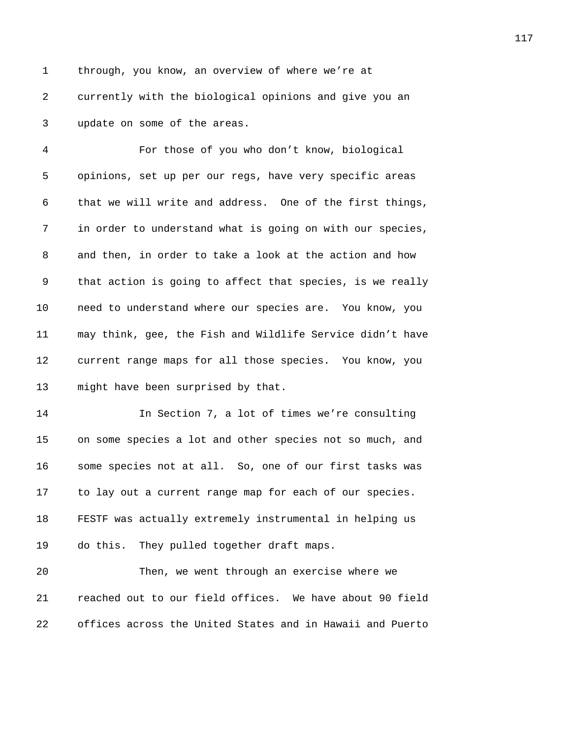through, you know, an overview of where we're at currently with the biological opinions and give you an update on some of the areas.

For those of you who don't know, biological opinions, set up per our regs, have very specific areas that we will write and address. One of the first things, in order to understand what is going on with our species, and then, in order to take a look at the action and how that action is going to affect that species, is we really need to understand where our species are. You know, you may think, gee, the Fish and Wildlife Service didn't have current range maps for all those species. You know, you might have been surprised by that.

In Section 7, a lot of times we're consulting on some species a lot and other species not so much, and some species not at all. So, one of our first tasks was to lay out a current range map for each of our species. FESTF was actually extremely instrumental in helping us do this. They pulled together draft maps.

Then, we went through an exercise where we reached out to our field offices. We have about 90 field offices across the United States and in Hawaii and Puerto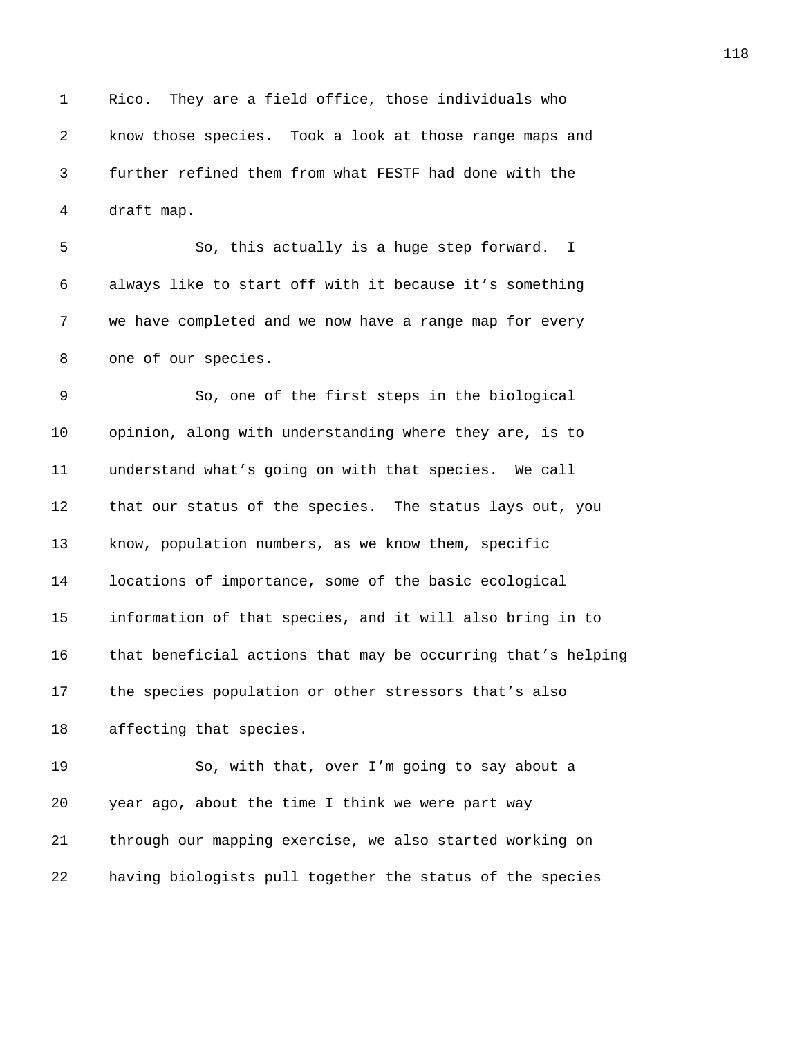Rico. They are a field office, those individuals who know those species. Took a look at those range maps and further refined them from what FESTF had done with the draft map.

So, this actually is a huge step forward. I always like to start off with it because it's something we have completed and we now have a range map for every one of our species.

So, one of the first steps in the biological opinion, along with understanding where they are, is to understand what's going on with that species. We call that our status of the species. The status lays out, you know, population numbers, as we know them, specific locations of importance, some of the basic ecological information of that species, and it will also bring in to that beneficial actions that may be occurring that's helping the species population or other stressors that's also affecting that species.

So, with that, over I'm going to say about a year ago, about the time I think we were part way through our mapping exercise, we also started working on having biologists pull together the status of the species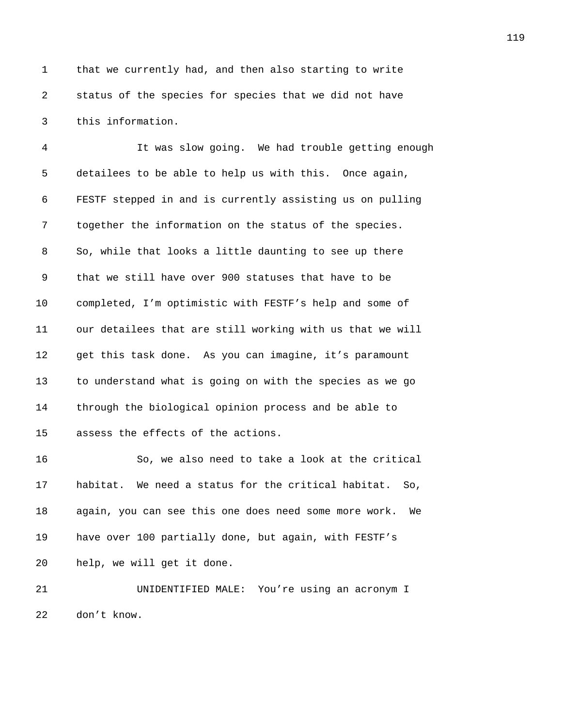that we currently had, and then also starting to write status of the species for species that we did not have this information.

It was slow going. We had trouble getting enough detailees to be able to help us with this. Once again, FESTF stepped in and is currently assisting us on pulling together the information on the status of the species. So, while that looks a little daunting to see up there that we still have over 900 statuses that have to be completed, I'm optimistic with FESTF's help and some of our detailees that are still working with us that we will get this task done. As you can imagine, it's paramount to understand what is going on with the species as we go through the biological opinion process and be able to assess the effects of the actions.

So, we also need to take a look at the critical habitat. We need a status for the critical habitat. So, again, you can see this one does need some more work. We have over 100 partially done, but again, with FESTF's help, we will get it done.

UNIDENTIFIED MALE: You're using an acronym I don't know.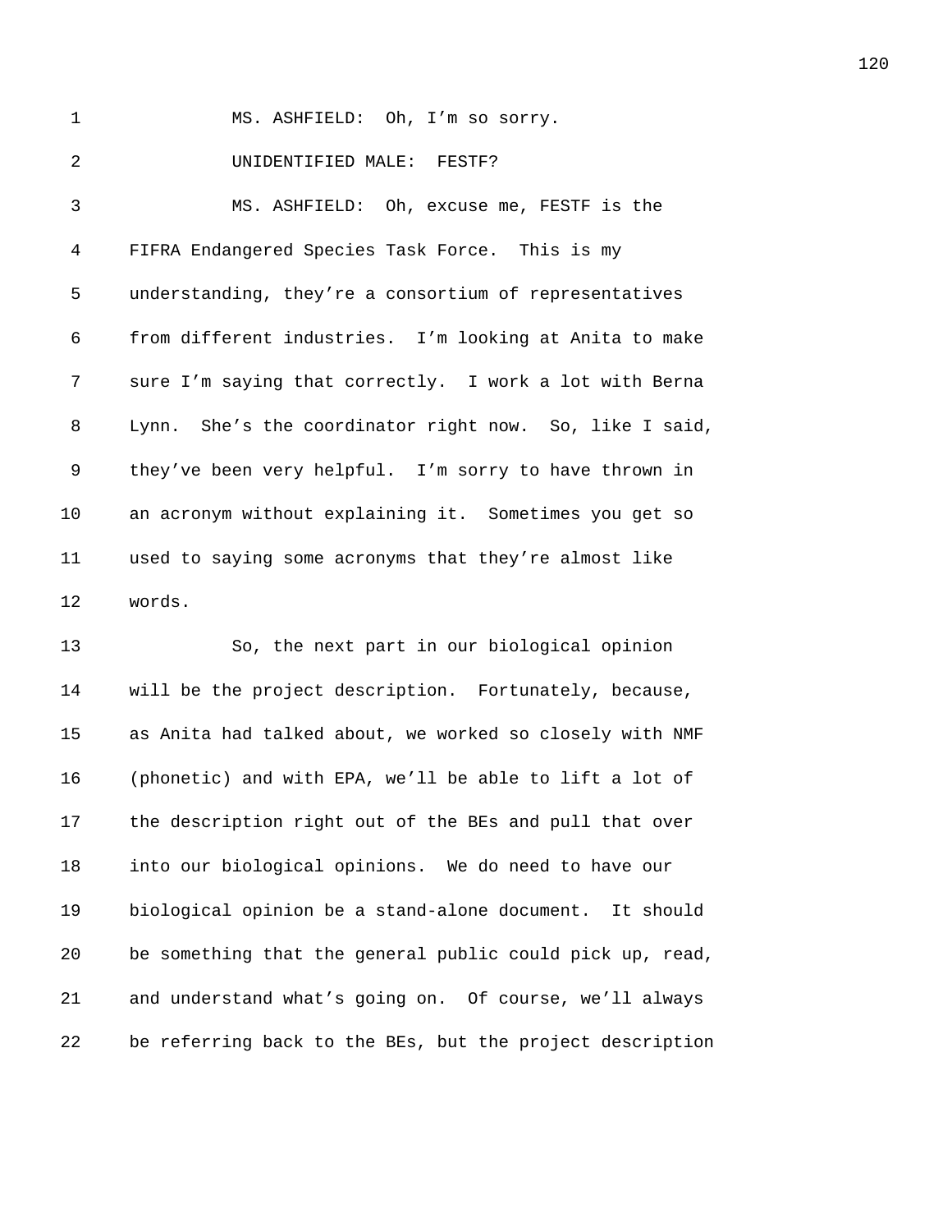MS. ASHFIELD: Oh, I'm so sorry.

UNIDENTIFIED MALE: FESTF?

MS. ASHFIELD: Oh, excuse me, FESTF is the FIFRA Endangered Species Task Force. This is my understanding, they're a consortium of representatives from different industries. I'm looking at Anita to make sure I'm saying that correctly. I work a lot with Berna Lynn. She's the coordinator right now. So, like I said, they've been very helpful. I'm sorry to have thrown in an acronym without explaining it. Sometimes you get so used to saying some acronyms that they're almost like words.

So, the next part in our biological opinion will be the project description. Fortunately, because, as Anita had talked about, we worked so closely with NMF (phonetic) and with EPA, we'll be able to lift a lot of the description right out of the BEs and pull that over into our biological opinions. We do need to have our biological opinion be a stand-alone document. It should be something that the general public could pick up, read, and understand what's going on. Of course, we'll always be referring back to the BEs, but the project description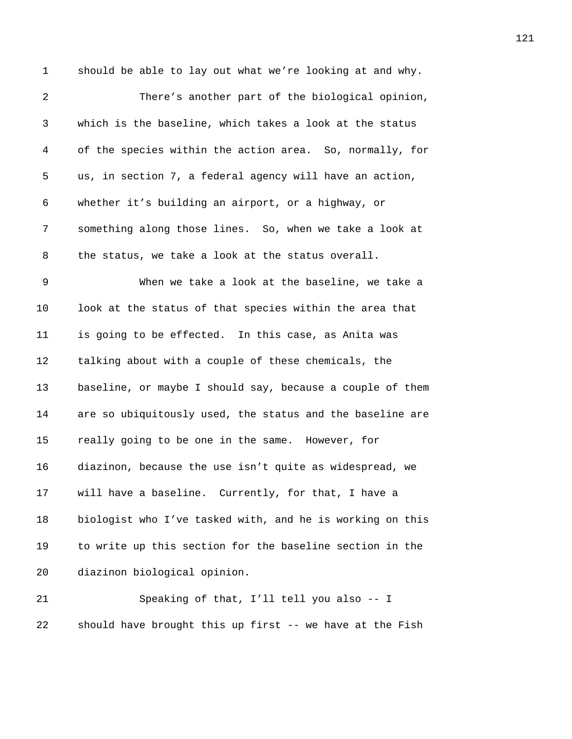should be able to lay out what we're looking at and why.

There's another part of the biological opinion, which is the baseline, which takes a look at the status of the species within the action area. So, normally, for us, in section 7, a federal agency will have an action, whether it's building an airport, or a highway, or something along those lines. So, when we take a look at the status, we take a look at the status overall.

When we take a look at the baseline, we take a look at the status of that species within the area that is going to be effected. In this case, as Anita was talking about with a couple of these chemicals, the baseline, or maybe I should say, because a couple of them are so ubiquitously used, the status and the baseline are really going to be one in the same. However, for diazinon, because the use isn't quite as widespread, we will have a baseline. Currently, for that, I have a biologist who I've tasked with, and he is working on this to write up this section for the baseline section in the diazinon biological opinion.

Speaking of that, I'll tell you also -- I should have brought this up first -- we have at the Fish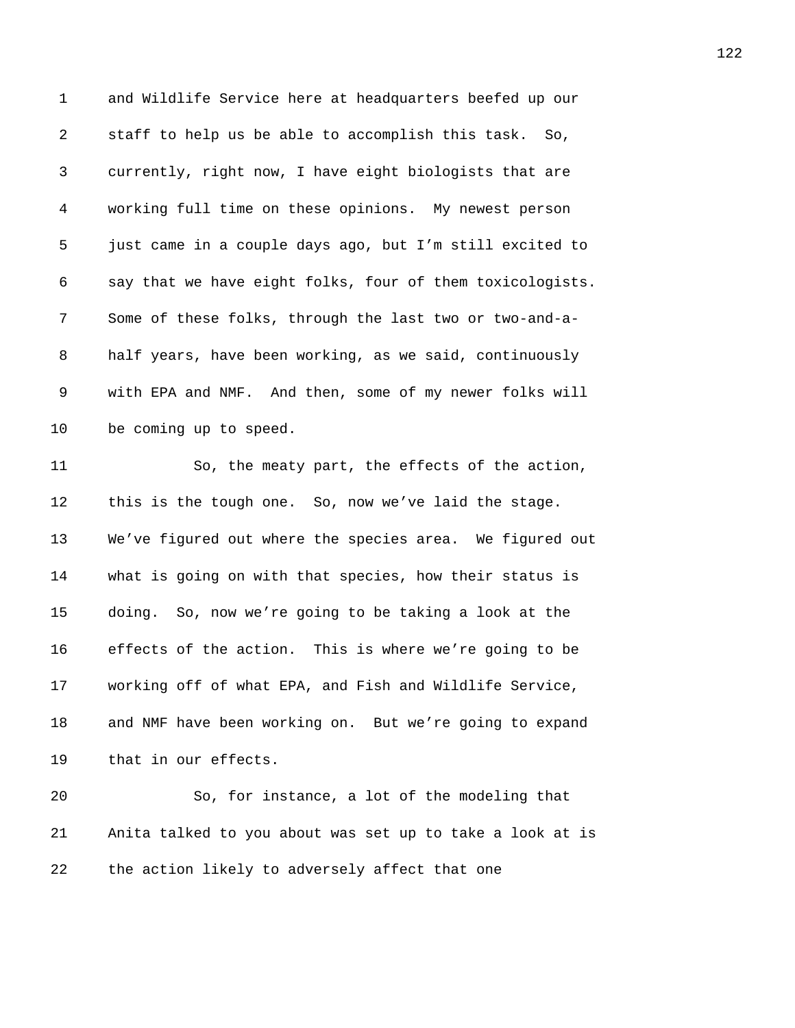and Wildlife Service here at headquarters beefed up our staff to help us be able to accomplish this task. So, currently, right now, I have eight biologists that are working full time on these opinions. My newest person just came in a couple days ago, but I'm still excited to say that we have eight folks, four of them toxicologists. Some of these folks, through the last two or two-and-a-half years, have been working, as we said, continuously with EPA and NMF. And then, some of my newer folks will be coming up to speed.

So, the meaty part, the effects of the action, this is the tough one. So, now we've laid the stage. We've figured out where the species area. We figured out what is going on with that species, how their status is doing. So, now we're going to be taking a look at the effects of the action. This is where we're going to be working off of what EPA, and Fish and Wildlife Service, and NMF have been working on. But we're going to expand that in our effects.

So, for instance, a lot of the modeling that Anita talked to you about was set up to take a look at is the action likely to adversely affect that one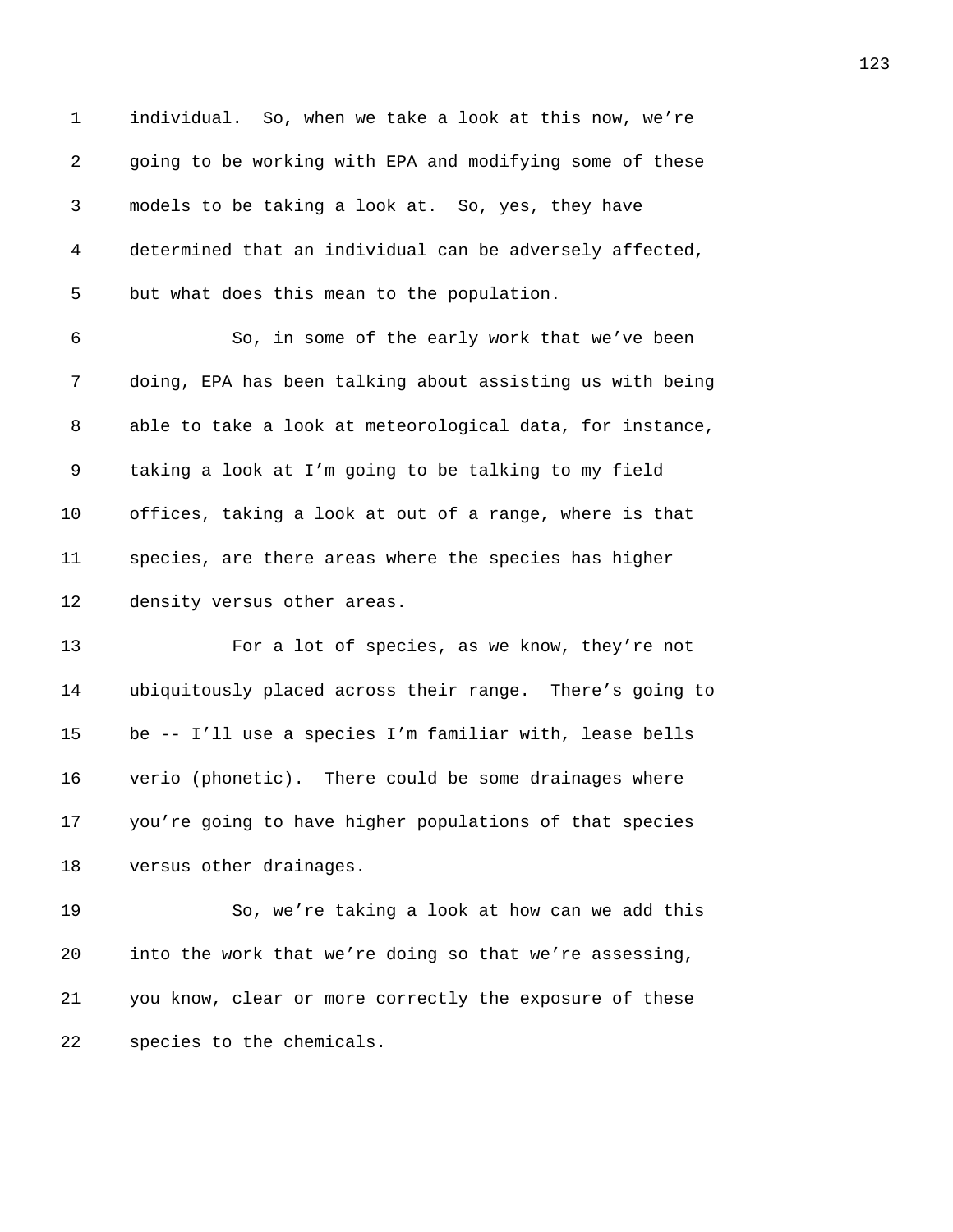individual. So, when we take a look at this now, we're going to be working with EPA and modifying some of these models to be taking a look at. So, yes, they have determined that an individual can be adversely affected, but what does this mean to the population.

So, in some of the early work that we've been doing, EPA has been talking about assisting us with being able to take a look at meteorological data, for instance, taking a look at I'm going to be talking to my field offices, taking a look at out of a range, where is that species, are there areas where the species has higher density versus other areas.

For a lot of species, as we know, they're not ubiquitously placed across their range. There's going to be -- I'll use a species I'm familiar with, lease bells verio (phonetic). There could be some drainages where you're going to have higher populations of that species versus other drainages.

So, we're taking a look at how can we add this into the work that we're doing so that we're assessing, you know, clear or more correctly the exposure of these species to the chemicals.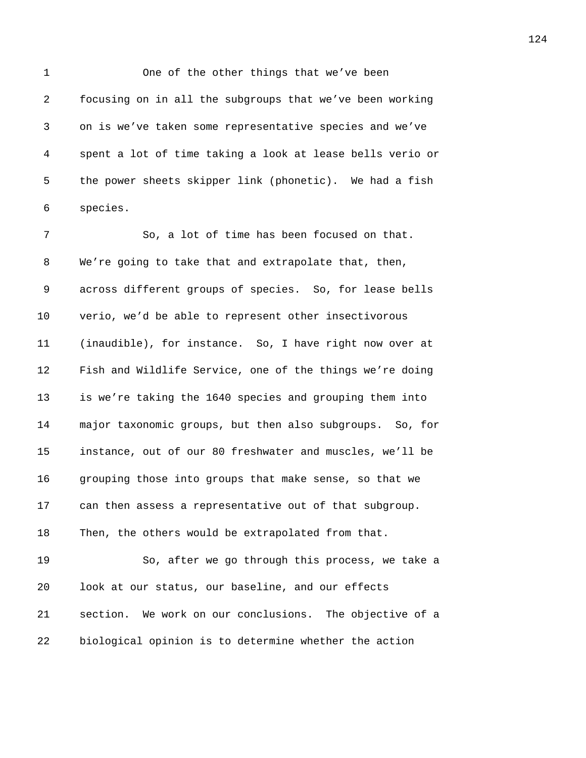One of the other things that we've been focusing on in all the subgroups that we've been working on is we've taken some representative species and we've spent a lot of time taking a look at lease bells verio or the power sheets skipper link (phonetic). We had a fish species.

So, a lot of time has been focused on that. We're going to take that and extrapolate that, then, across different groups of species. So, for lease bells verio, we'd be able to represent other insectivorous (inaudible), for instance. So, I have right now over at Fish and Wildlife Service, one of the things we're doing is we're taking the 1640 species and grouping them into major taxonomic groups, but then also subgroups. So, for instance, out of our 80 freshwater and muscles, we'll be grouping those into groups that make sense, so that we can then assess a representative out of that subgroup. Then, the others would be extrapolated from that.

So, after we go through this process, we take a look at our status, our baseline, and our effects section. We work on our conclusions. The objective of a biological opinion is to determine whether the action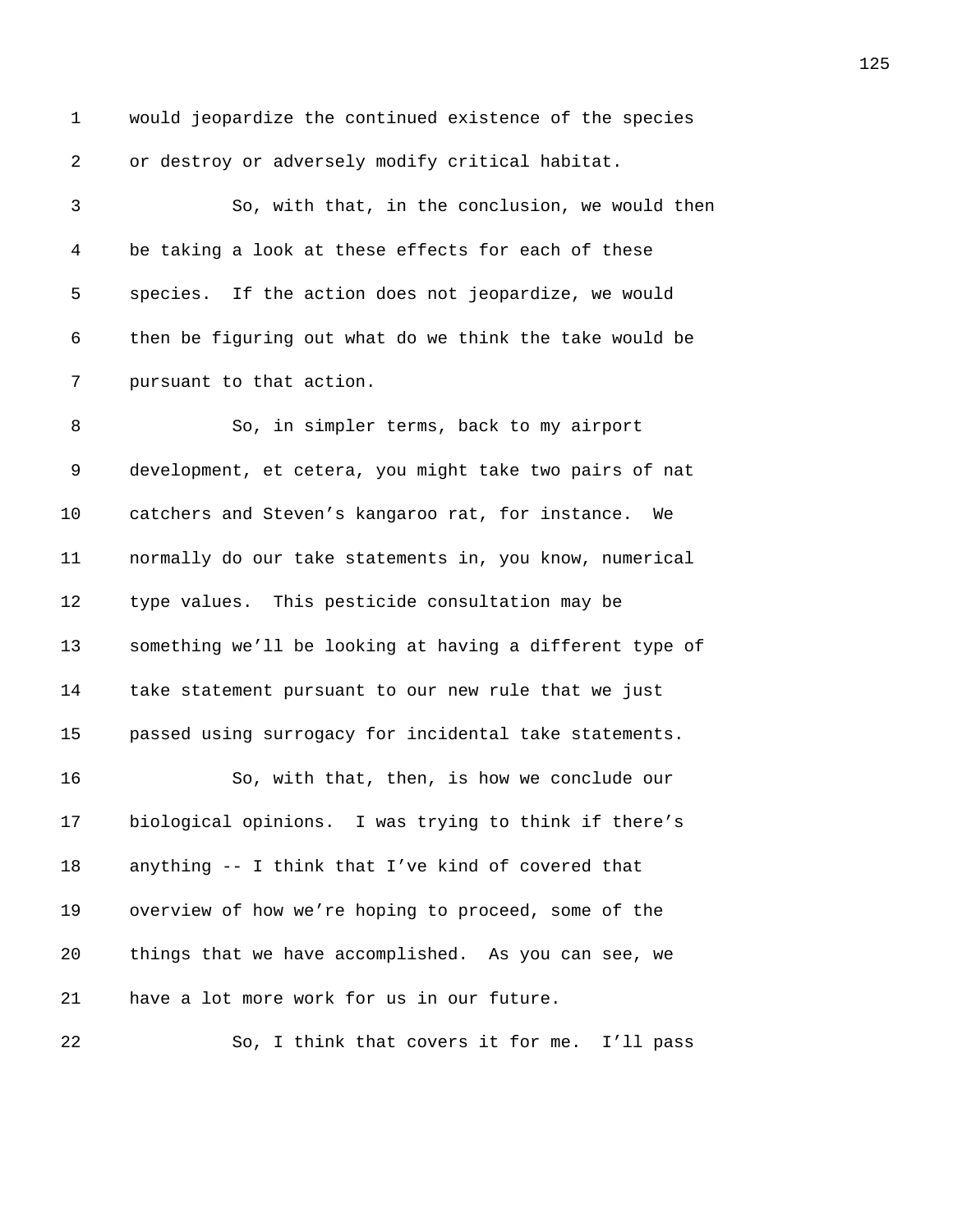would jeopardize the continued existence of the species or destroy or adversely modify critical habitat.

So, with that, in the conclusion, we would then be taking a look at these effects for each of these species. If the action does not jeopardize, we would then be figuring out what do we think the take would be pursuant to that action.

So, in simpler terms, back to my airport development, et cetera, you might take two pairs of nat catchers and Steven’s kangaroo rat, for instance. We normally do our take statements in, you know, numerical type values. This pesticide consultation may be something we’ll be looking at having a different type of take statement pursuant to our new rule that we just passed using surrogacy for incidental take statements.

So, with that, then, is how we conclude our biological opinions. I was trying to think if there’s anything -- I think that I’ve kind of covered that overview of how we’re hoping to proceed, some of the things that we have accomplished. As you can see, we have a lot more work for us in our future.

So, I think that covers it for me. I’ll pass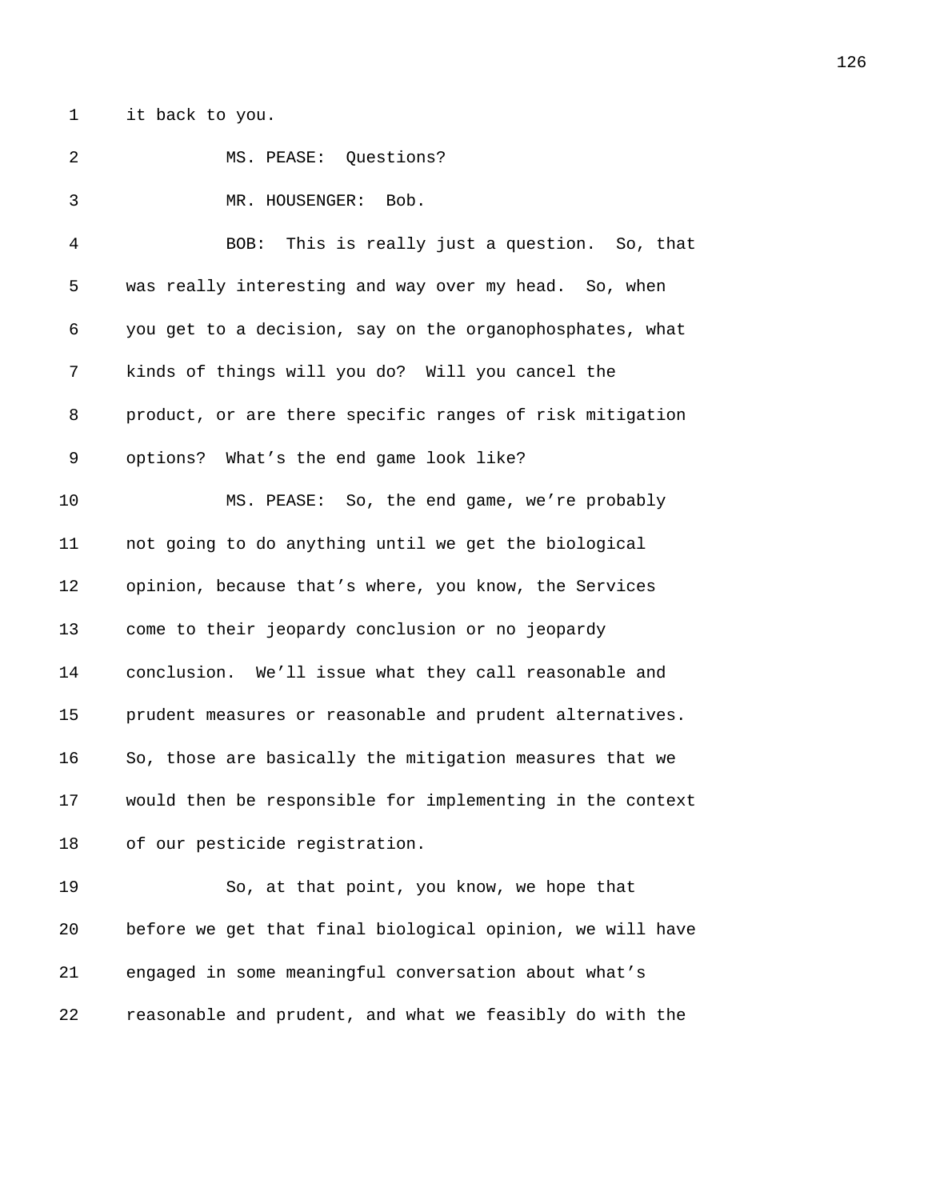it back to you.

MS. PEASE: Questions?

MR. HOUSENGER: Bob.

BOB: This is really just a question. So, that was really interesting and way over my head. So, when you get to a decision, say on the organophosphates, what kinds of things will you do? Will you cancel the product, or are there specific ranges of risk mitigation options? What's the end game look like?

MS. PEASE: So, the end game, we're probably not going to do anything until we get the biological opinion, because that's where, you know, the Services come to their jeopardy conclusion or no jeopardy conclusion. We'll issue what they call reasonable and prudent measures or reasonable and prudent alternatives. So, those are basically the mitigation measures that we would then be responsible for implementing in the context of our pesticide registration.

So, at that point, you know, we hope that before we get that final biological opinion, we will have engaged in some meaningful conversation about what's reasonable and prudent, and what we feasibly do with the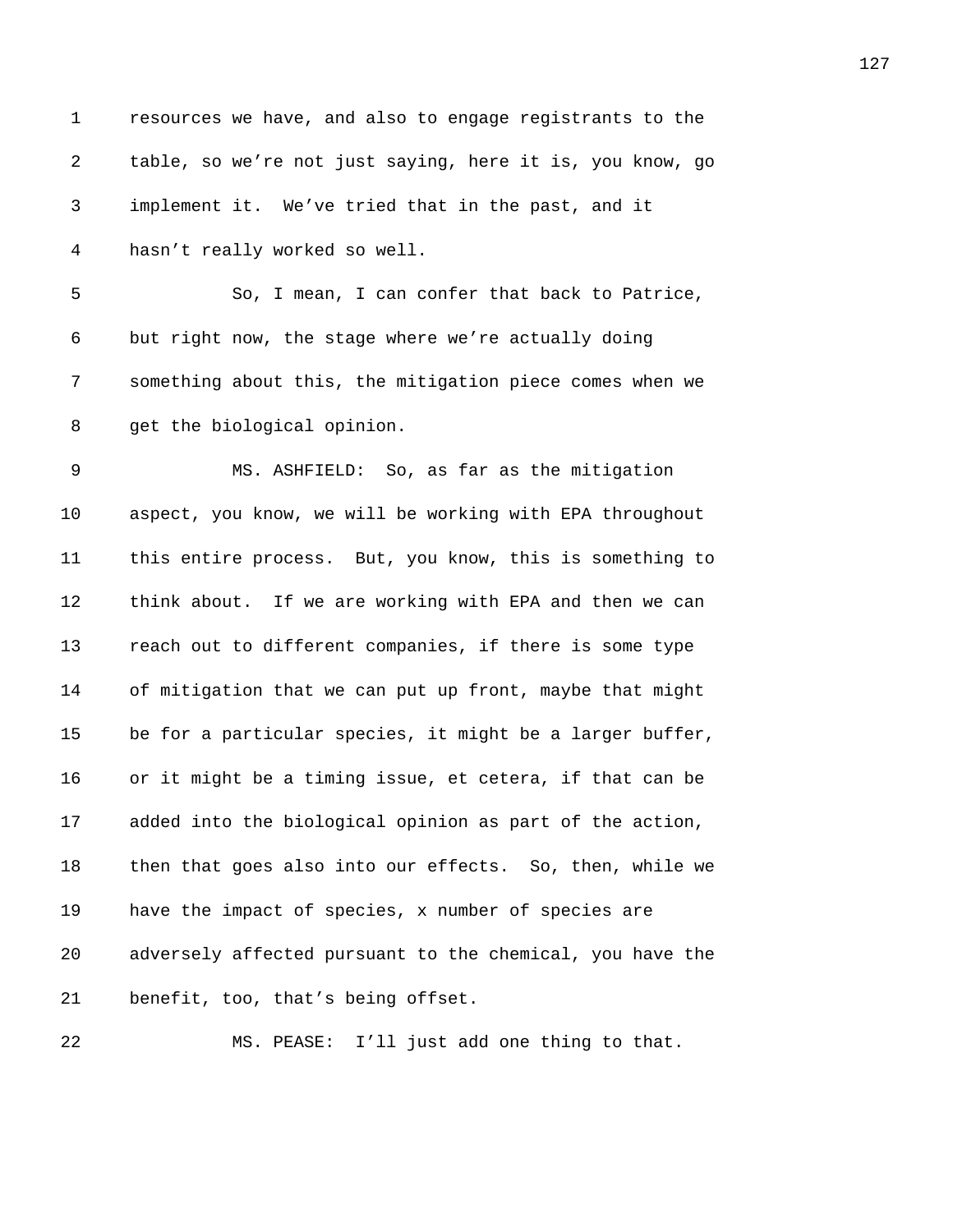resources we have, and also to engage registrants to the table, so we're not just saying, here it is, you know, go implement it. We've tried that in the past, and it hasn't really worked so well.

So, I mean, I can confer that back to Patrice, but right now, the stage where we're actually doing something about this, the mitigation piece comes when we get the biological opinion.

MS. ASHFIELD: So, as far as the mitigation aspect, you know, we will be working with EPA throughout this entire process. But, you know, this is something to think about. If we are working with EPA and then we can reach out to different companies, if there is some type of mitigation that we can put up front, maybe that might be for a particular species, it might be a larger buffer, or it might be a timing issue, et cetera, if that can be added into the biological opinion as part of the action, then that goes also into our effects. So, then, while we have the impact of species, x number of species are adversely affected pursuant to the chemical, you have the benefit, too, that's being offset.

MS. PEASE: I'll just add one thing to that.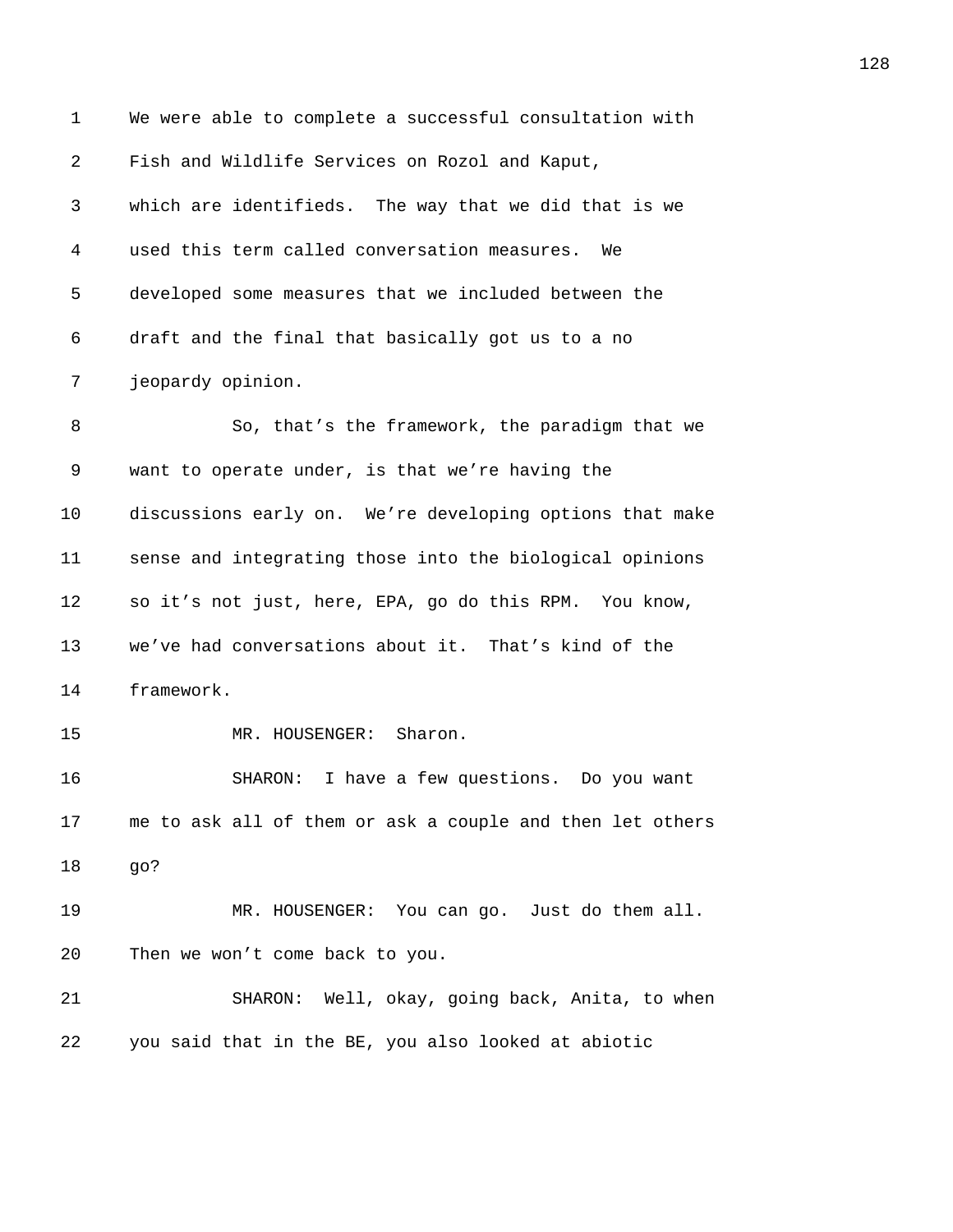We were able to complete a successful consultation with Fish and Wildlife Services on Rozol and Kaput, which are identifieds. The way that we did that is we used this term called conversation measures. We developed some measures that we included between the draft and the final that basically got us to a no jeopardy opinion.

So, that's the framework, the paradigm that we want to operate under, is that we're having the discussions early on. We're developing options that make sense and integrating those into the biological opinions so it's not just, here, EPA, go do this RPM. You know, we've had conversations about it. That's kind of the framework.

MR. HOUSENGER: Sharon.

SHARON: I have a few questions. Do you want me to ask all of them or ask a couple and then let others go?

MR. HOUSENGER: You can go. Just do them all. Then we won't come back to you.

SHARON: Well, okay, going back, Anita, to when you said that in the BE, you also looked at abiotic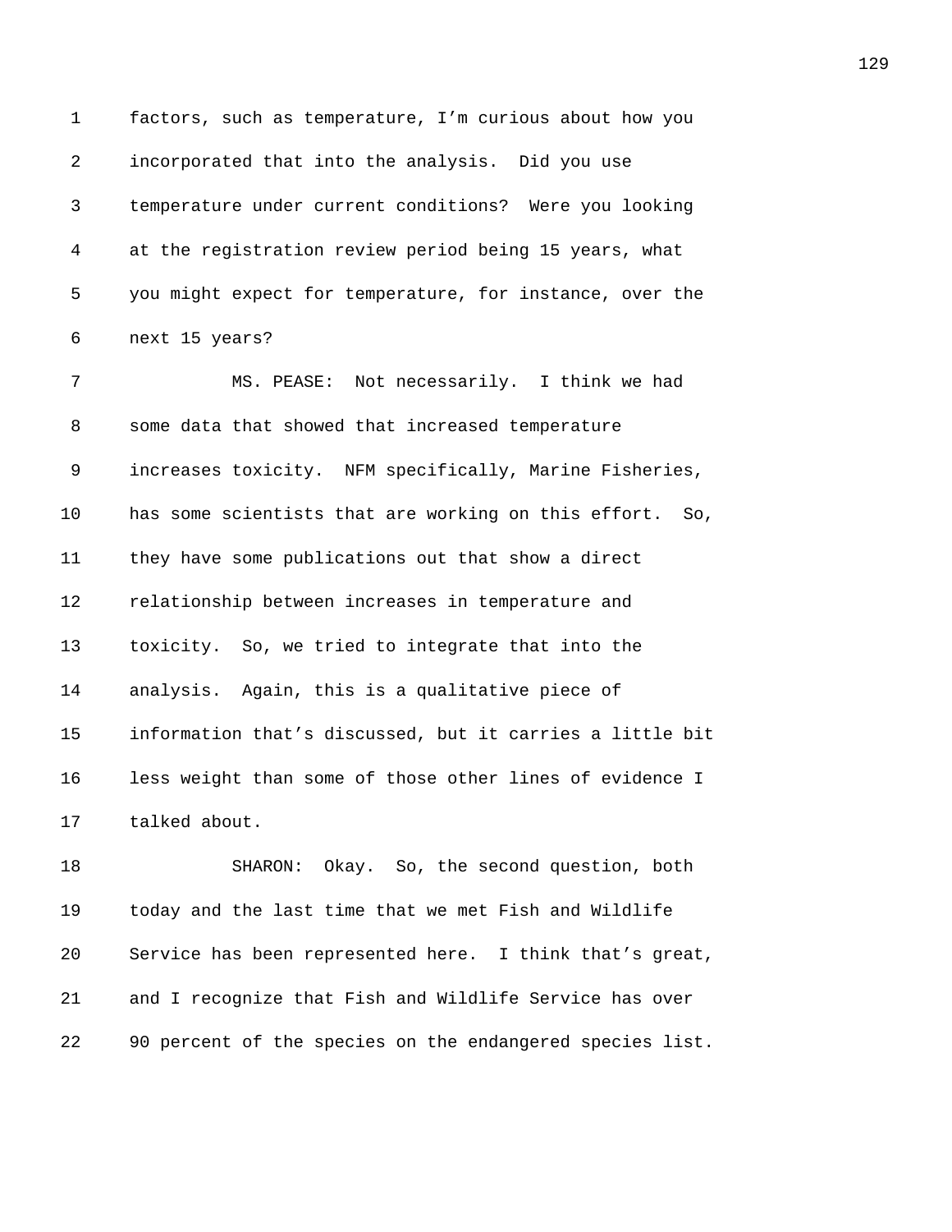factors, such as temperature, I'm curious about how you incorporated that into the analysis. Did you use temperature under current conditions? Were you looking at the registration review period being 15 years, what you might expect for temperature, for instance, over the next 15 years?

MS. PEASE: Not necessarily. I think we had some data that showed that increased temperature increases toxicity. NFM specifically, Marine Fisheries, has some scientists that are working on this effort. So, they have some publications out that show a direct relationship between increases in temperature and toxicity. So, we tried to integrate that into the analysis. Again, this is a qualitative piece of information that's discussed, but it carries a little bit less weight than some of those other lines of evidence I talked about.

SHARON: Okay. So, the second question, both today and the last time that we met Fish and Wildlife Service has been represented here. I think that's great, and I recognize that Fish and Wildlife Service has over 90 percent of the species on the endangered species list.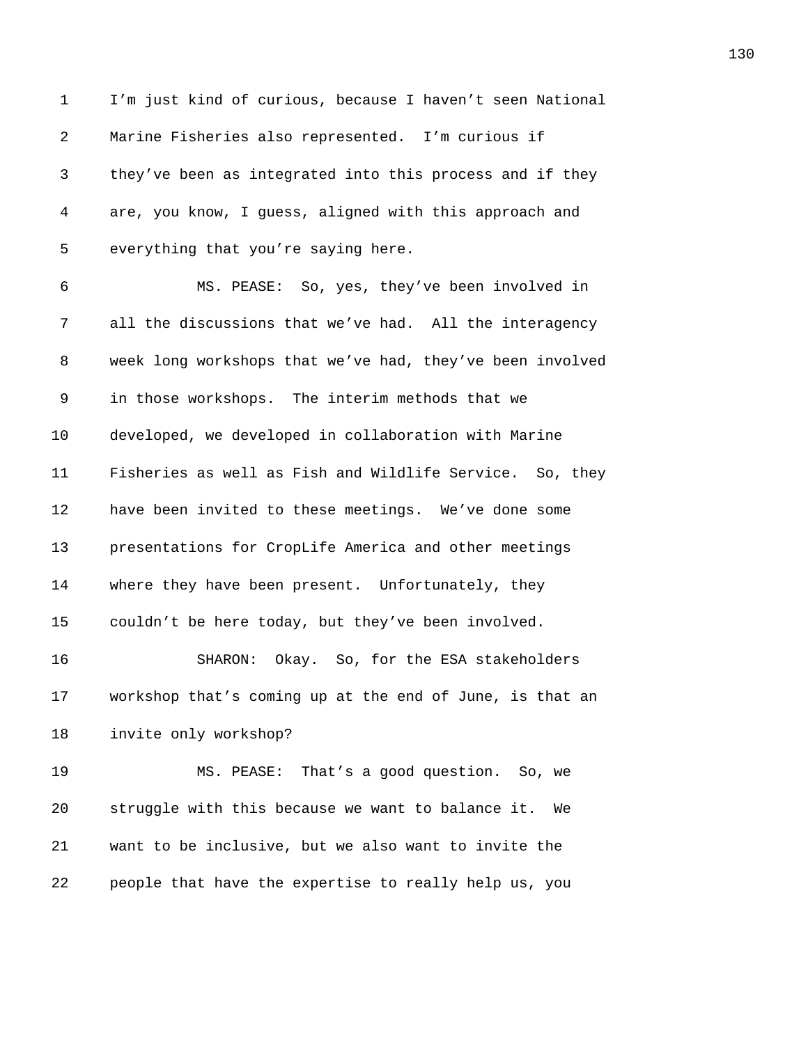I'm just kind of curious, because I haven't seen National Marine Fisheries also represented. I'm curious if they've been as integrated into this process and if they are, you know, I guess, aligned with this approach and everything that you're saying here.

MS. PEASE: So, yes, they've been involved in all the discussions that we've had. All the interagency week long workshops that we've had, they've been involved in those workshops. The interim methods that we developed, we developed in collaboration with Marine Fisheries as well as Fish and Wildlife Service. So, they have been invited to these meetings. We've done some presentations for CropLife America and other meetings where they have been present. Unfortunately, they couldn't be here today, but they've been involved.

SHARON: Okay. So, for the ESA stakeholders workshop that's coming up at the end of June, is that an invite only workshop?

MS. PEASE: That's a good question. So, we struggle with this because we want to balance it. We want to be inclusive, but we also want to invite the people that have the expertise to really help us, you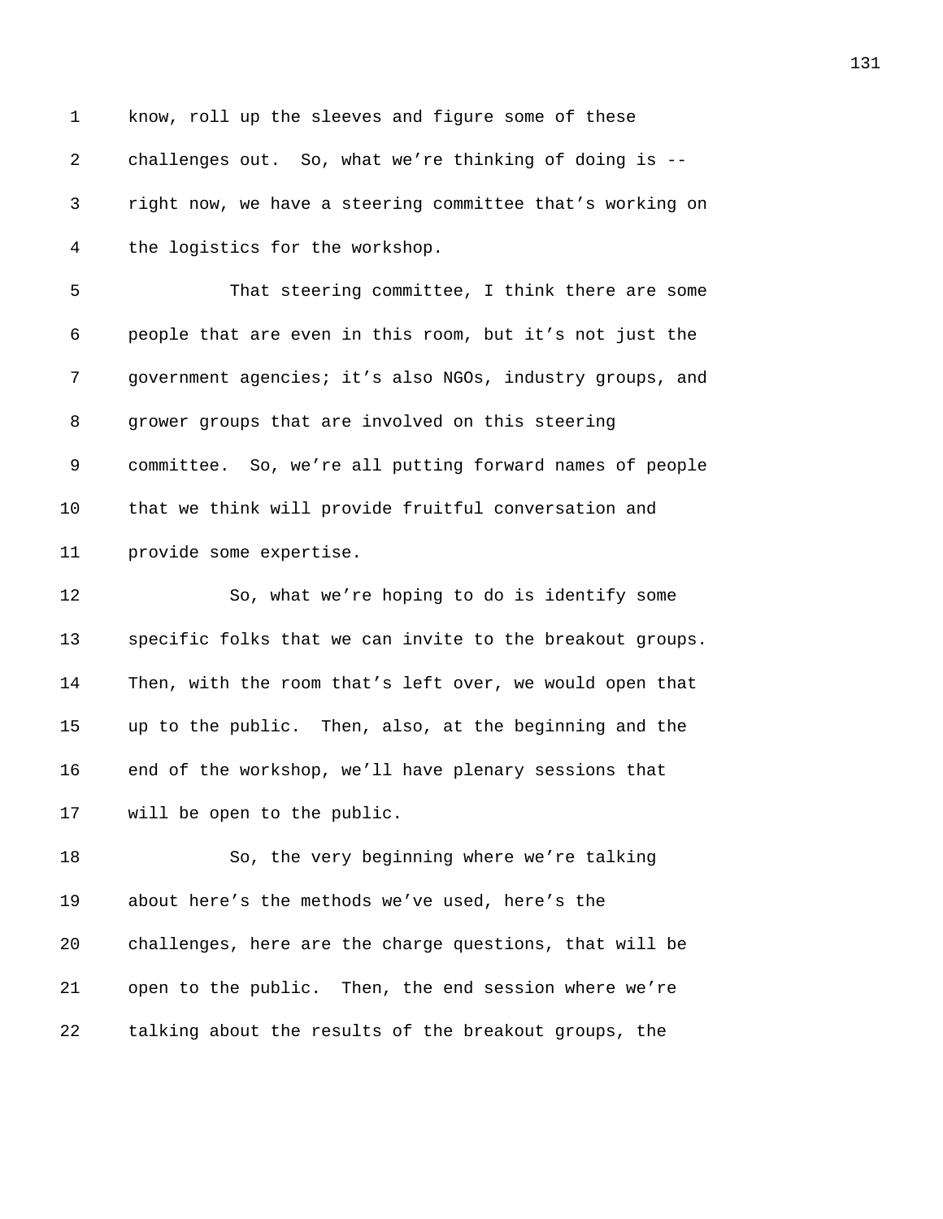know, roll up the sleeves and figure some of these challenges out. So, what we're thinking of doing is -- right now, we have a steering committee that's working on the logistics for the workshop.

That steering committee, I think there are some people that are even in this room, but it's not just the government agencies; it's also NGOs, industry groups, and grower groups that are involved on this steering committee. So, we're all putting forward names of people that we think will provide fruitful conversation and provide some expertise.

So, what we're hoping to do is identify some specific folks that we can invite to the breakout groups. Then, with the room that's left over, we would open that up to the public. Then, also, at the beginning and the end of the workshop, we'll have plenary sessions that will be open to the public.

So, the very beginning where we're talking about here's the methods we've used, here's the challenges, here are the charge questions, that will be open to the public. Then, the end session where we're talking about the results of the breakout groups, the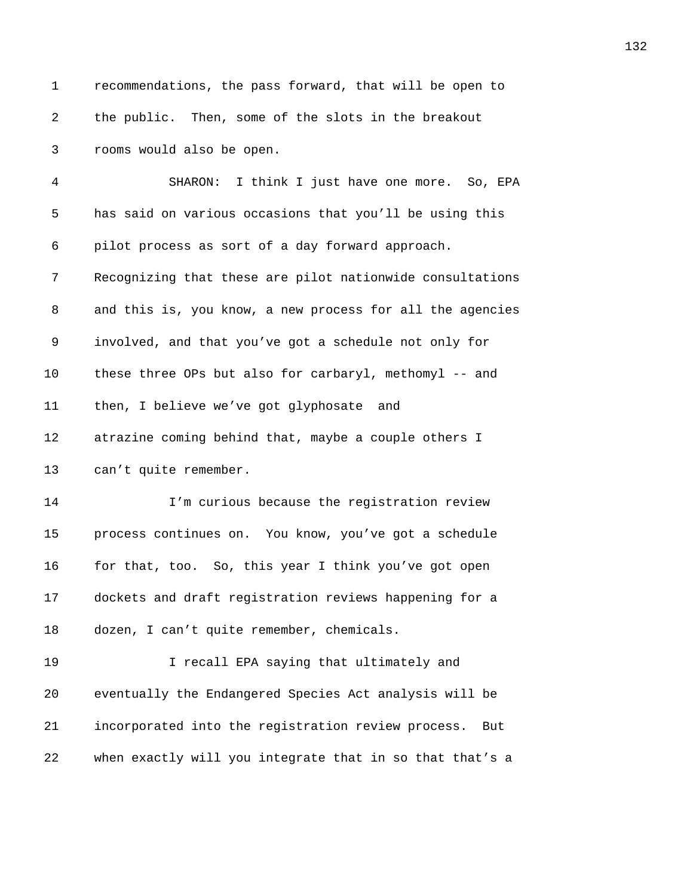recommendations, the pass forward, that will be open to the public. Then, some of the slots in the breakout rooms would also be open.

SHARON: I think I just have one more. So, EPA has said on various occasions that you'll be using this pilot process as sort of a day forward approach. Recognizing that these are pilot nationwide consultations and this is, you know, a new process for all the agencies involved, and that you've got a schedule not only for these three OPs but also for carbaryl, methomyl -- and then, I believe we've got glyphosate and atrazine coming behind that, maybe a couple others I can't quite remember.

I'm curious because the registration review process continues on. You know, you've got a schedule for that, too. So, this year I think you've got open dockets and draft registration reviews happening for a dozen, I can't quite remember, chemicals.

I recall EPA saying that ultimately and eventually the Endangered Species Act analysis will be incorporated into the registration review process. But when exactly will you integrate that in so that that's a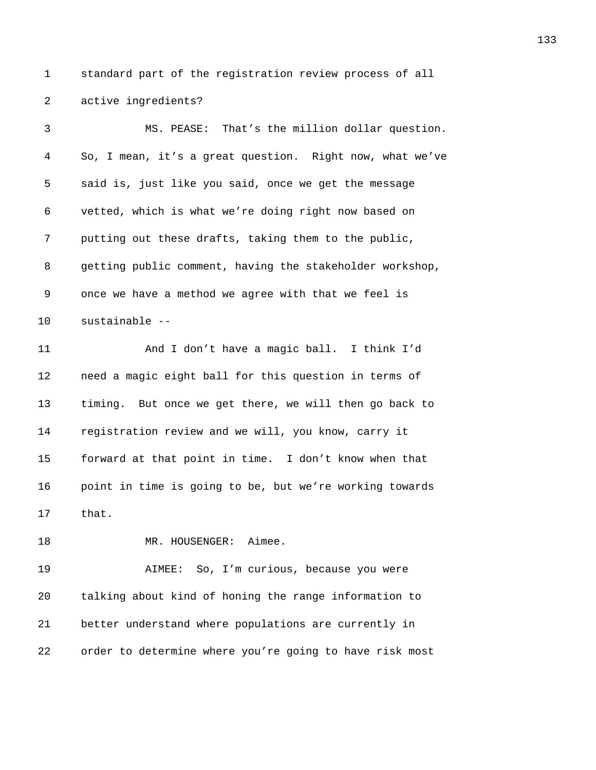standard part of the registration review process of all active ingredients?

MS. PEASE: That's the million dollar question. So, I mean, it's a great question. Right now, what we've said is, just like you said, once we get the message vetted, which is what we're doing right now based on putting out these drafts, taking them to the public, getting public comment, having the stakeholder workshop, once we have a method we agree with that we feel is sustainable --

And I don't have a magic ball. I think I'd need a magic eight ball for this question in terms of timing. But once we get there, we will then go back to registration review and we will, you know, carry it forward at that point in time. I don't know when that point in time is going to be, but we're working towards that.

MR. HOUSENGER: Aimee.

AIMEE: So, I'm curious, because you were talking about kind of honing the range information to better understand where populations are currently in order to determine where you're going to have risk most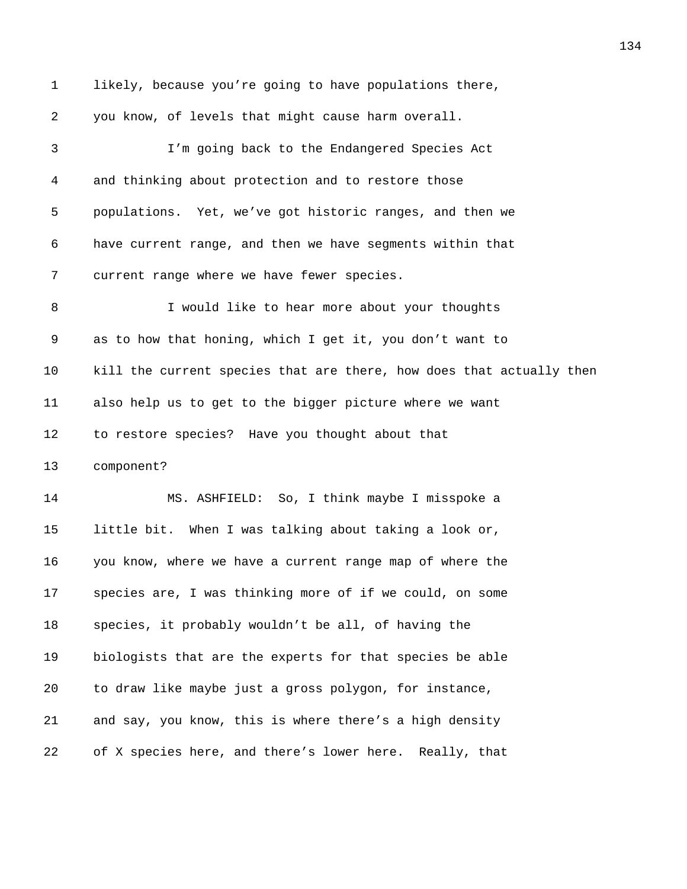likely, because you’re going to have populations there, you know, of levels that might cause harm overall.

I’m going back to the Endangered Species Act and thinking about protection and to restore those populations. Yet, we’ve got historic ranges, and then we have current range, and then we have segments within that current range where we have fewer species.

I would like to hear more about your thoughts as to how that honing, which I get it, you don’t want to kill the current species that are there, how does that actually then also help us to get to the bigger picture where we want to restore species? Have you thought about that component?

MS. ASHFIELD: So, I think maybe I misspoke a little bit. When I was talking about taking a look or, you know, where we have a current range map of where the species are, I was thinking more of if we could, on some species, it probably wouldn’t be all, of having the biologists that are the experts for that species be able to draw like maybe just a gross polygon, for instance, and say, you know, this is where there’s a high density of X species here, and there’s lower here. Really, that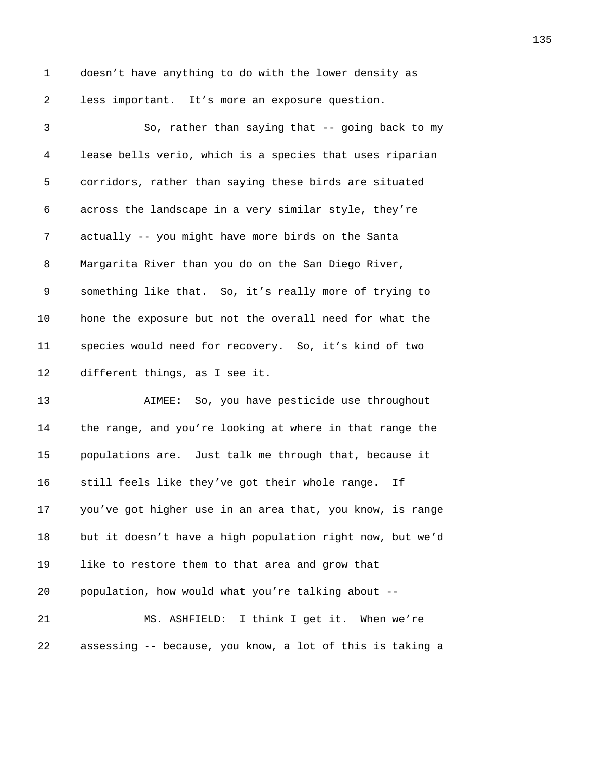doesn't have anything to do with the lower density as less important. It's more an exposure question.

So, rather than saying that -- going back to my lease bells verio, which is a species that uses riparian corridors, rather than saying these birds are situated across the landscape in a very similar style, they're actually -- you might have more birds on the Santa Margarita River than you do on the San Diego River, something like that. So, it's really more of trying to hone the exposure but not the overall need for what the species would need for recovery. So, it's kind of two different things, as I see it.

AIMEE: So, you have pesticide use throughout the range, and you're looking at where in that range the populations are. Just talk me through that, because it still feels like they've got their whole range. If you've got higher use in an area that, you know, is range but it doesn't have a high population right now, but we'd like to restore them to that area and grow that population, how would what you're talking about --

MS. ASHFIELD: I think I get it. When we're assessing -- because, you know, a lot of this is taking a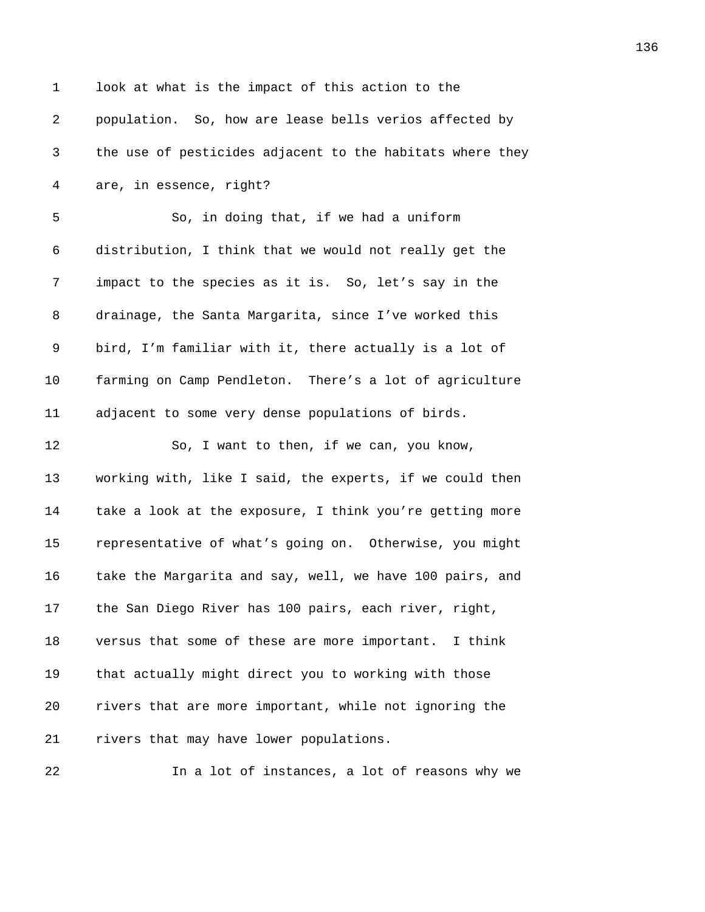look at what is the impact of this action to the population. So, how are lease bells verios affected by the use of pesticides adjacent to the habitats where they are, in essence, right?

So, in doing that, if we had a uniform distribution, I think that we would not really get the impact to the species as it is. So, let's say in the drainage, the Santa Margarita, since I've worked this bird, I'm familiar with it, there actually is a lot of farming on Camp Pendleton. There's a lot of agriculture adjacent to some very dense populations of birds.

So, I want to then, if we can, you know, working with, like I said, the experts, if we could then take a look at the exposure, I think you're getting more representative of what's going on. Otherwise, you might take the Margarita and say, well, we have 100 pairs, and the San Diego River has 100 pairs, each river, right, versus that some of these are more important. I think that actually might direct you to working with those rivers that are more important, while not ignoring the rivers that may have lower populations.

In a lot of instances, a lot of reasons why we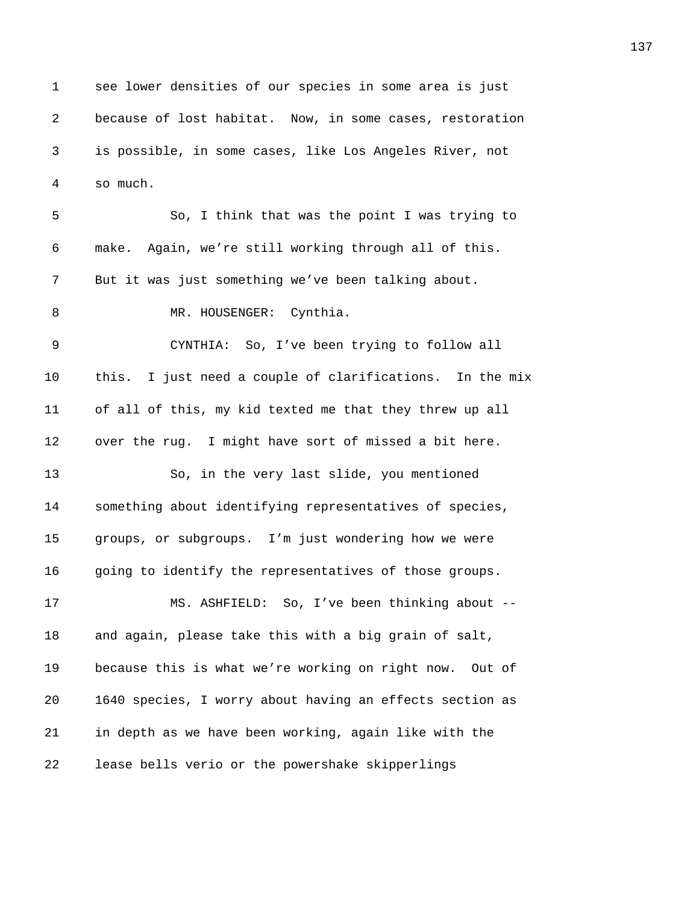see lower densities of our species in some area is just because of lost habitat. Now, in some cases, restoration is possible, in some cases, like Los Angeles River, not so much.

So, I think that was the point I was trying to make. Again, we're still working through all of this. But it was just something we've been talking about.

MR. HOUSENGER: Cynthia.

CYNTHIA: So, I've been trying to follow all this. I just need a couple of clarifications. In the mix of all of this, my kid texted me that they threw up all over the rug. I might have sort of missed a bit here.

So, in the very last slide, you mentioned something about identifying representatives of species, groups, or subgroups. I'm just wondering how we were going to identify the representatives of those groups.

MS. ASHFIELD: So, I've been thinking about -- and again, please take this with a big grain of salt, because this is what we're working on right now. Out of 1640 species, I worry about having an effects section as in depth as we have been working, again like with the lease bells verio or the powershake skipperlings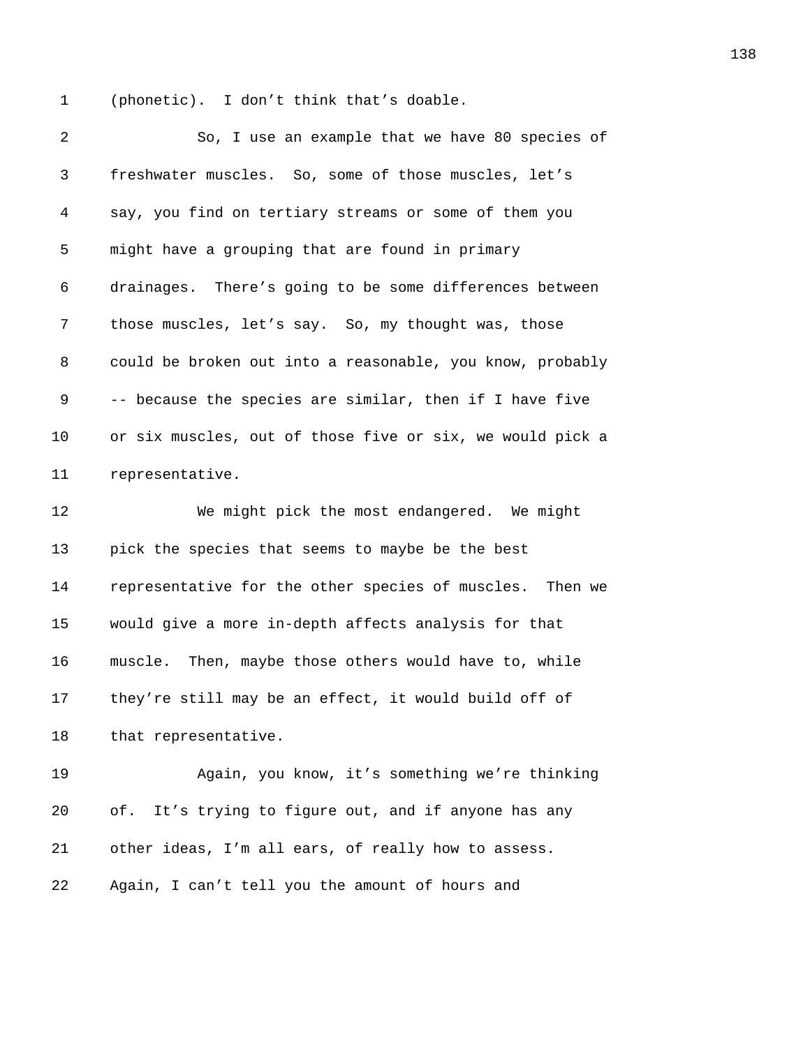(phonetic). I don't think that's doable.

So, I use an example that we have 80 species of freshwater muscles. So, some of those muscles, let's say, you find on tertiary streams or some of them you might have a grouping that are found in primary drainages. There's going to be some differences between those muscles, let's say. So, my thought was, those could be broken out into a reasonable, you know, probably -- because the species are similar, then if I have five or six muscles, out of those five or six, we would pick a representative.

We might pick the most endangered. We might pick the species that seems to maybe be the best representative for the other species of muscles. Then we would give a more in-depth affects analysis for that muscle. Then, maybe those others would have to, while they're still may be an effect, it would build off of that representative.

Again, you know, it's something we're thinking of. It's trying to figure out, and if anyone has any other ideas, I'm all ears, of really how to assess. Again, I can't tell you the amount of hours and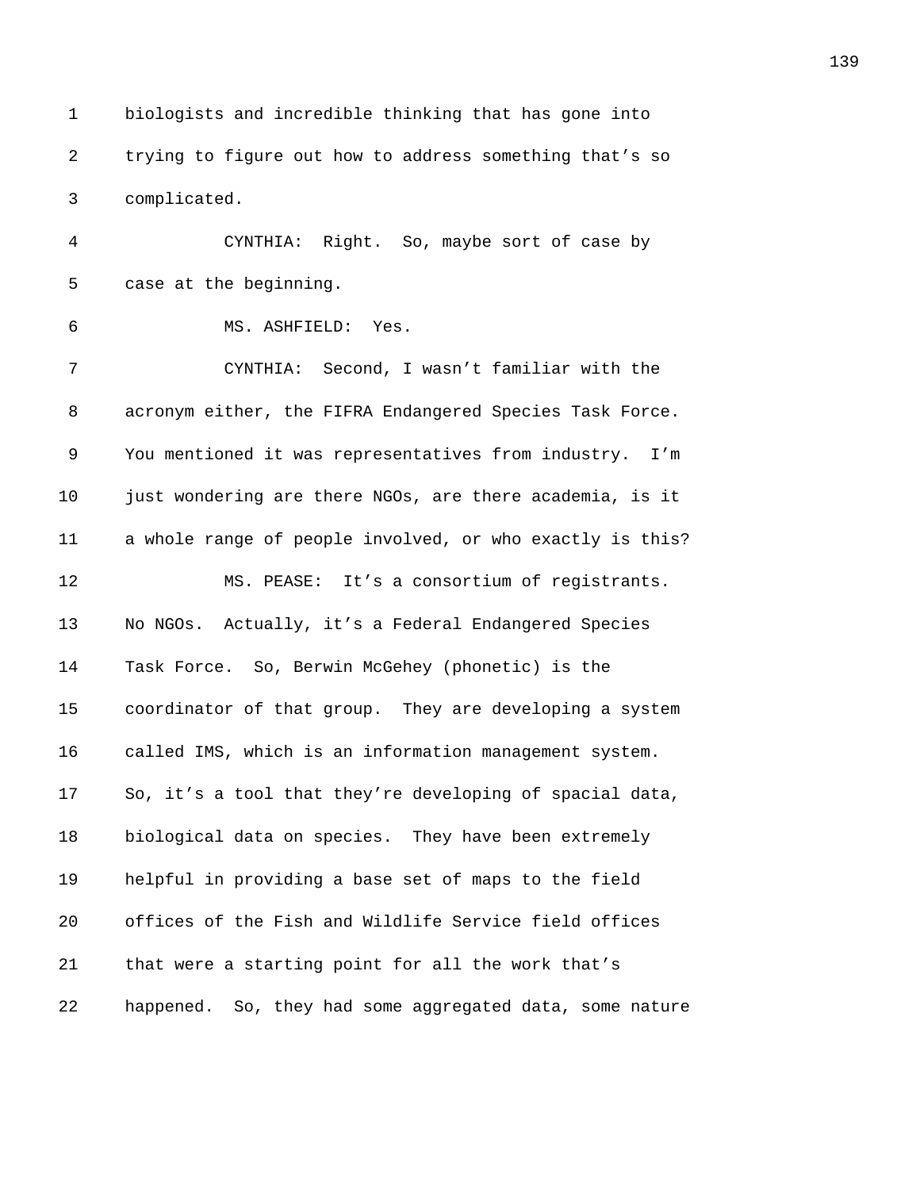biologists and incredible thinking that has gone into trying to figure out how to address something that's so complicated.

CYNTHIA: Right. So, maybe sort of case by case at the beginning.

MS. ASHFIELD: Yes.

CYNTHIA: Second, I wasn't familiar with the acronym either, the FIFRA Endangered Species Task Force. You mentioned it was representatives from industry. I'm just wondering are there NGOs, are there academia, is it a whole range of people involved, or who exactly is this?

MS. PEASE: It's a consortium of registrants. No NGOs. Actually, it's a Federal Endangered Species Task Force. So, Berwin McGehey (phonetic) is the coordinator of that group. They are developing a system called IMS, which is an information management system. So, it's a tool that they're developing of spacial data, biological data on species. They have been extremely helpful in providing a base set of maps to the field offices of the Fish and Wildlife Service field offices that were a starting point for all the work that's happened. So, they had some aggregated data, some nature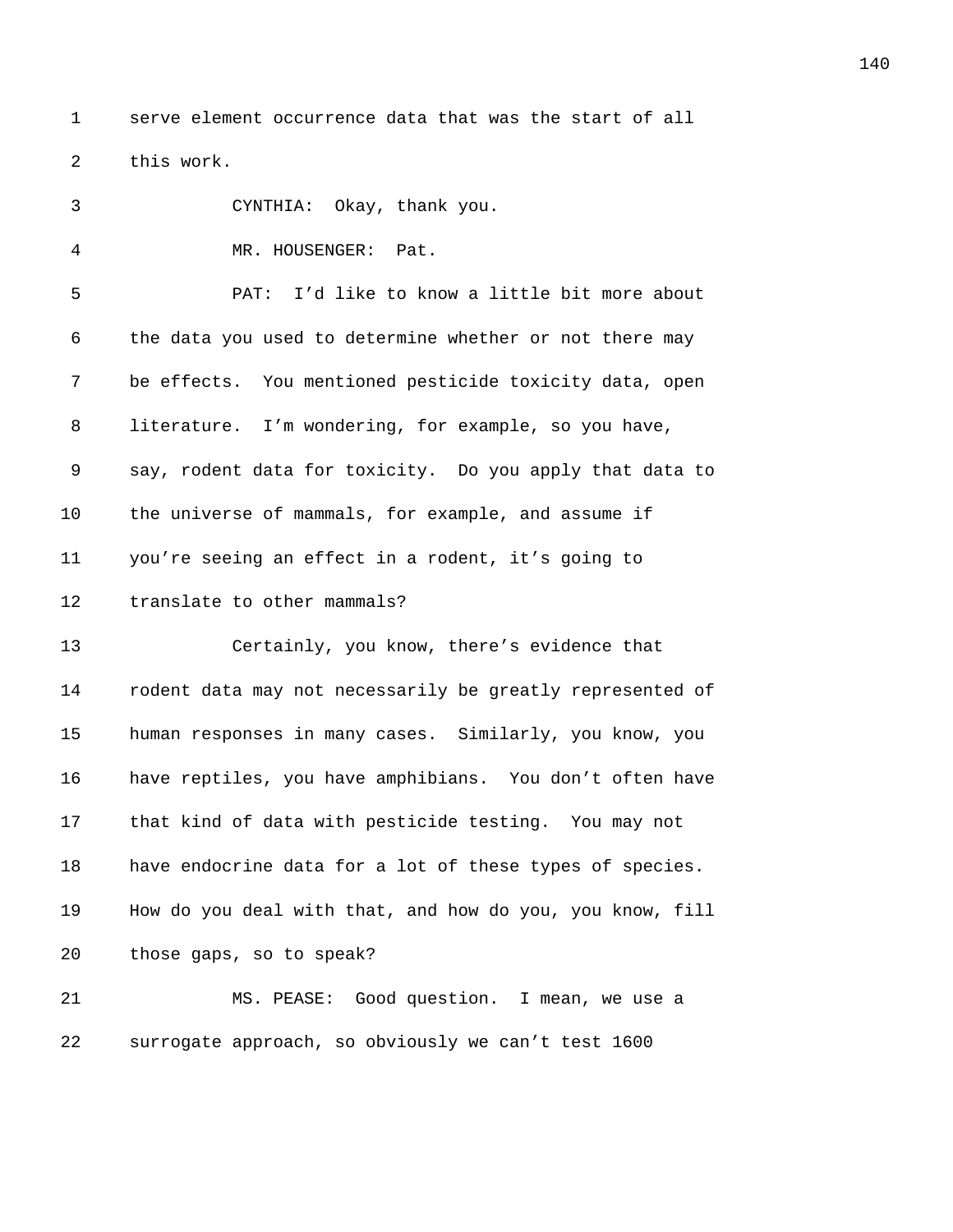serve element occurrence data that was the start of all this work.

CYNTHIA: Okay, thank you.

MR. HOUSENGER: Pat.

PAT: I'd like to know a little bit more about the data you used to determine whether or not there may be effects. You mentioned pesticide toxicity data, open literature. I'm wondering, for example, so you have, say, rodent data for toxicity. Do you apply that data to the universe of mammals, for example, and assume if you're seeing an effect in a rodent, it's going to translate to other mammals?

Certainly, you know, there's evidence that rodent data may not necessarily be greatly represented of human responses in many cases. Similarly, you know, you have reptiles, you have amphibians. You don't often have that kind of data with pesticide testing. You may not have endocrine data for a lot of these types of species. How do you deal with that, and how do you, you know, fill those gaps, so to speak?

MS. PEASE: Good question. I mean, we use a surrogate approach, so obviously we can't test 1600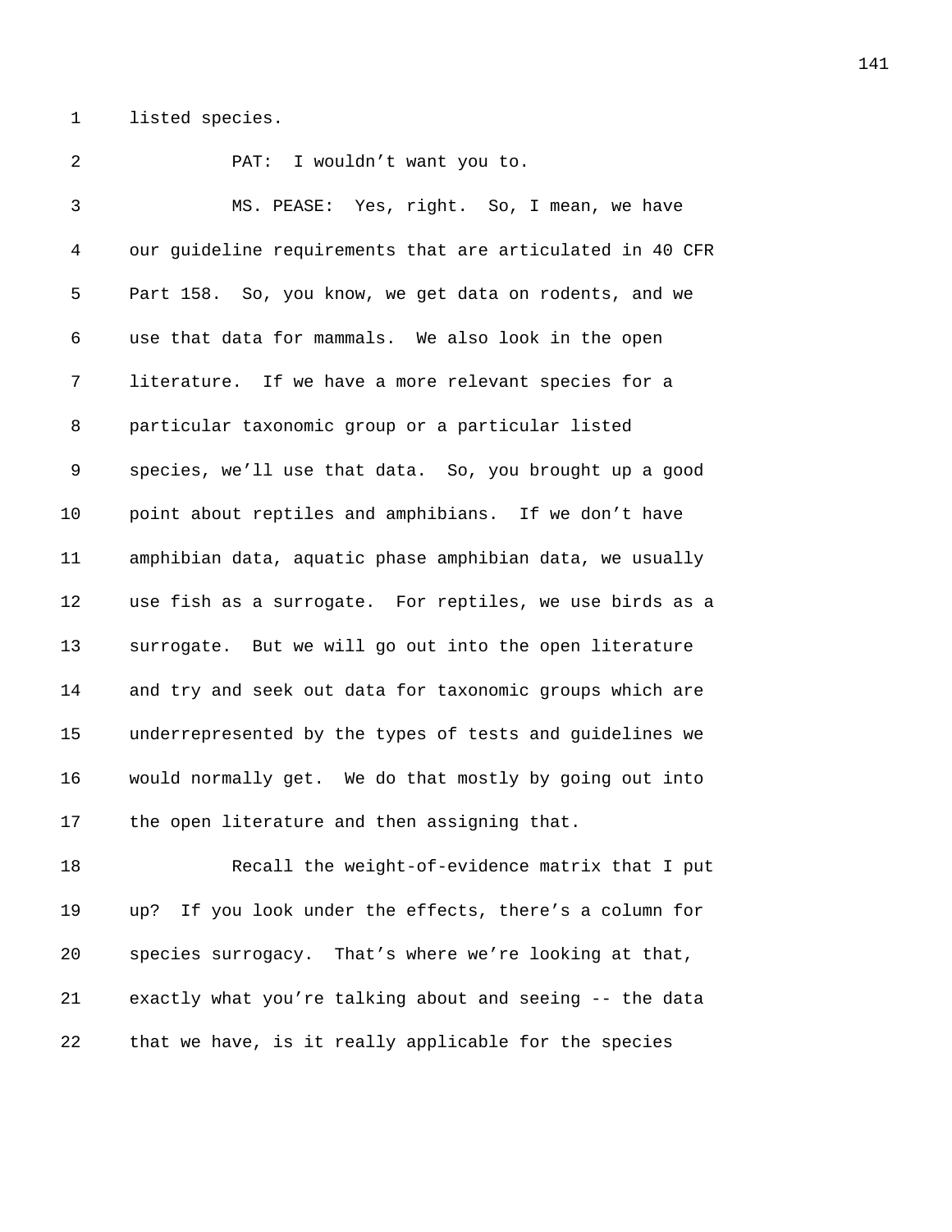listed species.

PAT: I wouldn't want you to.

MS. PEASE: Yes, right. So, I mean, we have our guideline requirements that are articulated in 40 CFR Part 158. So, you know, we get data on rodents, and we use that data for mammals. We also look in the open literature. If we have a more relevant species for a particular taxonomic group or a particular listed species, we'll use that data. So, you brought up a good point about reptiles and amphibians. If we don't have amphibian data, aquatic phase amphibian data, we usually use fish as a surrogate. For reptiles, we use birds as a surrogate. But we will go out into the open literature and try and seek out data for taxonomic groups which are underrepresented by the types of tests and guidelines we would normally get. We do that mostly by going out into the open literature and then assigning that.

Recall the weight-of-evidence matrix that I put up? If you look under the effects, there's a column for species surrogacy. That's where we're looking at that, exactly what you're talking about and seeing -- the data that we have, is it really applicable for the species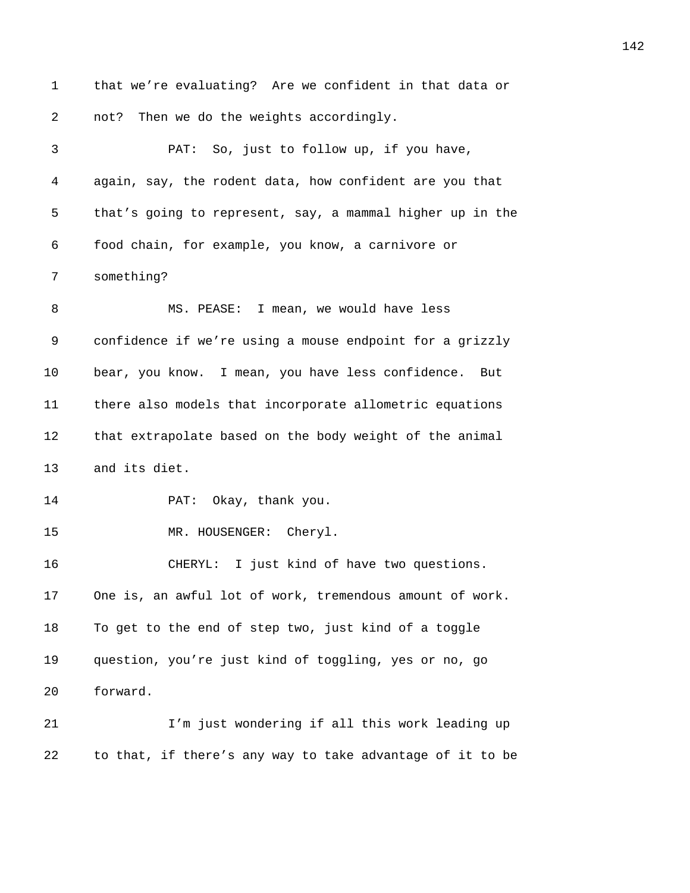that we're evaluating? Are we confident in that data or not? Then we do the weights accordingly.

PAT: So, just to follow up, if you have, again, say, the rodent data, how confident are you that that's going to represent, say, a mammal higher up in the food chain, for example, you know, a carnivore or something?

MS. PEASE: I mean, we would have less confidence if we're using a mouse endpoint for a grizzly bear, you know. I mean, you have less confidence. But there also models that incorporate allometric equations that extrapolate based on the body weight of the animal and its diet.

PAT: Okay, thank you.

MR. HOUSENGER: Cheryl.

CHERYL: I just kind of have two questions. One is, an awful lot of work, tremendous amount of work. To get to the end of step two, just kind of a toggle question, you're just kind of toggling, yes or no, go forward.

I'm just wondering if all this work leading up to that, if there's any way to take advantage of it to be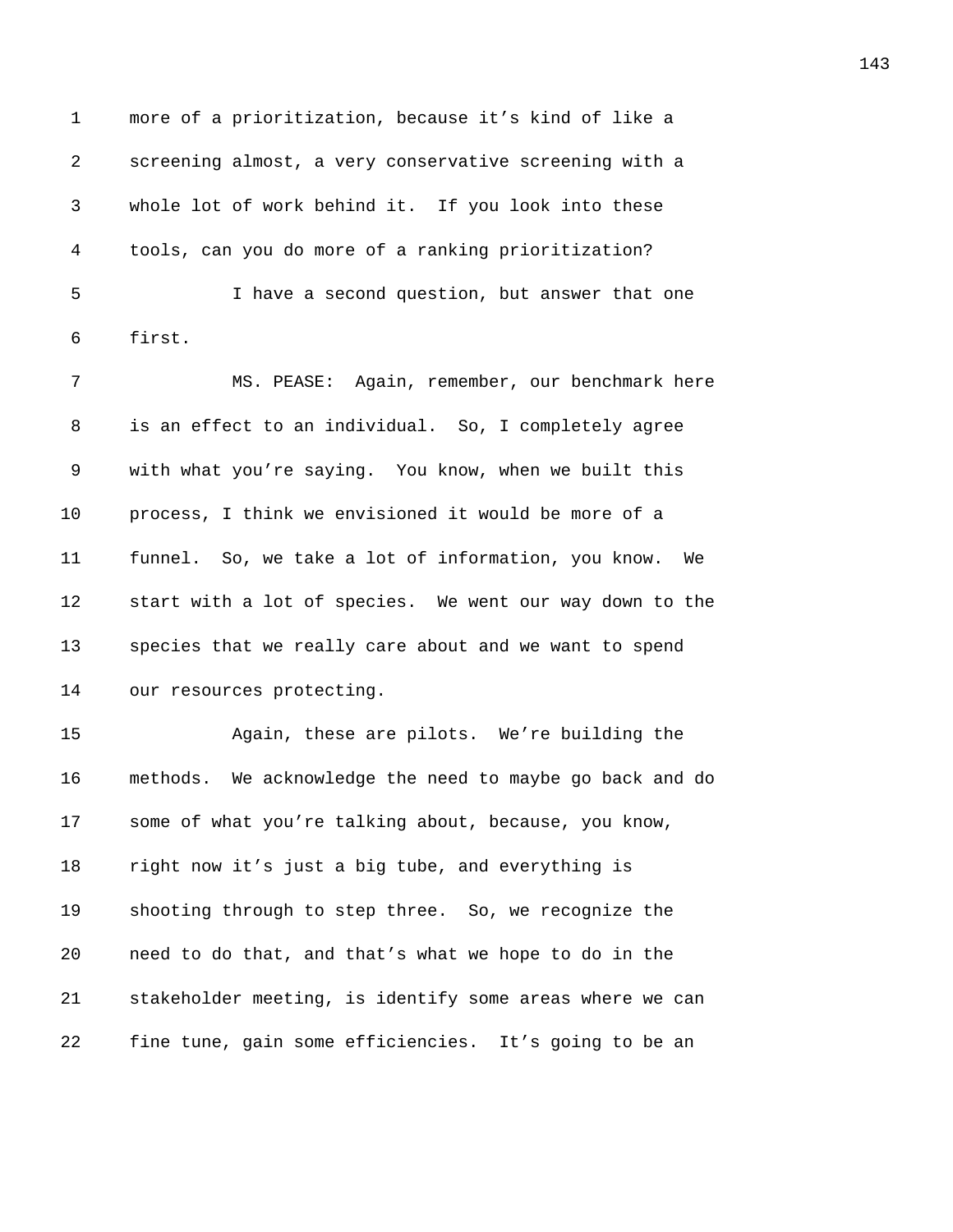more of a prioritization, because it's kind of like a screening almost, a very conservative screening with a whole lot of work behind it. If you look into these tools, can you do more of a ranking prioritization?

I have a second question, but answer that one first.

MS. PEASE: Again, remember, our benchmark here is an effect to an individual. So, I completely agree with what you're saying. You know, when we built this process, I think we envisioned it would be more of a funnel. So, we take a lot of information, you know. We start with a lot of species. We went our way down to the species that we really care about and we want to spend our resources protecting.

Again, these are pilots. We're building the methods. We acknowledge the need to maybe go back and do some of what you're talking about, because, you know, right now it's just a big tube, and everything is shooting through to step three. So, we recognize the need to do that, and that's what we hope to do in the stakeholder meeting, is identify some areas where we can fine tune, gain some efficiencies. It's going to be an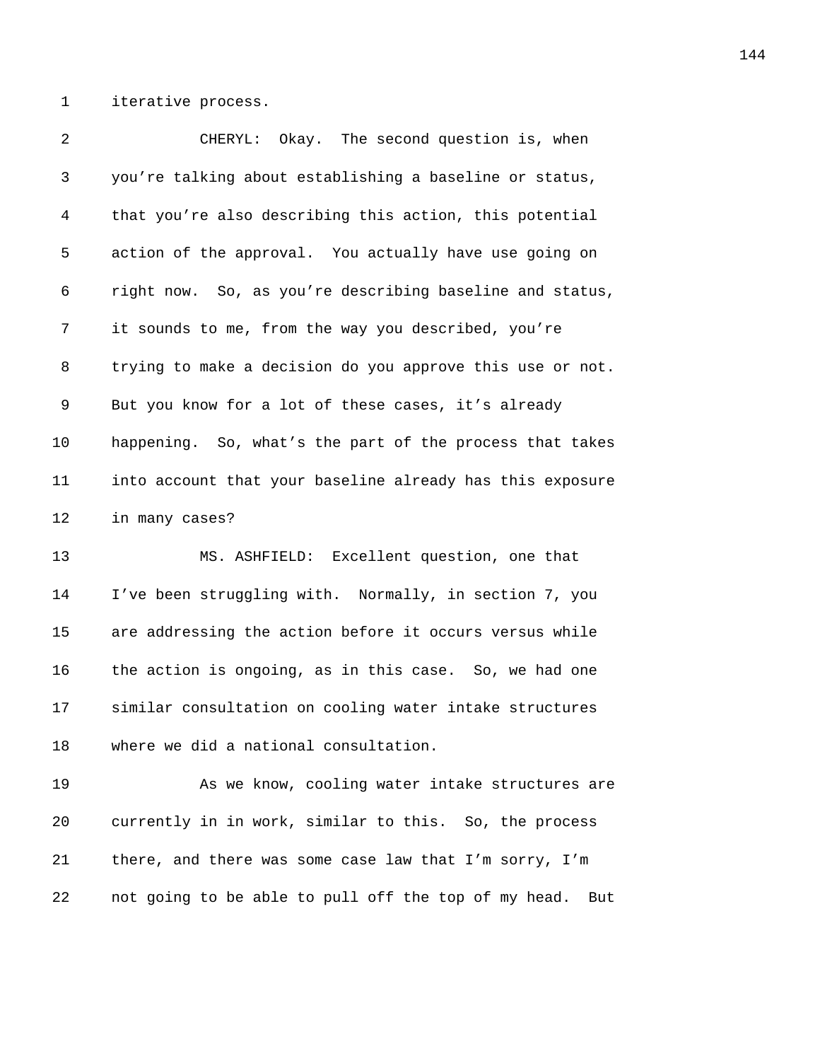iterative process.

CHERYL: Okay. The second question is, when you're talking about establishing a baseline or status, that you're also describing this action, this potential action of the approval. You actually have use going on right now. So, as you're describing baseline and status, it sounds to me, from the way you described, you're trying to make a decision do you approve this use or not. But you know for a lot of these cases, it's already happening. So, what's the part of the process that takes into account that your baseline already has this exposure in many cases?

MS. ASHFIELD: Excellent question, one that I've been struggling with. Normally, in section 7, you are addressing the action before it occurs versus while the action is ongoing, as in this case. So, we had one similar consultation on cooling water intake structures where we did a national consultation.

As we know, cooling water intake structures are currently in in work, similar to this. So, the process there, and there was some case law that I'm sorry, I'm not going to be able to pull off the top of my head. But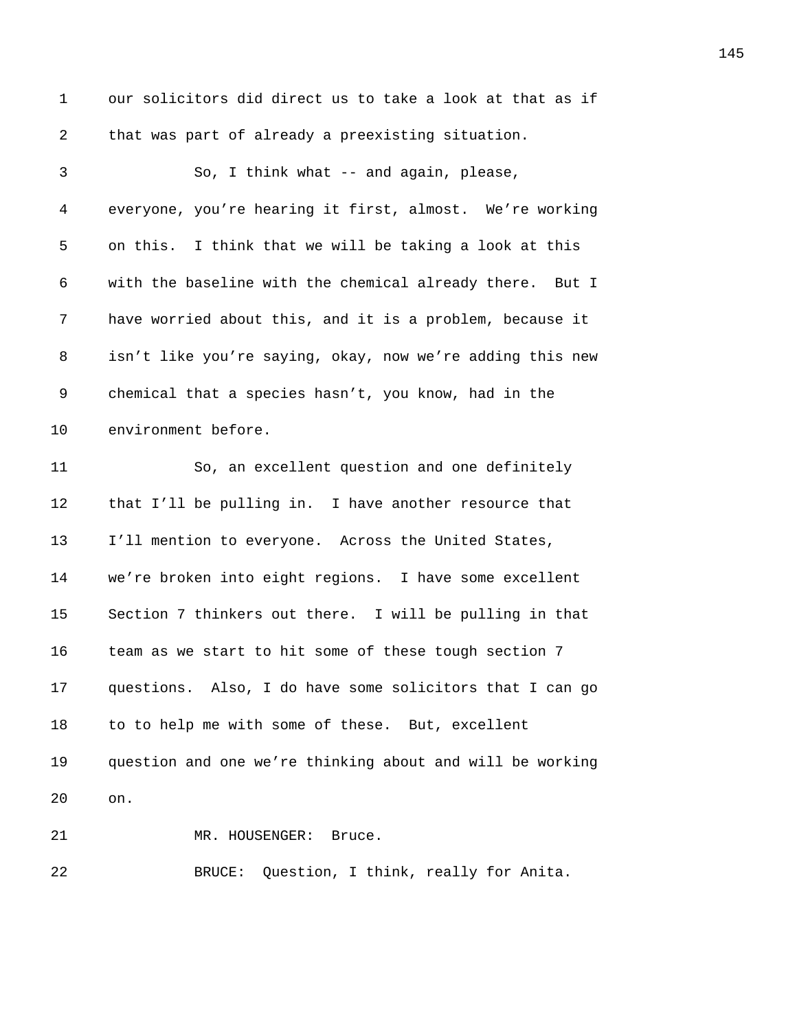our solicitors did direct us to take a look at that as if that was part of already a preexisting situation.

So, I think what -- and again, please, everyone, you're hearing it first, almost. We're working on this. I think that we will be taking a look at this with the baseline with the chemical already there. But I have worried about this, and it is a problem, because it isn't like you're saying, okay, now we're adding this new chemical that a species hasn't, you know, had in the environment before.

So, an excellent question and one definitely that I'll be pulling in. I have another resource that I'll mention to everyone. Across the United States, we're broken into eight regions. I have some excellent Section 7 thinkers out there. I will be pulling in that team as we start to hit some of these tough section 7 questions. Also, I do have some solicitors that I can go to to help me with some of these. But, excellent question and one we're thinking about and will be working on.

MR. HOUSENGER: Bruce.

BRUCE: Question, I think, really for Anita.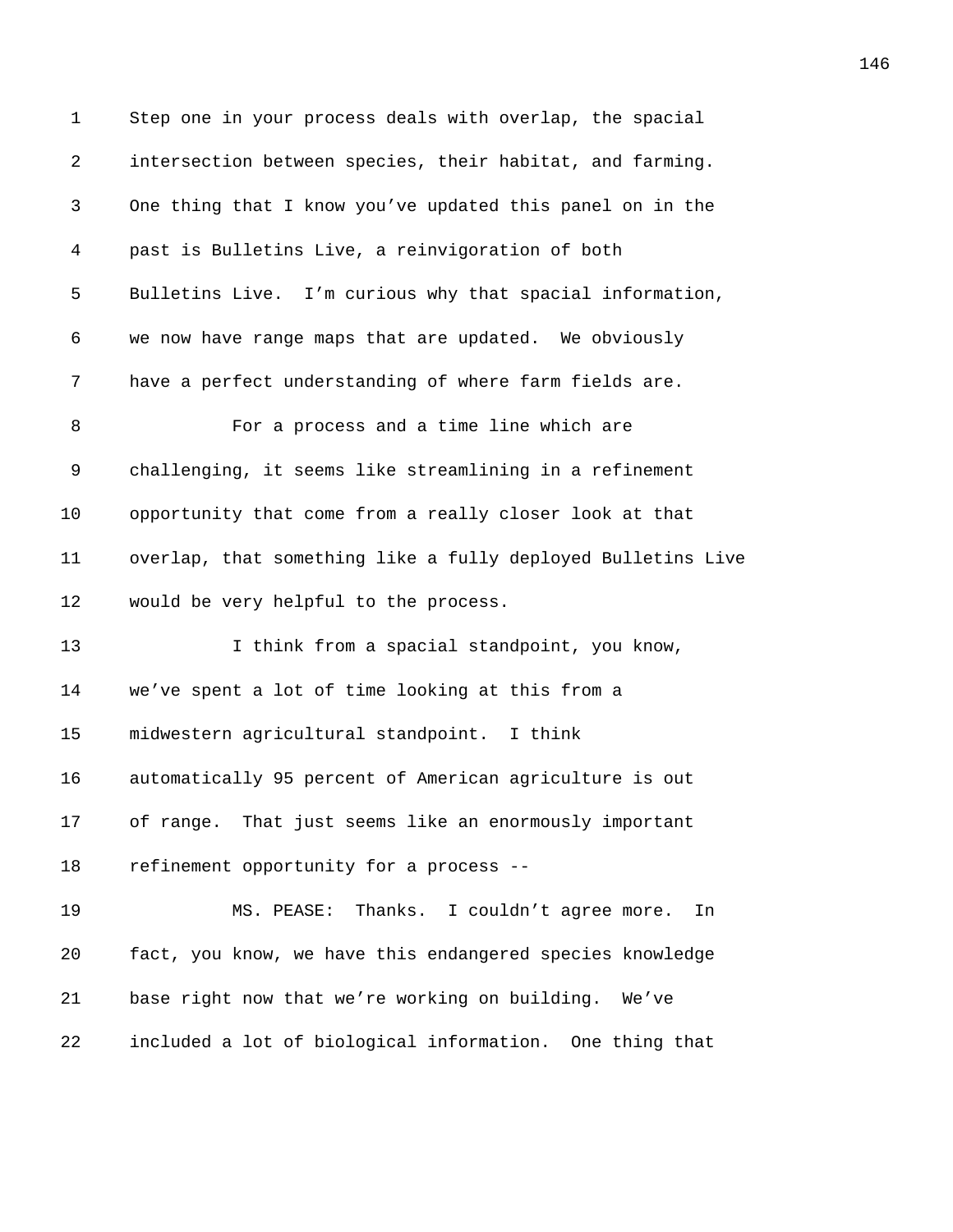Step one in your process deals with overlap, the spacial intersection between species, their habitat, and farming. One thing that I know you've updated this panel on in the past is Bulletins Live, a reinvigoration of both Bulletins Live. I'm curious why that spacial information, we now have range maps that are updated. We obviously have a perfect understanding of where farm fields are.

For a process and a time line which are challenging, it seems like streamlining in a refinement opportunity that come from a really closer look at that overlap, that something like a fully deployed Bulletins Live would be very helpful to the process.

I think from a spacial standpoint, you know, we've spent a lot of time looking at this from a midwestern agricultural standpoint. I think automatically 95 percent of American agriculture is out of range. That just seems like an enormously important refinement opportunity for a process --

MS. PEASE: Thanks. I couldn't agree more. In fact, you know, we have this endangered species knowledge base right now that we're working on building. We've included a lot of biological information. One thing that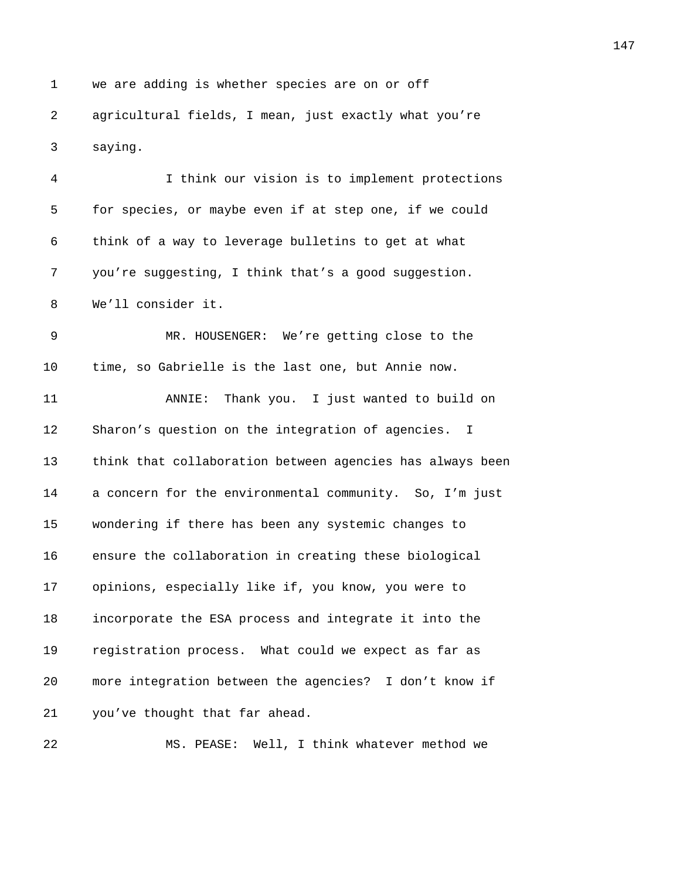we are adding is whether species are on or off agricultural fields, I mean, just exactly what you're saying.

I think our vision is to implement protections for species, or maybe even if at step one, if we could think of a way to leverage bulletins to get at what you're suggesting, I think that's a good suggestion. We'll consider it.

MR. HOUSENGER: We're getting close to the time, so Gabrielle is the last one, but Annie now.

ANNIE: Thank you. I just wanted to build on Sharon's question on the integration of agencies. I think that collaboration between agencies has always been a concern for the environmental community. So, I'm just wondering if there has been any systemic changes to ensure the collaboration in creating these biological opinions, especially like if, you know, you were to incorporate the ESA process and integrate it into the registration process. What could we expect as far as more integration between the agencies? I don't know if you've thought that far ahead.

MS. PEASE: Well, I think whatever method we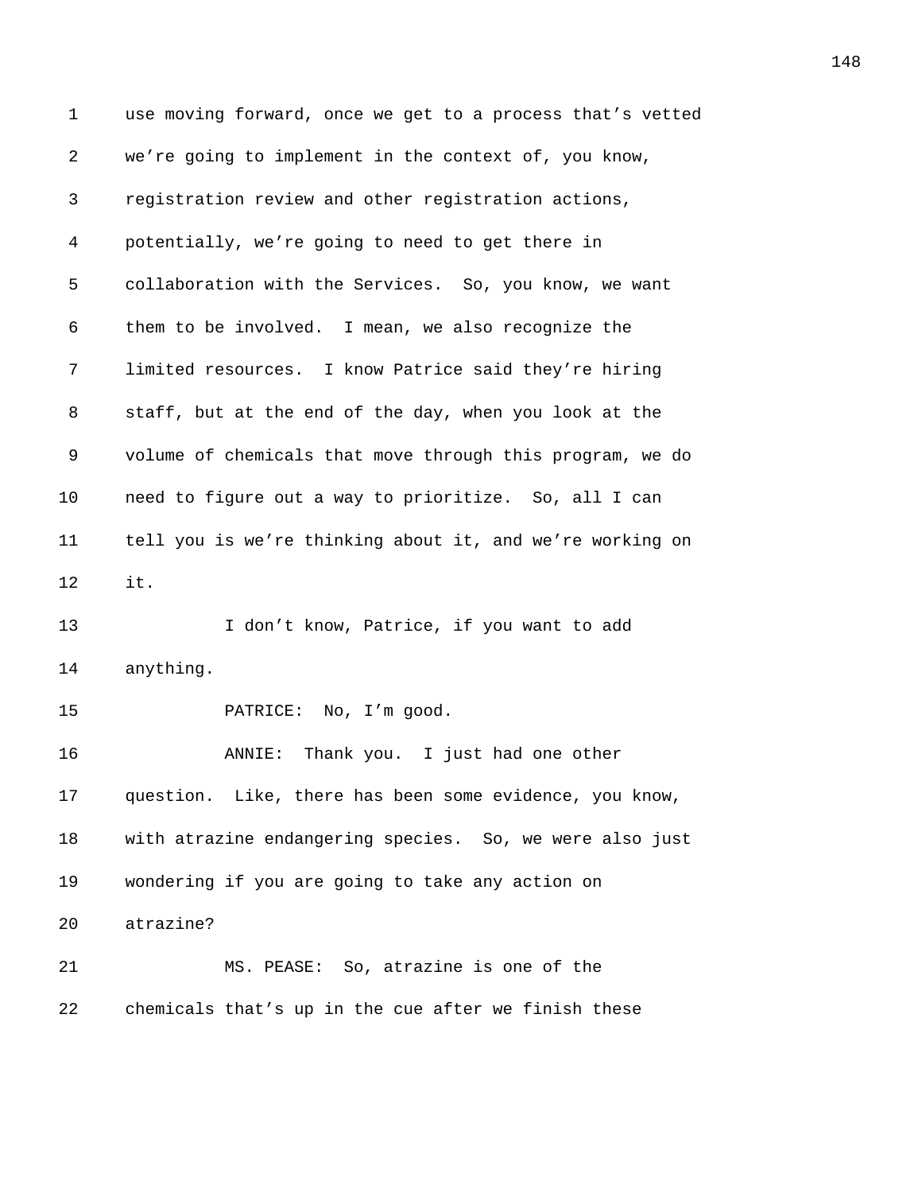use moving forward, once we get to a process that's vetted we're going to implement in the context of, you know, registration review and other registration actions, potentially, we're going to need to get there in collaboration with the Services. So, you know, we want them to be involved. I mean, we also recognize the limited resources. I know Patrice said they're hiring staff, but at the end of the day, when you look at the volume of chemicals that move through this program, we do need to figure out a way to prioritize. So, all I can tell you is we're thinking about it, and we're working on it.

I don't know, Patrice, if you want to add anything.

PATRICE: No, I'm good.

ANNIE: Thank you. I just had one other question. Like, there has been some evidence, you know, with atrazine endangering species. So, we were also just wondering if you are going to take any action on atrazine?

MS. PEASE: So, atrazine is one of the chemicals that's up in the cue after we finish these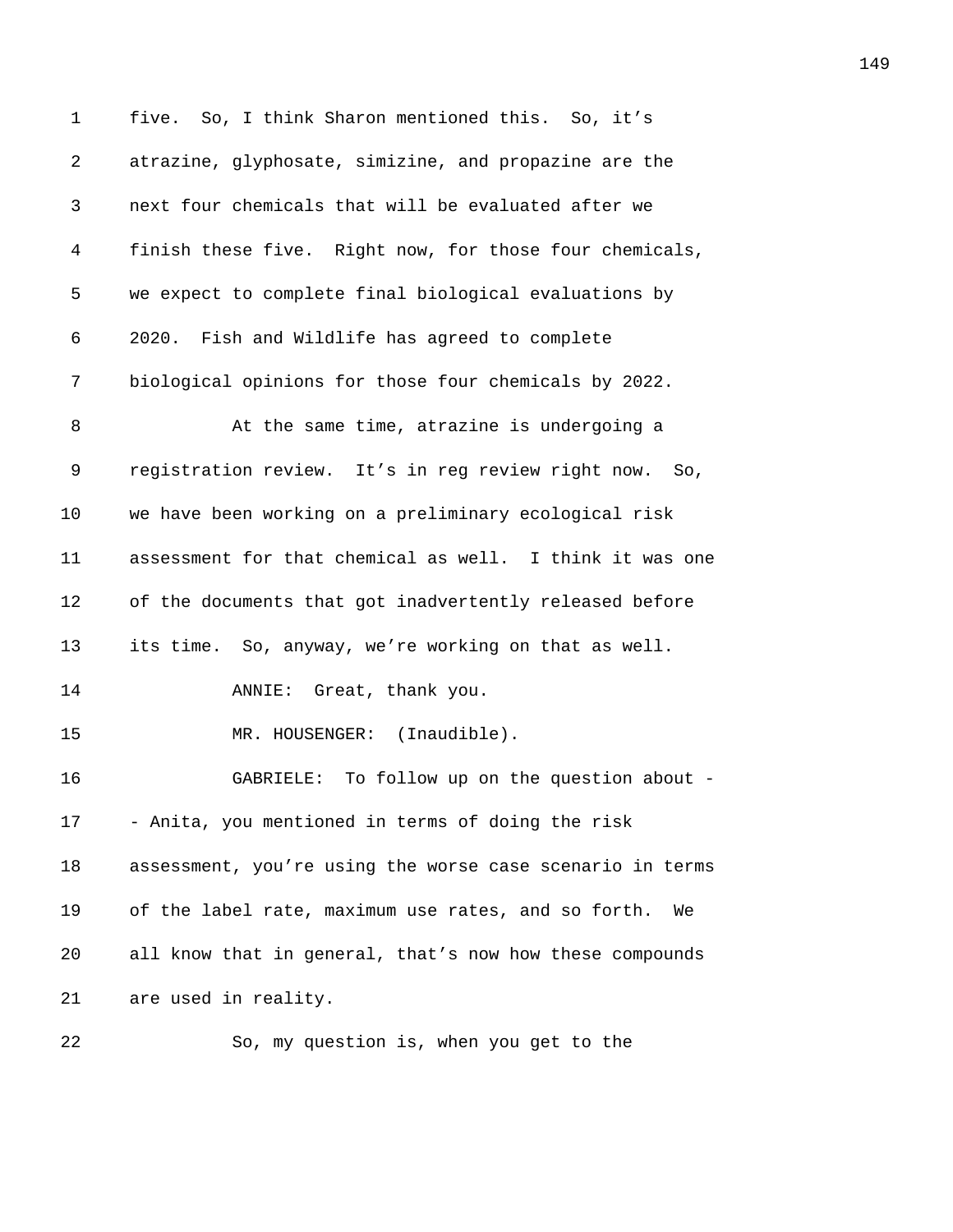five. So, I think Sharon mentioned this. So, it's atrazine, glyphosate, simizine, and propazine are the next four chemicals that will be evaluated after we finish these five. Right now, for those four chemicals, we expect to complete final biological evaluations by 2020. Fish and Wildlife has agreed to complete biological opinions for those four chemicals by 2022.

At the same time, atrazine is undergoing a registration review. It's in reg review right now. So, we have been working on a preliminary ecological risk assessment for that chemical as well. I think it was one of the documents that got inadvertently released before its time. So, anyway, we're working on that as well.

ANNIE: Great, thank you.

MR. HOUSENGER: (Inaudible).

GABRIELE: To follow up on the question about -- Anita, you mentioned in terms of doing the risk assessment, you're using the worse case scenario in terms of the label rate, maximum use rates, and so forth. We all know that in general, that's now how these compounds are used in reality.

So, my question is, when you get to the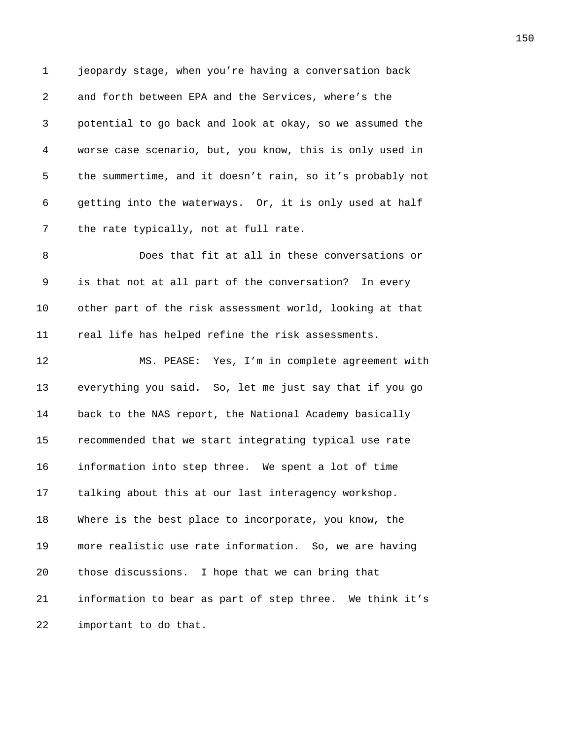jeopardy stage, when you're having a conversation back and forth between EPA and the Services, where's the potential to go back and look at okay, so we assumed the worse case scenario, but, you know, this is only used in the summertime, and it doesn't rain, so it's probably not getting into the waterways. Or, it is only used at half the rate typically, not at full rate.

Does that fit at all in these conversations or is that not at all part of the conversation? In every other part of the risk assessment world, looking at that real life has helped refine the risk assessments.

MS. PEASE: Yes, I'm in complete agreement with everything you said. So, let me just say that if you go back to the NAS report, the National Academy basically recommended that we start integrating typical use rate information into step three. We spent a lot of time talking about this at our last interagency workshop. Where is the best place to incorporate, you know, the more realistic use rate information. So, we are having those discussions. I hope that we can bring that information to bear as part of step three. We think it's important to do that.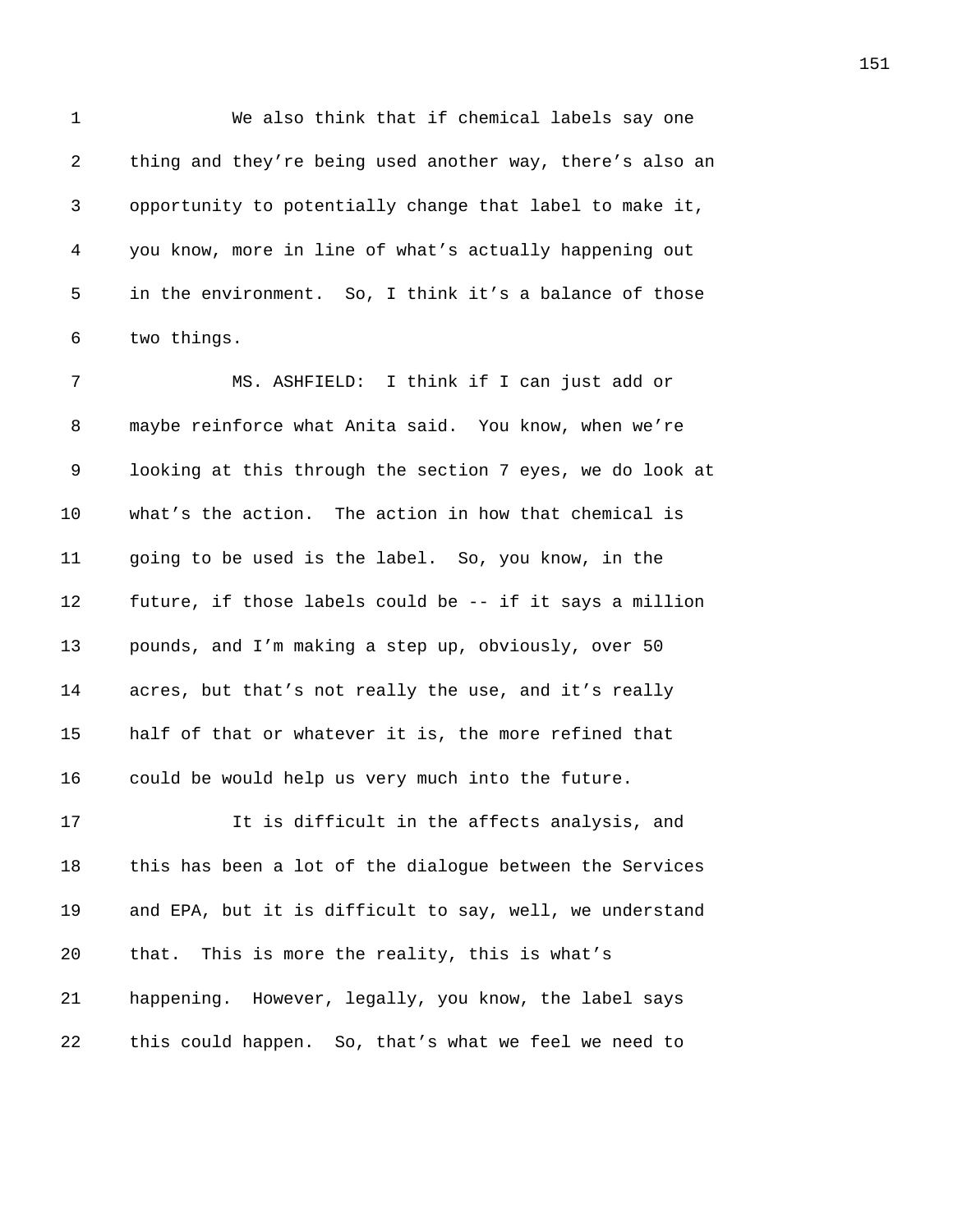We also think that if chemical labels say one thing and they're being used another way, there's also an opportunity to potentially change that label to make it, you know, more in line of what's actually happening out in the environment. So, I think it's a balance of those two things.

MS. ASHFIELD: I think if I can just add or maybe reinforce what Anita said. You know, when we're looking at this through the section 7 eyes, we do look at what's the action. The action in how that chemical is going to be used is the label. So, you know, in the future, if those labels could be -- if it says a million pounds, and I'm making a step up, obviously, over 50 acres, but that's not really the use, and it's really half of that or whatever it is, the more refined that could be would help us very much into the future.

It is difficult in the affects analysis, and this has been a lot of the dialogue between the Services and EPA, but it is difficult to say, well, we understand that. This is more the reality, this is what's happening. However, legally, you know, the label says this could happen. So, that's what we feel we need to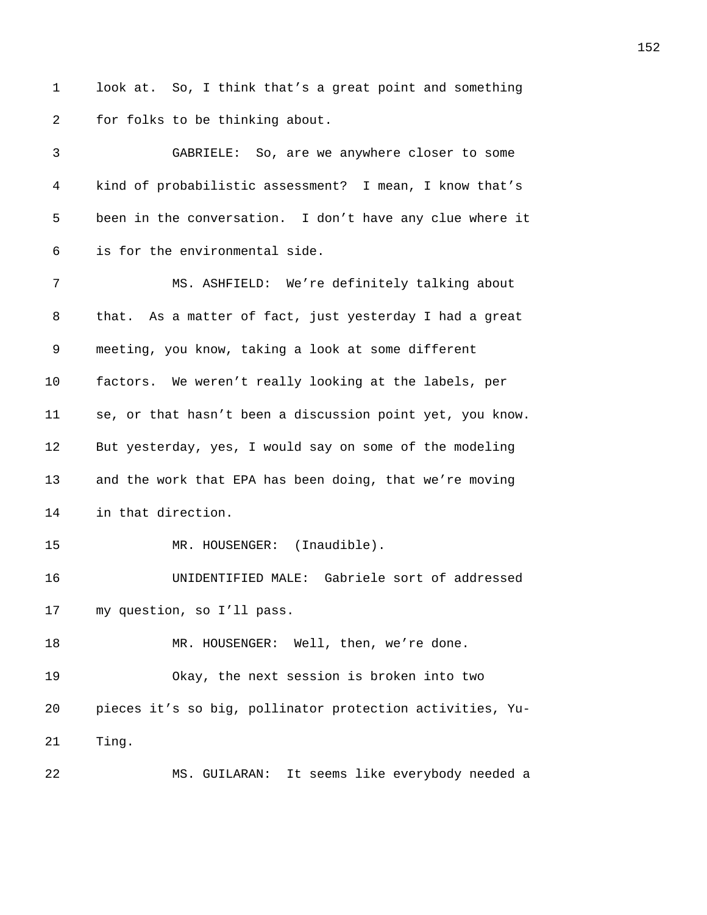look at. So, I think that's a great point and something for folks to be thinking about.

GABRIELE: So, are we anywhere closer to some kind of probabilistic assessment? I mean, I know that's been in the conversation. I don't have any clue where it is for the environmental side.

MS. ASHFIELD: We're definitely talking about that. As a matter of fact, just yesterday I had a great meeting, you know, taking a look at some different factors. We weren't really looking at the labels, per se, or that hasn't been a discussion point yet, you know. But yesterday, yes, I would say on some of the modeling and the work that EPA has been doing, that we're moving in that direction.

MR. HOUSENGER: (Inaudible).

UNIDENTIFIED MALE: Gabriele sort of addressed my question, so I'll pass.

MR. HOUSENGER: Well, then, we're done.

Okay, the next session is broken into two pieces it's so big, pollinator protection activities, Yu-Ting.

MS. GUILARAN: It seems like everybody needed a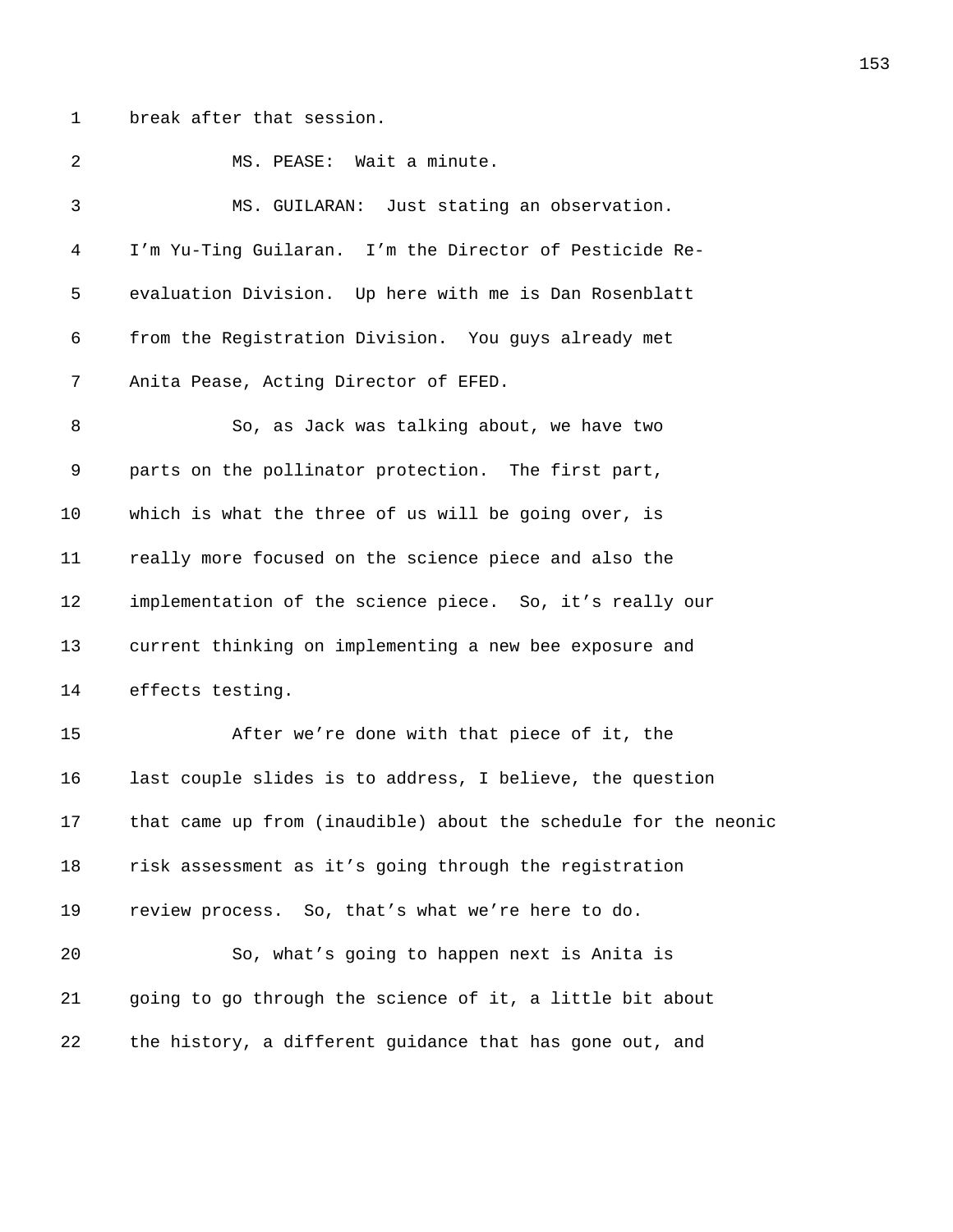break after that session.

MS. PEASE: Wait a minute.

MS. GUILARAN: Just stating an observation. I'm Yu-Ting Guilaran. I'm the Director of Pesticide Re-evaluation Division. Up here with me is Dan Rosenblatt from the Registration Division. You guys already met Anita Pease, Acting Director of EFED.

So, as Jack was talking about, we have two parts on the pollinator protection. The first part, which is what the three of us will be going over, is really more focused on the science piece and also the implementation of the science piece. So, it's really our current thinking on implementing a new bee exposure and effects testing.

After we're done with that piece of it, the last couple slides is to address, I believe, the question that came up from (inaudible) about the schedule for the neonic risk assessment as it's going through the registration review process. So, that's what we're here to do.

So, what's going to happen next is Anita is going to go through the science of it, a little bit about the history, a different guidance that has gone out, and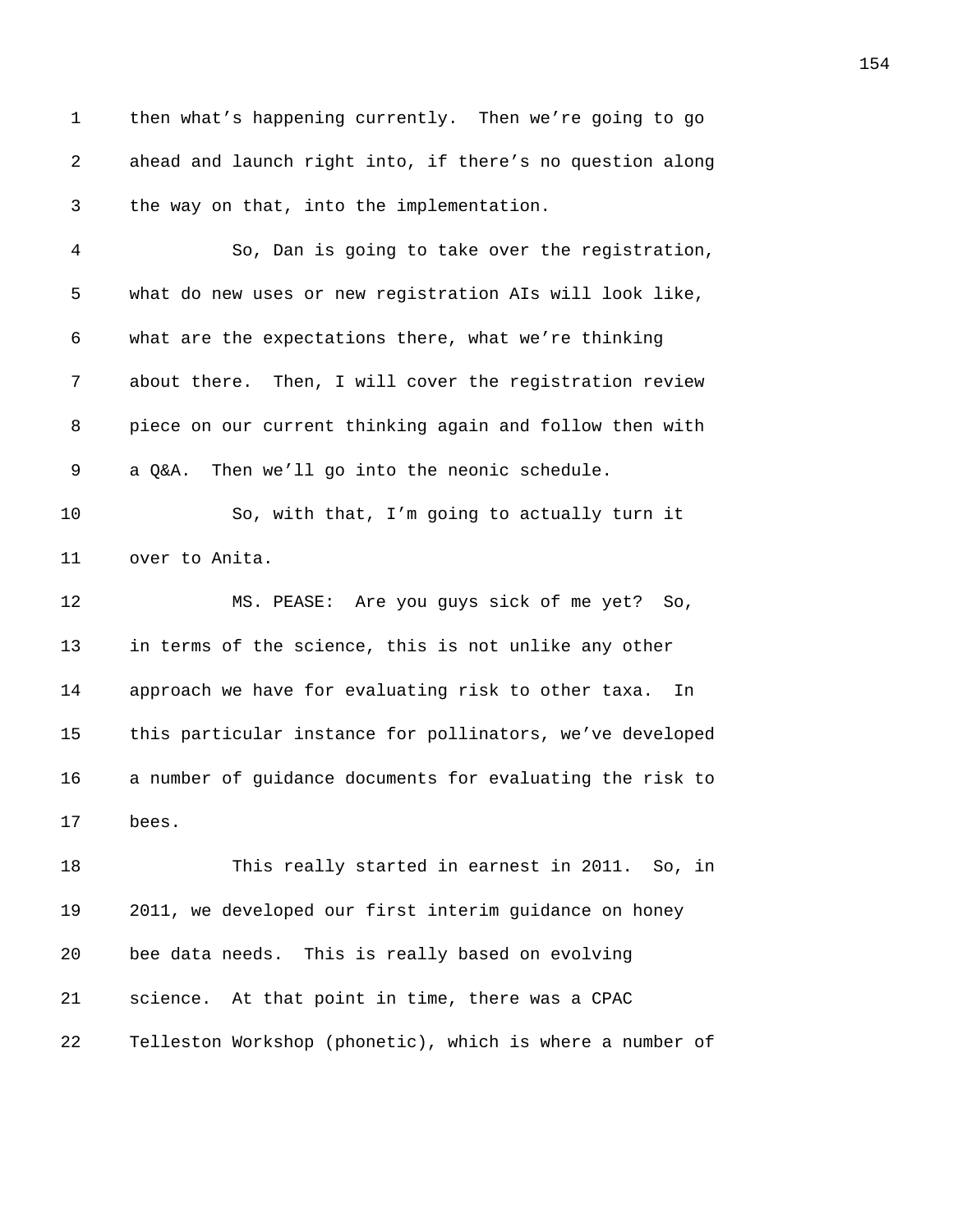then what's happening currently. Then we're going to go ahead and launch right into, if there's no question along the way on that, into the implementation.

So, Dan is going to take over the registration, what do new uses or new registration AIs will look like, what are the expectations there, what we're thinking about there. Then, I will cover the registration review piece on our current thinking again and follow then with a Q&A. Then we'll go into the neonic schedule.

So, with that, I'm going to actually turn it over to Anita.

MS. PEASE: Are you guys sick of me yet? So, in terms of the science, this is not unlike any other approach we have for evaluating risk to other taxa. In this particular instance for pollinators, we've developed a number of guidance documents for evaluating the risk to bees.

This really started in earnest in 2011. So, in 2011, we developed our first interim guidance on honey bee data needs. This is really based on evolving science. At that point in time, there was a CPAC Telleston Workshop (phonetic), which is where a number of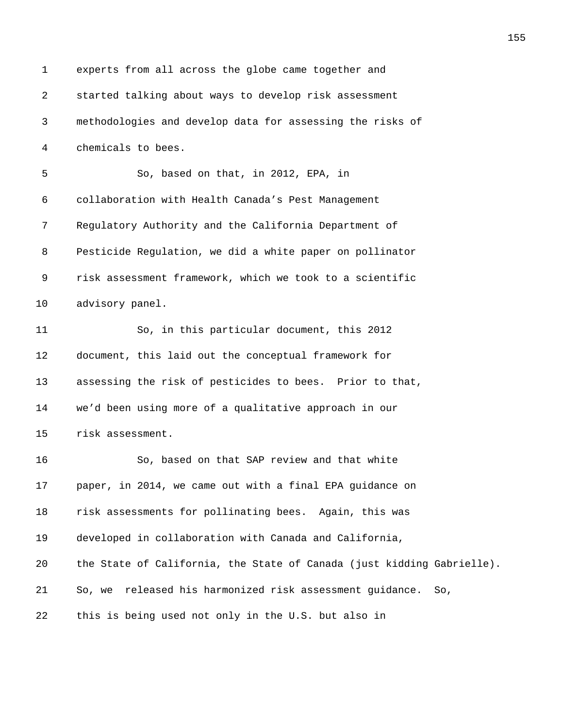experts from all across the globe came together and started talking about ways to develop risk assessment methodologies and develop data for assessing the risks of chemicals to bees.

So, based on that, in 2012, EPA, in collaboration with Health Canada’s Pest Management Regulatory Authority and the California Department of Pesticide Regulation, we did a white paper on pollinator risk assessment framework, which we took to a scientific advisory panel.

So, in this particular document, this 2012 document, this laid out the conceptual framework for assessing the risk of pesticides to bees. Prior to that, we’d been using more of a qualitative approach in our risk assessment.

So, based on that SAP review and that white paper, in 2014, we came out with a final EPA guidance on risk assessments for pollinating bees. Again, this was developed in collaboration with Canada and California, the State of California, the State of Canada (just kidding Gabrielle). So, we released his harmonized risk assessment guidance. So, this is being used not only in the U.S. but also in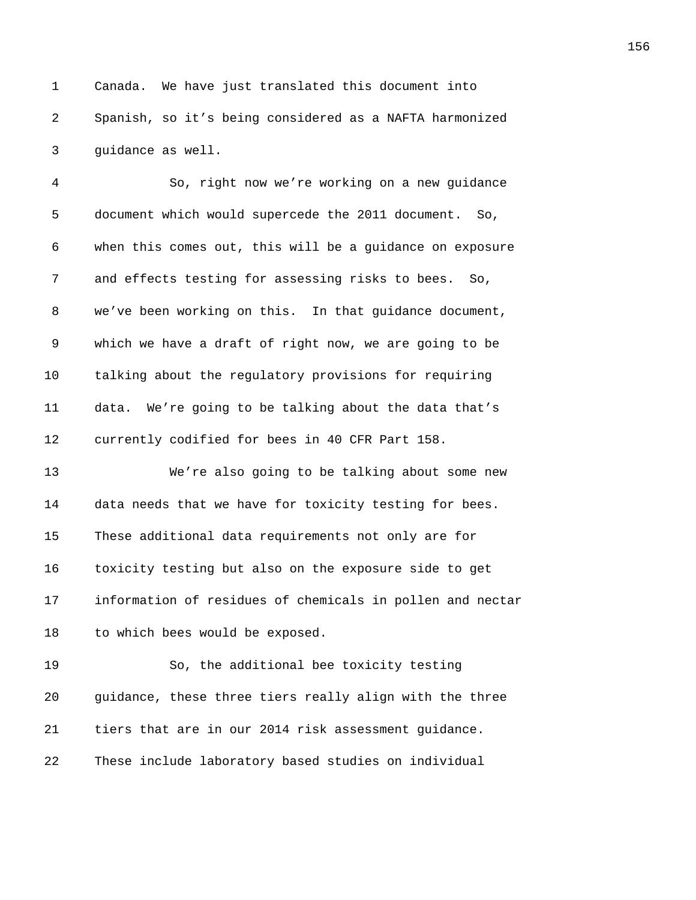Canada. We have just translated this document into Spanish, so it's being considered as a NAFTA harmonized guidance as well.

So, right now we're working on a new guidance document which would supercede the 2011 document. So, when this comes out, this will be a guidance on exposure and effects testing for assessing risks to bees. So, we've been working on this. In that guidance document, which we have a draft of right now, we are going to be talking about the regulatory provisions for requiring data. We're going to be talking about the data that's currently codified for bees in 40 CFR Part 158.

We're also going to be talking about some new data needs that we have for toxicity testing for bees. These additional data requirements not only are for toxicity testing but also on the exposure side to get information of residues of chemicals in pollen and nectar to which bees would be exposed.

So, the additional bee toxicity testing guidance, these three tiers really align with the three tiers that are in our 2014 risk assessment guidance. These include laboratory based studies on individual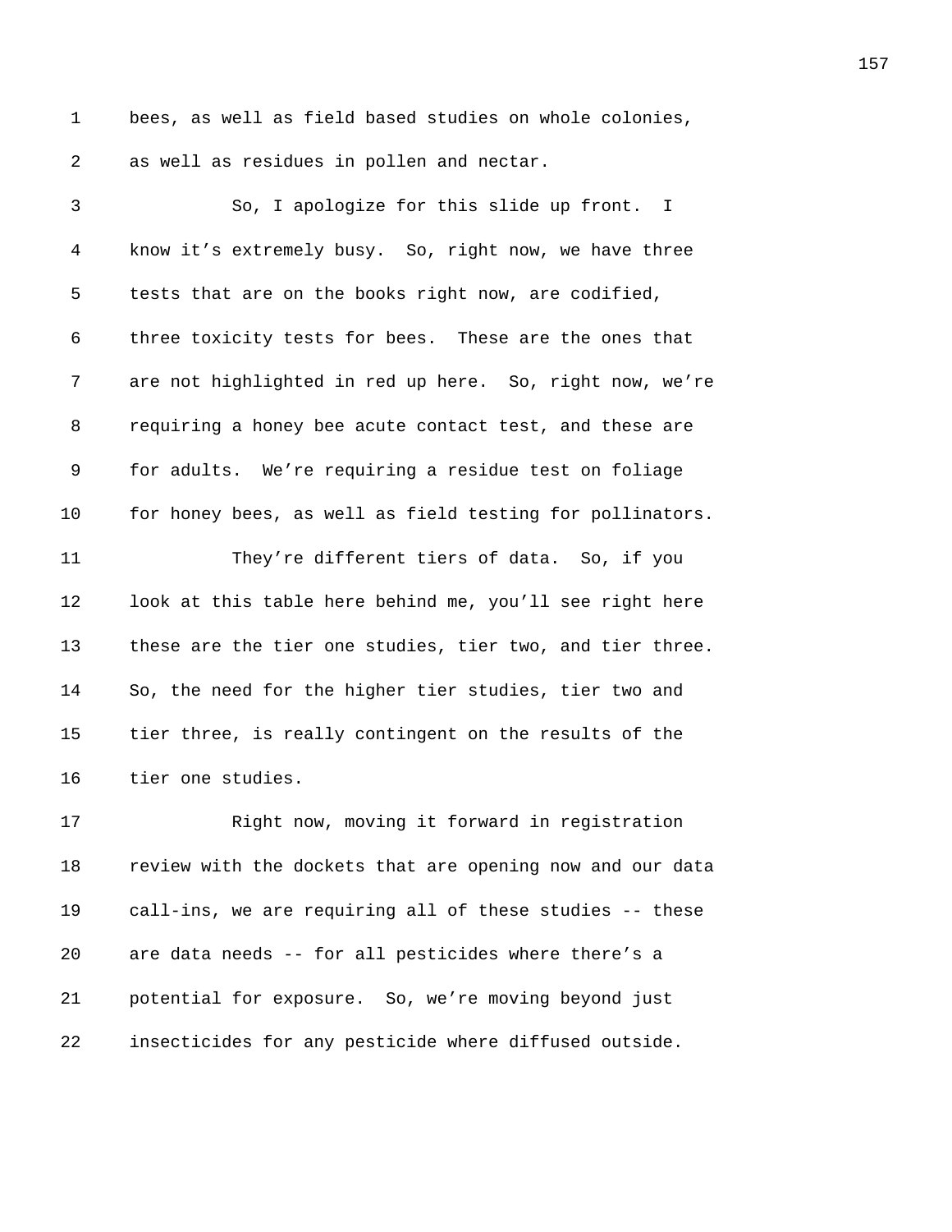bees, as well as field based studies on whole colonies, as well as residues in pollen and nectar.

So, I apologize for this slide up front. I know it's extremely busy. So, right now, we have three tests that are on the books right now, are codified, three toxicity tests for bees. These are the ones that are not highlighted in red up here. So, right now, we're requiring a honey bee acute contact test, and these are for adults. We're requiring a residue test on foliage for honey bees, as well as field testing for pollinators.

They're different tiers of data. So, if you look at this table here behind me, you'll see right here these are the tier one studies, tier two, and tier three. So, the need for the higher tier studies, tier two and tier three, is really contingent on the results of the tier one studies.

Right now, moving it forward in registration review with the dockets that are opening now and our data call-ins, we are requiring all of these studies -- these are data needs -- for all pesticides where there's a potential for exposure. So, we're moving beyond just insecticides for any pesticide where diffused outside.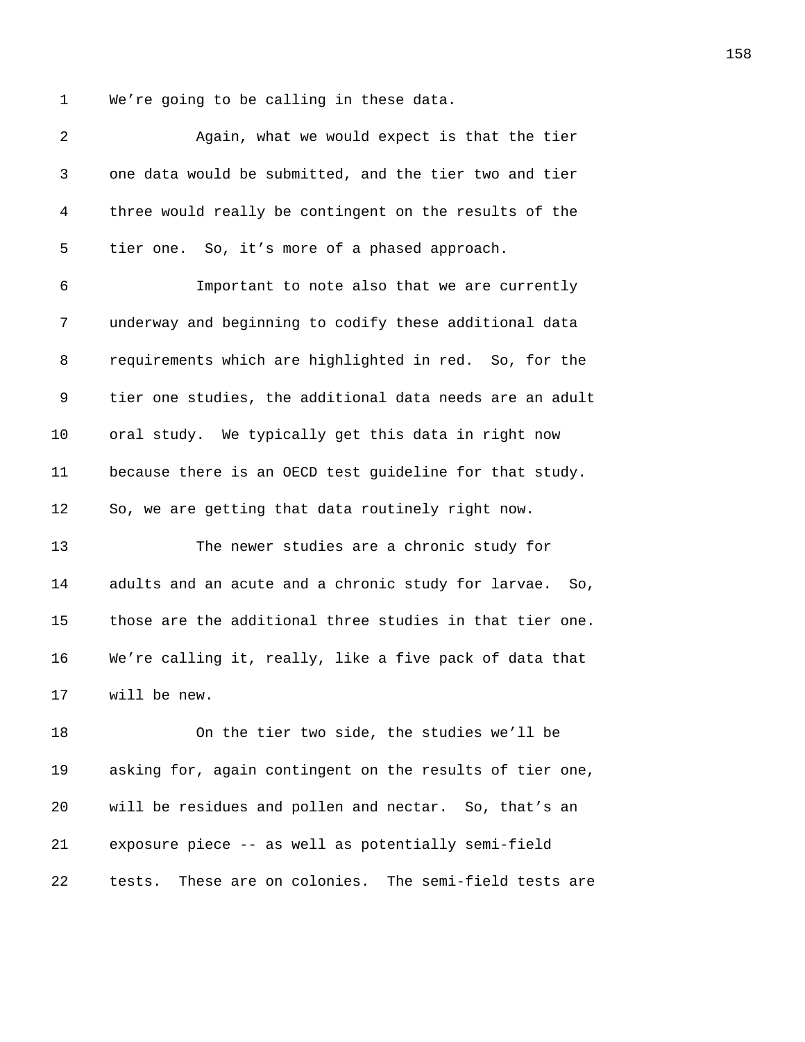We're going to be calling in these data.

Again, what we would expect is that the tier one data would be submitted, and the tier two and tier three would really be contingent on the results of the tier one. So, it's more of a phased approach.

Important to note also that we are currently underway and beginning to codify these additional data requirements which are highlighted in red. So, for the tier one studies, the additional data needs are an adult oral study. We typically get this data in right now because there is an OECD test guideline for that study. So, we are getting that data routinely right now.

The newer studies are a chronic study for adults and an acute and a chronic study for larvae. So, those are the additional three studies in that tier one. We're calling it, really, like a five pack of data that will be new.

On the tier two side, the studies we'll be asking for, again contingent on the results of tier one, will be residues and pollen and nectar. So, that's an exposure piece -- as well as potentially semi-field tests. These are on colonies. The semi-field tests are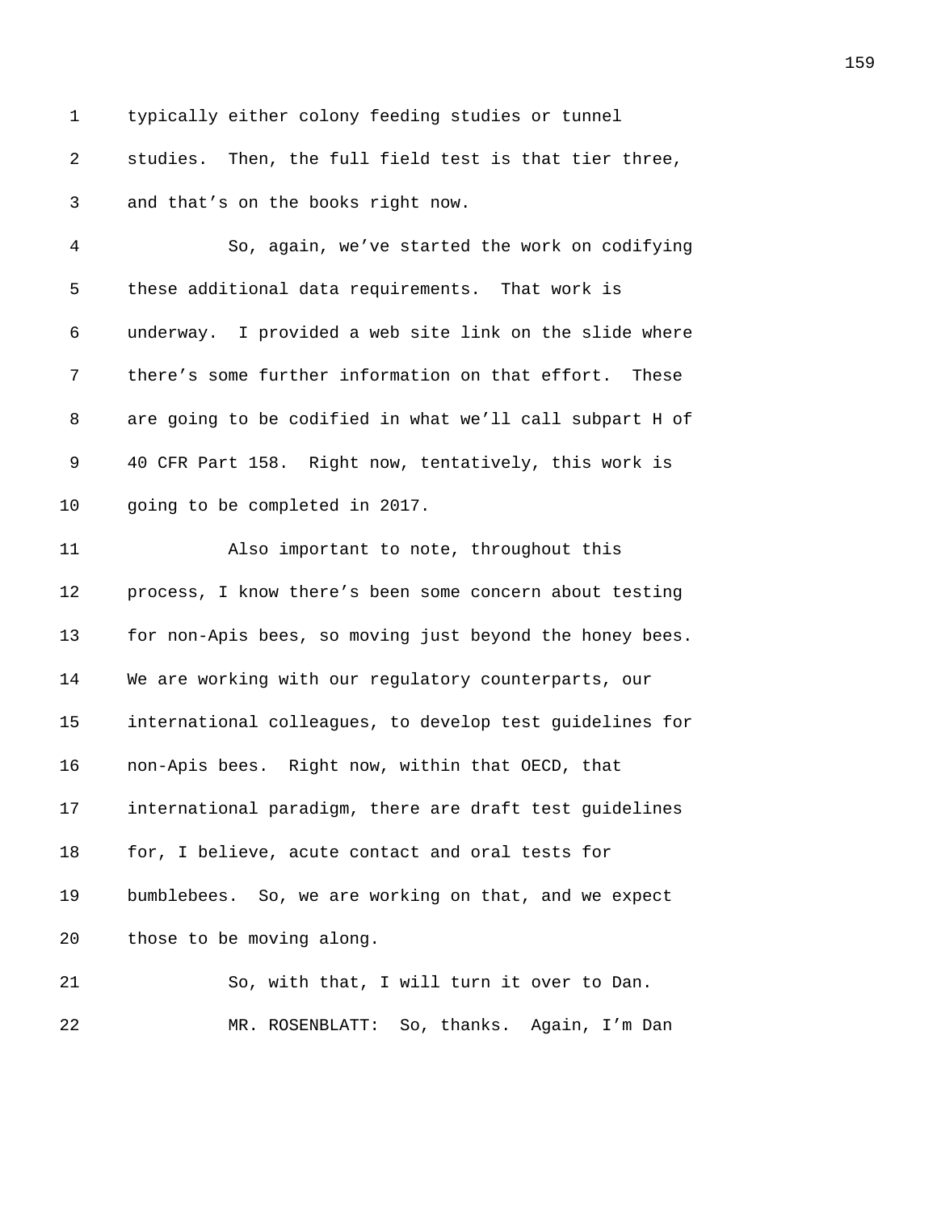typically either colony feeding studies or tunnel studies. Then, the full field test is that tier three, and that's on the books right now.

So, again, we've started the work on codifying these additional data requirements. That work is underway. I provided a web site link on the slide where there's some further information on that effort. These are going to be codified in what we'll call subpart H of 40 CFR Part 158. Right now, tentatively, this work is going to be completed in 2017.

Also important to note, throughout this process, I know there's been some concern about testing for non-Apis bees, so moving just beyond the honey bees. We are working with our regulatory counterparts, our international colleagues, to develop test guidelines for non-Apis bees. Right now, within that OECD, that international paradigm, there are draft test guidelines for, I believe, acute contact and oral tests for bumblebees. So, we are working on that, and we expect those to be moving along.

So, with that, I will turn it over to Dan.

MR. ROSENBLATT: So, thanks. Again, I'm Dan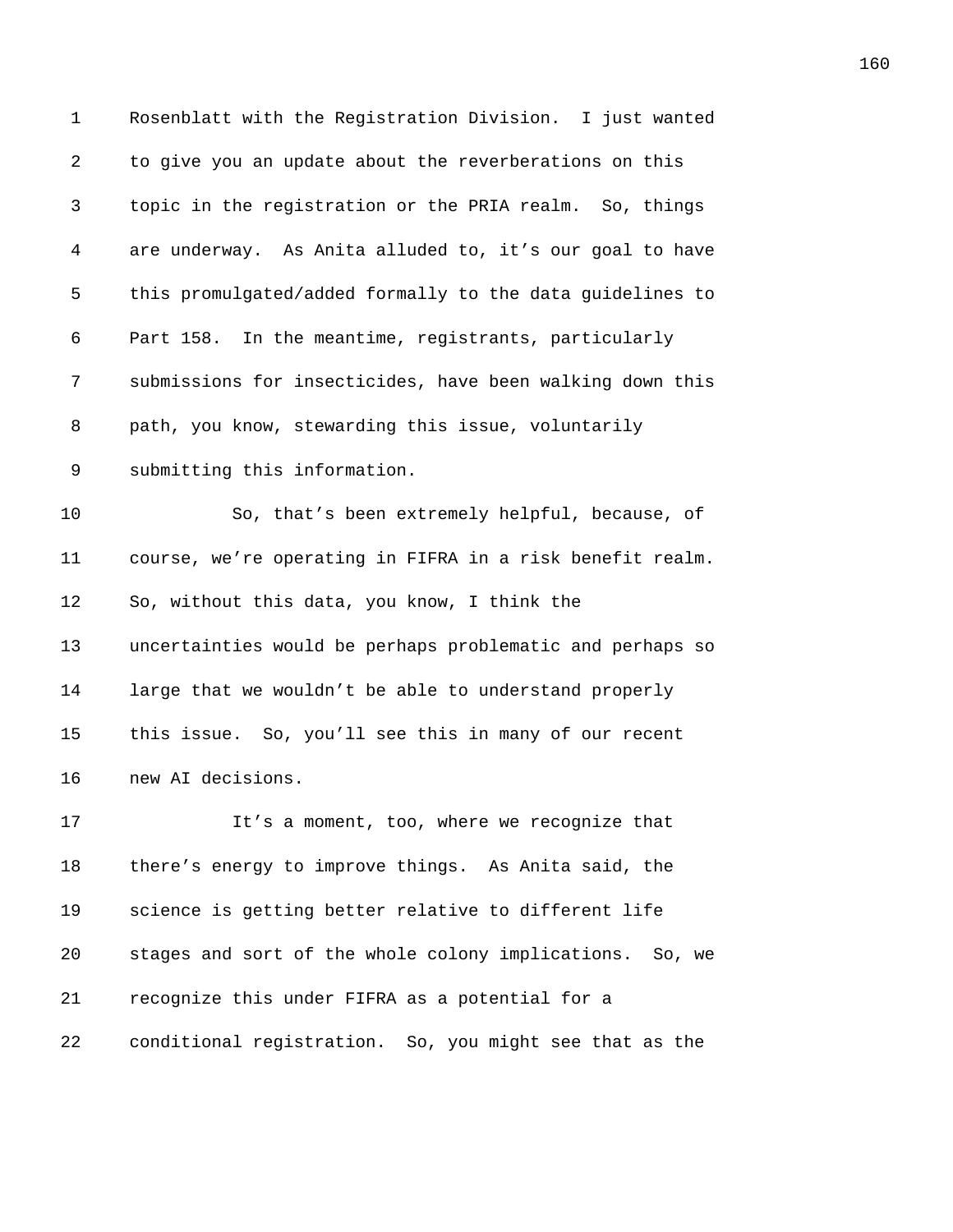Rosenblatt with the Registration Division. I just wanted to give you an update about the reverberations on this topic in the registration or the PRIA realm. So, things are underway. As Anita alluded to, it's our goal to have this promulgated/added formally to the data guidelines to Part 158. In the meantime, registrants, particularly submissions for insecticides, have been walking down this path, you know, stewarding this issue, voluntarily submitting this information.

So, that's been extremely helpful, because, of course, we're operating in FIFRA in a risk benefit realm. So, without this data, you know, I think the uncertainties would be perhaps problematic and perhaps so large that we wouldn't be able to understand properly this issue. So, you'll see this in many of our recent new AI decisions.

It's a moment, too, where we recognize that there's energy to improve things. As Anita said, the science is getting better relative to different life stages and sort of the whole colony implications. So, we recognize this under FIFRA as a potential for a conditional registration. So, you might see that as the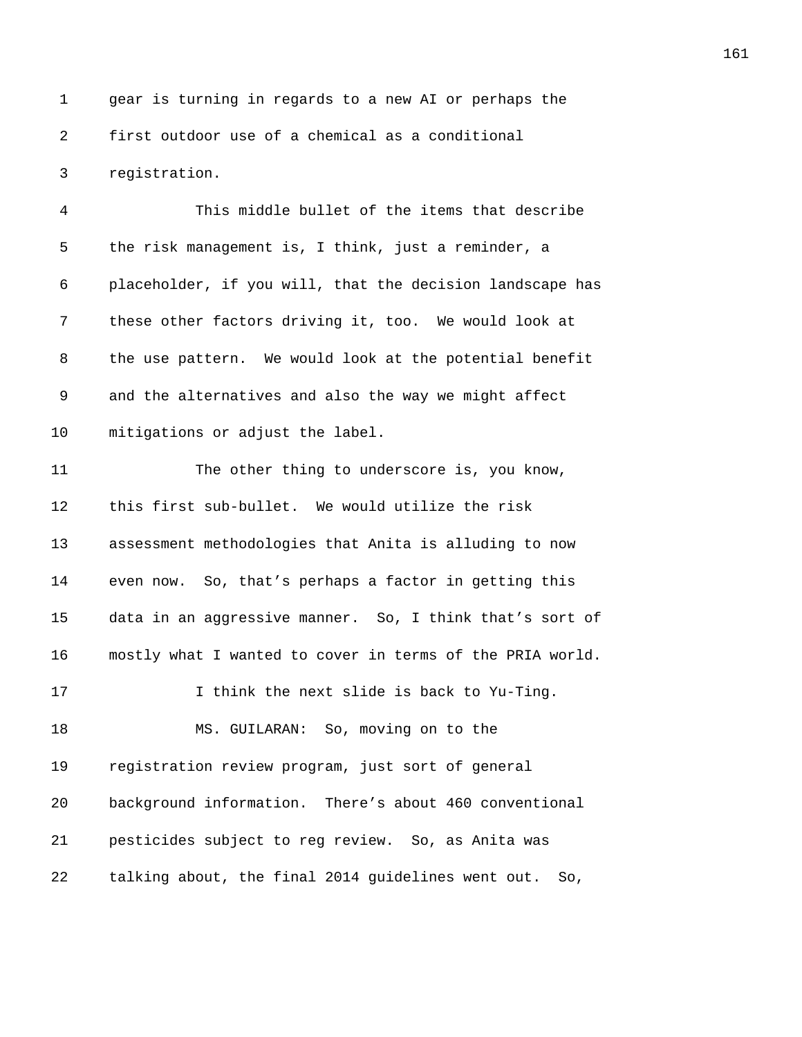gear is turning in regards to a new AI or perhaps the first outdoor use of a chemical as a conditional registration.

This middle bullet of the items that describe the risk management is, I think, just a reminder, a placeholder, if you will, that the decision landscape has these other factors driving it, too. We would look at the use pattern. We would look at the potential benefit and the alternatives and also the way we might affect mitigations or adjust the label.

The other thing to underscore is, you know, this first sub-bullet. We would utilize the risk assessment methodologies that Anita is alluding to now even now. So, that's perhaps a factor in getting this data in an aggressive manner. So, I think that's sort of mostly what I wanted to cover in terms of the PRIA world.

I think the next slide is back to Yu-Ting.

MS. GUILARAN: So, moving on to the registration review program, just sort of general background information. There's about 460 conventional pesticides subject to reg review. So, as Anita was talking about, the final 2014 guidelines went out. So,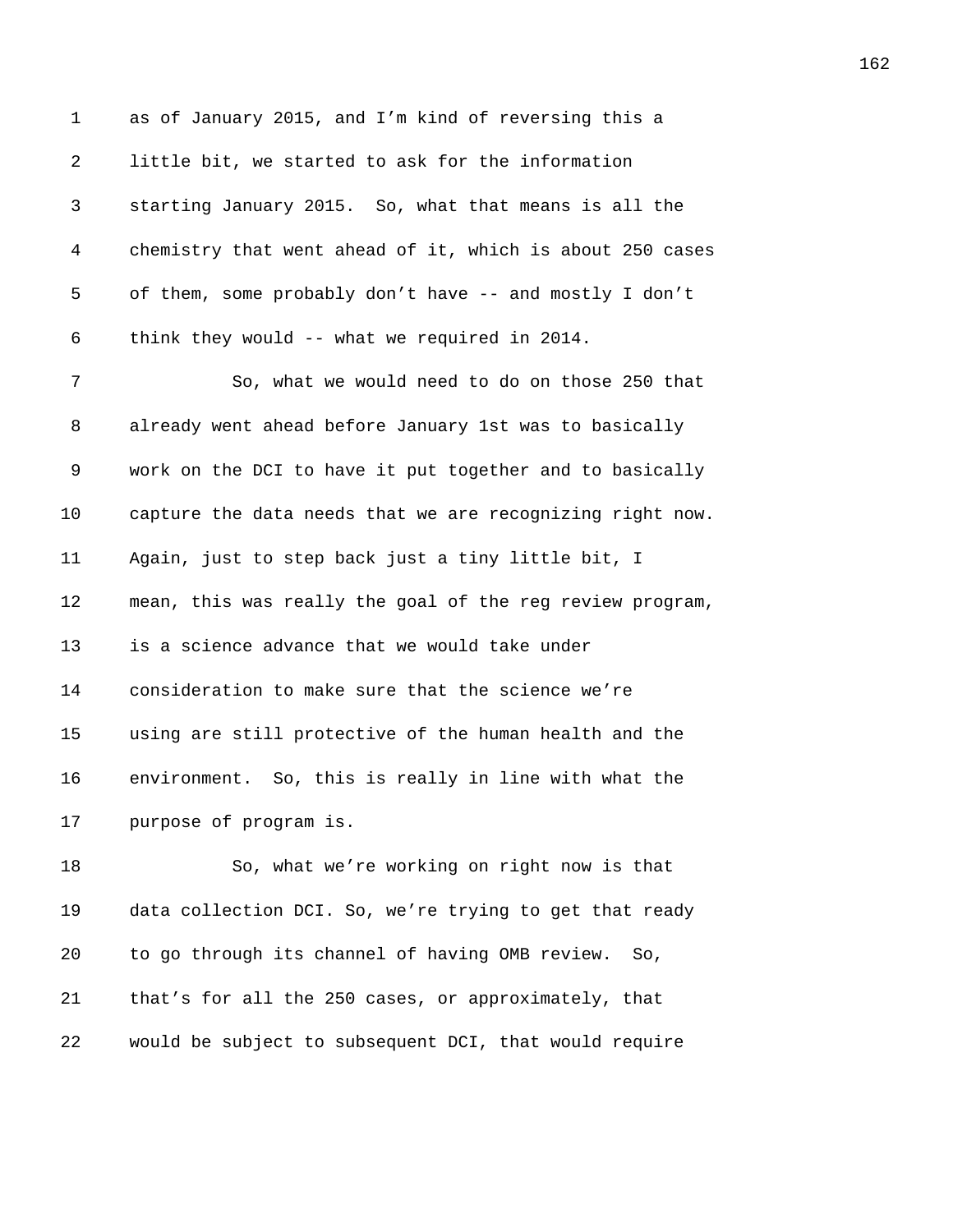as of January 2015, and I'm kind of reversing this a little bit, we started to ask for the information starting January 2015. So, what that means is all the chemistry that went ahead of it, which is about 250 cases of them, some probably don't have -- and mostly I don't think they would -- what we required in 2014.

So, what we would need to do on those 250 that already went ahead before January 1st was to basically work on the DCI to have it put together and to basically capture the data needs that we are recognizing right now. Again, just to step back just a tiny little bit, I mean, this was really the goal of the reg review program, is a science advance that we would take under consideration to make sure that the science we're using are still protective of the human health and the environment. So, this is really in line with what the purpose of program is.

So, what we're working on right now is that data collection DCI. So, we're trying to get that ready to go through its channel of having OMB review. So, that's for all the 250 cases, or approximately, that would be subject to subsequent DCI, that would require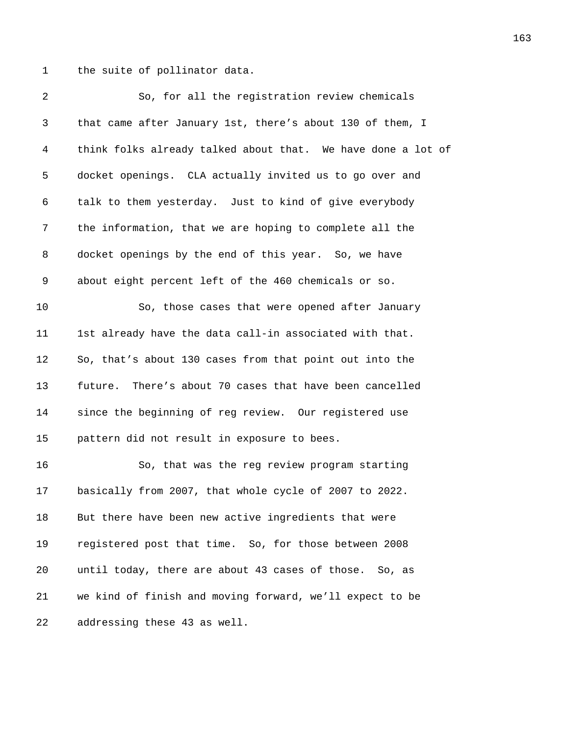the suite of pollinator data.

So, for all the registration review chemicals that came after January 1st, there's about 130 of them, I think folks already talked about that. We have done a lot of docket openings. CLA actually invited us to go over and talk to them yesterday. Just to kind of give everybody the information, that we are hoping to complete all the docket openings by the end of this year. So, we have about eight percent left of the 460 chemicals or so.

So, those cases that were opened after January 1st already have the data call-in associated with that. So, that's about 130 cases from that point out into the future. There's about 70 cases that have been cancelled since the beginning of reg review. Our registered use pattern did not result in exposure to bees.

So, that was the reg review program starting basically from 2007, that whole cycle of 2007 to 2022. But there have been new active ingredients that were registered post that time. So, for those between 2008 until today, there are about 43 cases of those. So, as we kind of finish and moving forward, we'll expect to be addressing these 43 as well.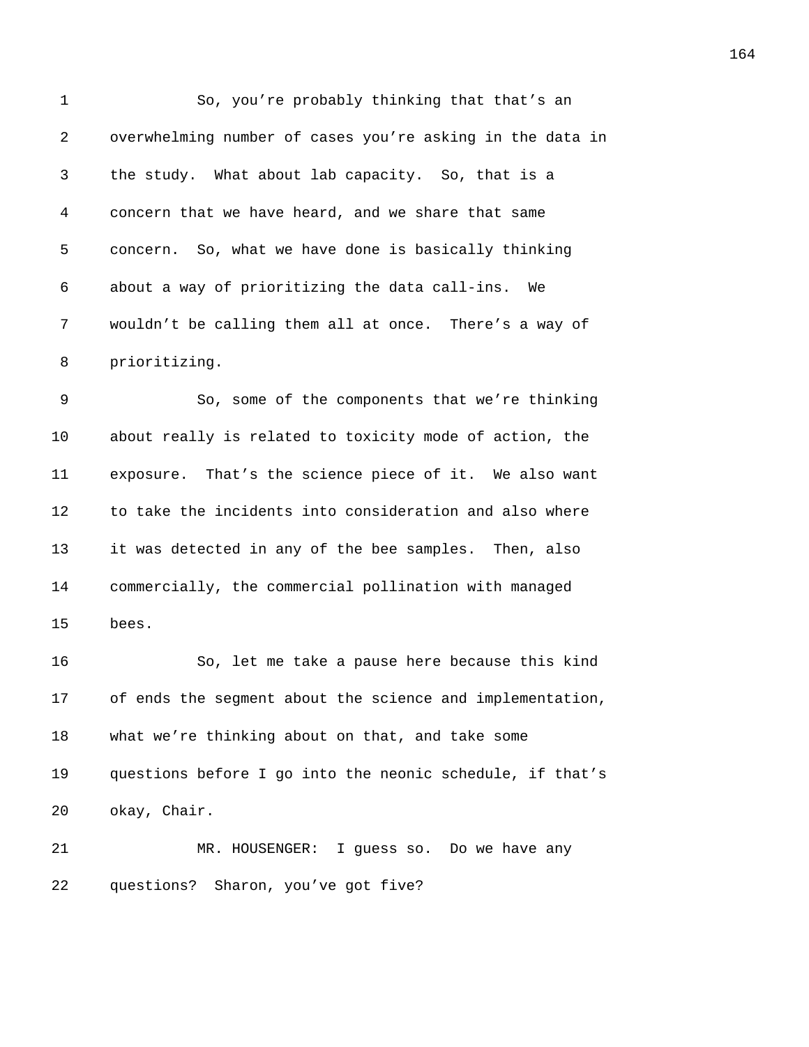So, you're probably thinking that that's an overwhelming number of cases you're asking in the data in the study. What about lab capacity. So, that is a concern that we have heard, and we share that same concern. So, what we have done is basically thinking about a way of prioritizing the data call-ins. We wouldn't be calling them all at once. There's a way of prioritizing.

So, some of the components that we're thinking about really is related to toxicity mode of action, the exposure. That's the science piece of it. We also want to take the incidents into consideration and also where it was detected in any of the bee samples. Then, also commercially, the commercial pollination with managed bees.

So, let me take a pause here because this kind of ends the segment about the science and implementation, what we're thinking about on that, and take some questions before I go into the neonic schedule, if that's okay, Chair.

MR. HOUSENGER: I guess so. Do we have any questions? Sharon, you've got five?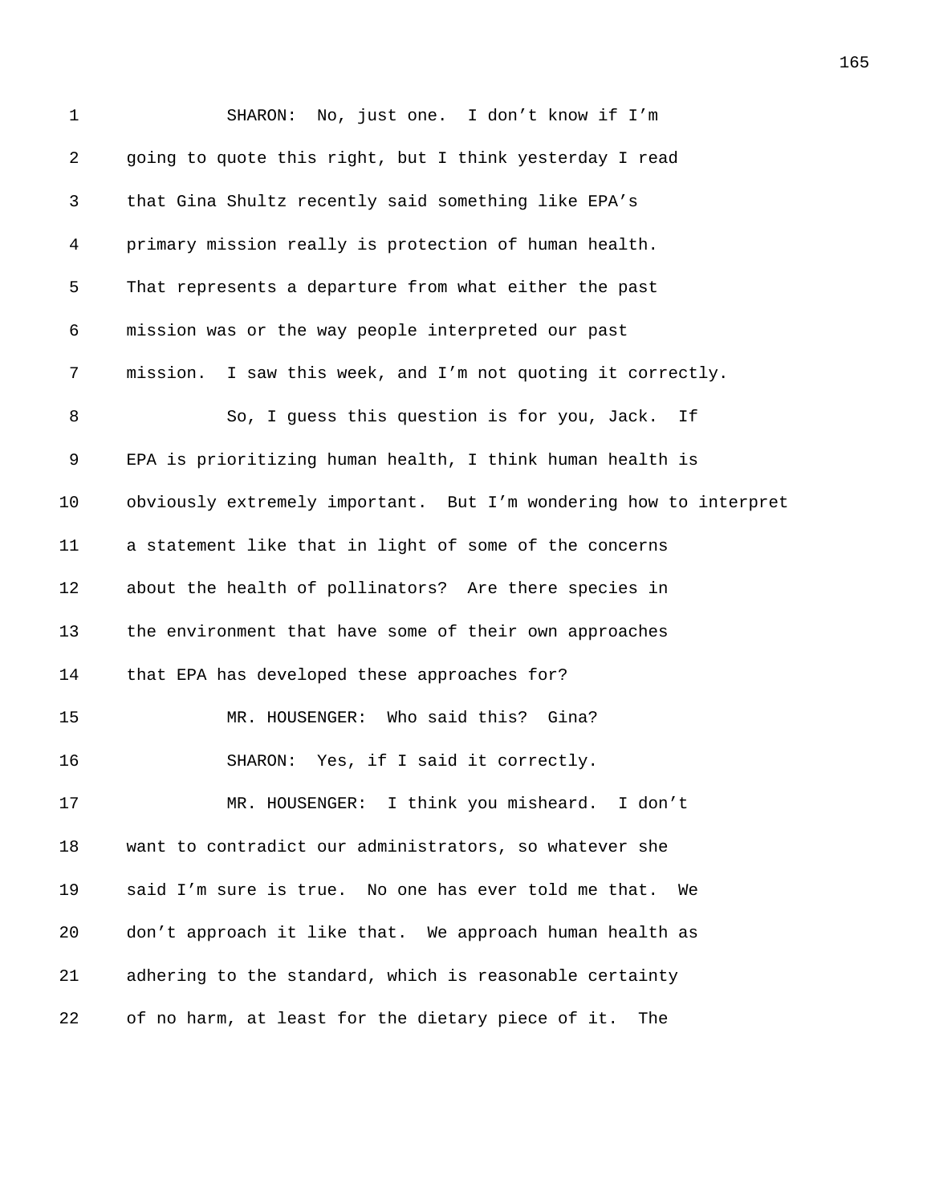SHARON: No, just one. I don't know if I'm going to quote this right, but I think yesterday I read that Gina Shultz recently said something like EPA's primary mission really is protection of human health. That represents a departure from what either the past mission was or the way people interpreted our past mission. I saw this week, and I'm not quoting it correctly.

So, I guess this question is for you, Jack. If EPA is prioritizing human health, I think human health is obviously extremely important. But I'm wondering how to interpret a statement like that in light of some of the concerns about the health of pollinators? Are there species in the environment that have some of their own approaches that EPA has developed these approaches for?

MR. HOUSENGER: Who said this? Gina?

SHARON: Yes, if I said it correctly.

MR. HOUSENGER: I think you misheard. I don't want to contradict our administrators, so whatever she said I'm sure is true. No one has ever told me that. We don't approach it like that. We approach human health as adhering to the standard, which is reasonable certainty of no harm, at least for the dietary piece of it. The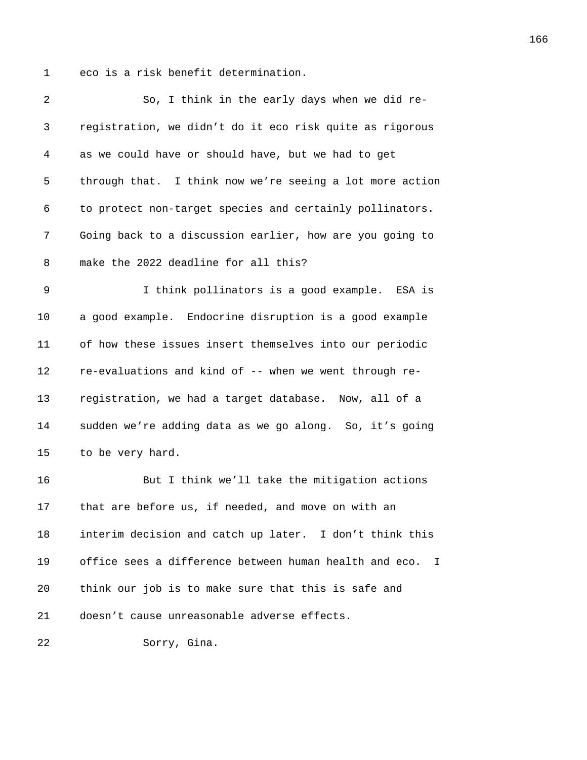eco is a risk benefit determination.

So, I think in the early days when we did re-registration, we didn't do it eco risk quite as rigorous as we could have or should have, but we had to get through that. I think now we're seeing a lot more action to protect non-target species and certainly pollinators. Going back to a discussion earlier, how are you going to make the 2022 deadline for all this?

I think pollinators is a good example. ESA is a good example. Endocrine disruption is a good example of how these issues insert themselves into our periodic re-evaluations and kind of -- when we went through re-registration, we had a target database. Now, all of a sudden we're adding data as we go along. So, it's going to be very hard.

But I think we'll take the mitigation actions that are before us, if needed, and move on with an interim decision and catch up later. I don't think this office sees a difference between human health and eco. I think our job is to make sure that this is safe and doesn't cause unreasonable adverse effects.

Sorry, Gina.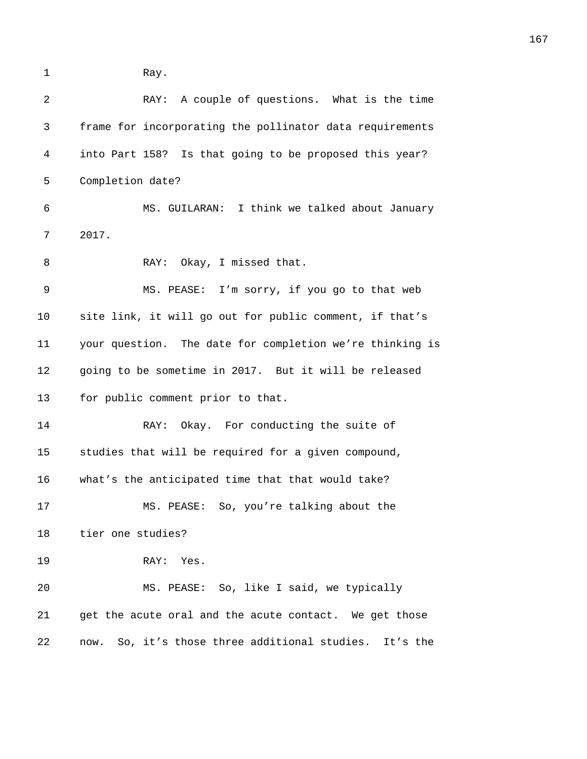Ray.

RAY: A couple of questions. What is the time frame for incorporating the pollinator data requirements into Part 158? Is that going to be proposed this year? Completion date?

MS. GUILARAN: I think we talked about January 2017.

RAY: Okay, I missed that.

MS. PEASE: I'm sorry, if you go to that web site link, it will go out for public comment, if that's your question. The date for completion we're thinking is going to be sometime in 2017. But it will be released for public comment prior to that.

RAY: Okay. For conducting the suite of studies that will be required for a given compound, what's the anticipated time that that would take?

MS. PEASE: So, you're talking about the tier one studies?

RAY: Yes.

MS. PEASE: So, like I said, we typically get the acute oral and the acute contact. We get those now. So, it's those three additional studies. It's the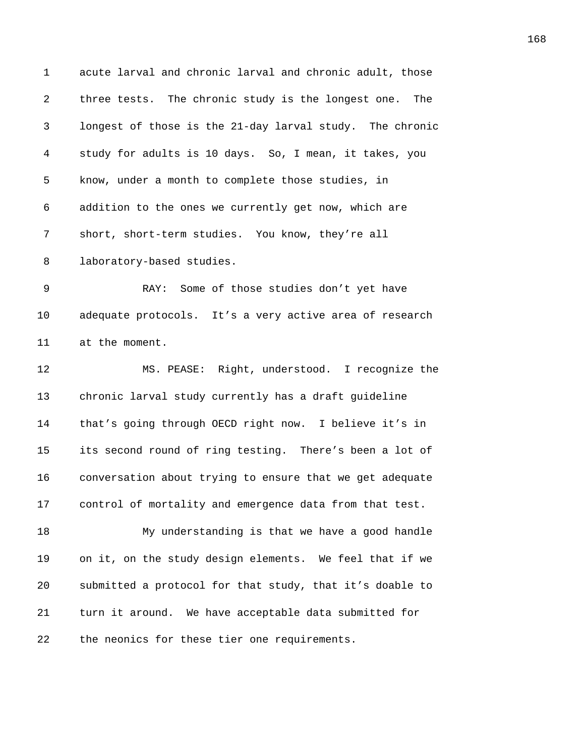acute larval and chronic larval and chronic adult, those three tests. The chronic study is the longest one. The longest of those is the 21-day larval study. The chronic study for adults is 10 days. So, I mean, it takes, you know, under a month to complete those studies, in addition to the ones we currently get now, which are short, short-term studies. You know, they're all laboratory-based studies.

RAY: Some of those studies don't yet have adequate protocols. It's a very active area of research at the moment.

MS. PEASE: Right, understood. I recognize the chronic larval study currently has a draft guideline that's going through OECD right now. I believe it's in its second round of ring testing. There's been a lot of conversation about trying to ensure that we get adequate control of mortality and emergence data from that test.

My understanding is that we have a good handle on it, on the study design elements. We feel that if we submitted a protocol for that study, that it's doable to turn it around. We have acceptable data submitted for the neonics for these tier one requirements.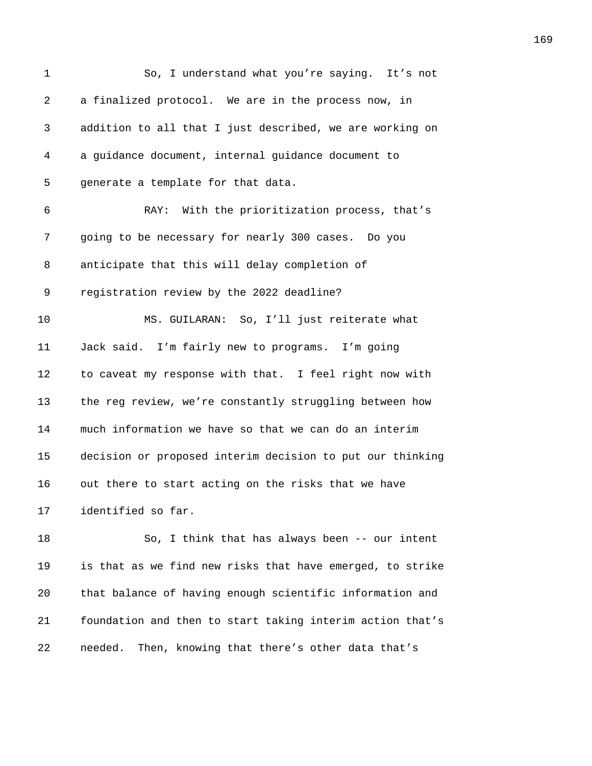So, I understand what you're saying. It's not a finalized protocol. We are in the process now, in addition to all that I just described, we are working on a guidance document, internal guidance document to generate a template for that data.

RAY: With the prioritization process, that's going to be necessary for nearly 300 cases. Do you anticipate that this will delay completion of registration review by the 2022 deadline?

MS. GUILARAN: So, I'll just reiterate what Jack said. I'm fairly new to programs. I'm going to caveat my response with that. I feel right now with the reg review, we're constantly struggling between how much information we have so that we can do an interim decision or proposed interim decision to put our thinking out there to start acting on the risks that we have identified so far.

So, I think that has always been -- our intent is that as we find new risks that have emerged, to strike that balance of having enough scientific information and foundation and then to start taking interim action that's needed. Then, knowing that there's other data that's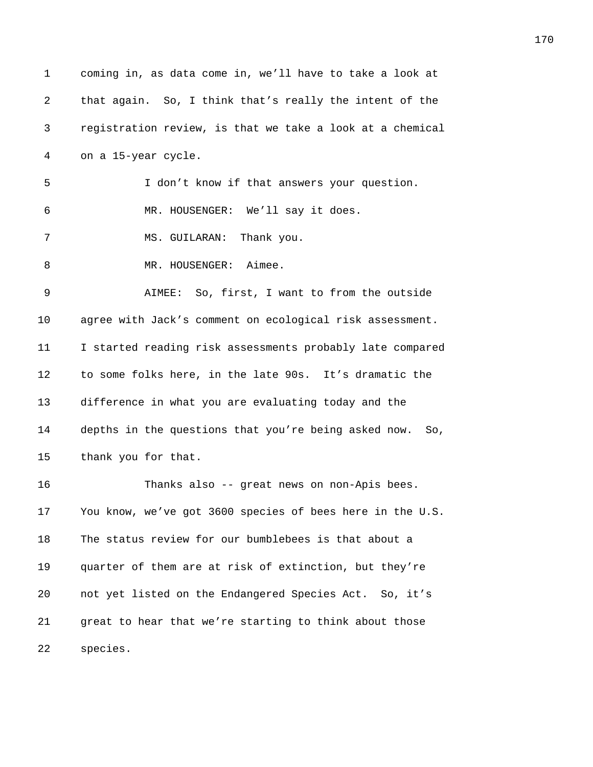coming in, as data come in, we'll have to take a look at that again. So, I think that's really the intent of the registration review, is that we take a look at a chemical on a 15-year cycle.

I don't know if that answers your question.

MR. HOUSENGER: We'll say it does.

MS. GUILARAN: Thank you.

MR. HOUSENGER: Aimee.

AIMEE: So, first, I want to from the outside agree with Jack's comment on ecological risk assessment. I started reading risk assessments probably late compared to some folks here, in the late 90s. It's dramatic the difference in what you are evaluating today and the depths in the questions that you're being asked now. So, thank you for that.

Thanks also -- great news on non-Apis bees. You know, we've got 3600 species of bees here in the U.S. The status review for our bumblebees is that about a quarter of them are at risk of extinction, but they're not yet listed on the Endangered Species Act. So, it's great to hear that we're starting to think about those species.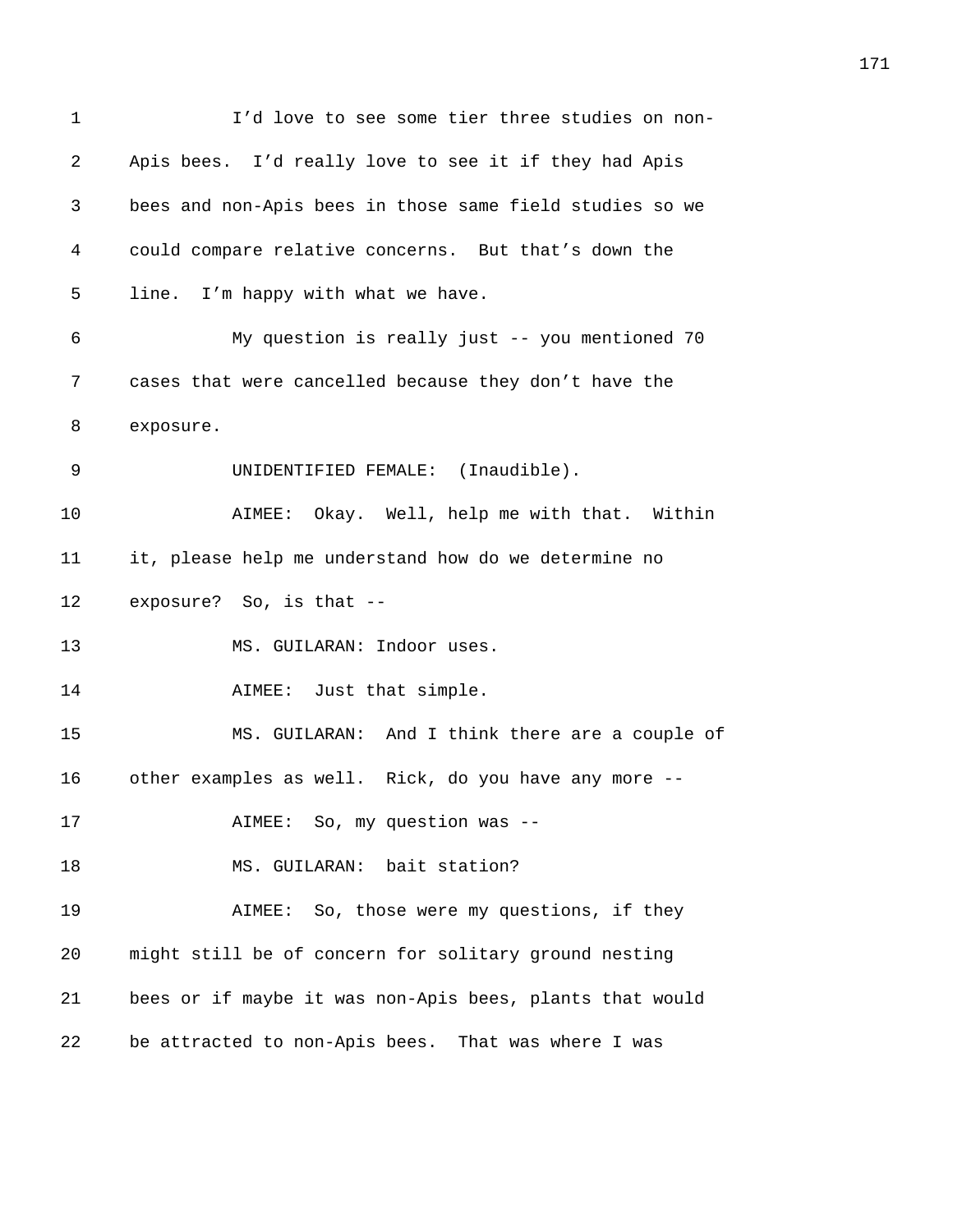I'd love to see some tier three studies on non-Apis bees. I'd really love to see it if they had Apis bees and non-Apis bees in those same field studies so we could compare relative concerns. But that's down the line. I'm happy with what we have.

My question is really just -- you mentioned 70 cases that were cancelled because they don't have the exposure.

UNIDENTIFIED FEMALE: (Inaudible).

AIMEE: Okay. Well, help me with that. Within it, please help me understand how do we determine no exposure? So, is that --

MS. GUILARAN: Indoor uses.

AIMEE: Just that simple.

MS. GUILARAN: And I think there are a couple of other examples as well. Rick, do you have any more --

AIMEE: So, my question was --

MS. GUILARAN: bait station?

AIMEE: So, those were my questions, if they might still be of concern for solitary ground nesting bees or if maybe it was non-Apis bees, plants that would be attracted to non-Apis bees. That was where I was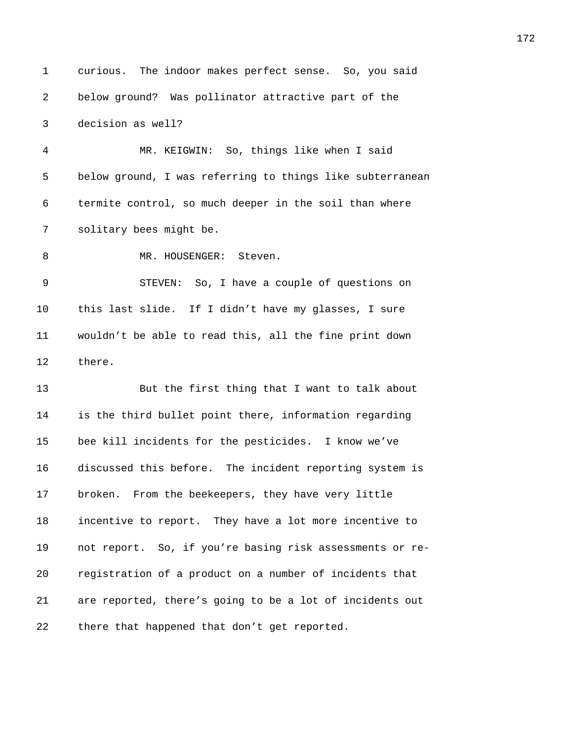curious. The indoor makes perfect sense. So, you said below ground? Was pollinator attractive part of the decision as well?

MR. KEIGWIN: So, things like when I said below ground, I was referring to things like subterranean termite control, so much deeper in the soil than where solitary bees might be.

MR. HOUSENGER: Steven.

STEVEN: So, I have a couple of questions on this last slide. If I didn't have my glasses, I sure wouldn't be able to read this, all the fine print down there.

But the first thing that I want to talk about is the third bullet point there, information regarding bee kill incidents for the pesticides. I know we've discussed this before. The incident reporting system is broken. From the beekeepers, they have very little incentive to report. They have a lot more incentive to not report. So, if you're basing risk assessments or re-registration of a product on a number of incidents that are reported, there's going to be a lot of incidents out there that happened that don't get reported.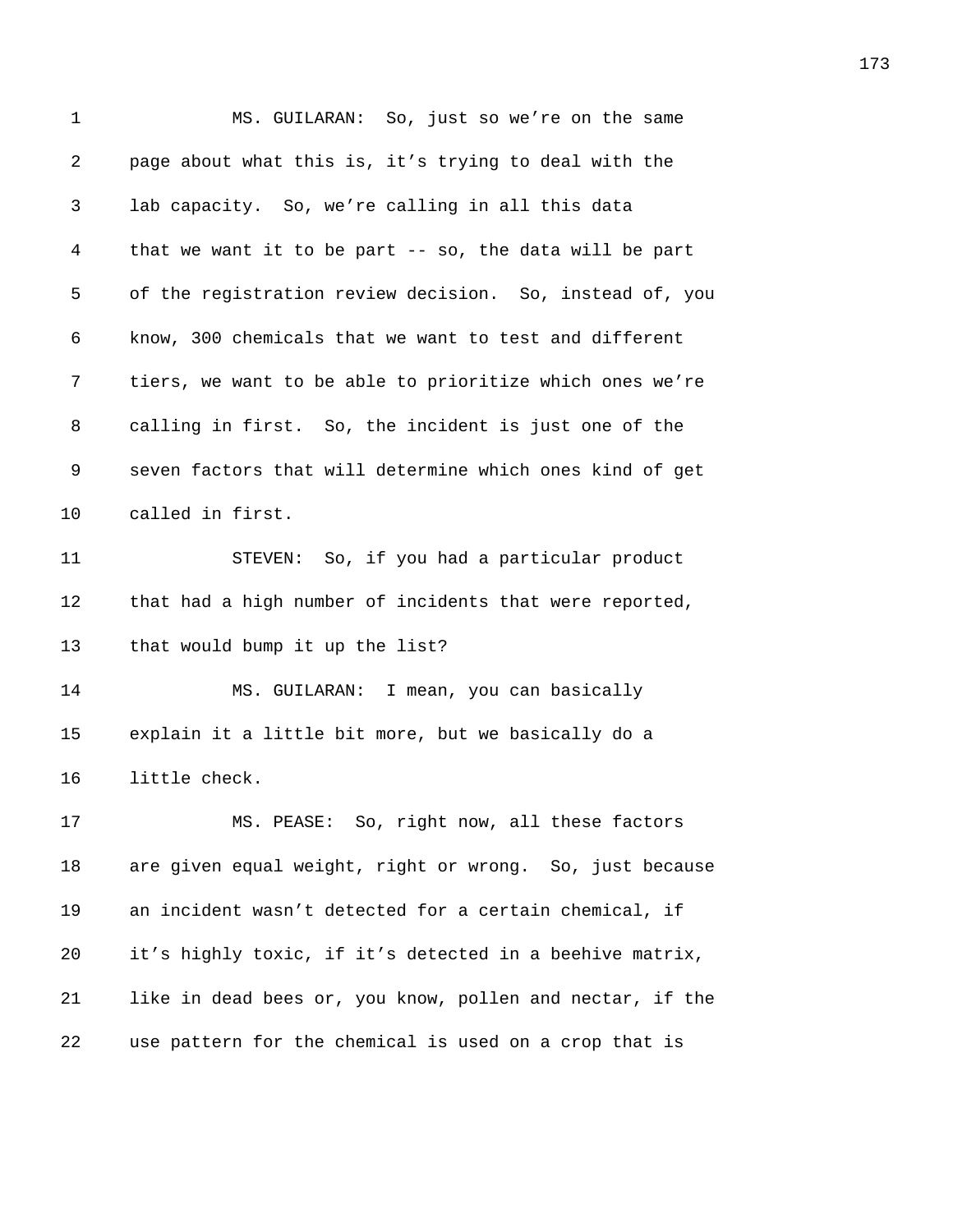MS. GUILARAN: So, just so we're on the same page about what this is, it's trying to deal with the lab capacity. So, we're calling in all this data that we want it to be part -- so, the data will be part of the registration review decision. So, instead of, you know, 300 chemicals that we want to test and different tiers, we want to be able to prioritize which ones we're calling in first. So, the incident is just one of the seven factors that will determine which ones kind of get called in first.

STEVEN: So, if you had a particular product that had a high number of incidents that were reported, that would bump it up the list?

MS. GUILARAN: I mean, you can basically explain it a little bit more, but we basically do a little check.

MS. PEASE: So, right now, all these factors are given equal weight, right or wrong. So, just because an incident wasn't detected for a certain chemical, if it's highly toxic, if it's detected in a beehive matrix, like in dead bees or, you know, pollen and nectar, if the use pattern for the chemical is used on a crop that is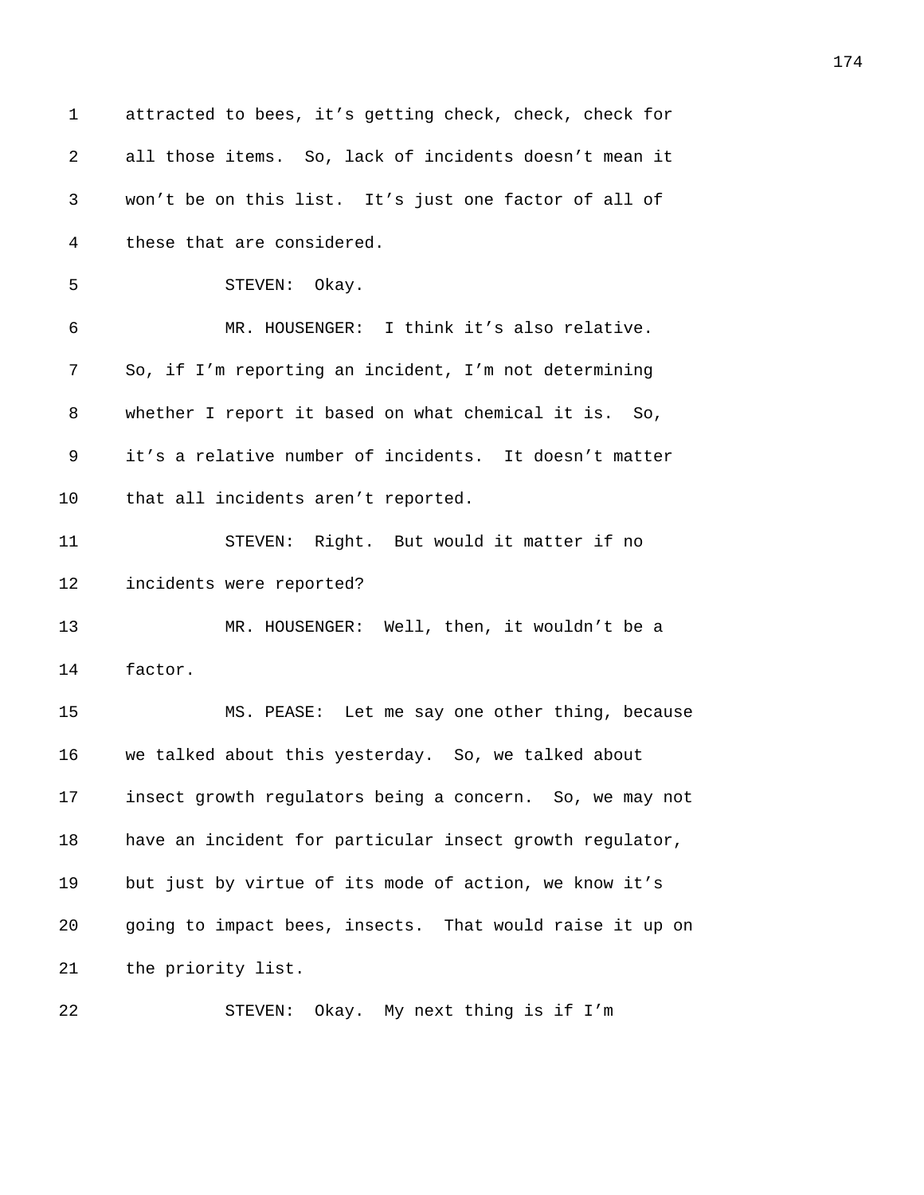attracted to bees, it's getting check, check, check for all those items. So, lack of incidents doesn't mean it won't be on this list. It's just one factor of all of these that are considered.

STEVEN: Okay.

MR. HOUSENGER: I think it's also relative. So, if I'm reporting an incident, I'm not determining whether I report it based on what chemical it is. So, it's a relative number of incidents. It doesn't matter that all incidents aren't reported.

STEVEN: Right. But would it matter if no incidents were reported?

MR. HOUSENGER: Well, then, it wouldn't be a factor.

MS. PEASE: Let me say one other thing, because we talked about this yesterday. So, we talked about insect growth regulators being a concern. So, we may not have an incident for particular insect growth regulator, but just by virtue of its mode of action, we know it's going to impact bees, insects. That would raise it up on the priority list.

STEVEN: Okay. My next thing is if I'm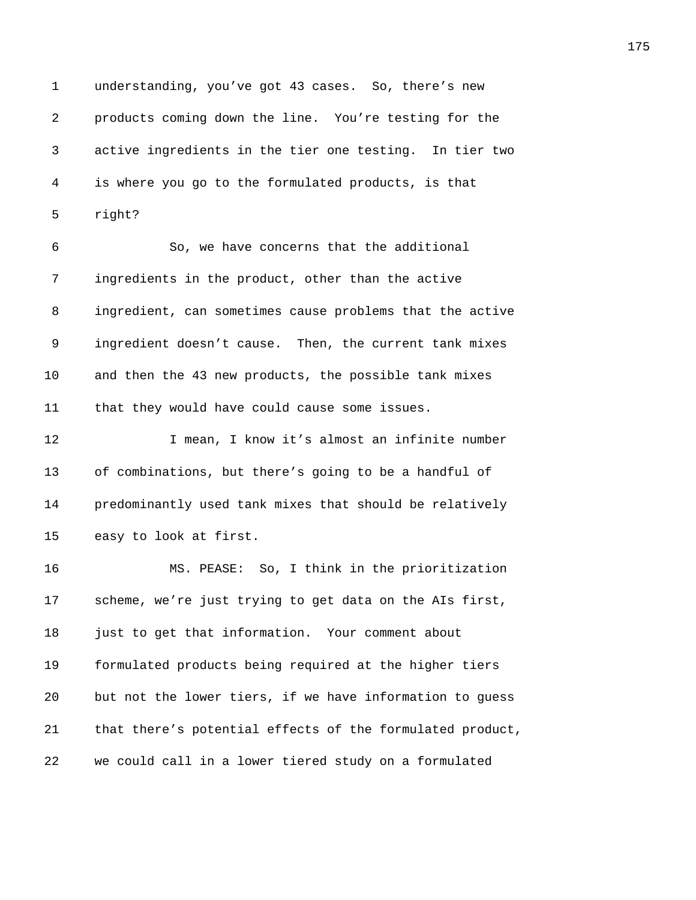understanding, you've got 43 cases. So, there's new products coming down the line. You're testing for the active ingredients in the tier one testing. In tier two is where you go to the formulated products, is that right?

So, we have concerns that the additional ingredients in the product, other than the active ingredient, can sometimes cause problems that the active ingredient doesn't cause. Then, the current tank mixes and then the 43 new products, the possible tank mixes that they would have could cause some issues.

I mean, I know it's almost an infinite number of combinations, but there's going to be a handful of predominantly used tank mixes that should be relatively easy to look at first.

MS. PEASE: So, I think in the prioritization scheme, we're just trying to get data on the AIs first, just to get that information. Your comment about formulated products being required at the higher tiers but not the lower tiers, if we have information to guess that there's potential effects of the formulated product, we could call in a lower tiered study on a formulated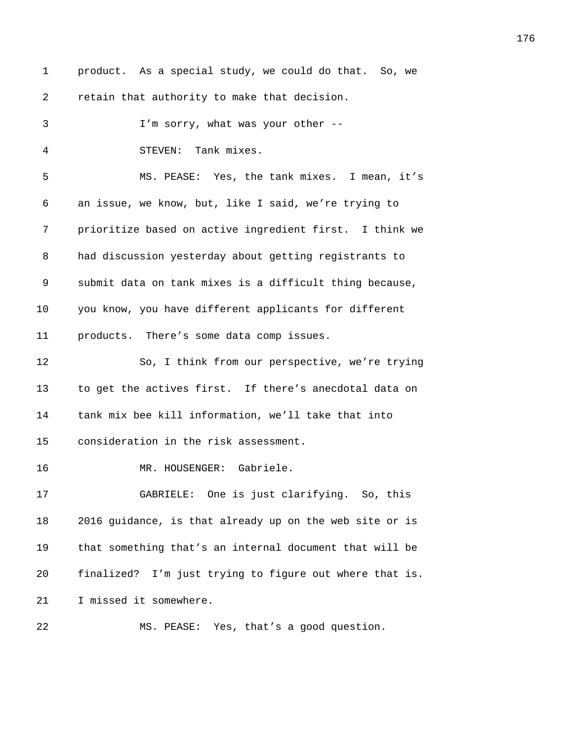product. As a special study, we could do that. So, we retain that authority to make that decision.

I'm sorry, what was your other --

STEVEN: Tank mixes.

MS. PEASE: Yes, the tank mixes. I mean, it's an issue, we know, but, like I said, we're trying to prioritize based on active ingredient first. I think we had discussion yesterday about getting registrants to submit data on tank mixes is a difficult thing because, you know, you have different applicants for different products. There's some data comp issues.

So, I think from our perspective, we're trying to get the actives first. If there's anecdotal data on tank mix bee kill information, we'll take that into consideration in the risk assessment.

MR. HOUSENGER: Gabriele.

GABRIELE: One is just clarifying. So, this 2016 guidance, is that already up on the web site or is that something that's an internal document that will be finalized? I'm just trying to figure out where that is. I missed it somewhere.

MS. PEASE: Yes, that's a good question.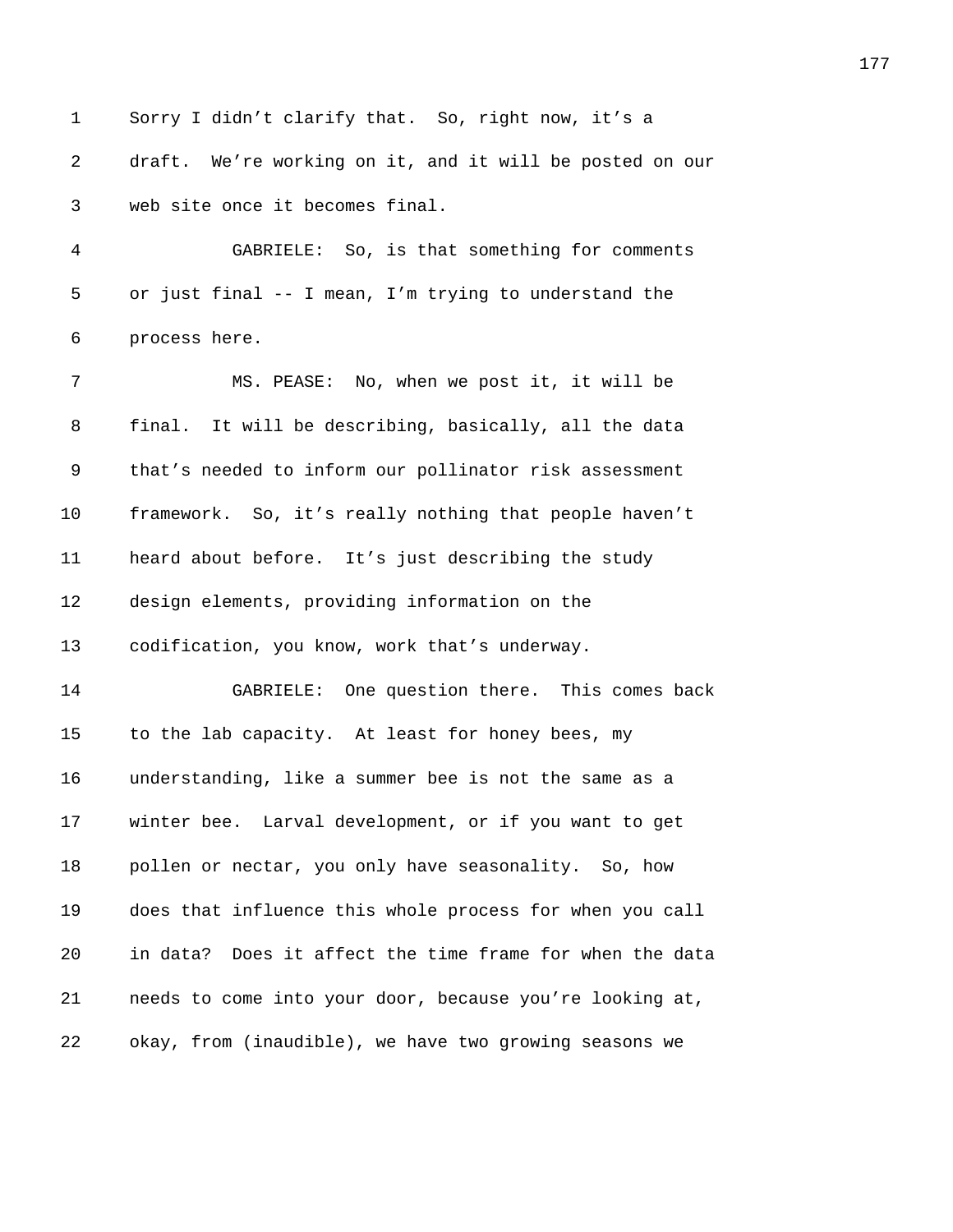Sorry I didn't clarify that. So, right now, it's a draft. We're working on it, and it will be posted on our web site once it becomes final.

GABRIELE: So, is that something for comments or just final -- I mean, I'm trying to understand the process here.

MS. PEASE: No, when we post it, it will be final. It will be describing, basically, all the data that's needed to inform our pollinator risk assessment framework. So, it's really nothing that people haven't heard about before. It's just describing the study design elements, providing information on the codification, you know, work that's underway.

GABRIELE: One question there. This comes back to the lab capacity. At least for honey bees, my understanding, like a summer bee is not the same as a winter bee. Larval development, or if you want to get pollen or nectar, you only have seasonality. So, how does that influence this whole process for when you call in data? Does it affect the time frame for when the data needs to come into your door, because you're looking at, okay, from (inaudible), we have two growing seasons we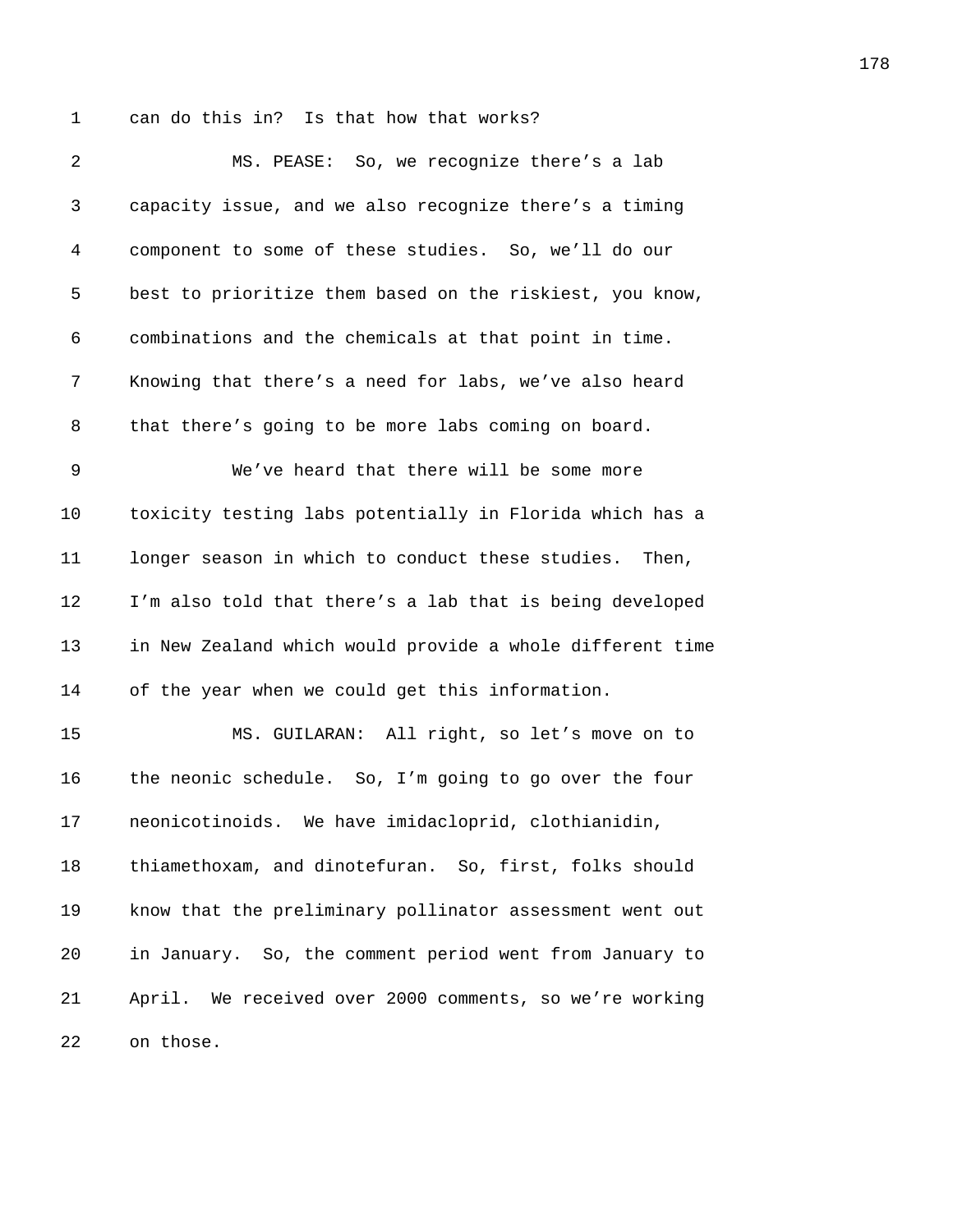can do this in? Is that how that works?

MS. PEASE: So, we recognize there's a lab capacity issue, and we also recognize there's a timing component to some of these studies. So, we'll do our best to prioritize them based on the riskiest, you know, combinations and the chemicals at that point in time. Knowing that there's a need for labs, we've also heard that there's going to be more labs coming on board.

We've heard that there will be some more toxicity testing labs potentially in Florida which has a longer season in which to conduct these studies. Then, I'm also told that there's a lab that is being developed in New Zealand which would provide a whole different time of the year when we could get this information.

MS. GUILARAN: All right, so let's move on to the neonic schedule. So, I'm going to go over the four neonicotinoids. We have imidacloprid, clothianidin, thiamethoxam, and dinotefuran. So, first, folks should know that the preliminary pollinator assessment went out in January. So, the comment period went from January to April. We received over 2000 comments, so we're working on those.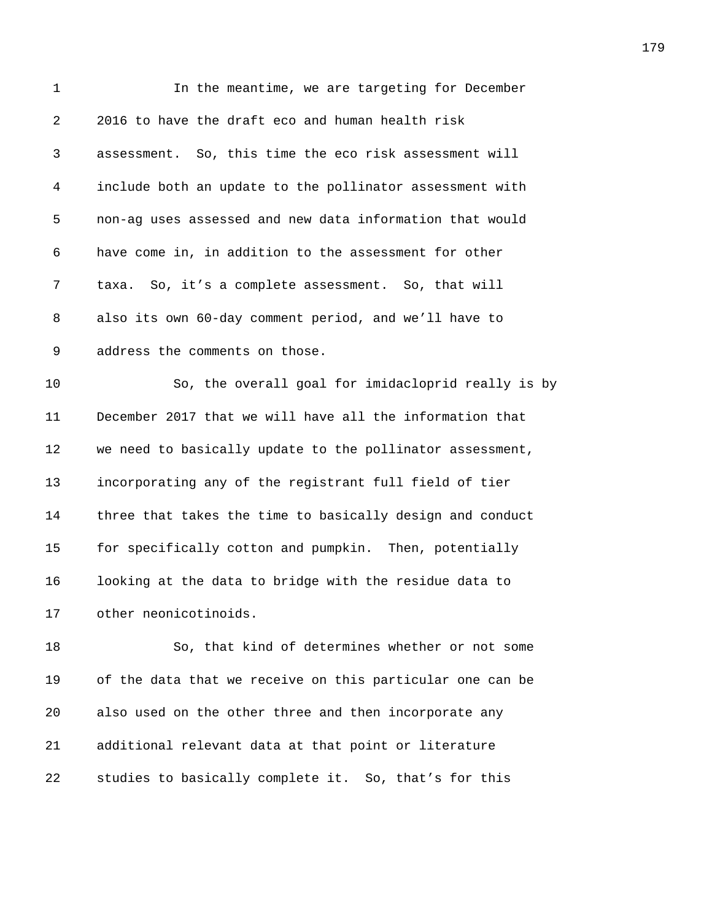In the meantime, we are targeting for December 2016 to have the draft eco and human health risk assessment. So, this time the eco risk assessment will include both an update to the pollinator assessment with non-ag uses assessed and new data information that would have come in, in addition to the assessment for other taxa. So, it's a complete assessment. So, that will also its own 60-day comment period, and we'll have to address the comments on those.

So, the overall goal for imidacloprid really is by December 2017 that we will have all the information that we need to basically update to the pollinator assessment, incorporating any of the registrant full field of tier three that takes the time to basically design and conduct for specifically cotton and pumpkin. Then, potentially looking at the data to bridge with the residue data to other neonicotinoids.

So, that kind of determines whether or not some of the data that we receive on this particular one can be also used on the other three and then incorporate any additional relevant data at that point or literature studies to basically complete it. So, that's for this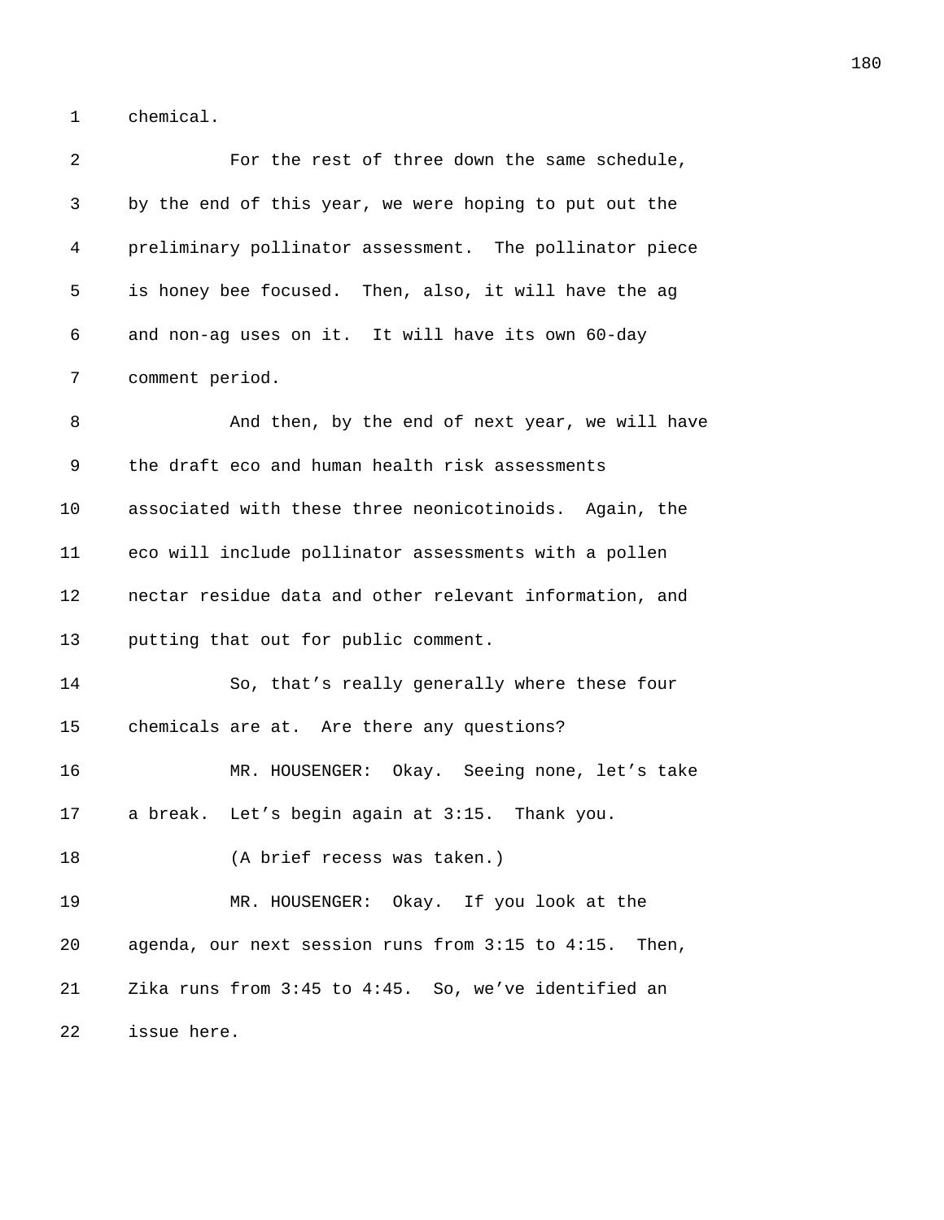chemical.

For the rest of three down the same schedule, by the end of this year, we were hoping to put out the preliminary pollinator assessment. The pollinator piece is honey bee focused. Then, also, it will have the ag and non-ag uses on it. It will have its own 60-day comment period.

And then, by the end of next year, we will have the draft eco and human health risk assessments associated with these three neonicotinoids. Again, the eco will include pollinator assessments with a pollen nectar residue data and other relevant information, and putting that out for public comment.

So, that's really generally where these four chemicals are at. Are there any questions?

MR. HOUSENGER: Okay. Seeing none, let's take a break. Let's begin again at 3:15. Thank you.

(A brief recess was taken.)

MR. HOUSENGER: Okay. If you look at the agenda, our next session runs from 3:15 to 4:15. Then, Zika runs from 3:45 to 4:45. So, we've identified an issue here.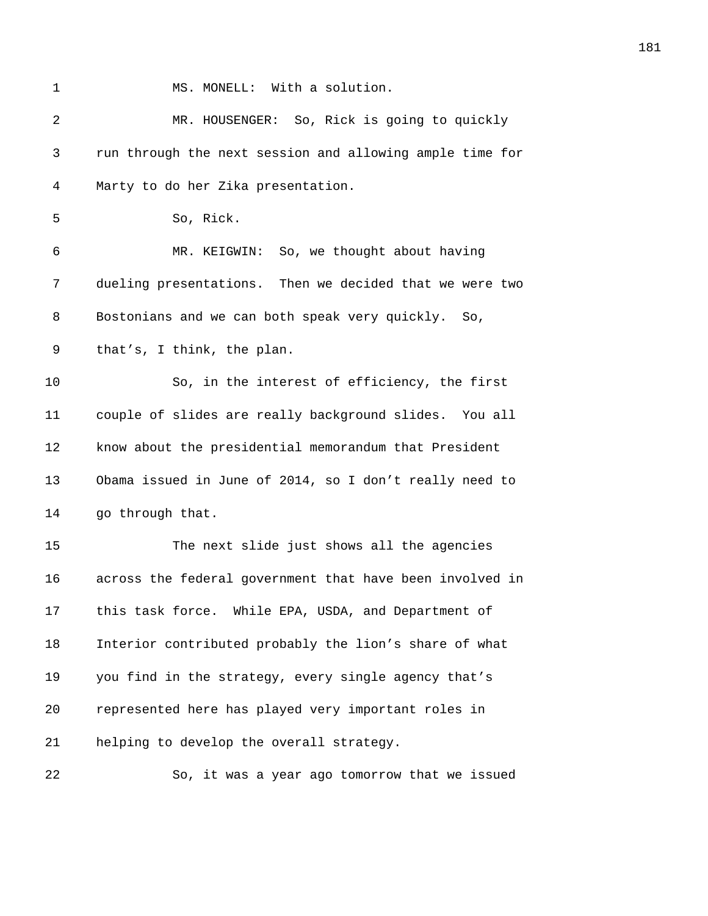MS. MONELL: With a solution.

MR. HOUSENGER: So, Rick is going to quickly run through the next session and allowing ample time for Marty to do her Zika presentation.

So, Rick.

MR. KEIGWIN: So, we thought about having dueling presentations. Then we decided that we were two Bostonians and we can both speak very quickly. So, that's, I think, the plan.

So, in the interest of efficiency, the first couple of slides are really background slides. You all know about the presidential memorandum that President Obama issued in June of 2014, so I don't really need to go through that.

The next slide just shows all the agencies across the federal government that have been involved in this task force. While EPA, USDA, and Department of Interior contributed probably the lion's share of what you find in the strategy, every single agency that's represented here has played very important roles in helping to develop the overall strategy.

So, it was a year ago tomorrow that we issued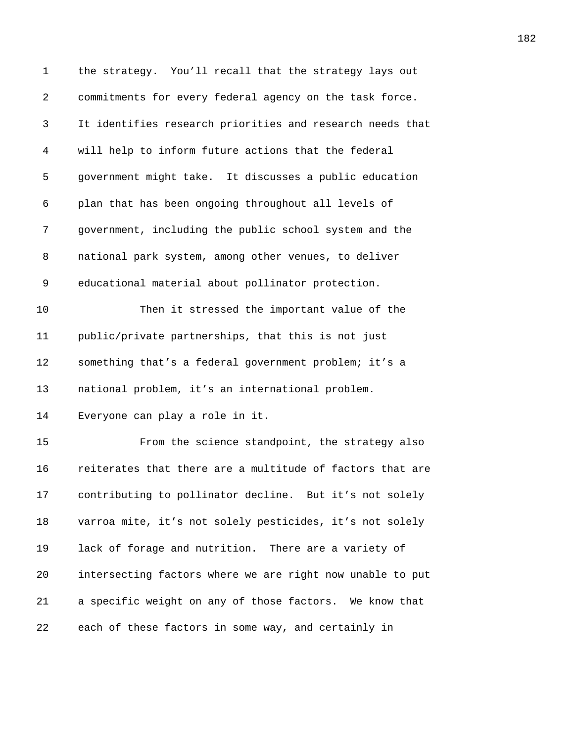the strategy. You'll recall that the strategy lays out commitments for every federal agency on the task force. It identifies research priorities and research needs that will help to inform future actions that the federal government might take. It discusses a public education plan that has been ongoing throughout all levels of government, including the public school system and the national park system, among other venues, to deliver educational material about pollinator protection.

Then it stressed the important value of the public/private partnerships, that this is not just something that's a federal government problem; it's a national problem, it's an international problem. Everyone can play a role in it.

From the science standpoint, the strategy also reiterates that there are a multitude of factors that are contributing to pollinator decline. But it's not solely varroa mite, it's not solely pesticides, it's not solely lack of forage and nutrition. There are a variety of intersecting factors where we are right now unable to put a specific weight on any of those factors. We know that each of these factors in some way, and certainly in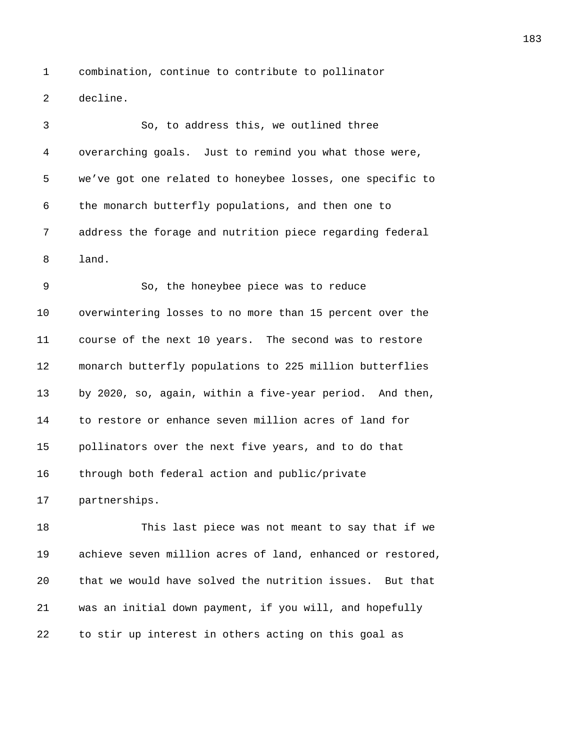combination, continue to contribute to pollinator decline.

So, to address this, we outlined three overarching goals. Just to remind you what those were, we've got one related to honeybee losses, one specific to the monarch butterfly populations, and then one to address the forage and nutrition piece regarding federal land.

So, the honeybee piece was to reduce overwintering losses to no more than 15 percent over the course of the next 10 years. The second was to restore monarch butterfly populations to 225 million butterflies by 2020, so, again, within a five-year period. And then, to restore or enhance seven million acres of land for pollinators over the next five years, and to do that through both federal action and public/private partnerships.

This last piece was not meant to say that if we achieve seven million acres of land, enhanced or restored, that we would have solved the nutrition issues. But that was an initial down payment, if you will, and hopefully to stir up interest in others acting on this goal as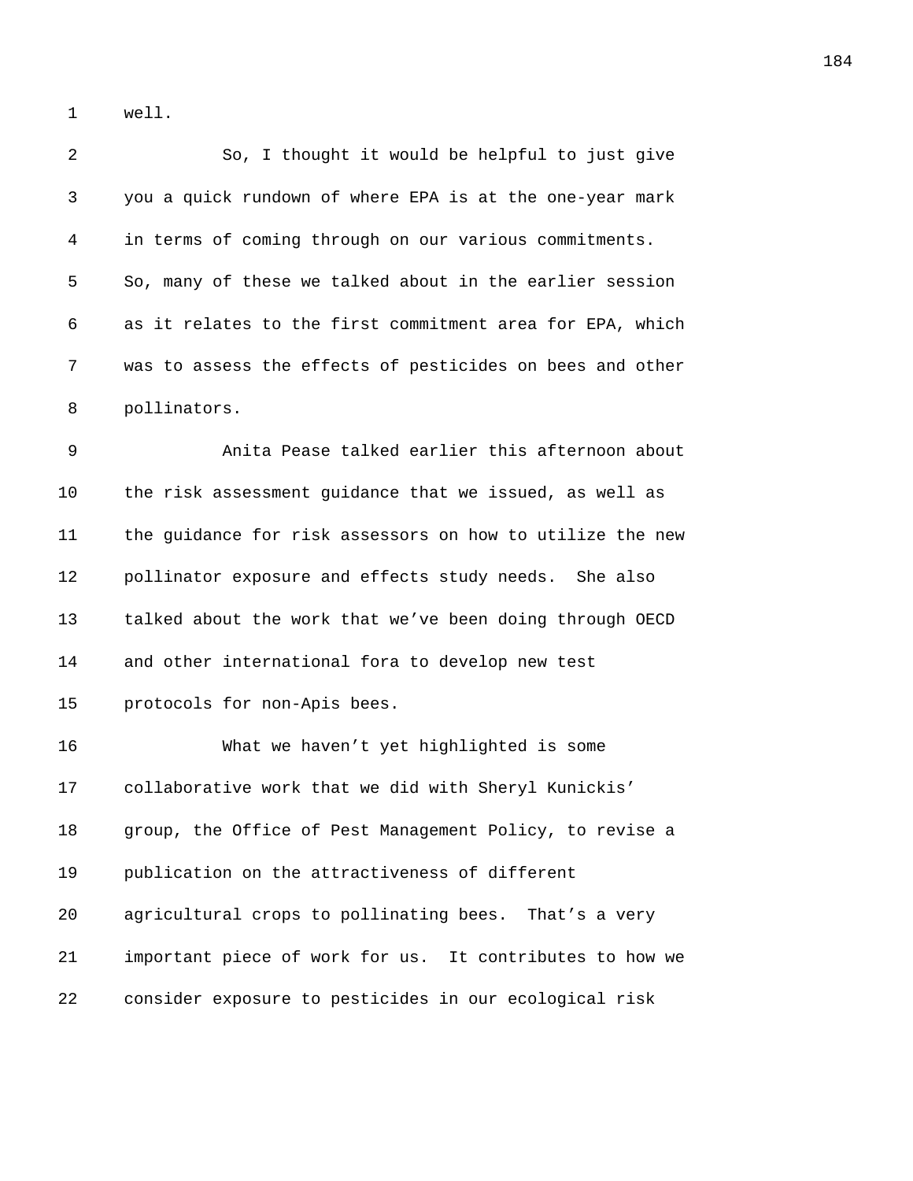well.

So, I thought it would be helpful to just give you a quick rundown of where EPA is at the one-year mark in terms of coming through on our various commitments. So, many of these we talked about in the earlier session as it relates to the first commitment area for EPA, which was to assess the effects of pesticides on bees and other pollinators.

Anita Pease talked earlier this afternoon about the risk assessment guidance that we issued, as well as the guidance for risk assessors on how to utilize the new pollinator exposure and effects study needs. She also talked about the work that we've been doing through OECD and other international fora to develop new test protocols for non-Apis bees.

What we haven't yet highlighted is some collaborative work that we did with Sheryl Kunickis' group, the Office of Pest Management Policy, to revise a publication on the attractiveness of different agricultural crops to pollinating bees. That's a very important piece of work for us. It contributes to how we consider exposure to pesticides in our ecological risk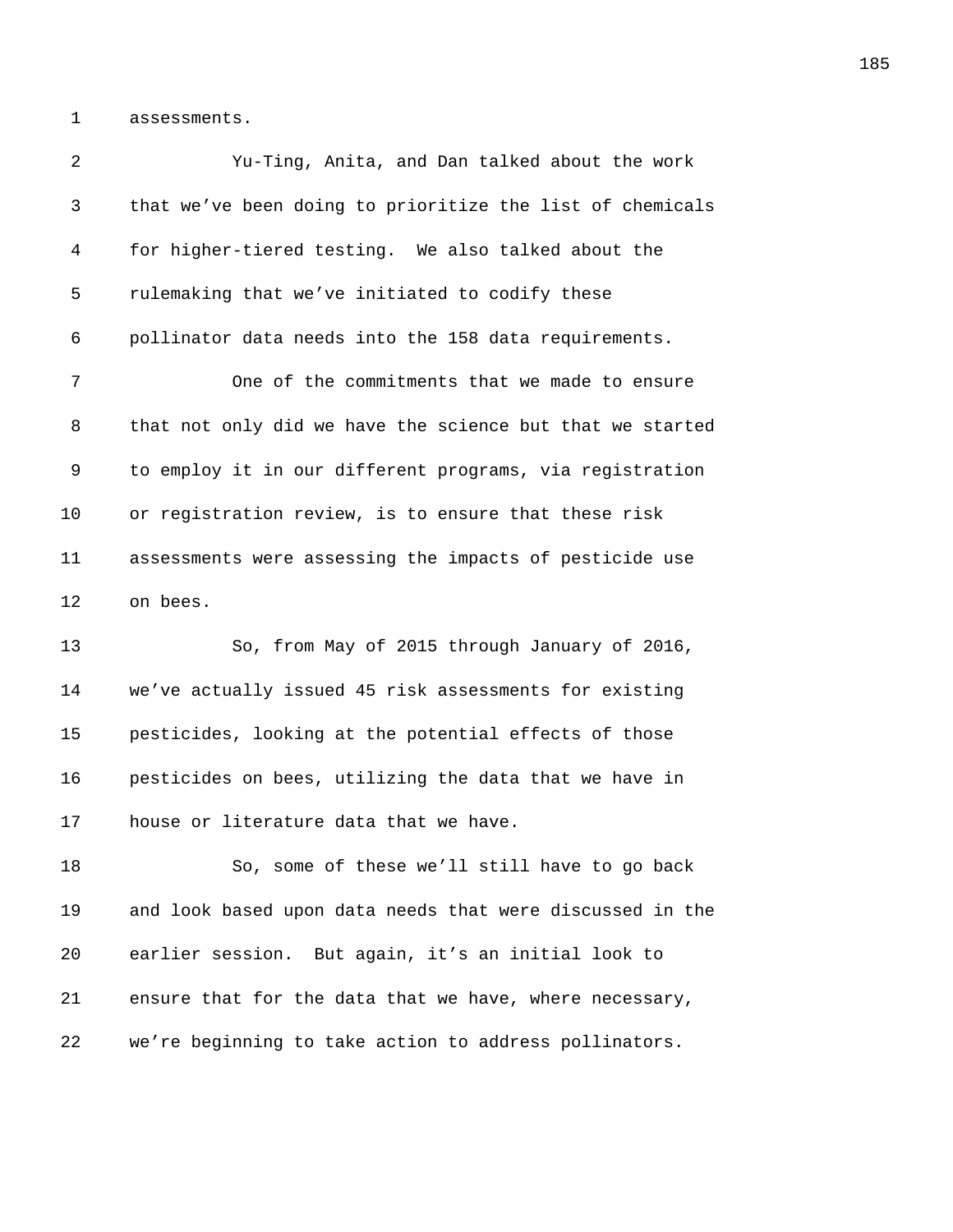assessments.

Yu-Ting, Anita, and Dan talked about the work that we've been doing to prioritize the list of chemicals for higher-tiered testing. We also talked about the rulemaking that we've initiated to codify these pollinator data needs into the 158 data requirements.

One of the commitments that we made to ensure that not only did we have the science but that we started to employ it in our different programs, via registration or registration review, is to ensure that these risk assessments were assessing the impacts of pesticide use on bees.

So, from May of 2015 through January of 2016, we've actually issued 45 risk assessments for existing pesticides, looking at the potential effects of those pesticides on bees, utilizing the data that we have in house or literature data that we have.

So, some of these we'll still have to go back and look based upon data needs that were discussed in the earlier session. But again, it's an initial look to ensure that for the data that we have, where necessary, we're beginning to take action to address pollinators.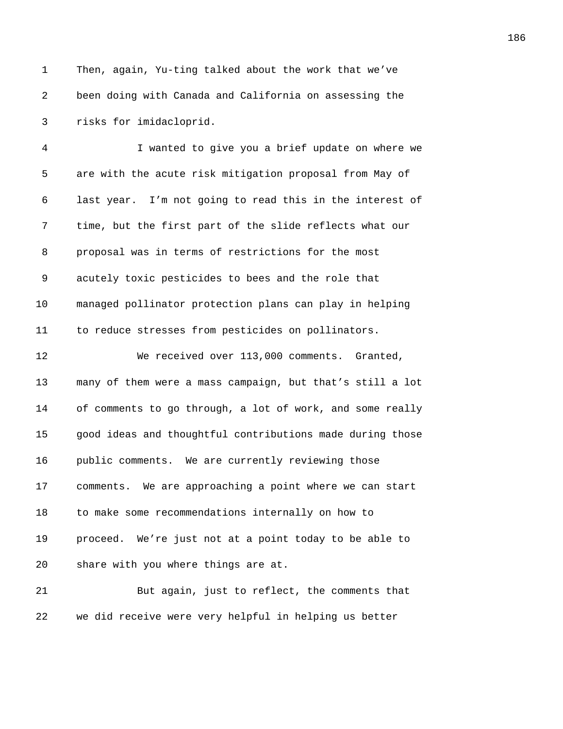Then, again, Yu-ting talked about the work that we've been doing with Canada and California on assessing the risks for imidacloprid.

I wanted to give you a brief update on where we are with the acute risk mitigation proposal from May of last year. I'm not going to read this in the interest of time, but the first part of the slide reflects what our proposal was in terms of restrictions for the most acutely toxic pesticides to bees and the role that managed pollinator protection plans can play in helping to reduce stresses from pesticides on pollinators.

We received over 113,000 comments. Granted, many of them were a mass campaign, but that's still a lot of comments to go through, a lot of work, and some really good ideas and thoughtful contributions made during those public comments. We are currently reviewing those comments. We are approaching a point where we can start to make some recommendations internally on how to proceed. We're just not at a point today to be able to share with you where things are at.

But again, just to reflect, the comments that we did receive were very helpful in helping us better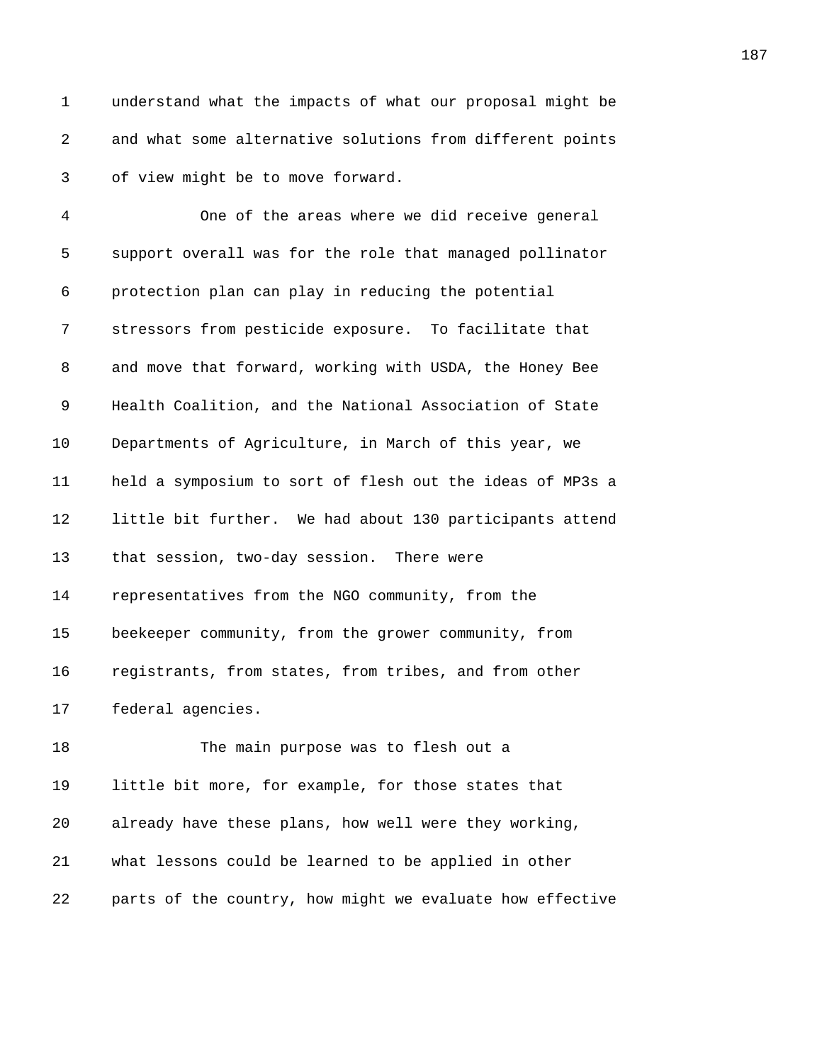understand what the impacts of what our proposal might be and what some alternative solutions from different points of view might be to move forward.

One of the areas where we did receive general support overall was for the role that managed pollinator protection plan can play in reducing the potential stressors from pesticide exposure. To facilitate that and move that forward, working with USDA, the Honey Bee Health Coalition, and the National Association of State Departments of Agriculture, in March of this year, we held a symposium to sort of flesh out the ideas of MP3s a little bit further. We had about 130 participants attend that session, two-day session. There were representatives from the NGO community, from the beekeeper community, from the grower community, from registrants, from states, from tribes, and from other federal agencies.

The main purpose was to flesh out a little bit more, for example, for those states that already have these plans, how well were they working, what lessons could be learned to be applied in other parts of the country, how might we evaluate how effective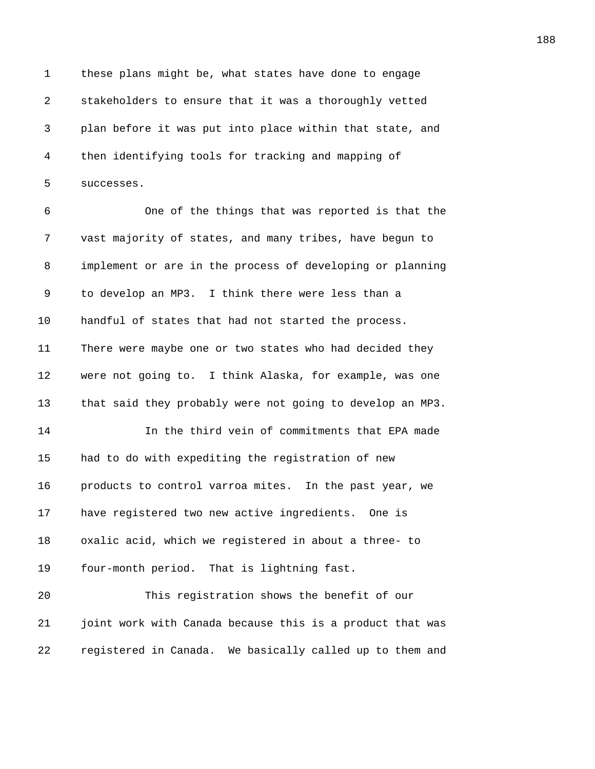these plans might be, what states have done to engage stakeholders to ensure that it was a thoroughly vetted plan before it was put into place within that state, and then identifying tools for tracking and mapping of successes.

One of the things that was reported is that the vast majority of states, and many tribes, have begun to implement or are in the process of developing or planning to develop an MP3. I think there were less than a handful of states that had not started the process. There were maybe one or two states who had decided they were not going to. I think Alaska, for example, was one that said they probably were not going to develop an MP3.

In the third vein of commitments that EPA made had to do with expediting the registration of new products to control varroa mites. In the past year, we have registered two new active ingredients. One is oxalic acid, which we registered in about a three- to four-month period. That is lightning fast.

This registration shows the benefit of our joint work with Canada because this is a product that was registered in Canada. We basically called up to them and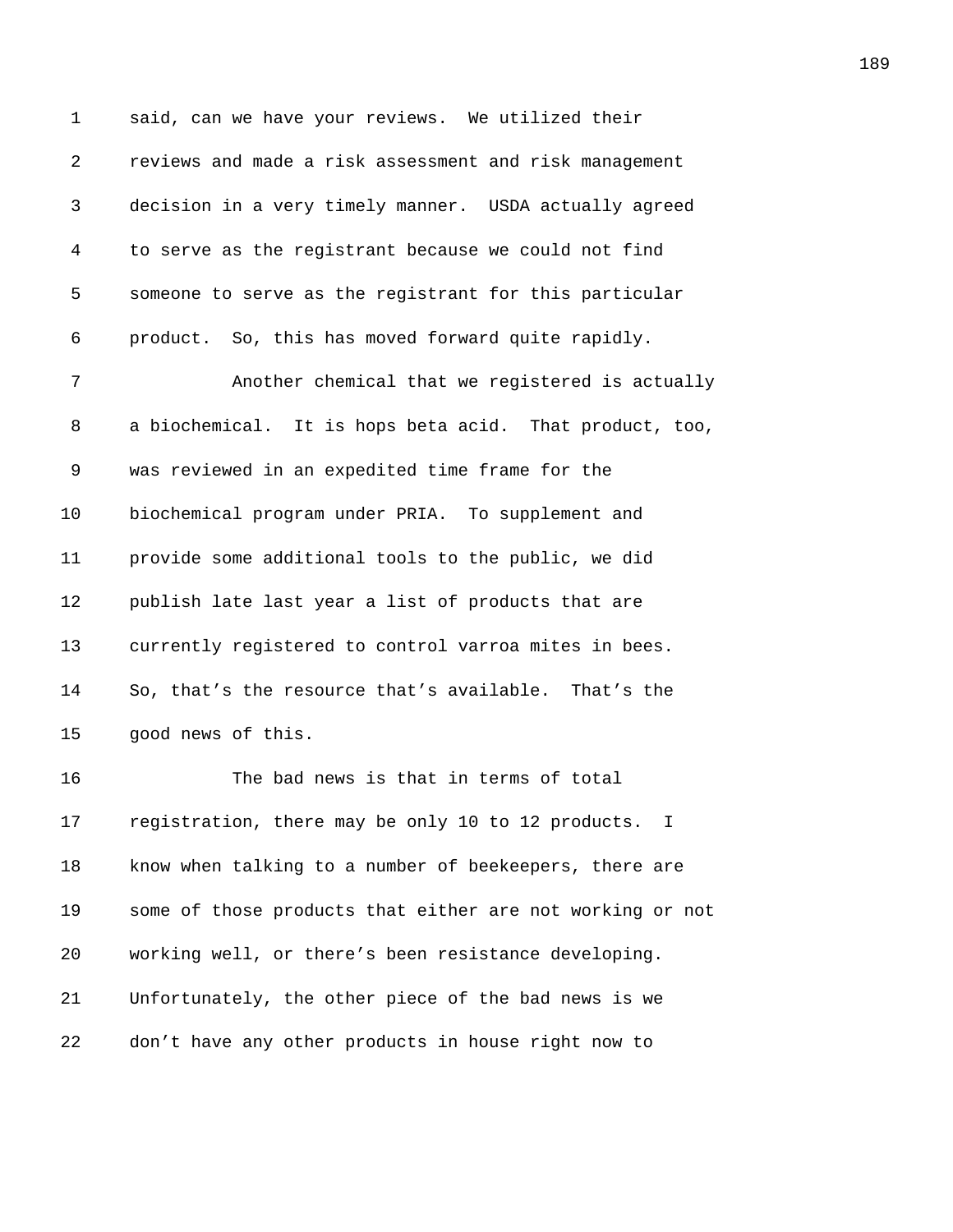said, can we have your reviews. We utilized their reviews and made a risk assessment and risk management decision in a very timely manner. USDA actually agreed to serve as the registrant because we could not find someone to serve as the registrant for this particular product. So, this has moved forward quite rapidly.

Another chemical that we registered is actually a biochemical. It is hops beta acid. That product, too, was reviewed in an expedited time frame for the biochemical program under PRIA. To supplement and provide some additional tools to the public, we did publish late last year a list of products that are currently registered to control varroa mites in bees. So, that’s the resource that’s available. That’s the good news of this.

The bad news is that in terms of total registration, there may be only 10 to 12 products. I know when talking to a number of beekeepers, there are some of those products that either are not working or not working well, or there’s been resistance developing. Unfortunately, the other piece of the bad news is we don’t have any other products in house right now to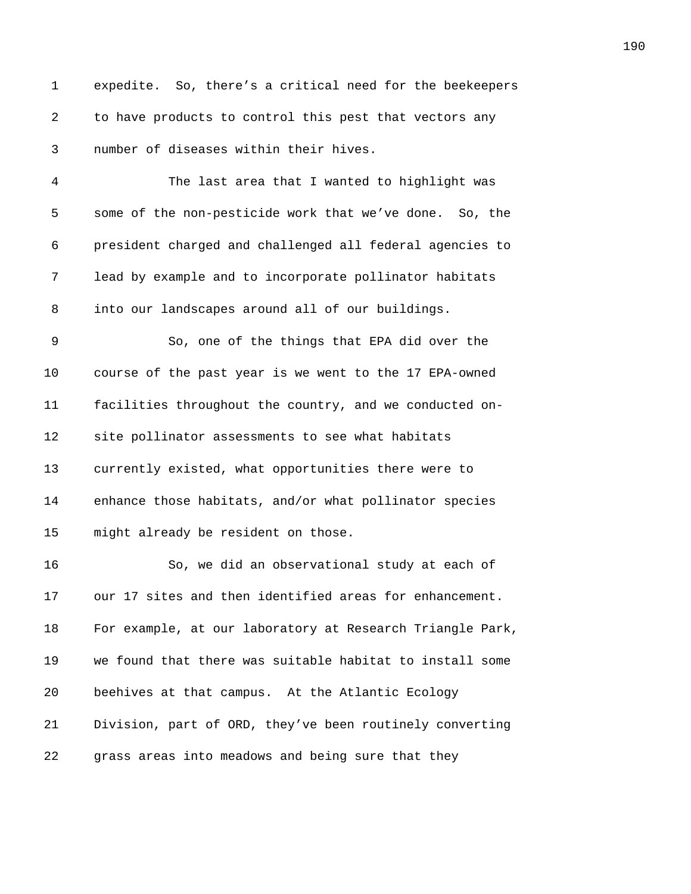expedite. So, there's a critical need for the beekeepers to have products to control this pest that vectors any number of diseases within their hives.

The last area that I wanted to highlight was some of the non-pesticide work that we've done. So, the president charged and challenged all federal agencies to lead by example and to incorporate pollinator habitats into our landscapes around all of our buildings.

So, one of the things that EPA did over the course of the past year is we went to the 17 EPA-owned facilities throughout the country, and we conducted on-site pollinator assessments to see what habitats currently existed, what opportunities there were to enhance those habitats, and/or what pollinator species might already be resident on those.

So, we did an observational study at each of our 17 sites and then identified areas for enhancement. For example, at our laboratory at Research Triangle Park, we found that there was suitable habitat to install some beehives at that campus. At the Atlantic Ecology Division, part of ORD, they've been routinely converting grass areas into meadows and being sure that they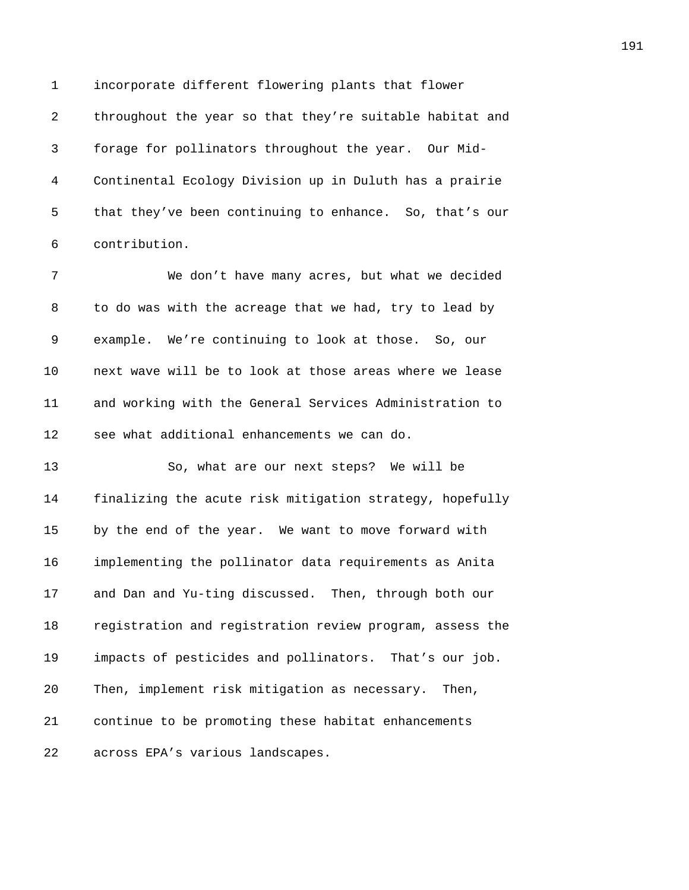incorporate different flowering plants that flower throughout the year so that they're suitable habitat and forage for pollinators throughout the year. Our Mid-Continental Ecology Division up in Duluth has a prairie that they've been continuing to enhance. So, that's our contribution.

We don't have many acres, but what we decided to do was with the acreage that we had, try to lead by example. We're continuing to look at those. So, our next wave will be to look at those areas where we lease and working with the General Services Administration to see what additional enhancements we can do.

So, what are our next steps? We will be finalizing the acute risk mitigation strategy, hopefully by the end of the year. We want to move forward with implementing the pollinator data requirements as Anita and Dan and Yu-ting discussed. Then, through both our registration and registration review program, assess the impacts of pesticides and pollinators. That's our job. Then, implement risk mitigation as necessary. Then, continue to be promoting these habitat enhancements across EPA's various landscapes.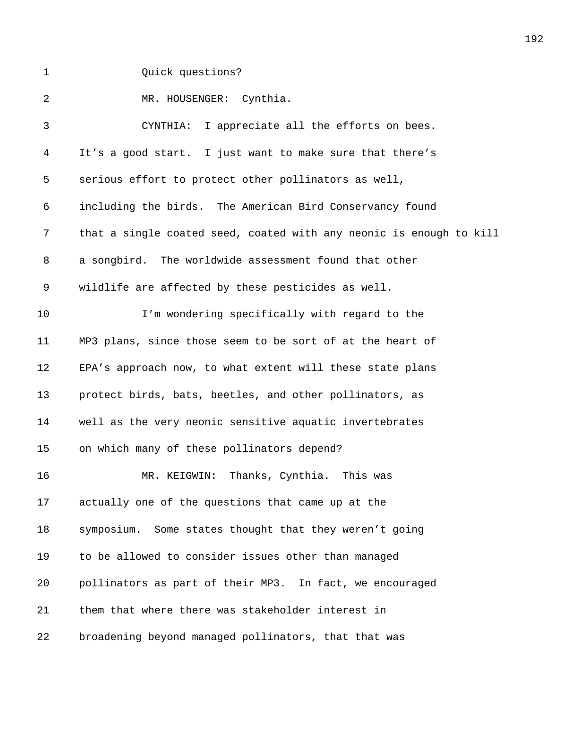Quick questions?

MR. HOUSENGER: Cynthia.

CYNTHIA: I appreciate all the efforts on bees. It's a good start. I just want to make sure that there's serious effort to protect other pollinators as well, including the birds. The American Bird Conservancy found that a single coated seed, coated with any neonic is enough to kill a songbird. The worldwide assessment found that other wildlife are affected by these pesticides as well.

I'm wondering specifically with regard to the MP3 plans, since those seem to be sort of at the heart of EPA's approach now, to what extent will these state plans protect birds, bats, beetles, and other pollinators, as well as the very neonic sensitive aquatic invertebrates on which many of these pollinators depend?

MR. KEIGWIN: Thanks, Cynthia. This was actually one of the questions that came up at the symposium. Some states thought that they weren't going to be allowed to consider issues other than managed pollinators as part of their MP3. In fact, we encouraged them that where there was stakeholder interest in broadening beyond managed pollinators, that that was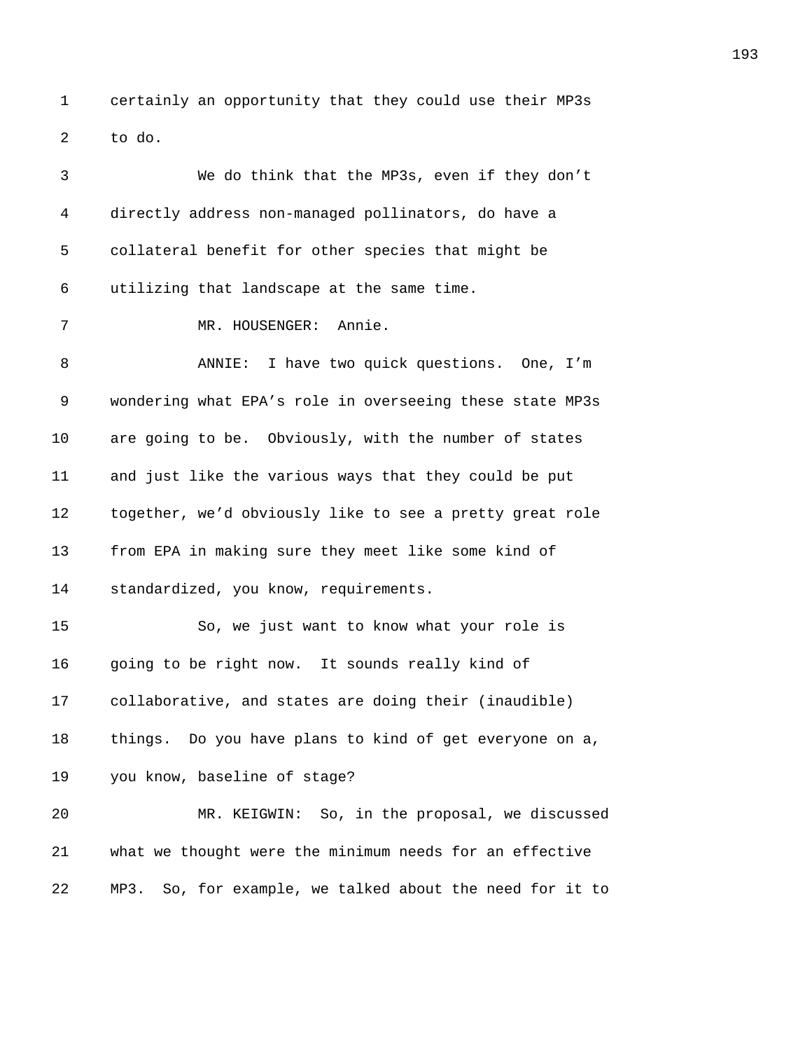certainly an opportunity that they could use their MP3s to do.

We do think that the MP3s, even if they don't directly address non-managed pollinators, do have a collateral benefit for other species that might be utilizing that landscape at the same time.

MR. HOUSENGER: Annie.

ANNIE: I have two quick questions. One, I'm wondering what EPA's role in overseeing these state MP3s are going to be. Obviously, with the number of states and just like the various ways that they could be put together, we'd obviously like to see a pretty great role from EPA in making sure they meet like some kind of standardized, you know, requirements.

So, we just want to know what your role is going to be right now. It sounds really kind of collaborative, and states are doing their (inaudible) things. Do you have plans to kind of get everyone on a, you know, baseline of stage?

MR. KEIGWIN: So, in the proposal, we discussed what we thought were the minimum needs for an effective MP3. So, for example, we talked about the need for it to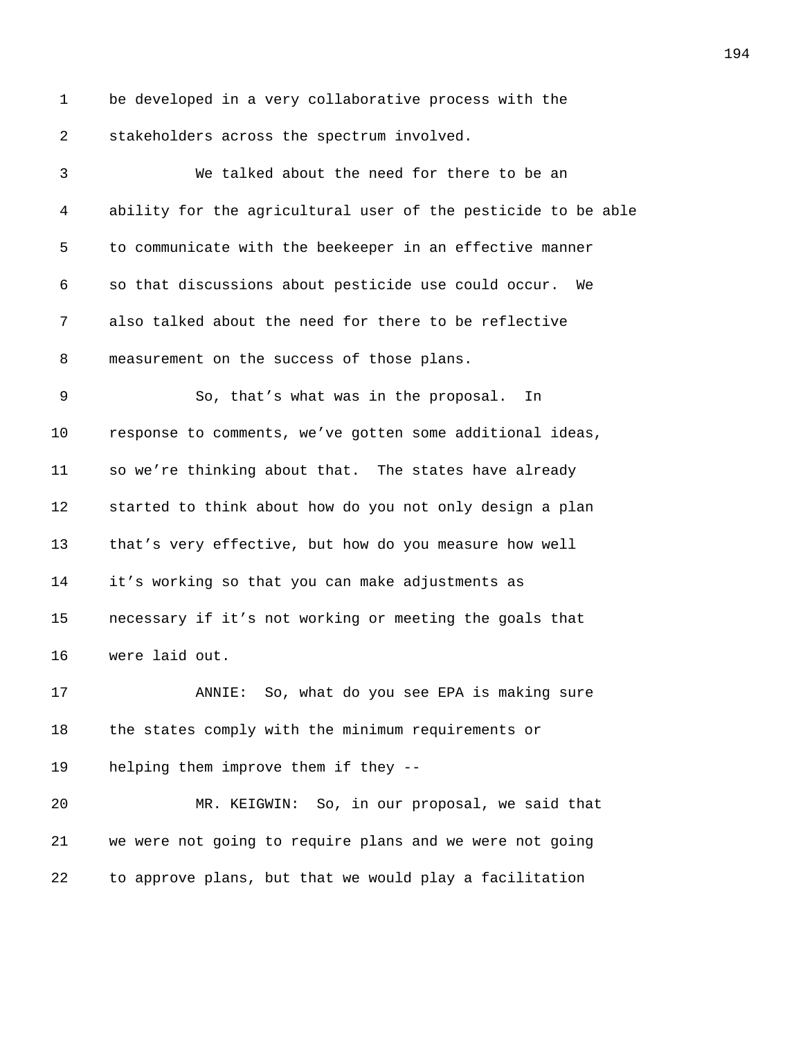be developed in a very collaborative process with the stakeholders across the spectrum involved.

We talked about the need for there to be an ability for the agricultural user of the pesticide to be able to communicate with the beekeeper in an effective manner so that discussions about pesticide use could occur. We also talked about the need for there to be reflective measurement on the success of those plans.

So, that's what was in the proposal. In response to comments, we've gotten some additional ideas, so we're thinking about that. The states have already started to think about how do you not only design a plan that's very effective, but how do you measure how well it's working so that you can make adjustments as necessary if it's not working or meeting the goals that were laid out.

ANNIE: So, what do you see EPA is making sure the states comply with the minimum requirements or helping them improve them if they --

MR. KEIGWIN: So, in our proposal, we said that we were not going to require plans and we were not going to approve plans, but that we would play a facilitation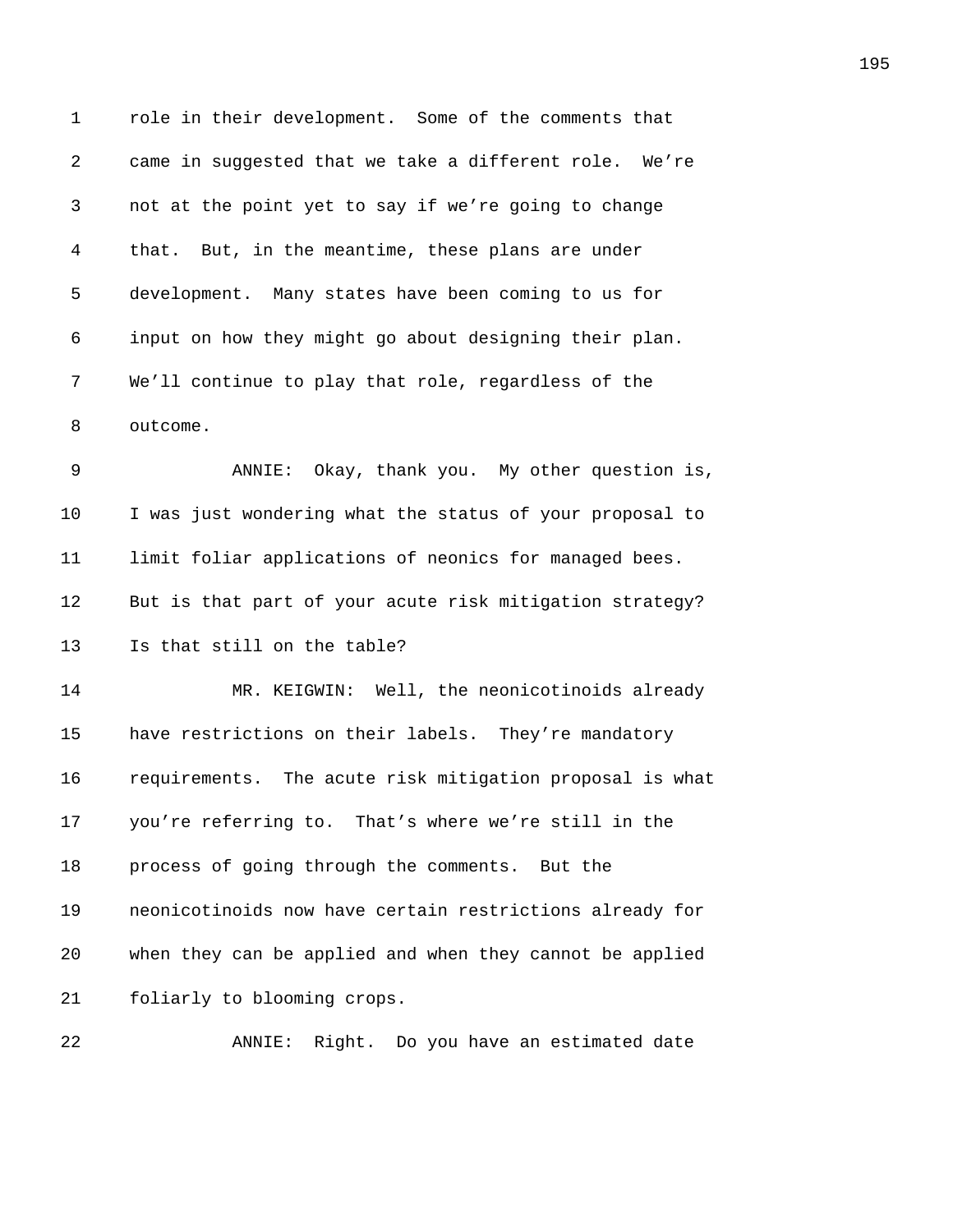role in their development. Some of the comments that came in suggested that we take a different role. We're not at the point yet to say if we're going to change that. But, in the meantime, these plans are under development. Many states have been coming to us for input on how they might go about designing their plan. We'll continue to play that role, regardless of the outcome.

ANNIE: Okay, thank you. My other question is, I was just wondering what the status of your proposal to limit foliar applications of neonics for managed bees. But is that part of your acute risk mitigation strategy? Is that still on the table?

MR. KEIGWIN: Well, the neonicotinoids already have restrictions on their labels. They're mandatory requirements. The acute risk mitigation proposal is what you're referring to. That's where we're still in the process of going through the comments. But the neonicotinoids now have certain restrictions already for when they can be applied and when they cannot be applied foliarly to blooming crops.

ANNIE: Right. Do you have an estimated date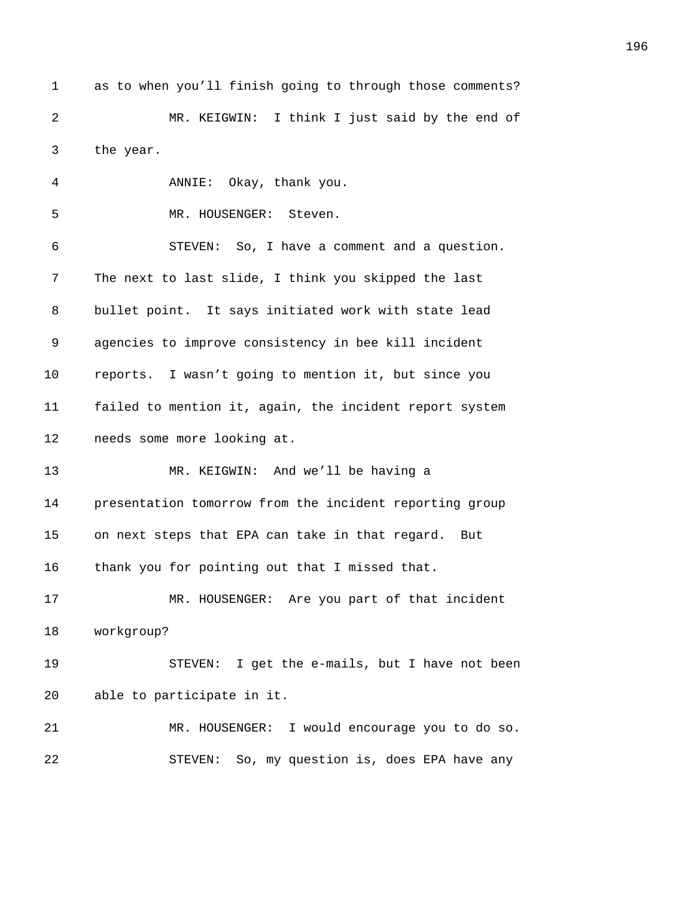as to when you'll finish going to through those comments?

MR. KEIGWIN: I think I just said by the end of the year.

ANNIE: Okay, thank you.

MR. HOUSENGER: Steven.

STEVEN: So, I have a comment and a question. The next to last slide, I think you skipped the last bullet point. It says initiated work with state lead agencies to improve consistency in bee kill incident reports. I wasn't going to mention it, but since you failed to mention it, again, the incident report system needs some more looking at.

MR. KEIGWIN: And we'll be having a presentation tomorrow from the incident reporting group on next steps that EPA can take in that regard. But thank you for pointing out that I missed that.

MR. HOUSENGER: Are you part of that incident workgroup?

STEVEN: I get the e-mails, but I have not been able to participate in it.

MR. HOUSENGER: I would encourage you to do so.

STEVEN: So, my question is, does EPA have any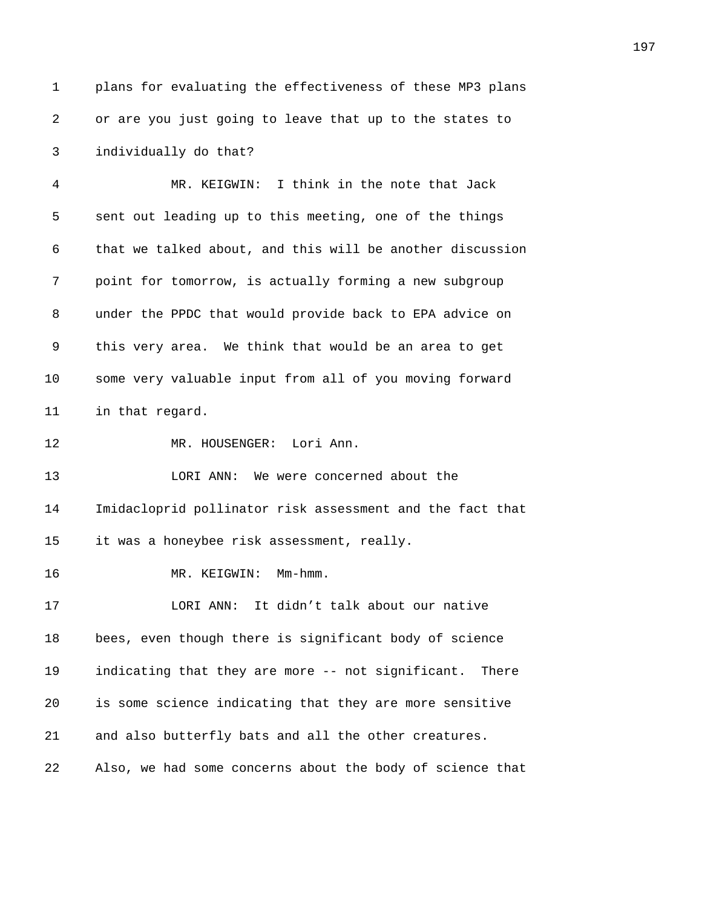1 plans for evaluating the effectiveness of these MP3 plans

2 or are you just going to leave that up to the states to

3 individually do that?

4 MR. KEIGWIN: I think in the note that Jack

5 sent out leading up to this meeting, one of the things

6 that we talked about, and this will be another discussion

7 point for tomorrow, is actually forming a new subgroup

8 under the PPDC that would provide back to EPA advice on

9 this very area. We think that would be an area to get

10 some very valuable input from all of you moving forward

11 in that regard.

12 MR. HOUSENGER: Lori Ann.

13 LORI ANN: We were concerned about the

14 Imidacloprid pollinator risk assessment and the fact that

15 it was a honeybee risk assessment, really.

16 MR. KEIGWIN: Mm-hmm.

17 LORI ANN: It didn’t talk about our native

18 bees, even though there is significant body of science

19 indicating that they are more -- not significant. There

20 is some science indicating that they are more sensitive

21 and also butterfly bats and all the other creatures.

22 Also, we had some concerns about the body of science that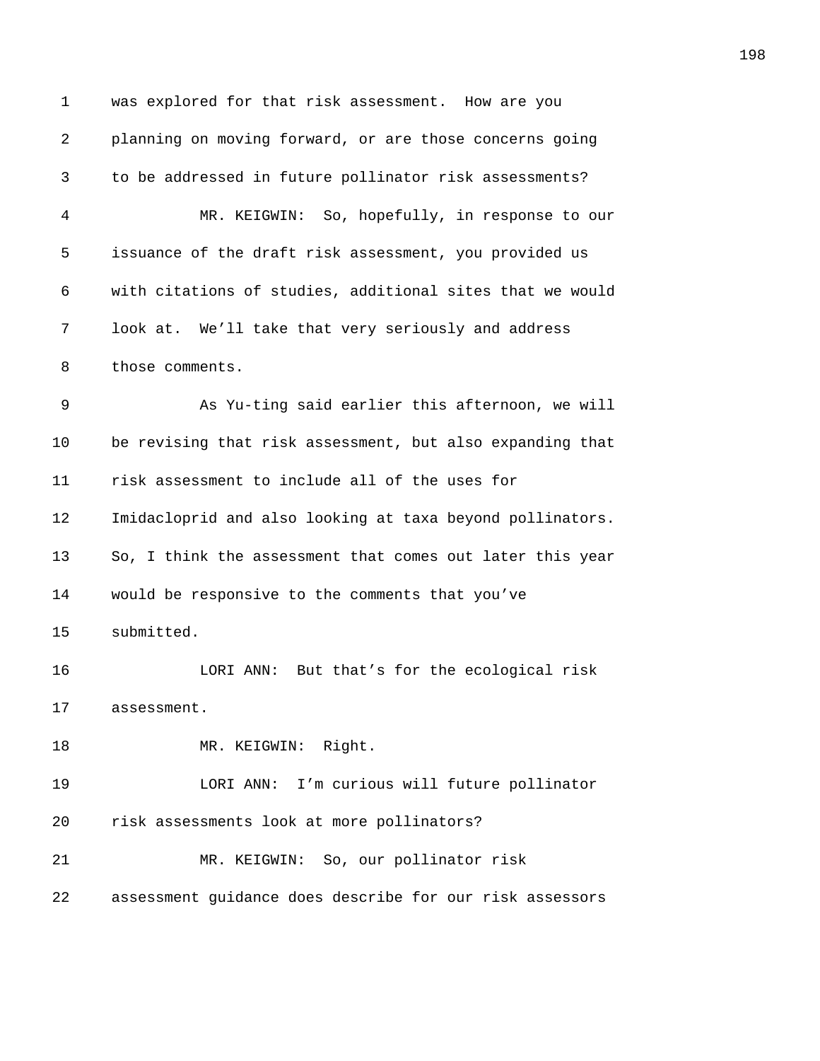was explored for that risk assessment. How are you planning on moving forward, or are those concerns going to be addressed in future pollinator risk assessments?

MR. KEIGWIN: So, hopefully, in response to our issuance of the draft risk assessment, you provided us with citations of studies, additional sites that we would look at. We'll take that very seriously and address those comments.

As Yu-ting said earlier this afternoon, we will be revising that risk assessment, but also expanding that risk assessment to include all of the uses for Imidacloprid and also looking at taxa beyond pollinators. So, I think the assessment that comes out later this year would be responsive to the comments that you've submitted.

LORI ANN: But that's for the ecological risk assessment.

MR. KEIGWIN: Right.

LORI ANN: I'm curious will future pollinator risk assessments look at more pollinators?

MR. KEIGWIN: So, our pollinator risk assessment guidance does describe for our risk assessors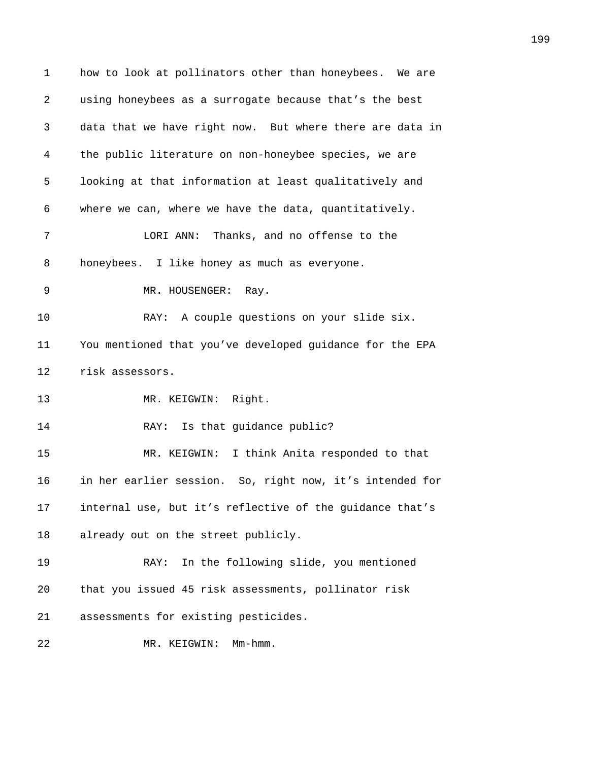how to look at pollinators other than honeybees. We are using honeybees as a surrogate because that's the best data that we have right now. But where there are data in the public literature on non-honeybee species, we are looking at that information at least qualitatively and where we can, where we have the data, quantitatively.

LORI ANN: Thanks, and no offense to the honeybees. I like honey as much as everyone.

MR. HOUSENGER: Ray.

RAY: A couple questions on your slide six. You mentioned that you've developed guidance for the EPA risk assessors.

MR. KEIGWIN: Right.

RAY: Is that guidance public?

MR. KEIGWIN: I think Anita responded to that in her earlier session. So, right now, it's intended for internal use, but it's reflective of the guidance that's already out on the street publicly.

RAY: In the following slide, you mentioned that you issued 45 risk assessments, pollinator risk assessments for existing pesticides.

MR. KEIGWIN: Mm-hmm.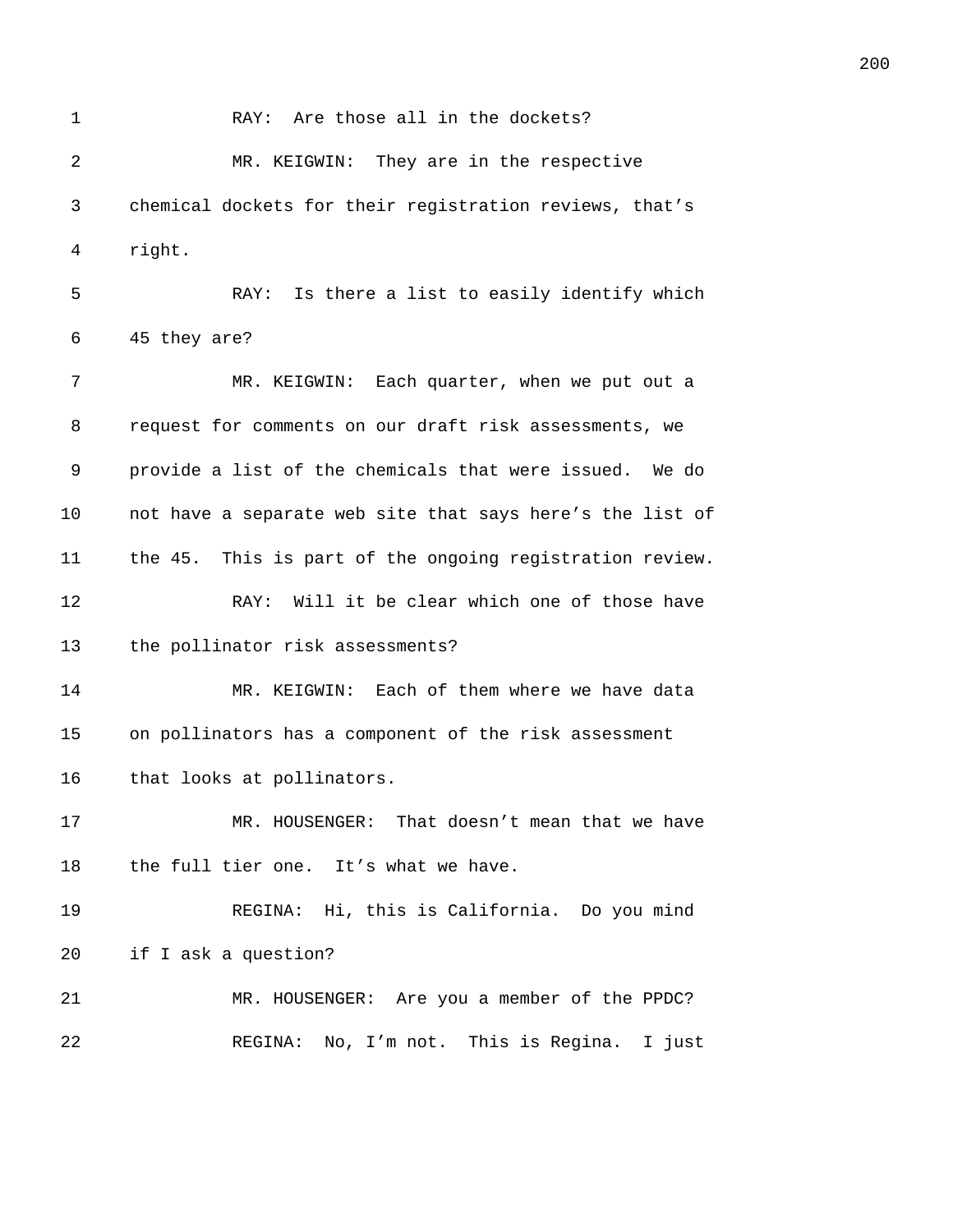RAY: Are those all in the dockets?

MR. KEIGWIN: They are in the respective chemical dockets for their registration reviews, that's right.

RAY: Is there a list to easily identify which 45 they are?

MR. KEIGWIN: Each quarter, when we put out a request for comments on our draft risk assessments, we provide a list of the chemicals that were issued. We do not have a separate web site that says here's the list of the 45. This is part of the ongoing registration review.

RAY: Will it be clear which one of those have the pollinator risk assessments?

MR. KEIGWIN: Each of them where we have data on pollinators has a component of the risk assessment that looks at pollinators.

MR. HOUSENGER: That doesn't mean that we have the full tier one. It's what we have.

REGINA: Hi, this is California. Do you mind if I ask a question?

MR. HOUSENGER: Are you a member of the PPDC?

REGINA: No, I'm not. This is Regina. I just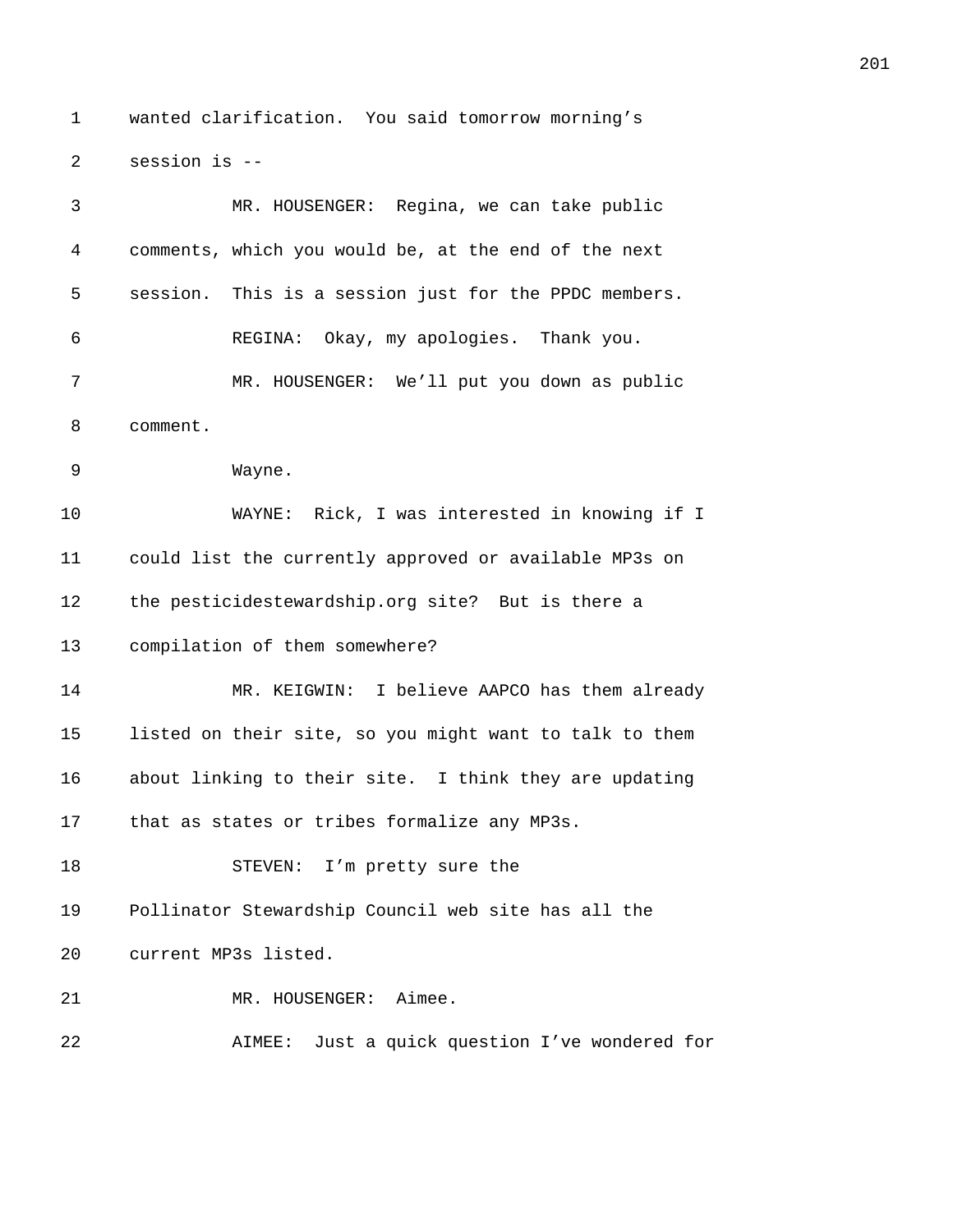wanted clarification. You said tomorrow morning's session is --

MR. HOUSENGER: Regina, we can take public comments, which you would be, at the end of the next session. This is a session just for the PPDC members.

REGINA: Okay, my apologies. Thank you.

MR. HOUSENGER: We'll put you down as public comment.

Wayne.

WAYNE: Rick, I was interested in knowing if I could list the currently approved or available MP3s on the pesticidestewardship.org site? But is there a compilation of them somewhere?

MR. KEIGWIN: I believe AAPCO has them already listed on their site, so you might want to talk to them about linking to their site. I think they are updating that as states or tribes formalize any MP3s.

STEVEN: I'm pretty sure the Pollinator Stewardship Council web site has all the current MP3s listed.

MR. HOUSENGER: Aimee.

AIMEE: Just a quick question I've wondered for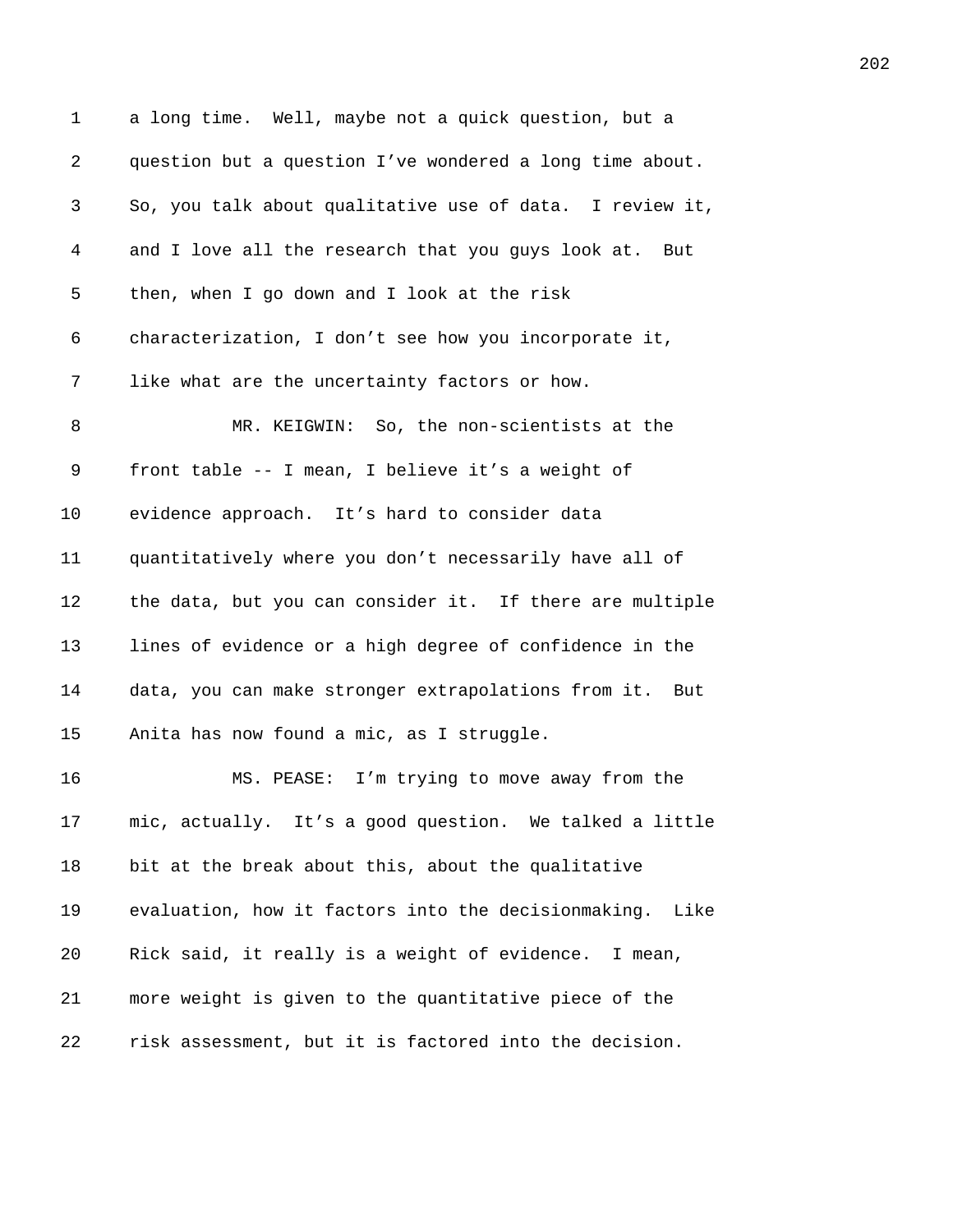a long time. Well, maybe not a quick question, but a question but a question I've wondered a long time about. So, you talk about qualitative use of data. I review it, and I love all the research that you guys look at. But then, when I go down and I look at the risk characterization, I don't see how you incorporate it, like what are the uncertainty factors or how.

MR. KEIGWIN: So, the non-scientists at the front table -- I mean, I believe it's a weight of evidence approach. It's hard to consider data quantitatively where you don't necessarily have all of the data, but you can consider it. If there are multiple lines of evidence or a high degree of confidence in the data, you can make stronger extrapolations from it. But Anita has now found a mic, as I struggle.

MS. PEASE: I'm trying to move away from the mic, actually. It's a good question. We talked a little bit at the break about this, about the qualitative evaluation, how it factors into the decisionmaking. Like Rick said, it really is a weight of evidence. I mean, more weight is given to the quantitative piece of the risk assessment, but it is factored into the decision.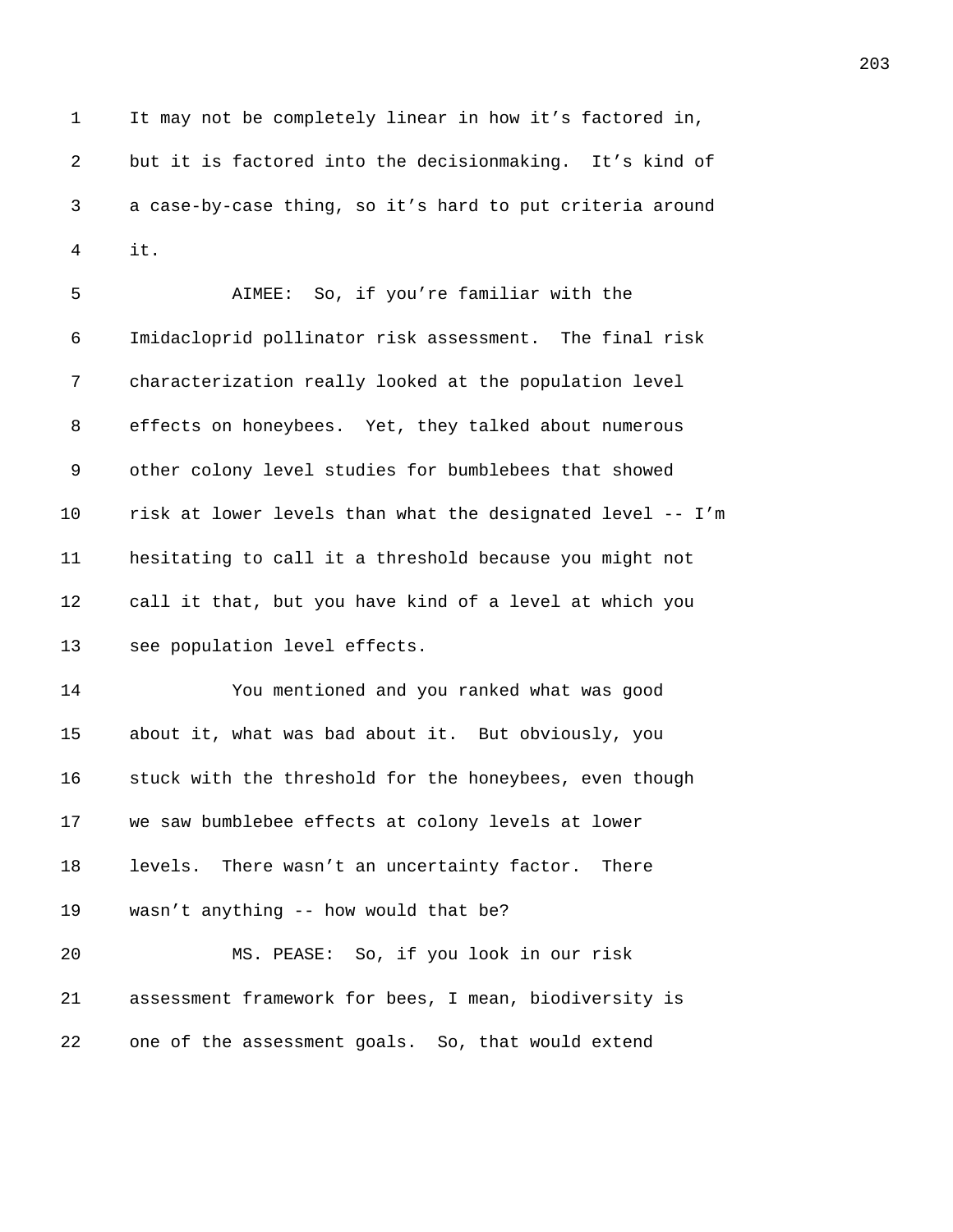It may not be completely linear in how it's factored in, but it is factored into the decisionmaking. It's kind of a case-by-case thing, so it's hard to put criteria around it.

AIMEE: So, if you're familiar with the Imidacloprid pollinator risk assessment. The final risk characterization really looked at the population level effects on honeybees. Yet, they talked about numerous other colony level studies for bumblebees that showed risk at lower levels than what the designated level -- I'm hesitating to call it a threshold because you might not call it that, but you have kind of a level at which you see population level effects.

You mentioned and you ranked what was good about it, what was bad about it. But obviously, you stuck with the threshold for the honeybees, even though we saw bumblebee effects at colony levels at lower levels. There wasn't an uncertainty factor. There wasn't anything -- how would that be?

MS. PEASE: So, if you look in our risk assessment framework for bees, I mean, biodiversity is one of the assessment goals. So, that would extend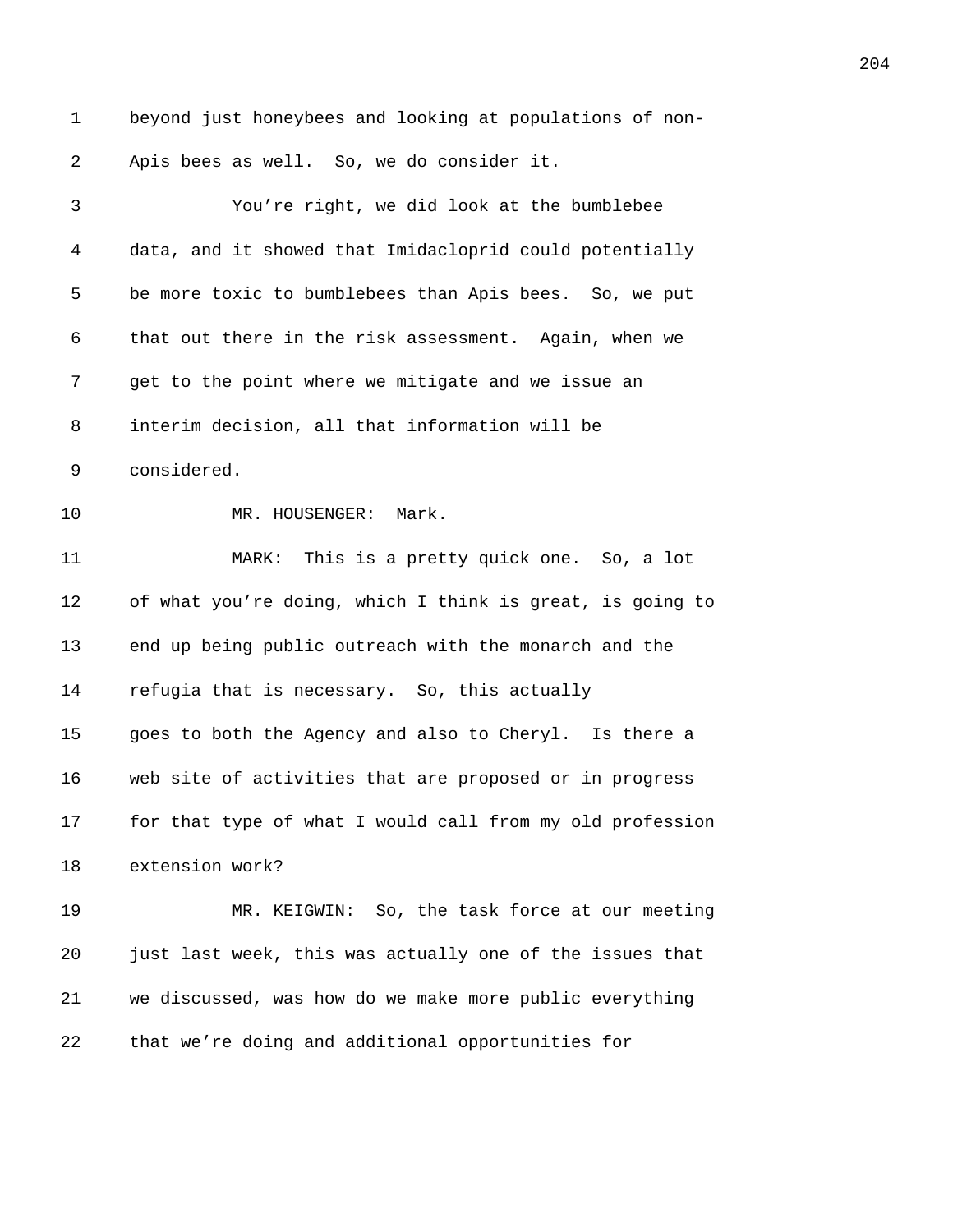beyond just honeybees and looking at populations of non-Apis bees as well. So, we do consider it.

You're right, we did look at the bumblebee data, and it showed that Imidacloprid could potentially be more toxic to bumblebees than Apis bees. So, we put that out there in the risk assessment. Again, when we get to the point where we mitigate and we issue an interim decision, all that information will be considered.

MR. HOUSENGER: Mark.

MARK: This is a pretty quick one. So, a lot of what you're doing, which I think is great, is going to end up being public outreach with the monarch and the refugia that is necessary. So, this actually goes to both the Agency and also to Cheryl. Is there a web site of activities that are proposed or in progress for that type of what I would call from my old profession extension work?

MR. KEIGWIN: So, the task force at our meeting just last week, this was actually one of the issues that we discussed, was how do we make more public everything that we're doing and additional opportunities for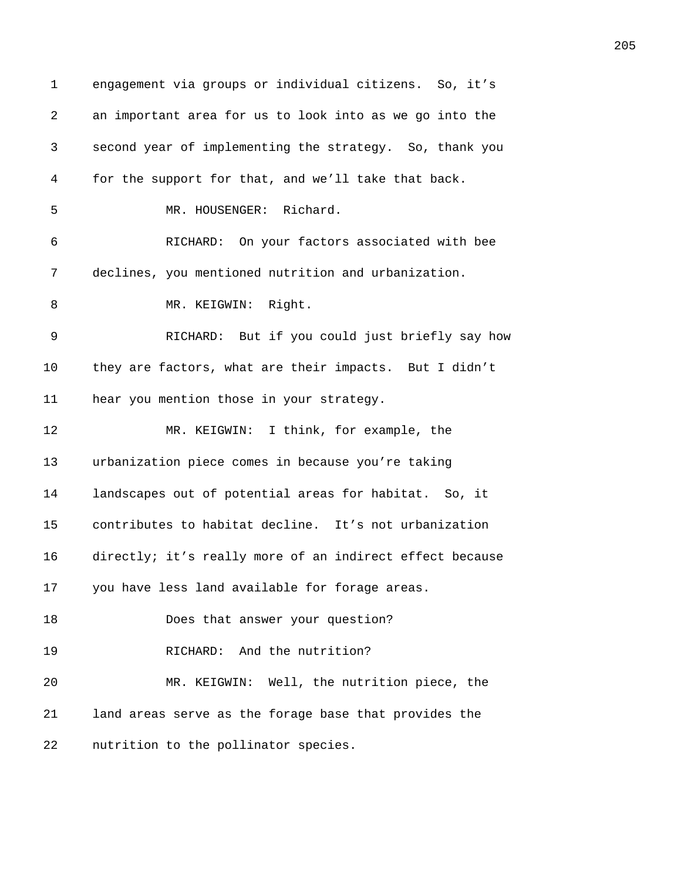engagement via groups or individual citizens. So, it's an important area for us to look into as we go into the second year of implementing the strategy. So, thank you for the support for that, and we'll take that back.

MR. HOUSENGER: Richard.

RICHARD: On your factors associated with bee declines, you mentioned nutrition and urbanization.

MR. KEIGWIN: Right.

RICHARD: But if you could just briefly say how they are factors, what are their impacts. But I didn't hear you mention those in your strategy.

MR. KEIGWIN: I think, for example, the urbanization piece comes in because you're taking landscapes out of potential areas for habitat. So, it contributes to habitat decline. It's not urbanization directly; it's really more of an indirect effect because you have less land available for forage areas.

Does that answer your question?

RICHARD: And the nutrition?

MR. KEIGWIN: Well, the nutrition piece, the land areas serve as the forage base that provides the nutrition to the pollinator species.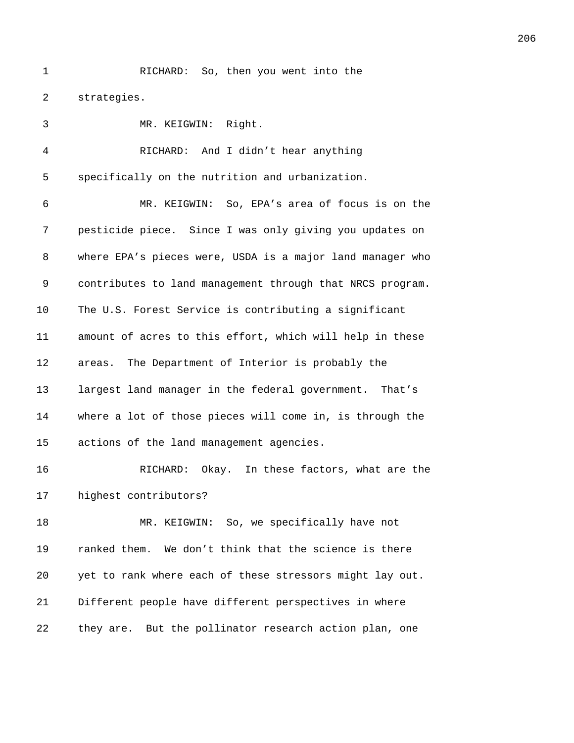RICHARD: So, then you went into the strategies.

MR. KEIGWIN: Right.

RICHARD: And I didn't hear anything specifically on the nutrition and urbanization.

MR. KEIGWIN: So, EPA's area of focus is on the pesticide piece. Since I was only giving you updates on where EPA's pieces were, USDA is a major land manager who contributes to land management through that NRCS program. The U.S. Forest Service is contributing a significant amount of acres to this effort, which will help in these areas. The Department of Interior is probably the largest land manager in the federal government. That's where a lot of those pieces will come in, is through the actions of the land management agencies.

RICHARD: Okay. In these factors, what are the highest contributors?

MR. KEIGWIN: So, we specifically have not ranked them. We don't think that the science is there yet to rank where each of these stressors might lay out. Different people have different perspectives in where they are. But the pollinator research action plan, one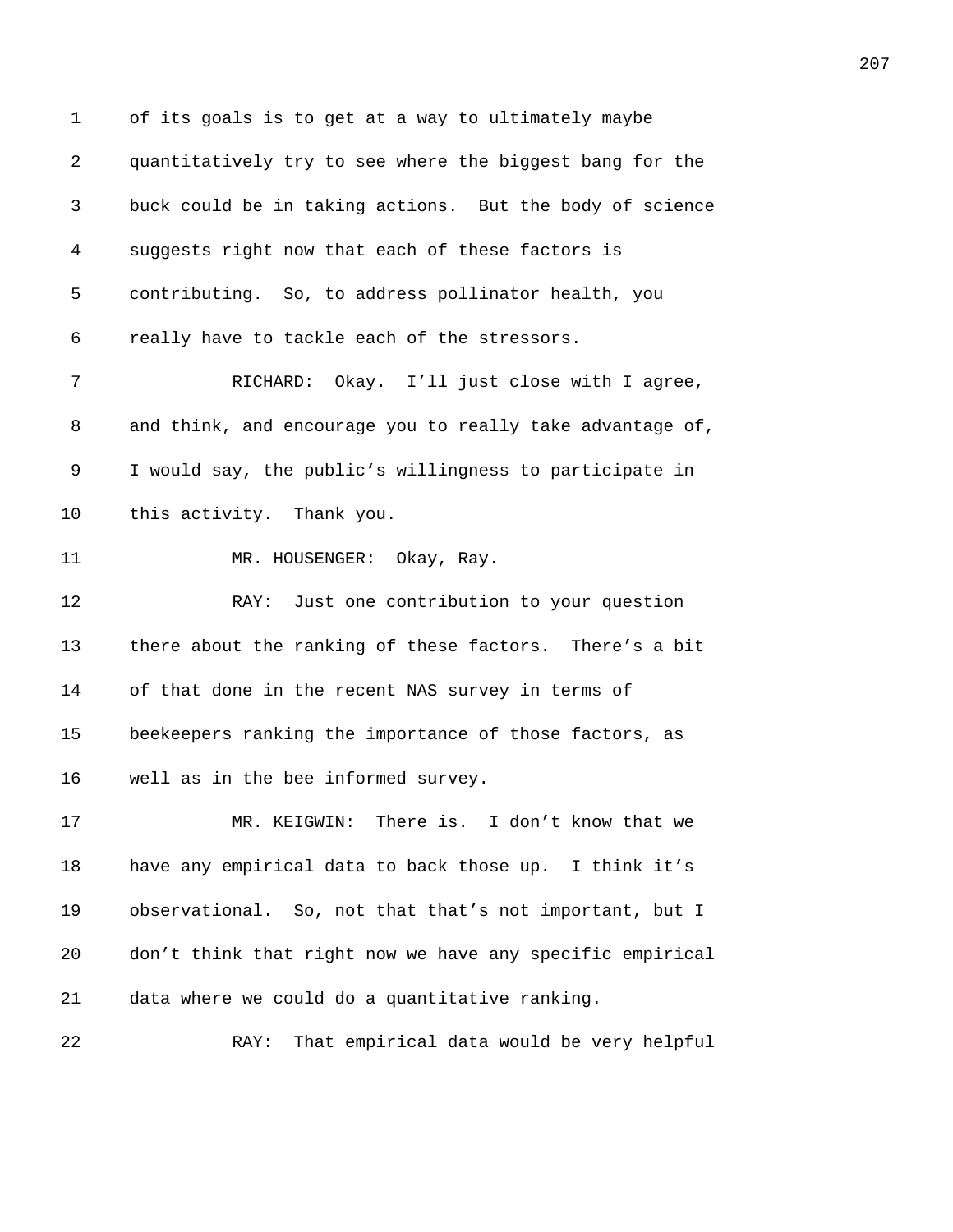of its goals is to get at a way to ultimately maybe quantitatively try to see where the biggest bang for the buck could be in taking actions. But the body of science suggests right now that each of these factors is contributing. So, to address pollinator health, you really have to tackle each of the stressors.

RICHARD: Okay. I'll just close with I agree, and think, and encourage you to really take advantage of, I would say, the public's willingness to participate in this activity. Thank you.

MR. HOUSENGER: Okay, Ray.

RAY: Just one contribution to your question there about the ranking of these factors. There's a bit of that done in the recent NAS survey in terms of beekeepers ranking the importance of those factors, as well as in the bee informed survey.

MR. KEIGWIN: There is. I don't know that we have any empirical data to back those up. I think it's observational. So, not that that's not important, but I don't think that right now we have any specific empirical data where we could do a quantitative ranking.

RAY: That empirical data would be very helpful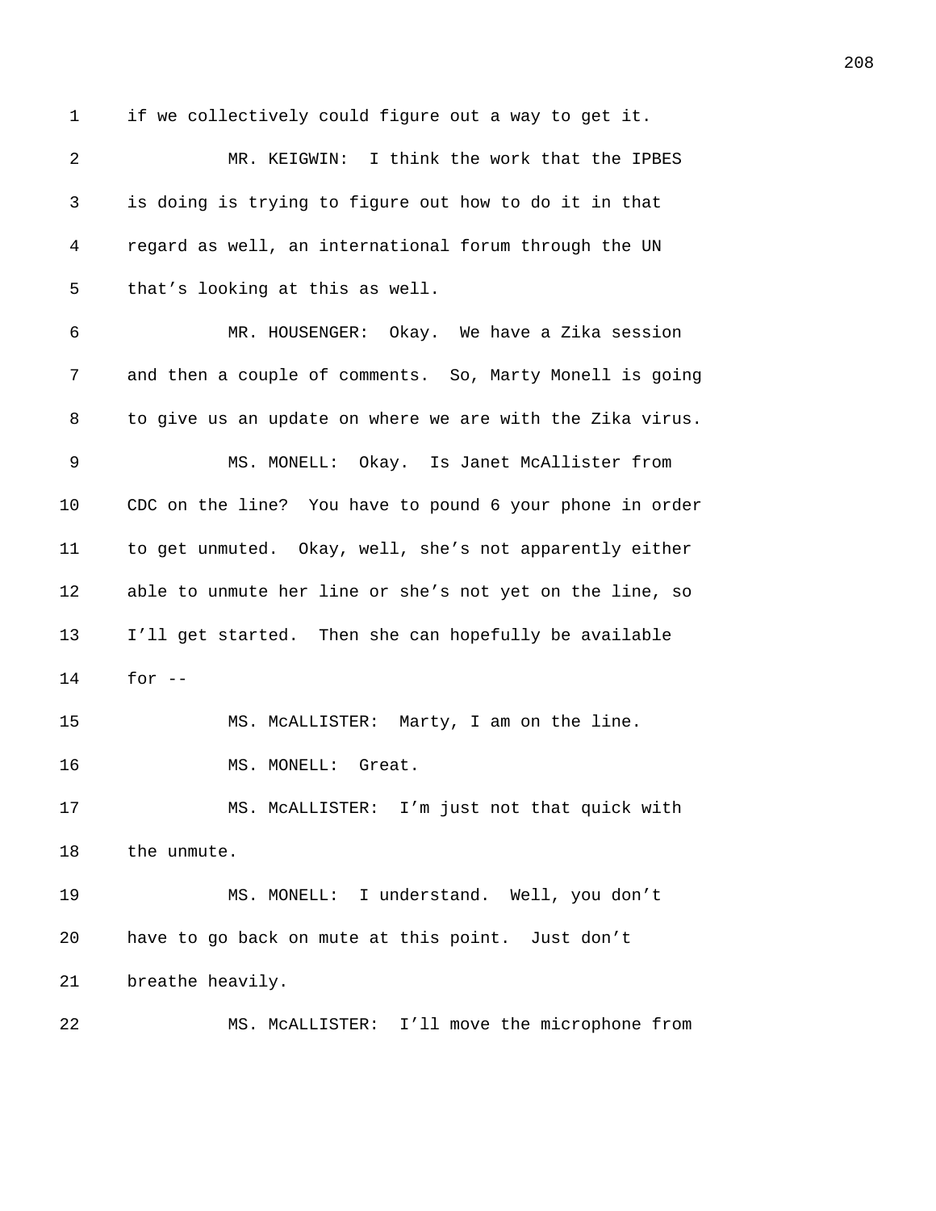if we collectively could figure out a way to get it.

MR. KEIGWIN: I think the work that the IPBES is doing is trying to figure out how to do it in that regard as well, an international forum through the UN that's looking at this as well.

MR. HOUSENGER: Okay. We have a Zika session and then a couple of comments. So, Marty Monell is going to give us an update on where we are with the Zika virus.

MS. MONELL: Okay. Is Janet McAllister from CDC on the line? You have to pound 6 your phone in order to get unmuted. Okay, well, she's not apparently either able to unmute her line or she's not yet on the line, so I'll get started. Then she can hopefully be available for --

MS. McALLISTER: Marty, I am on the line.

MS. MONELL: Great.

MS. McALLISTER: I'm just not that quick with the unmute.

MS. MONELL: I understand. Well, you don't have to go back on mute at this point. Just don't breathe heavily.

MS. McALLISTER: I'll move the microphone from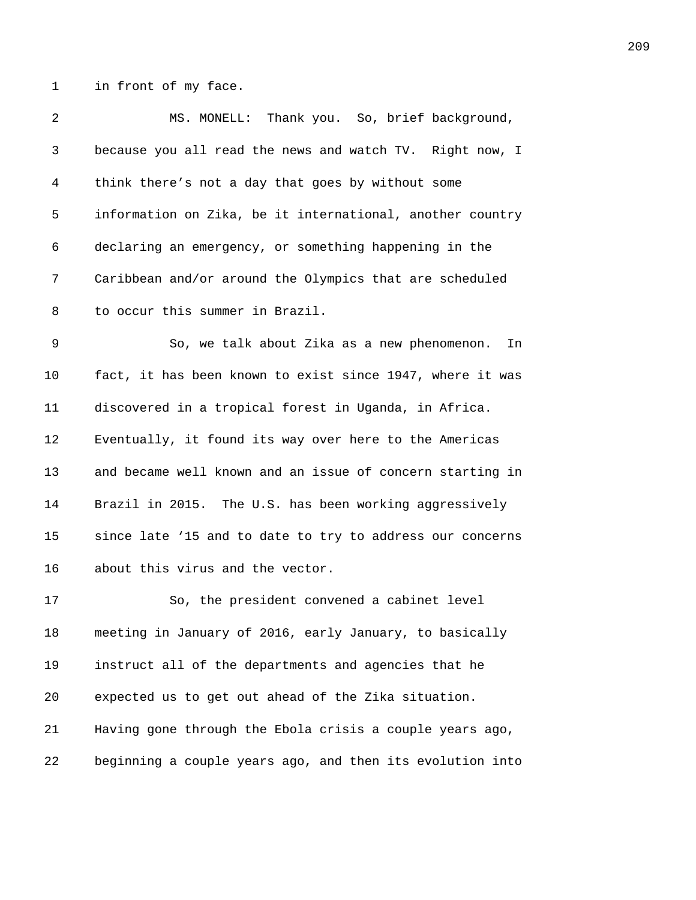in front of my face.

MS. MONELL: Thank you. So, brief background, because you all read the news and watch TV. Right now, I think there’s not a day that goes by without some information on Zika, be it international, another country declaring an emergency, or something happening in the Caribbean and/or around the Olympics that are scheduled to occur this summer in Brazil.

So, we talk about Zika as a new phenomenon. In fact, it has been known to exist since 1947, where it was discovered in a tropical forest in Uganda, in Africa. Eventually, it found its way over here to the Americas and became well known and an issue of concern starting in Brazil in 2015. The U.S. has been working aggressively since late ‘15 and to date to try to address our concerns about this virus and the vector.

So, the president convened a cabinet level meeting in January of 2016, early January, to basically instruct all of the departments and agencies that he expected us to get out ahead of the Zika situation. Having gone through the Ebola crisis a couple years ago, beginning a couple years ago, and then its evolution into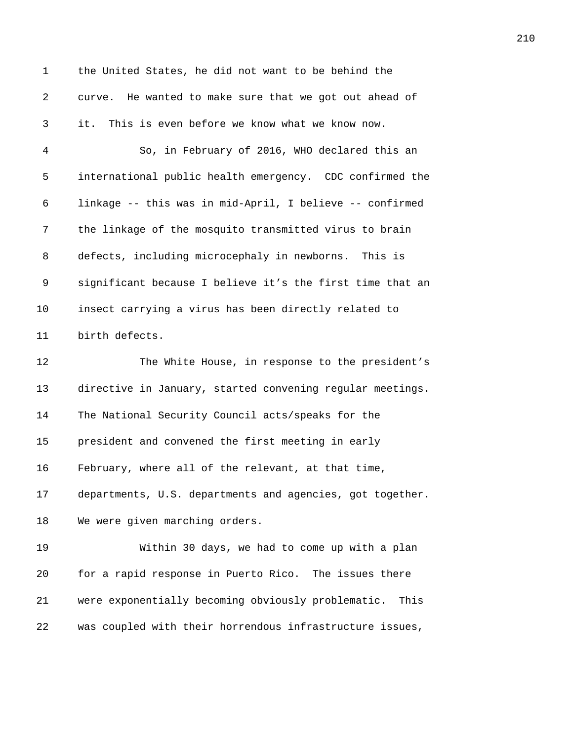the United States, he did not want to be behind the curve. He wanted to make sure that we got out ahead of it. This is even before we know what we know now.

So, in February of 2016, WHO declared this an international public health emergency. CDC confirmed the linkage -- this was in mid-April, I believe -- confirmed the linkage of the mosquito transmitted virus to brain defects, including microcephaly in newborns. This is significant because I believe it’s the first time that an insect carrying a virus has been directly related to birth defects.

The White House, in response to the president’s directive in January, started convening regular meetings. The National Security Council acts/speaks for the president and convened the first meeting in early February, where all of the relevant, at that time, departments, U.S. departments and agencies, got together. We were given marching orders.

Within 30 days, we had to come up with a plan for a rapid response in Puerto Rico. The issues there were exponentially becoming obviously problematic. This was coupled with their horrendous infrastructure issues,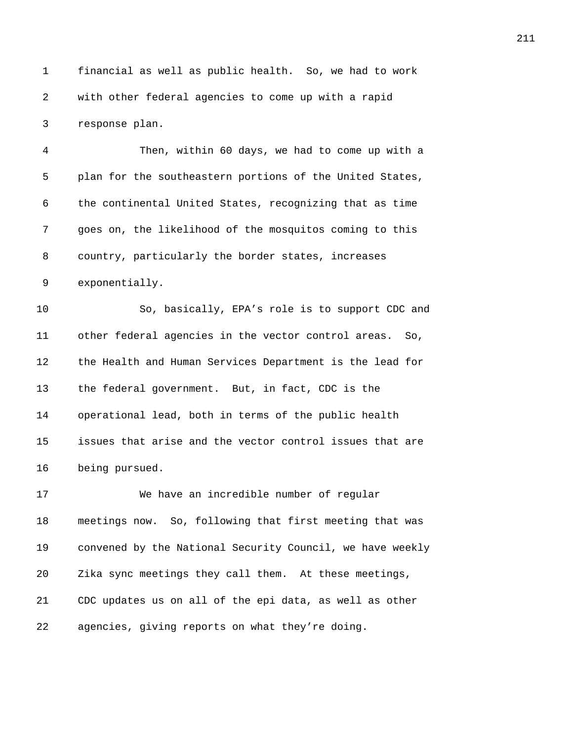financial as well as public health. So, we had to work with other federal agencies to come up with a rapid response plan.

Then, within 60 days, we had to come up with a plan for the southeastern portions of the United States, the continental United States, recognizing that as time goes on, the likelihood of the mosquitos coming to this country, particularly the border states, increases exponentially.

So, basically, EPA's role is to support CDC and other federal agencies in the vector control areas. So, the Health and Human Services Department is the lead for the federal government. But, in fact, CDC is the operational lead, both in terms of the public health issues that arise and the vector control issues that are being pursued.

We have an incredible number of regular meetings now. So, following that first meeting that was convened by the National Security Council, we have weekly Zika sync meetings they call them. At these meetings, CDC updates us on all of the epi data, as well as other agencies, giving reports on what they're doing.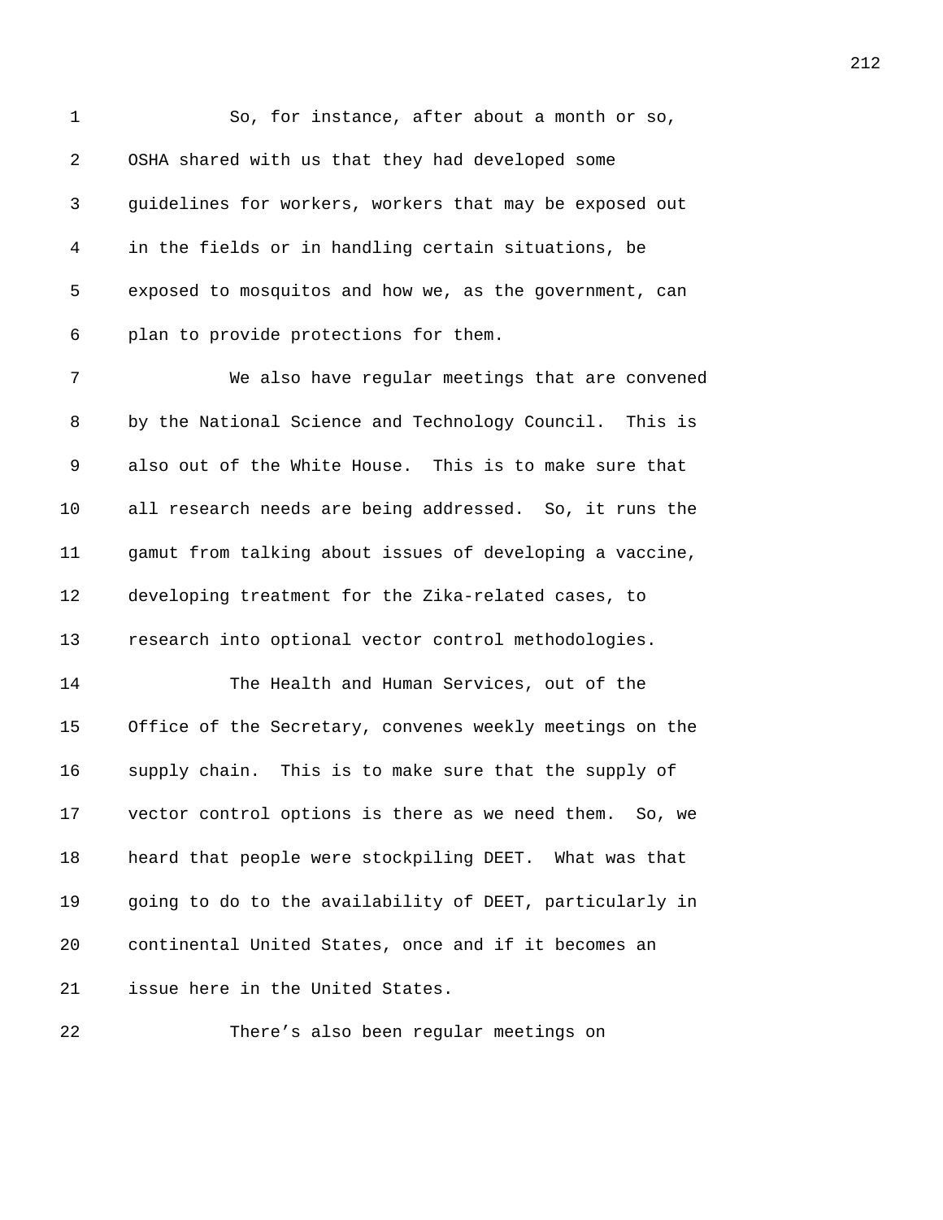So, for instance, after about a month or so, OSHA shared with us that they had developed some guidelines for workers, workers that may be exposed out in the fields or in handling certain situations, be exposed to mosquitos and how we, as the government, can plan to provide protections for them.

We also have regular meetings that are convened by the National Science and Technology Council. This is also out of the White House. This is to make sure that all research needs are being addressed. So, it runs the gamut from talking about issues of developing a vaccine, developing treatment for the Zika-related cases, to research into optional vector control methodologies.

The Health and Human Services, out of the Office of the Secretary, convenes weekly meetings on the supply chain. This is to make sure that the supply of vector control options is there as we need them. So, we heard that people were stockpiling DEET. What was that going to do to the availability of DEET, particularly in continental United States, once and if it becomes an issue here in the United States.

There's also been regular meetings on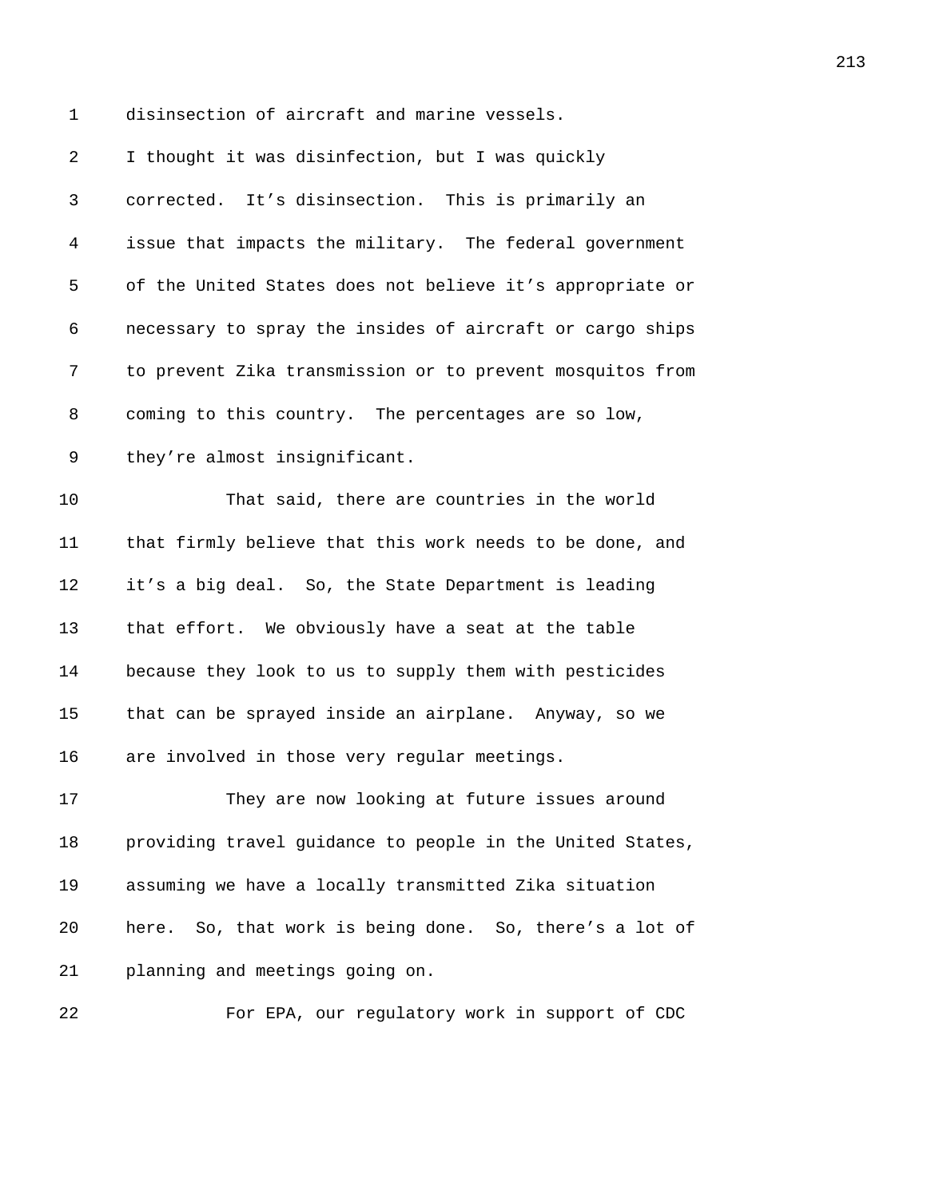disinsection of aircraft and marine vessels. I thought it was disinfection, but I was quickly corrected. It's disinsection. This is primarily an issue that impacts the military. The federal government of the United States does not believe it's appropriate or necessary to spray the insides of aircraft or cargo ships to prevent Zika transmission or to prevent mosquitos from coming to this country. The percentages are so low, they're almost insignificant.

That said, there are countries in the world that firmly believe that this work needs to be done, and it's a big deal. So, the State Department is leading that effort. We obviously have a seat at the table because they look to us to supply them with pesticides that can be sprayed inside an airplane. Anyway, so we are involved in those very regular meetings.

They are now looking at future issues around providing travel guidance to people in the United States, assuming we have a locally transmitted Zika situation here. So, that work is being done. So, there's a lot of planning and meetings going on.

For EPA, our regulatory work in support of CDC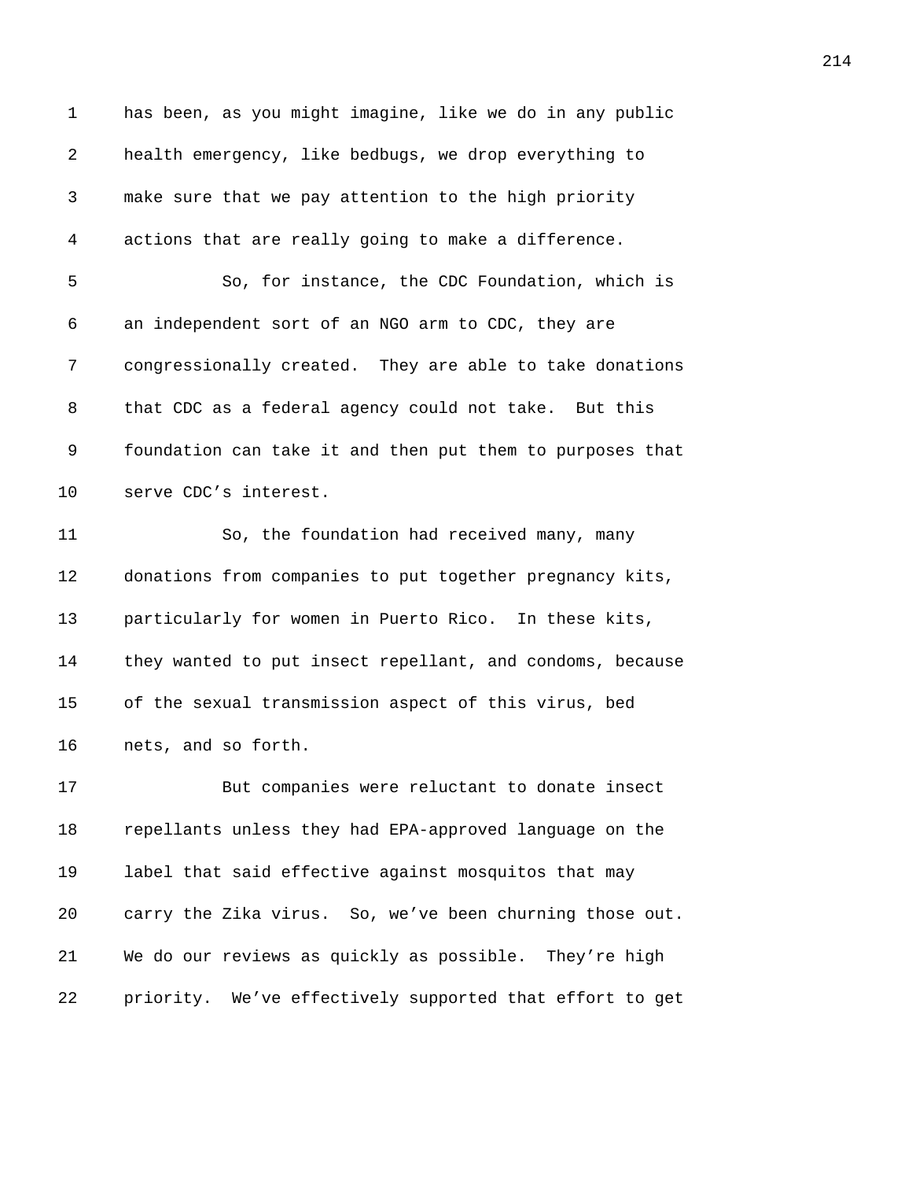has been, as you might imagine, like we do in any public health emergency, like bedbugs, we drop everything to make sure that we pay attention to the high priority actions that are really going to make a difference.

So, for instance, the CDC Foundation, which is an independent sort of an NGO arm to CDC, they are congressionally created. They are able to take donations that CDC as a federal agency could not take. But this foundation can take it and then put them to purposes that serve CDC's interest.

So, the foundation had received many, many donations from companies to put together pregnancy kits, particularly for women in Puerto Rico. In these kits, they wanted to put insect repellant, and condoms, because of the sexual transmission aspect of this virus, bed nets, and so forth.

But companies were reluctant to donate insect repellants unless they had EPA-approved language on the label that said effective against mosquitos that may carry the Zika virus. So, we've been churning those out. We do our reviews as quickly as possible. They're high priority. We've effectively supported that effort to get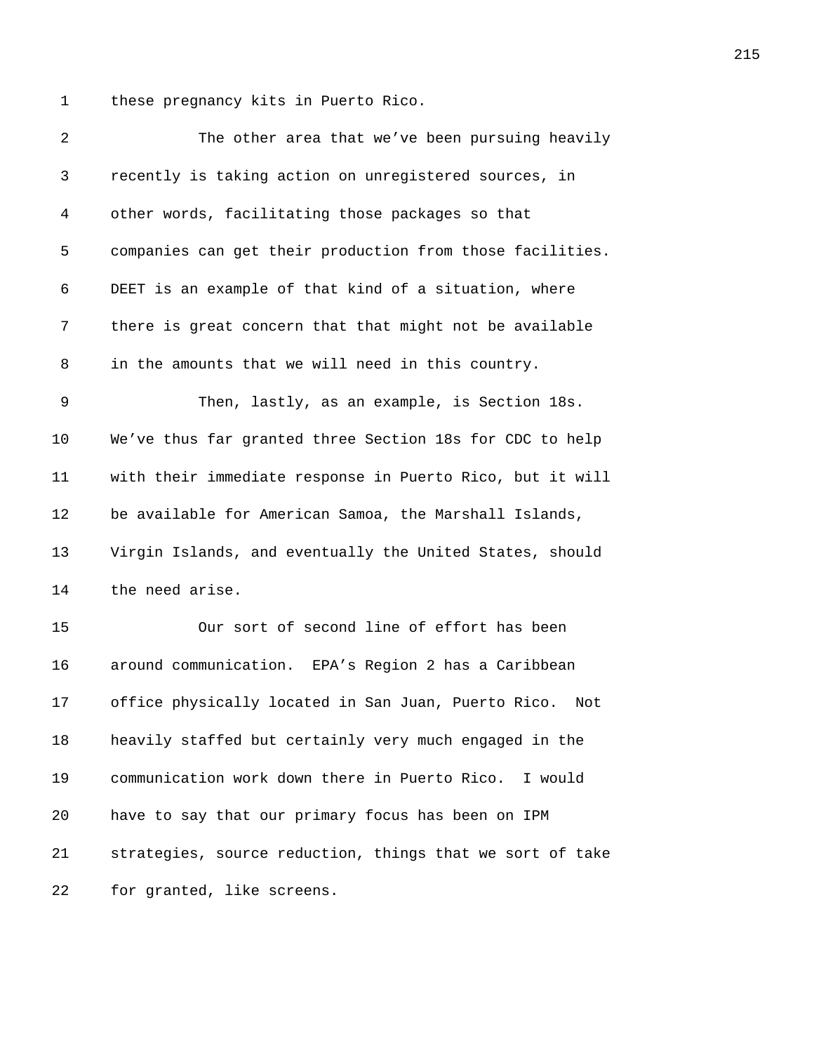these pregnancy kits in Puerto Rico.

The other area that we've been pursuing heavily recently is taking action on unregistered sources, in other words, facilitating those packages so that companies can get their production from those facilities. DEET is an example of that kind of a situation, where there is great concern that that might not be available in the amounts that we will need in this country.

Then, lastly, as an example, is Section 18s. We've thus far granted three Section 18s for CDC to help with their immediate response in Puerto Rico, but it will be available for American Samoa, the Marshall Islands, Virgin Islands, and eventually the United States, should the need arise.

Our sort of second line of effort has been around communication. EPA's Region 2 has a Caribbean office physically located in San Juan, Puerto Rico. Not heavily staffed but certainly very much engaged in the communication work down there in Puerto Rico. I would have to say that our primary focus has been on IPM strategies, source reduction, things that we sort of take for granted, like screens.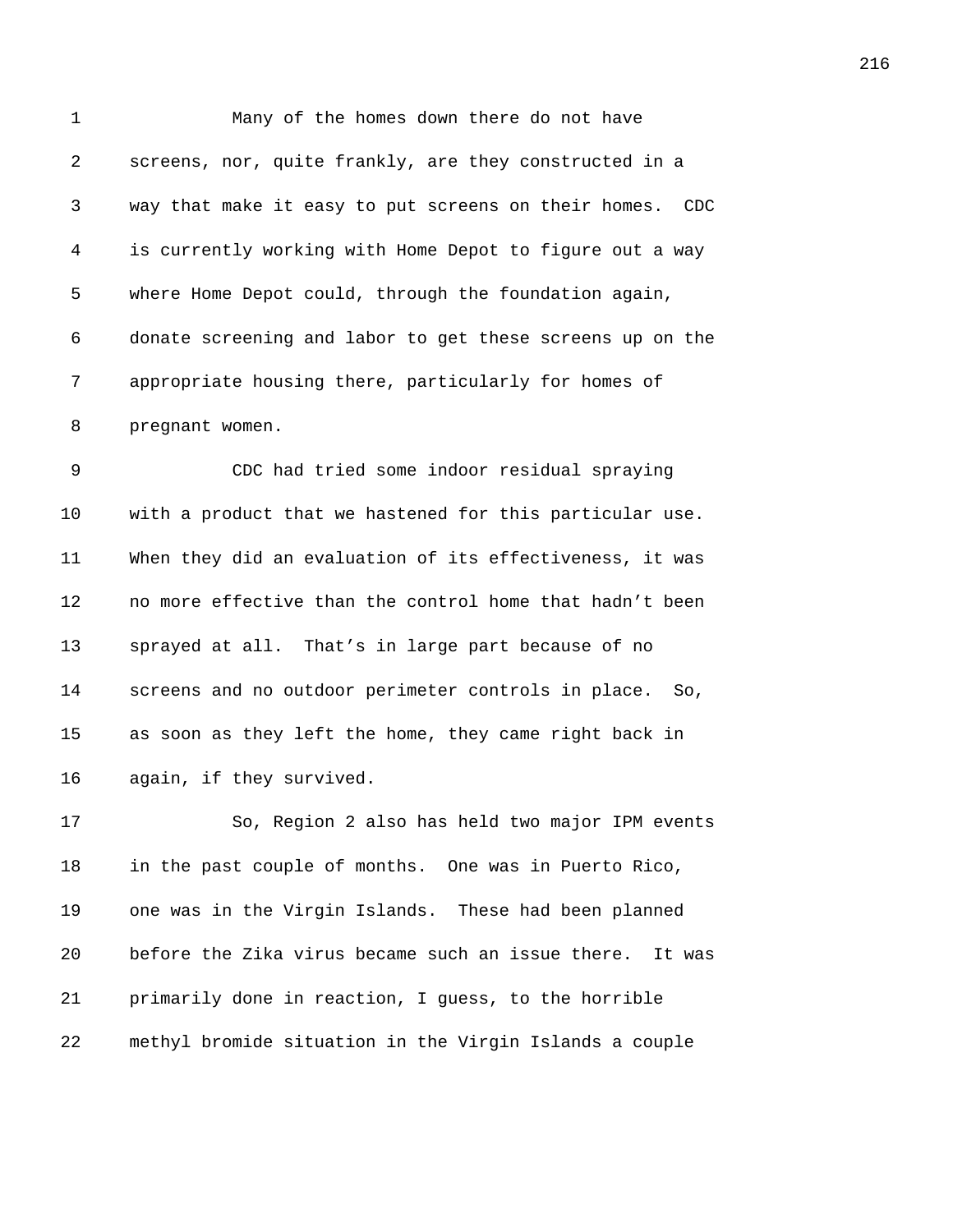Many of the homes down there do not have screens, nor, quite frankly, are they constructed in a way that make it easy to put screens on their homes. CDC is currently working with Home Depot to figure out a way where Home Depot could, through the foundation again, donate screening and labor to get these screens up on the appropriate housing there, particularly for homes of pregnant women.

CDC had tried some indoor residual spraying with a product that we hastened for this particular use. When they did an evaluation of its effectiveness, it was no more effective than the control home that hadn't been sprayed at all. That's in large part because of no screens and no outdoor perimeter controls in place. So, as soon as they left the home, they came right back in again, if they survived.

So, Region 2 also has held two major IPM events in the past couple of months. One was in Puerto Rico, one was in the Virgin Islands. These had been planned before the Zika virus became such an issue there. It was primarily done in reaction, I guess, to the horrible methyl bromide situation in the Virgin Islands a couple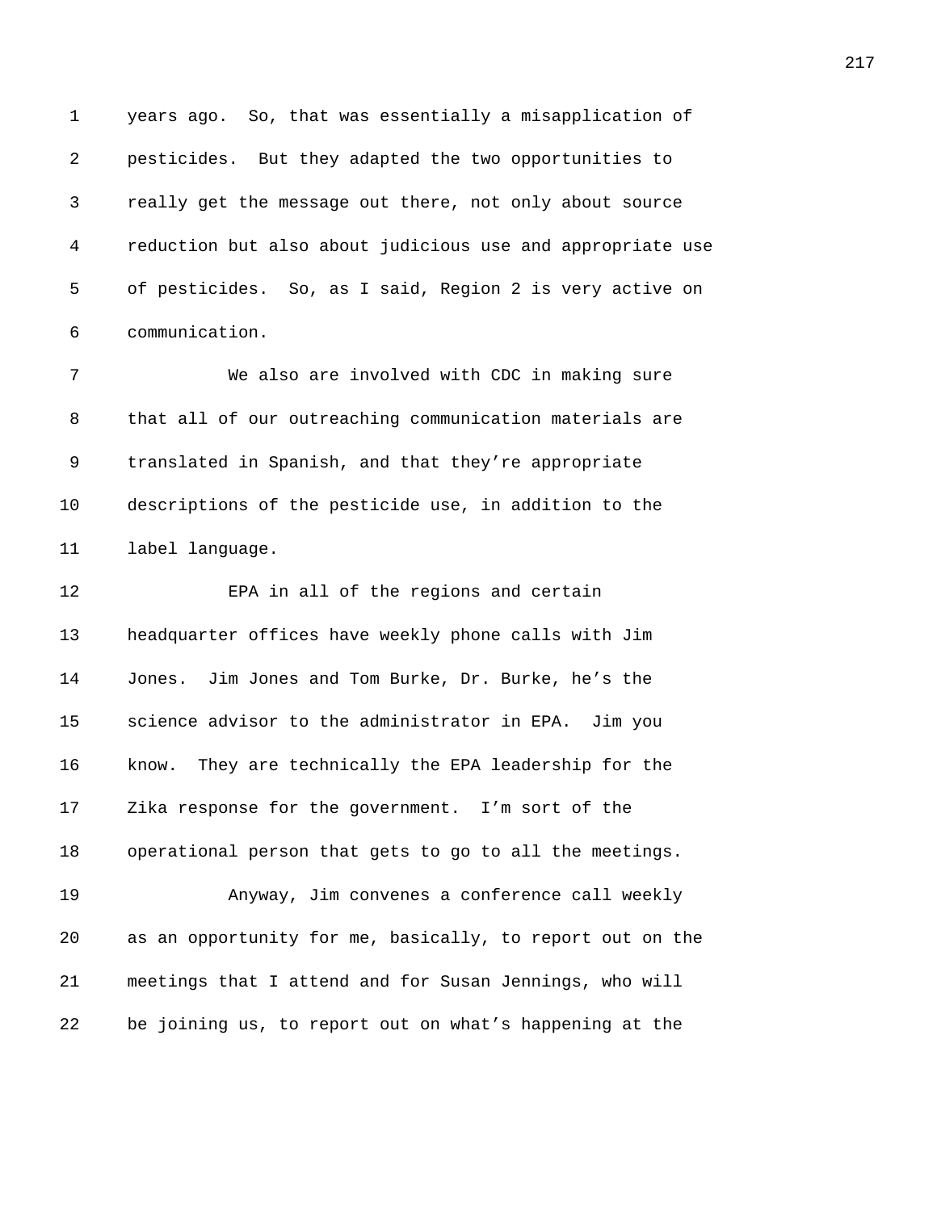years ago. So, that was essentially a misapplication of pesticides. But they adapted the two opportunities to really get the message out there, not only about source reduction but also about judicious use and appropriate use of pesticides. So, as I said, Region 2 is very active on communication.

We also are involved with CDC in making sure that all of our outreaching communication materials are translated in Spanish, and that they're appropriate descriptions of the pesticide use, in addition to the label language.

EPA in all of the regions and certain headquarter offices have weekly phone calls with Jim Jones. Jim Jones and Tom Burke, Dr. Burke, he's the science advisor to the administrator in EPA. Jim you know. They are technically the EPA leadership for the Zika response for the government. I'm sort of the operational person that gets to go to all the meetings.

Anyway, Jim convenes a conference call weekly as an opportunity for me, basically, to report out on the meetings that I attend and for Susan Jennings, who will be joining us, to report out on what's happening at the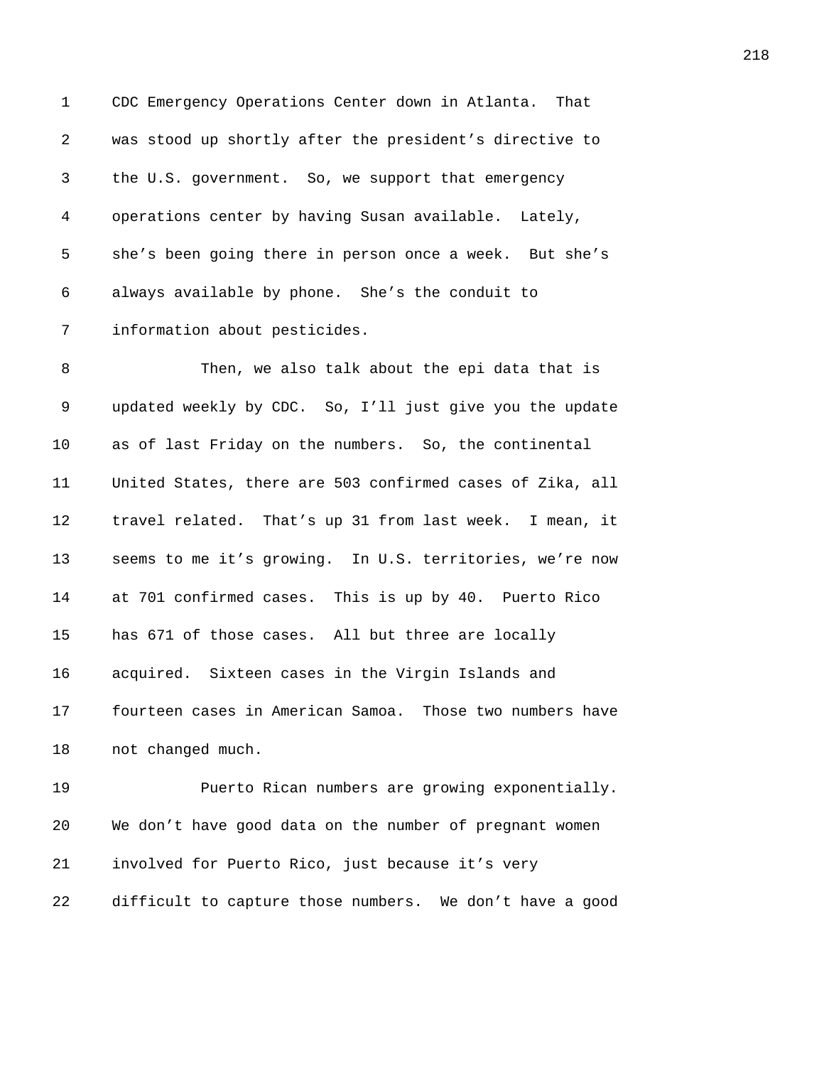CDC Emergency Operations Center down in Atlanta. That was stood up shortly after the president's directive to the U.S. government. So, we support that emergency operations center by having Susan available. Lately, she's been going there in person once a week. But she's always available by phone. She's the conduit to information about pesticides.

Then, we also talk about the epi data that is updated weekly by CDC. So, I'll just give you the update as of last Friday on the numbers. So, the continental United States, there are 503 confirmed cases of Zika, all travel related. That's up 31 from last week. I mean, it seems to me it's growing. In U.S. territories, we're now at 701 confirmed cases. This is up by 40. Puerto Rico has 671 of those cases. All but three are locally acquired. Sixteen cases in the Virgin Islands and fourteen cases in American Samoa. Those two numbers have not changed much.

Puerto Rican numbers are growing exponentially. We don't have good data on the number of pregnant women involved for Puerto Rico, just because it's very difficult to capture those numbers. We don't have a good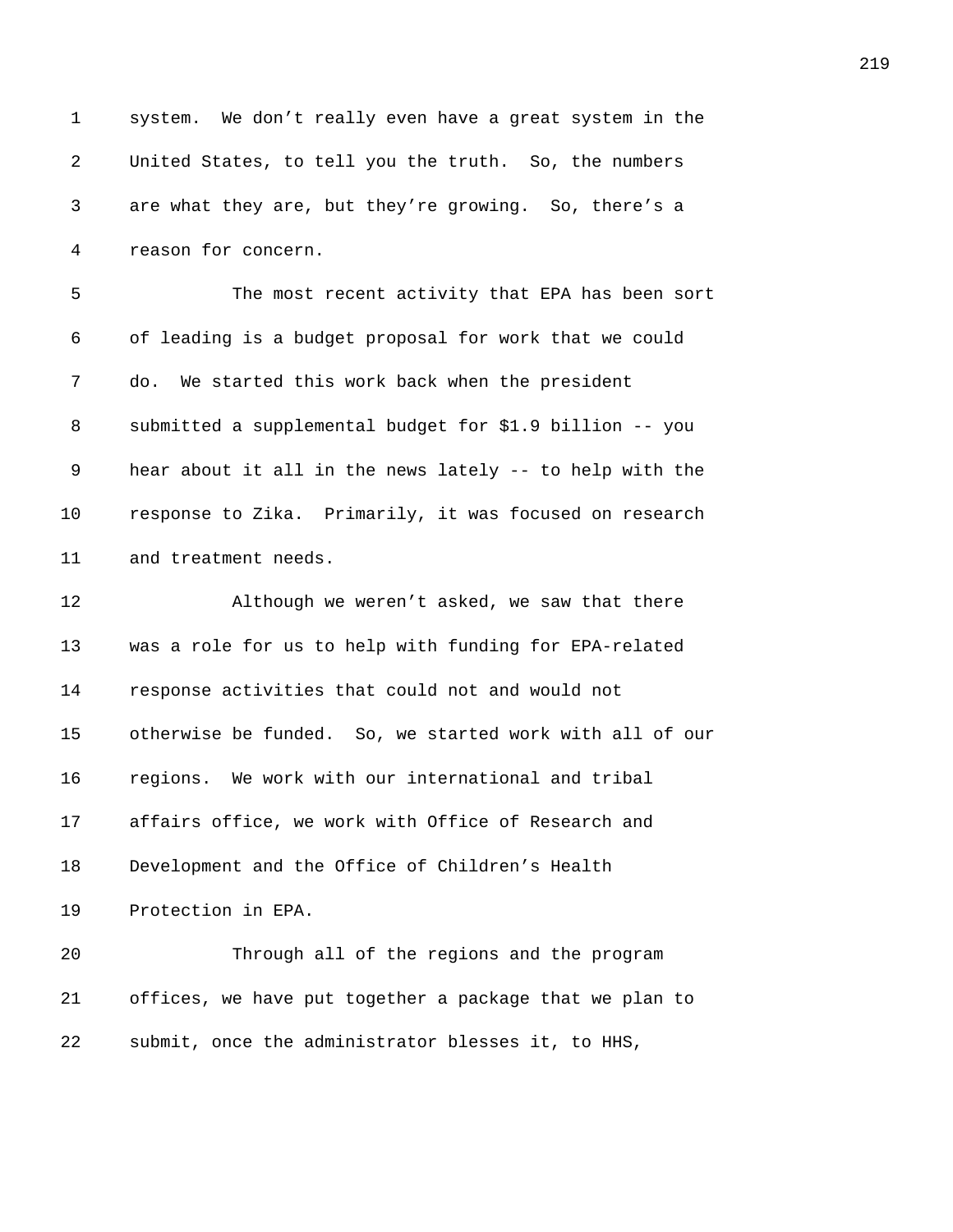system. We don't really even have a great system in the United States, to tell you the truth. So, the numbers are what they are, but they're growing. So, there's a reason for concern.

The most recent activity that EPA has been sort of leading is a budget proposal for work that we could do. We started this work back when the president submitted a supplemental budget for $1.9 billion -- you hear about it all in the news lately -- to help with the response to Zika. Primarily, it was focused on research and treatment needs.

Although we weren't asked, we saw that there was a role for us to help with funding for EPA-related response activities that could not and would not otherwise be funded. So, we started work with all of our regions. We work with our international and tribal affairs office, we work with Office of Research and Development and the Office of Children's Health Protection in EPA.

Through all of the regions and the program offices, we have put together a package that we plan to submit, once the administrator blesses it, to HHS,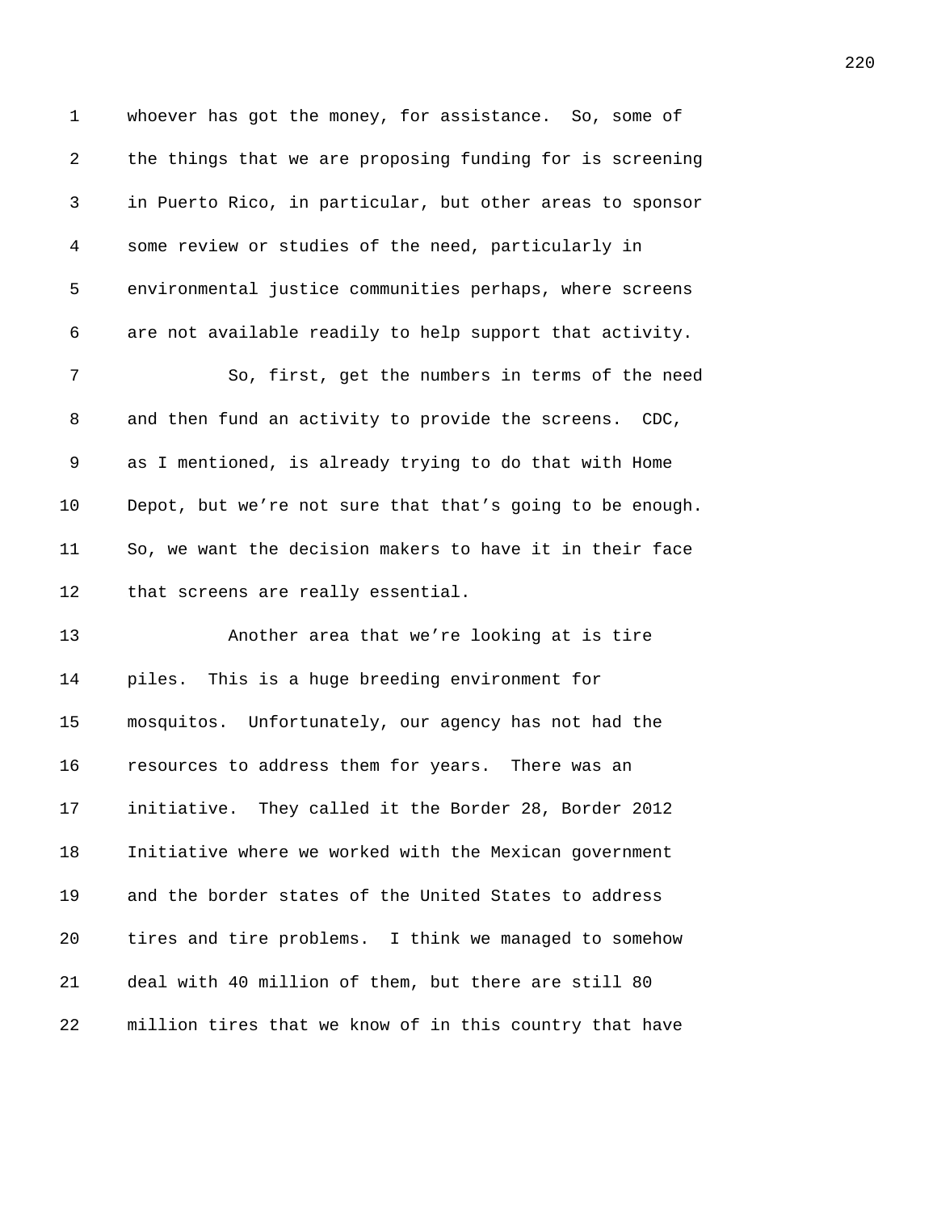whoever has got the money, for assistance. So, some of the things that we are proposing funding for is screening in Puerto Rico, in particular, but other areas to sponsor some review or studies of the need, particularly in environmental justice communities perhaps, where screens are not available readily to help support that activity.

So, first, get the numbers in terms of the need and then fund an activity to provide the screens. CDC, as I mentioned, is already trying to do that with Home Depot, but we're not sure that that's going to be enough. So, we want the decision makers to have it in their face that screens are really essential.

Another area that we're looking at is tire piles. This is a huge breeding environment for mosquitos. Unfortunately, our agency has not had the resources to address them for years. There was an initiative. They called it the Border 28, Border 2012 Initiative where we worked with the Mexican government and the border states of the United States to address tires and tire problems. I think we managed to somehow deal with 40 million of them, but there are still 80 million tires that we know of in this country that have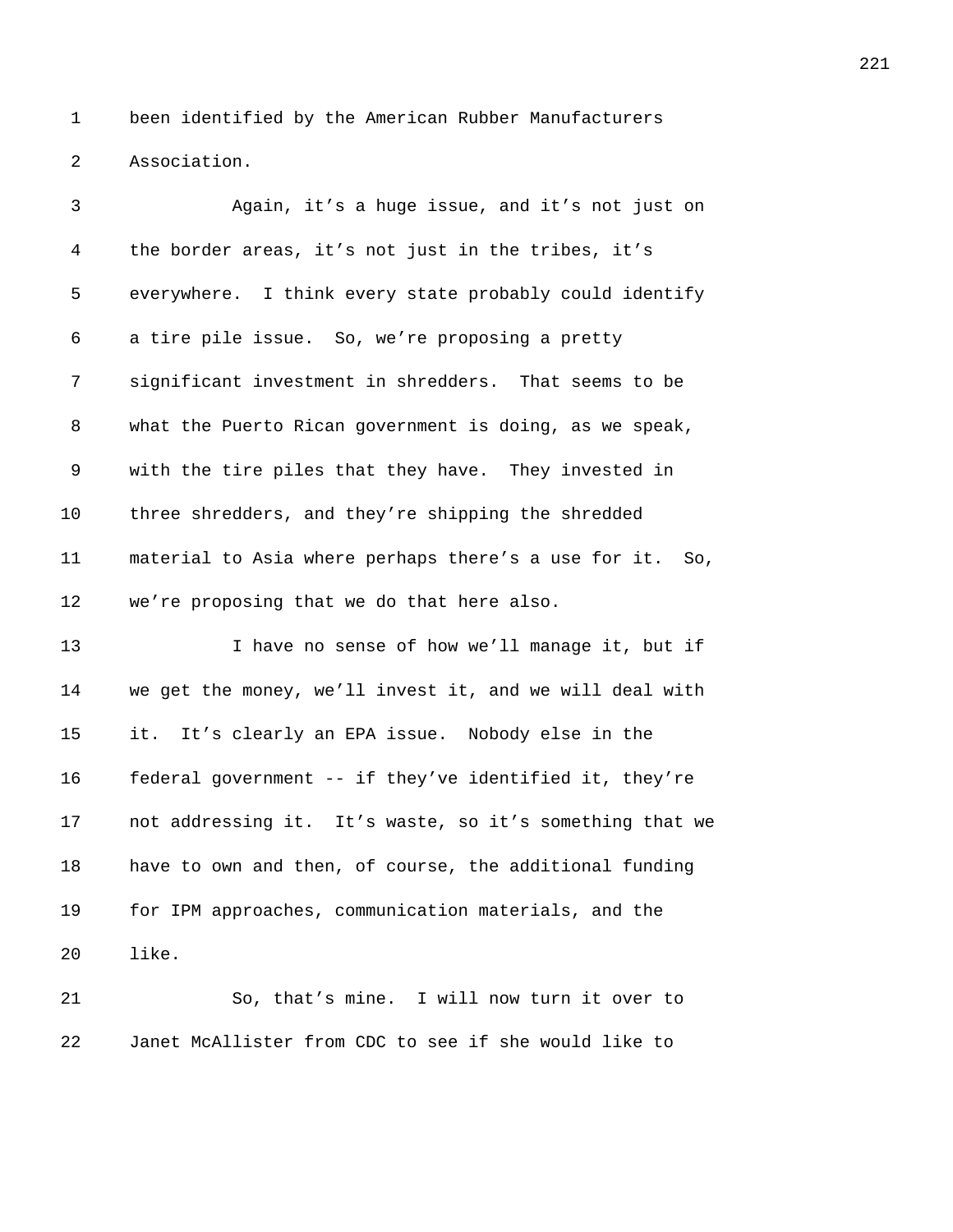been identified by the American Rubber Manufacturers Association.

Again, it’s a huge issue, and it’s not just on the border areas, it’s not just in the tribes, it’s everywhere. I think every state probably could identify a tire pile issue. So, we’re proposing a pretty significant investment in shredders. That seems to be what the Puerto Rican government is doing, as we speak, with the tire piles that they have. They invested in three shredders, and they’re shipping the shredded material to Asia where perhaps there’s a use for it. So, we’re proposing that we do that here also.

I have no sense of how we’ll manage it, but if we get the money, we’ll invest it, and we will deal with it. It’s clearly an EPA issue. Nobody else in the federal government -- if they’ve identified it, they’re not addressing it. It’s waste, so it’s something that we have to own and then, of course, the additional funding for IPM approaches, communication materials, and the like.

So, that’s mine. I will now turn it over to Janet McAllister from CDC to see if she would like to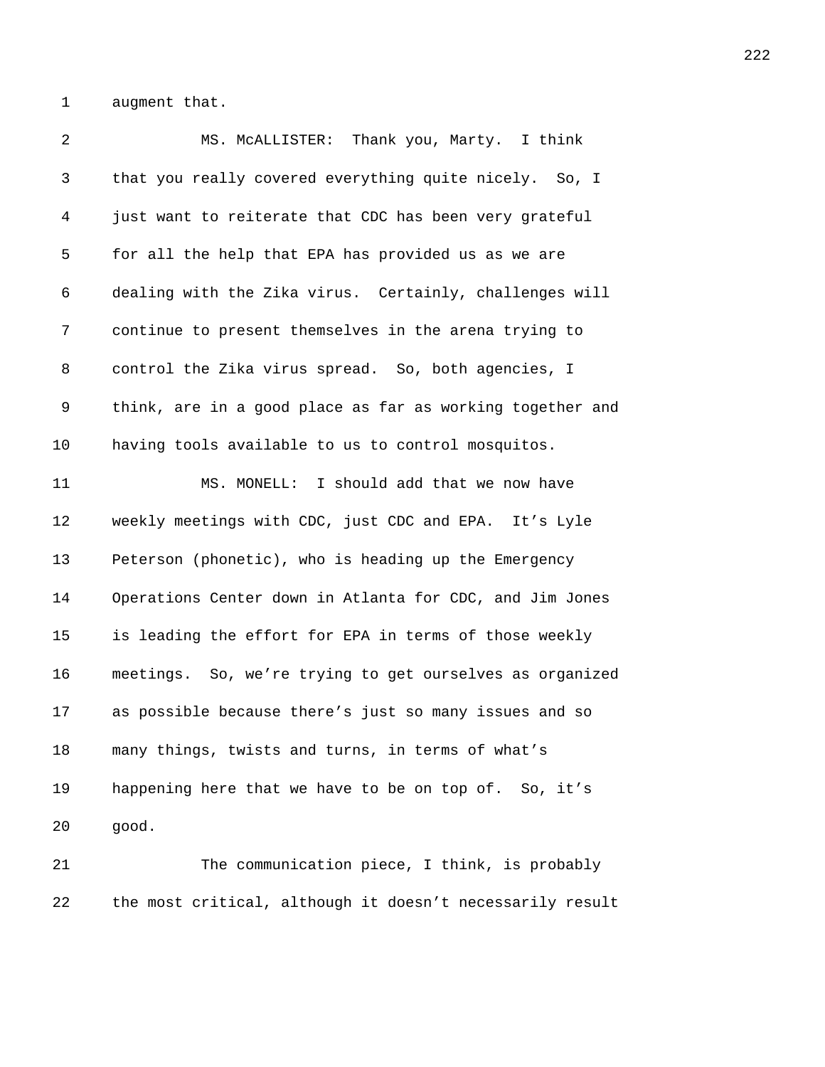augment that.

MS. McALLISTER: Thank you, Marty. I think that you really covered everything quite nicely. So, I just want to reiterate that CDC has been very grateful for all the help that EPA has provided us as we are dealing with the Zika virus. Certainly, challenges will continue to present themselves in the arena trying to control the Zika virus spread. So, both agencies, I think, are in a good place as far as working together and having tools available to us to control mosquitos.

MS. MONELL: I should add that we now have weekly meetings with CDC, just CDC and EPA. It's Lyle Peterson (phonetic), who is heading up the Emergency Operations Center down in Atlanta for CDC, and Jim Jones is leading the effort for EPA in terms of those weekly meetings. So, we're trying to get ourselves as organized as possible because there's just so many issues and so many things, twists and turns, in terms of what's happening here that we have to be on top of. So, it's good.

The communication piece, I think, is probably the most critical, although it doesn't necessarily result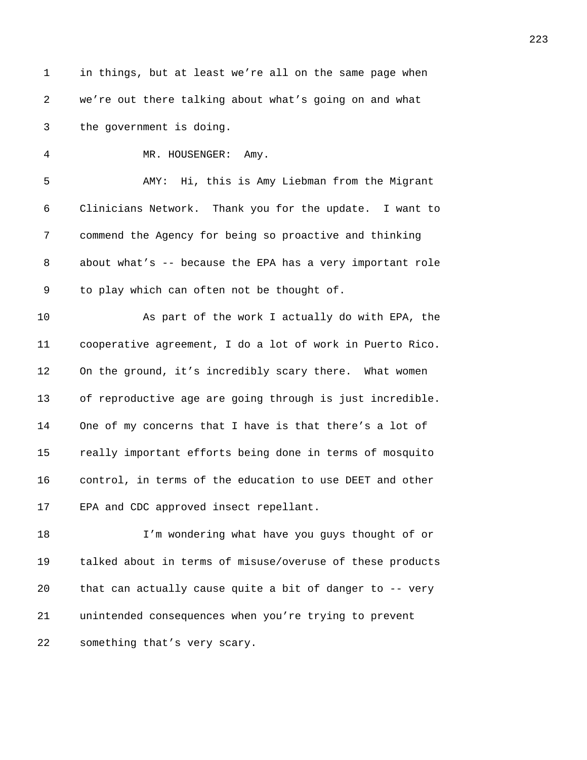in things, but at least we're all on the same page when we're out there talking about what's going on and what the government is doing.

MR. HOUSENGER: Amy.

AMY: Hi, this is Amy Liebman from the Migrant Clinicians Network. Thank you for the update. I want to commend the Agency for being so proactive and thinking about what's -- because the EPA has a very important role to play which can often not be thought of.

As part of the work I actually do with EPA, the cooperative agreement, I do a lot of work in Puerto Rico. On the ground, it's incredibly scary there. What women of reproductive age are going through is just incredible. One of my concerns that I have is that there's a lot of really important efforts being done in terms of mosquito control, in terms of the education to use DEET and other EPA and CDC approved insect repellant.

I'm wondering what have you guys thought of or talked about in terms of misuse/overuse of these products that can actually cause quite a bit of danger to -- very unintended consequences when you're trying to prevent something that's very scary.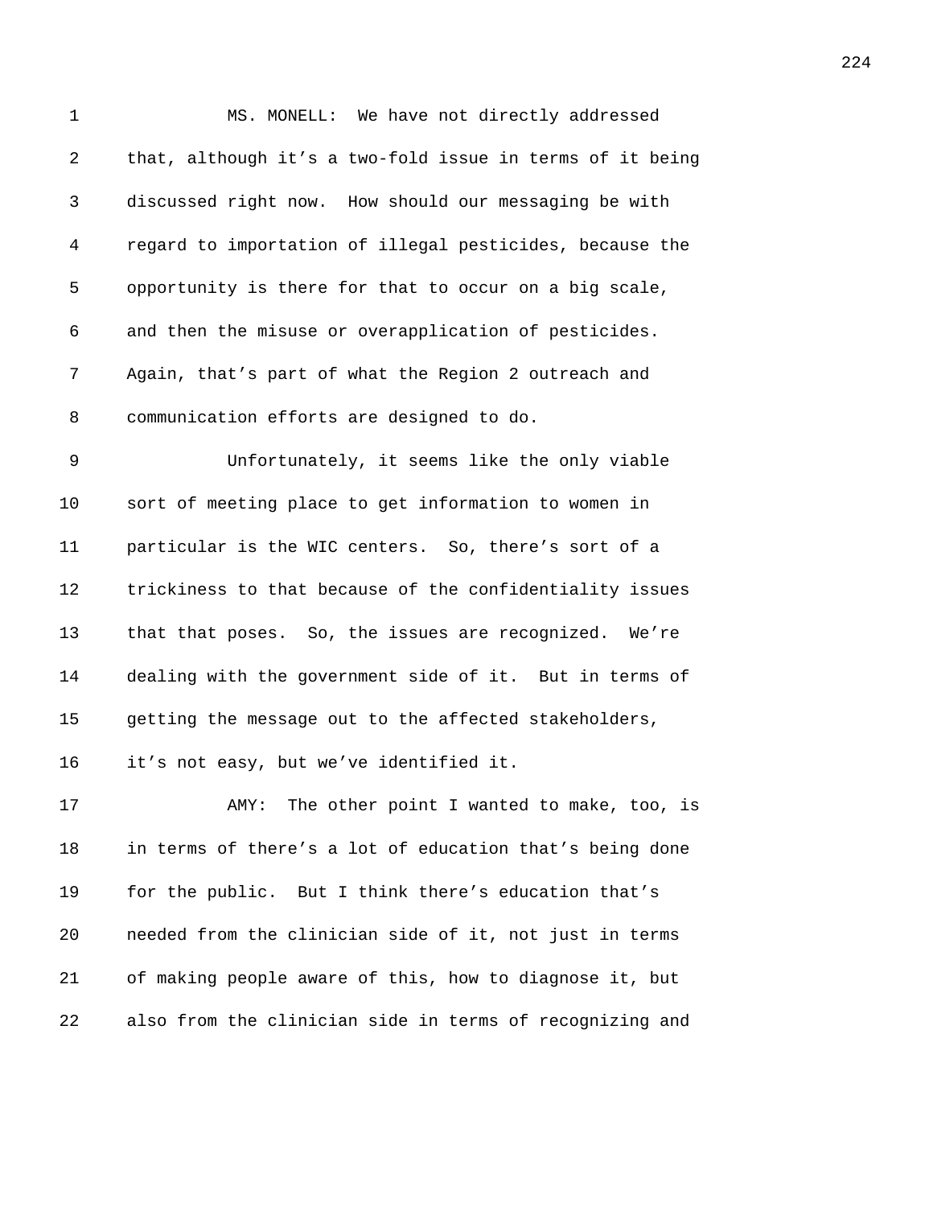MS. MONELL: We have not directly addressed that, although it's a two-fold issue in terms of it being discussed right now. How should our messaging be with regard to importation of illegal pesticides, because the opportunity is there for that to occur on a big scale, and then the misuse or overapplication of pesticides. Again, that's part of what the Region 2 outreach and communication efforts are designed to do.

Unfortunately, it seems like the only viable sort of meeting place to get information to women in particular is the WIC centers. So, there's sort of a trickiness to that because of the confidentiality issues that that poses. So, the issues are recognized. We're dealing with the government side of it. But in terms of getting the message out to the affected stakeholders, it's not easy, but we've identified it.

AMY: The other point I wanted to make, too, is in terms of there's a lot of education that's being done for the public. But I think there's education that's needed from the clinician side of it, not just in terms of making people aware of this, how to diagnose it, but also from the clinician side in terms of recognizing and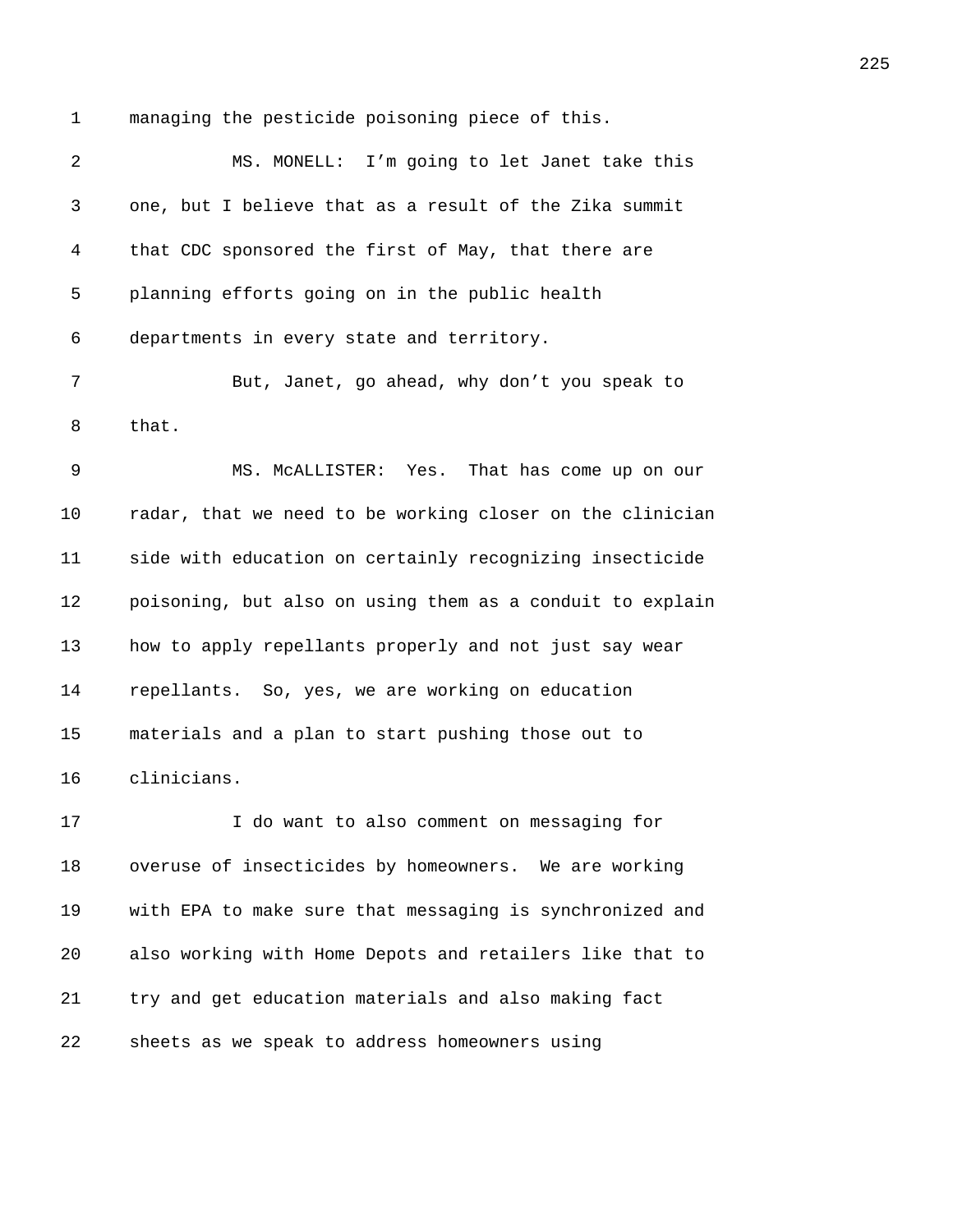managing the pesticide poisoning piece of this.

MS. MONELL: I'm going to let Janet take this one, but I believe that as a result of the Zika summit that CDC sponsored the first of May, that there are planning efforts going on in the public health departments in every state and territory.

But, Janet, go ahead, why don't you speak to that.

MS. McALLISTER: Yes. That has come up on our radar, that we need to be working closer on the clinician side with education on certainly recognizing insecticide poisoning, but also on using them as a conduit to explain how to apply repellants properly and not just say wear repellants. So, yes, we are working on education materials and a plan to start pushing those out to clinicians.

I do want to also comment on messaging for overuse of insecticides by homeowners. We are working with EPA to make sure that messaging is synchronized and also working with Home Depots and retailers like that to try and get education materials and also making fact sheets as we speak to address homeowners using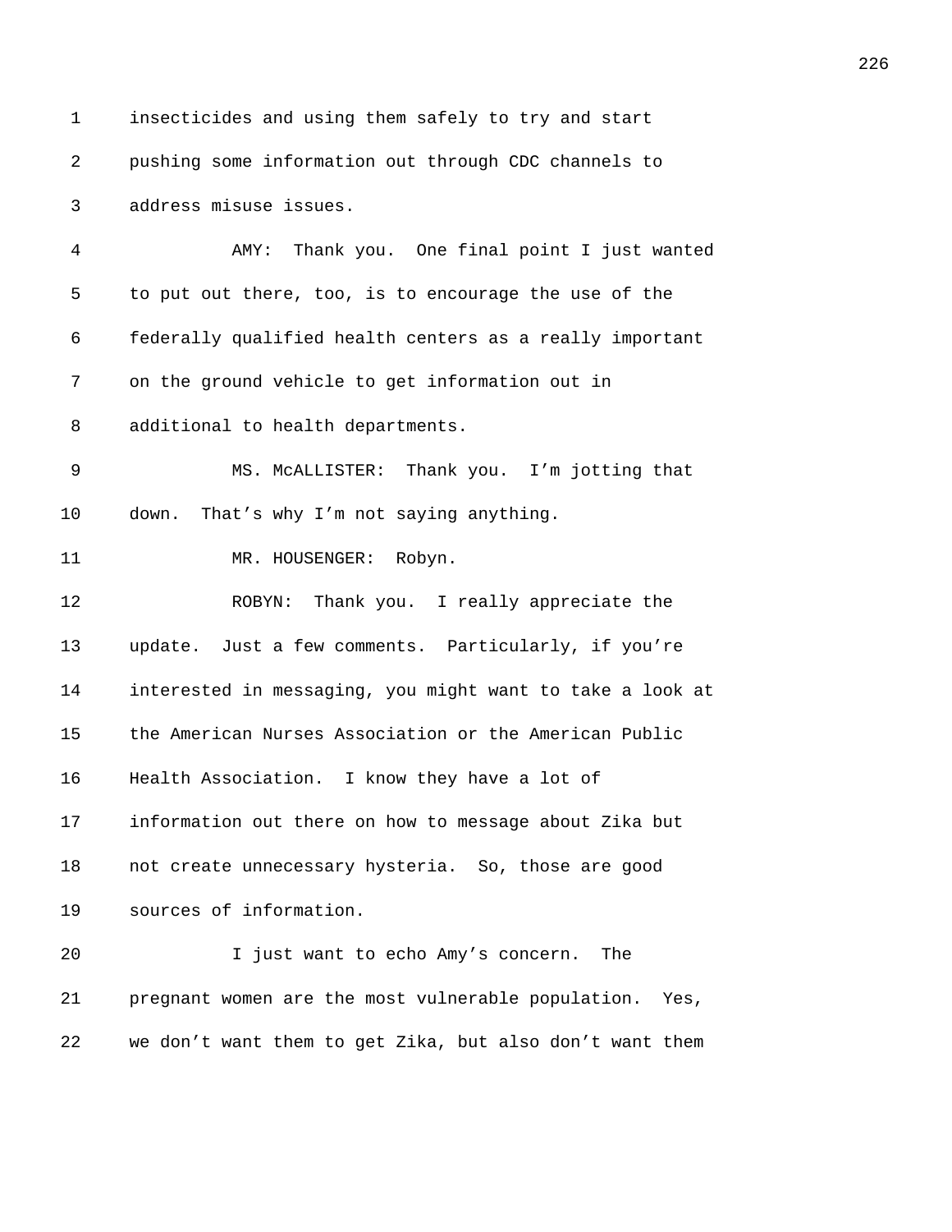insecticides and using them safely to try and start pushing some information out through CDC channels to address misuse issues.

AMY: Thank you. One final point I just wanted to put out there, too, is to encourage the use of the federally qualified health centers as a really important on the ground vehicle to get information out in additional to health departments.

MS. McALLISTER: Thank you. I'm jotting that down. That's why I'm not saying anything.

MR. HOUSENGER: Robyn.

ROBYN: Thank you. I really appreciate the update. Just a few comments. Particularly, if you're interested in messaging, you might want to take a look at the American Nurses Association or the American Public Health Association. I know they have a lot of information out there on how to message about Zika but not create unnecessary hysteria. So, those are good sources of information.

I just want to echo Amy's concern. The pregnant women are the most vulnerable population. Yes, we don't want them to get Zika, but also don't want them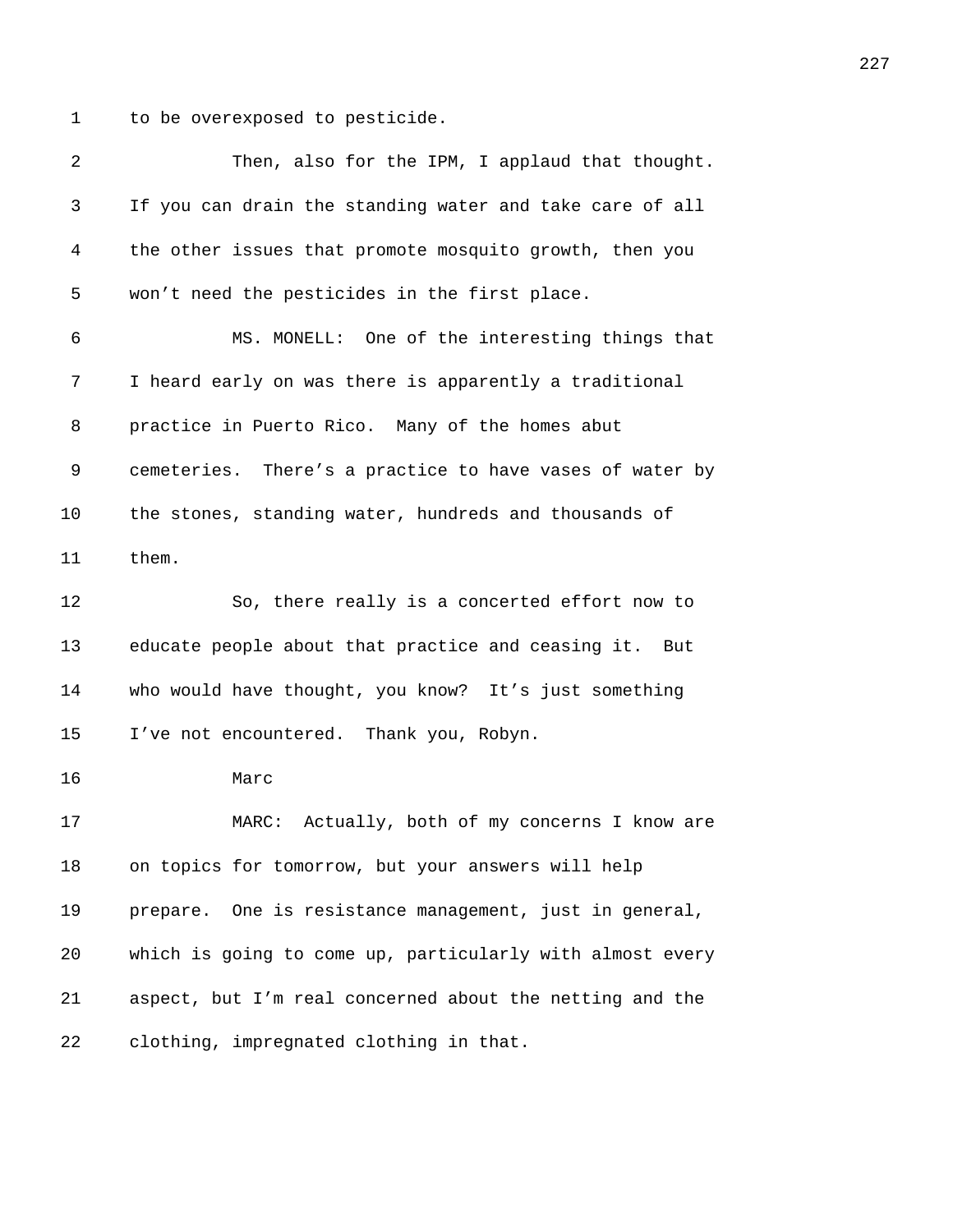to be overexposed to pesticide.

Then, also for the IPM, I applaud that thought. If you can drain the standing water and take care of all the other issues that promote mosquito growth, then you won't need the pesticides in the first place.

MS. MONELL: One of the interesting things that I heard early on was there is apparently a traditional practice in Puerto Rico. Many of the homes abut cemeteries. There's a practice to have vases of water by the stones, standing water, hundreds and thousands of them.

So, there really is a concerted effort now to educate people about that practice and ceasing it. But who would have thought, you know? It's just something I've not encountered. Thank you, Robyn.

Marc

MARC: Actually, both of my concerns I know are on topics for tomorrow, but your answers will help prepare. One is resistance management, just in general, which is going to come up, particularly with almost every aspect, but I'm real concerned about the netting and the clothing, impregnated clothing in that.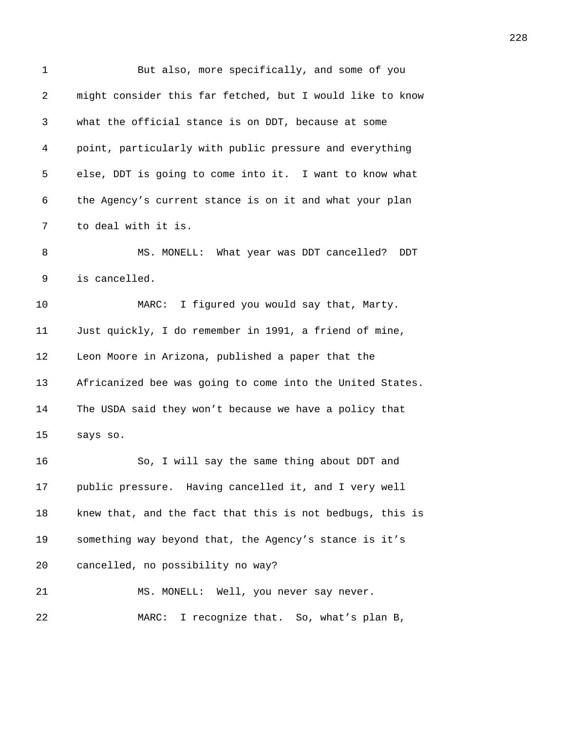But also, more specifically, and some of you might consider this far fetched, but I would like to know what the official stance is on DDT, because at some point, particularly with public pressure and everything else, DDT is going to come into it. I want to know what the Agency's current stance is on it and what your plan to deal with it is.

MS. MONELL: What year was DDT cancelled? DDT is cancelled.

MARC: I figured you would say that, Marty. Just quickly, I do remember in 1991, a friend of mine, Leon Moore in Arizona, published a paper that the Africanized bee was going to come into the United States. The USDA said they won't because we have a policy that says so.

So, I will say the same thing about DDT and public pressure. Having cancelled it, and I very well knew that, and the fact that this is not bedbugs, this is something way beyond that, the Agency's stance is it's cancelled, no possibility no way?

MS. MONELL: Well, you never say never.

MARC: I recognize that. So, what's plan B,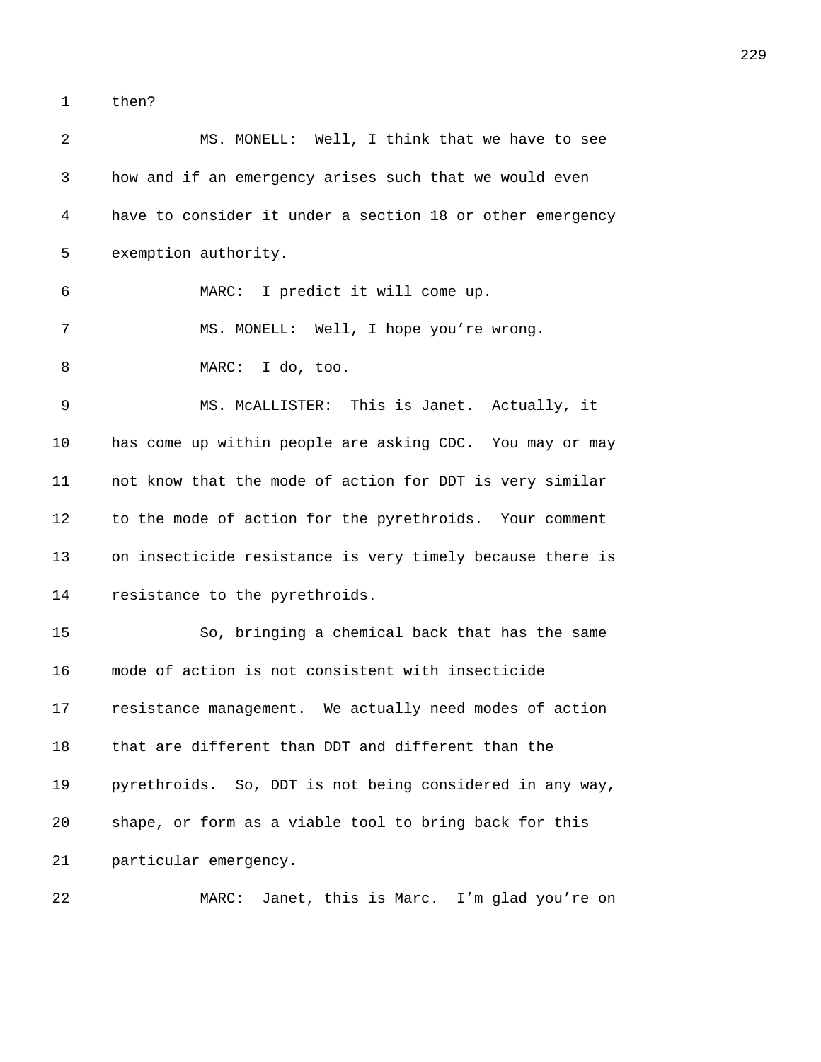then?

MS. MONELL: Well, I think that we have to see how and if an emergency arises such that we would even have to consider it under a section 18 or other emergency exemption authority.

MARC: I predict it will come up.

MS. MONELL: Well, I hope you’re wrong.

MARC: I do, too.

MS. McALLISTER: This is Janet. Actually, it has come up within people are asking CDC. You may or may not know that the mode of action for DDT is very similar to the mode of action for the pyrethroids. Your comment on insecticide resistance is very timely because there is resistance to the pyrethroids.

So, bringing a chemical back that has the same mode of action is not consistent with insecticide resistance management. We actually need modes of action that are different than DDT and different than the pyrethroids. So, DDT is not being considered in any way, shape, or form as a viable tool to bring back for this particular emergency.

MARC: Janet, this is Marc. I’m glad you’re on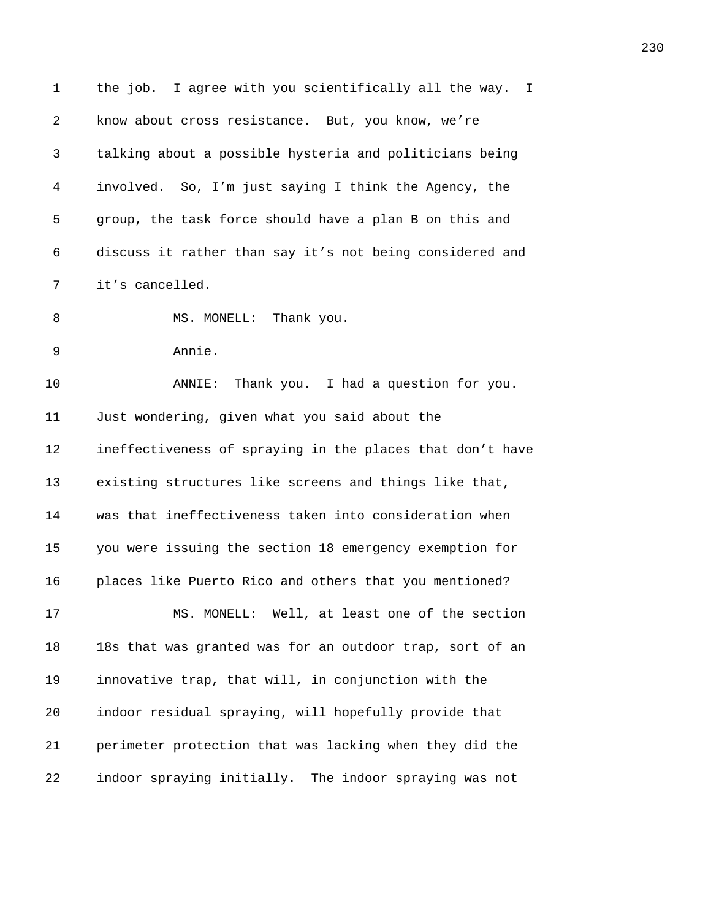the job. I agree with you scientifically all the way. I know about cross resistance. But, you know, we're talking about a possible hysteria and politicians being involved. So, I'm just saying I think the Agency, the group, the task force should have a plan B on this and discuss it rather than say it's not being considered and it's cancelled.

MS. MONELL: Thank you.

Annie.

ANNIE: Thank you. I had a question for you. Just wondering, given what you said about the ineffectiveness of spraying in the places that don't have existing structures like screens and things like that, was that ineffectiveness taken into consideration when you were issuing the section 18 emergency exemption for places like Puerto Rico and others that you mentioned?

MS. MONELL: Well, at least one of the section 18s that was granted was for an outdoor trap, sort of an innovative trap, that will, in conjunction with the indoor residual spraying, will hopefully provide that perimeter protection that was lacking when they did the indoor spraying initially. The indoor spraying was not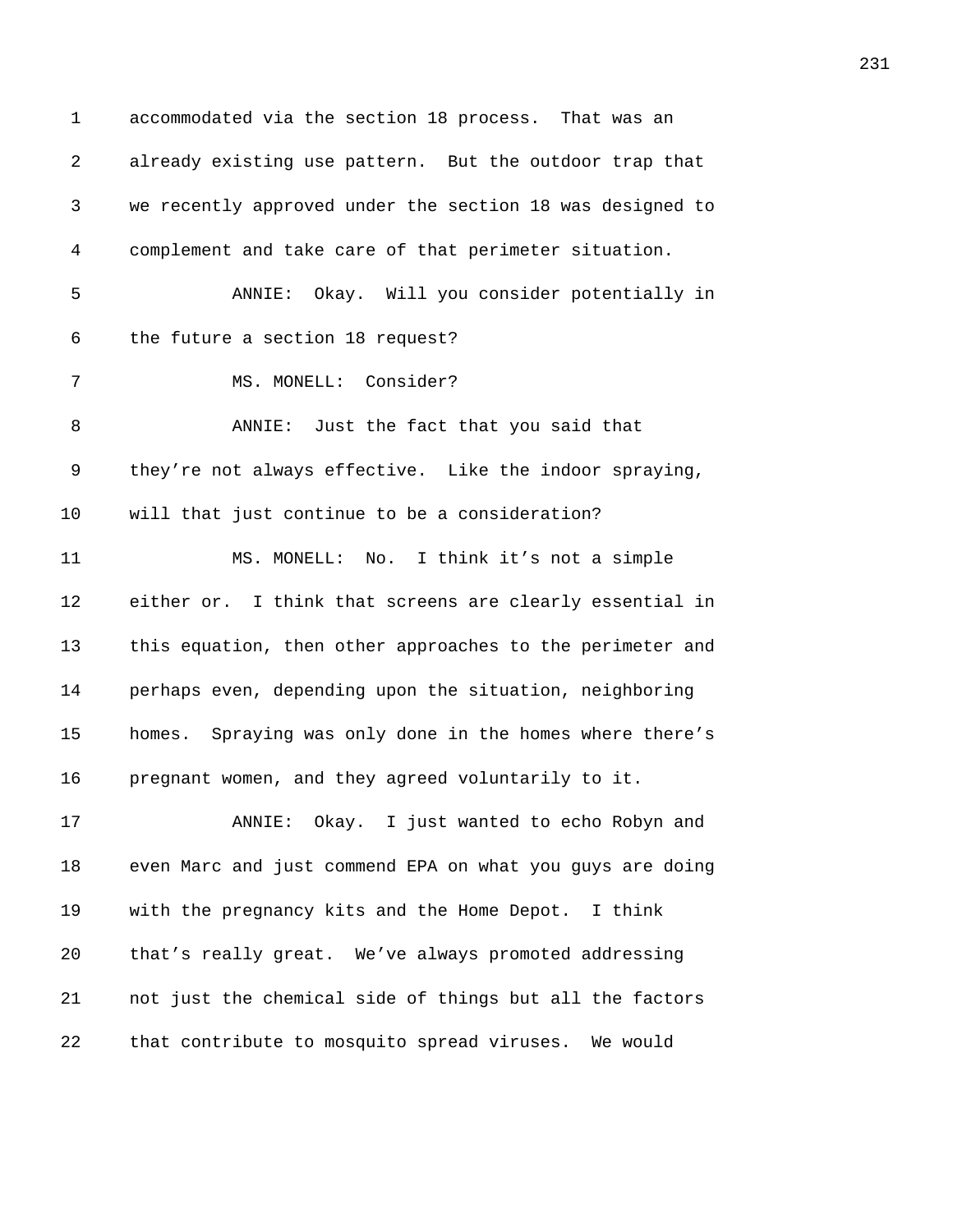accommodated via the section 18 process. That was an already existing use pattern. But the outdoor trap that we recently approved under the section 18 was designed to complement and take care of that perimeter situation.

ANNIE: Okay. Will you consider potentially in the future a section 18 request?

MS. MONELL: Consider?

ANNIE: Just the fact that you said that they're not always effective. Like the indoor spraying, will that just continue to be a consideration?

MS. MONELL: No. I think it's not a simple either or. I think that screens are clearly essential in this equation, then other approaches to the perimeter and perhaps even, depending upon the situation, neighboring homes. Spraying was only done in the homes where there's pregnant women, and they agreed voluntarily to it.

ANNIE: Okay. I just wanted to echo Robyn and even Marc and just commend EPA on what you guys are doing with the pregnancy kits and the Home Depot. I think that's really great. We've always promoted addressing not just the chemical side of things but all the factors that contribute to mosquito spread viruses. We would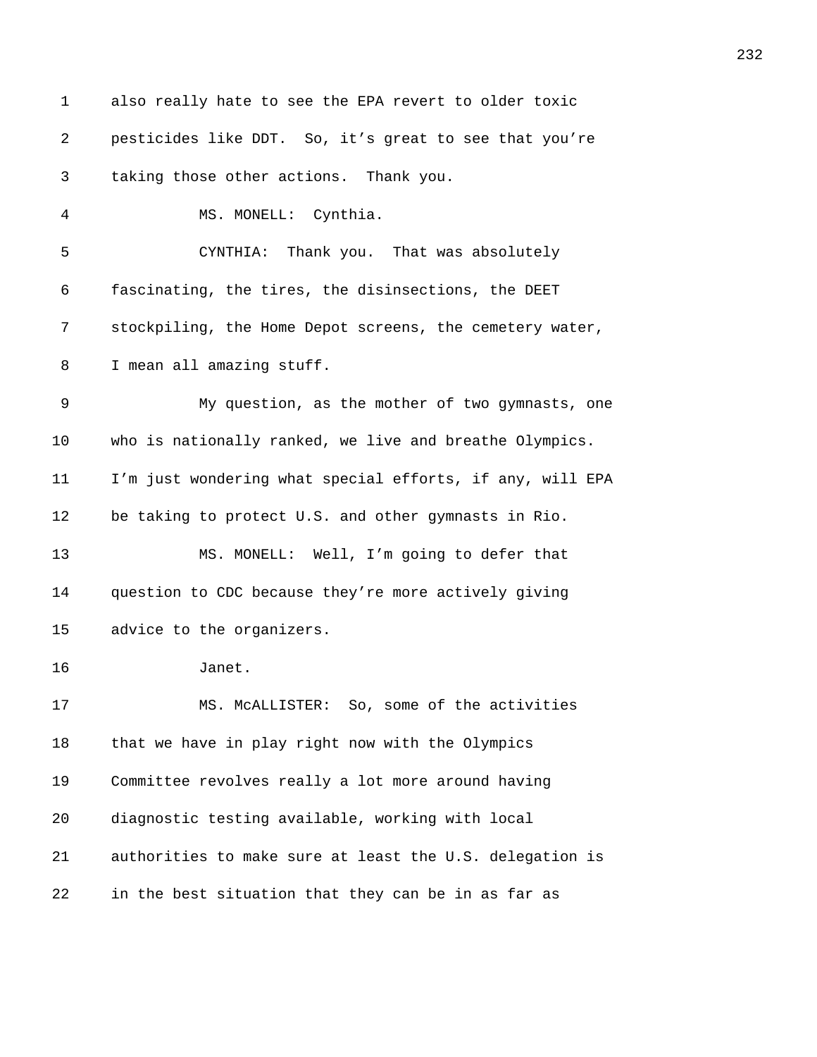also really hate to see the EPA revert to older toxic pesticides like DDT. So, it's great to see that you're taking those other actions. Thank you.

MS. MONELL: Cynthia.

CYNTHIA: Thank you. That was absolutely fascinating, the tires, the disinsections, the DEET stockpiling, the Home Depot screens, the cemetery water, I mean all amazing stuff.

My question, as the mother of two gymnasts, one who is nationally ranked, we live and breathe Olympics. I'm just wondering what special efforts, if any, will EPA be taking to protect U.S. and other gymnasts in Rio.

MS. MONELL: Well, I'm going to defer that question to CDC because they're more actively giving advice to the organizers.

Janet.

MS. McALLISTER: So, some of the activities that we have in play right now with the Olympics Committee revolves really a lot more around having diagnostic testing available, working with local authorities to make sure at least the U.S. delegation is in the best situation that they can be in as far as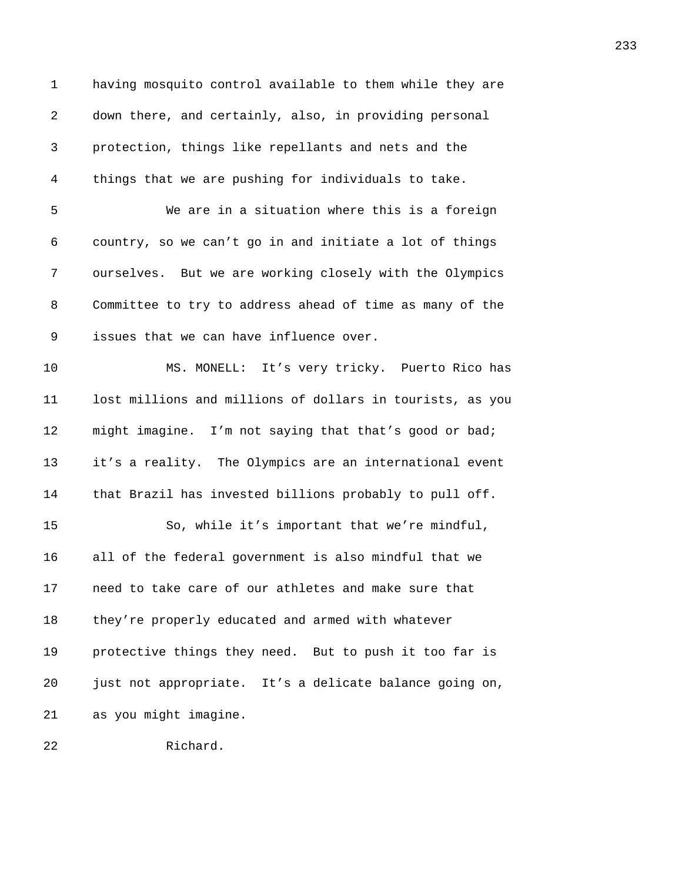having mosquito control available to them while they are down there, and certainly, also, in providing personal protection, things like repellants and nets and the things that we are pushing for individuals to take.

We are in a situation where this is a foreign country, so we can't go in and initiate a lot of things ourselves. But we are working closely with the Olympics Committee to try to address ahead of time as many of the issues that we can have influence over.

MS. MONELL: It's very tricky. Puerto Rico has lost millions and millions of dollars in tourists, as you might imagine. I'm not saying that that's good or bad; it's a reality. The Olympics are an international event that Brazil has invested billions probably to pull off.

So, while it's important that we're mindful, all of the federal government is also mindful that we need to take care of our athletes and make sure that they're properly educated and armed with whatever protective things they need. But to push it too far is just not appropriate. It's a delicate balance going on, as you might imagine.

Richard.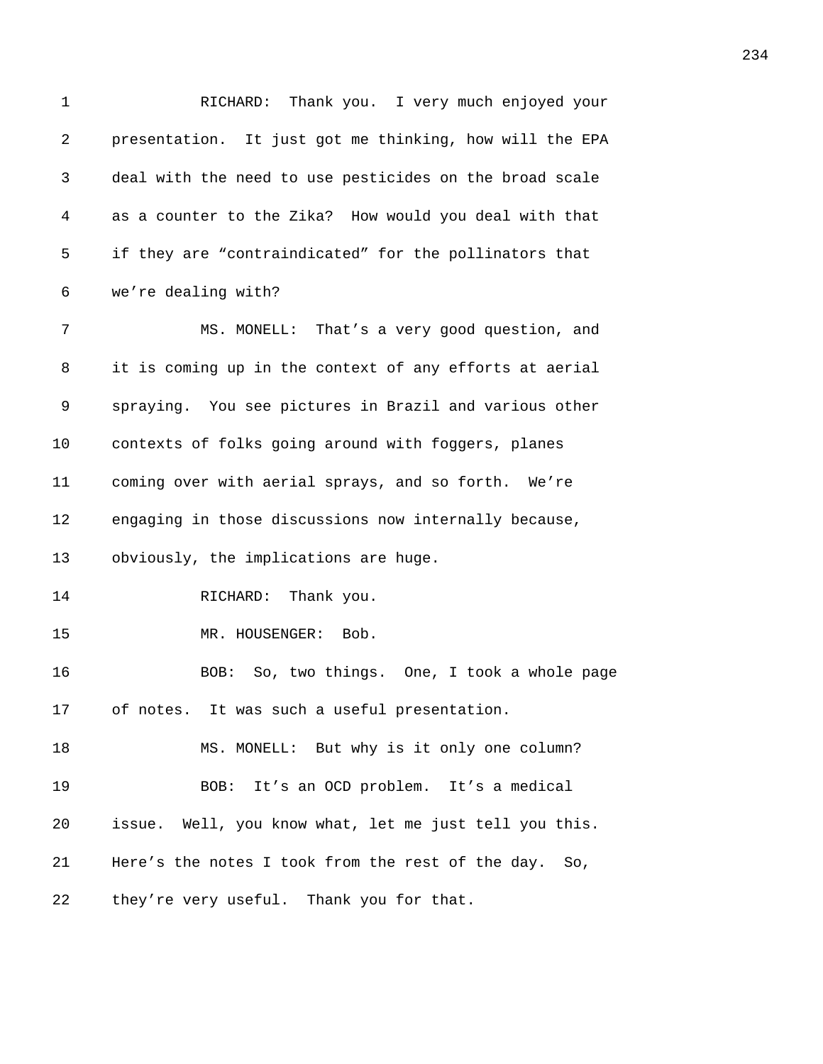RICHARD: Thank you. I very much enjoyed your presentation. It just got me thinking, how will the EPA deal with the need to use pesticides on the broad scale as a counter to the Zika? How would you deal with that if they are “contraindicated” for the pollinators that we’re dealing with?

MS. MONELL: That’s a very good question, and it is coming up in the context of any efforts at aerial spraying. You see pictures in Brazil and various other contexts of folks going around with foggers, planes coming over with aerial sprays, and so forth. We’re engaging in those discussions now internally because, obviously, the implications are huge.

RICHARD: Thank you.

MR. HOUSENGER: Bob.

BOB: So, two things. One, I took a whole page of notes. It was such a useful presentation.

MS. MONELL: But why is it only one column?

BOB: It’s an OCD problem. It’s a medical issue. Well, you know what, let me just tell you this. Here’s the notes I took from the rest of the day. So, they’re very useful. Thank you for that.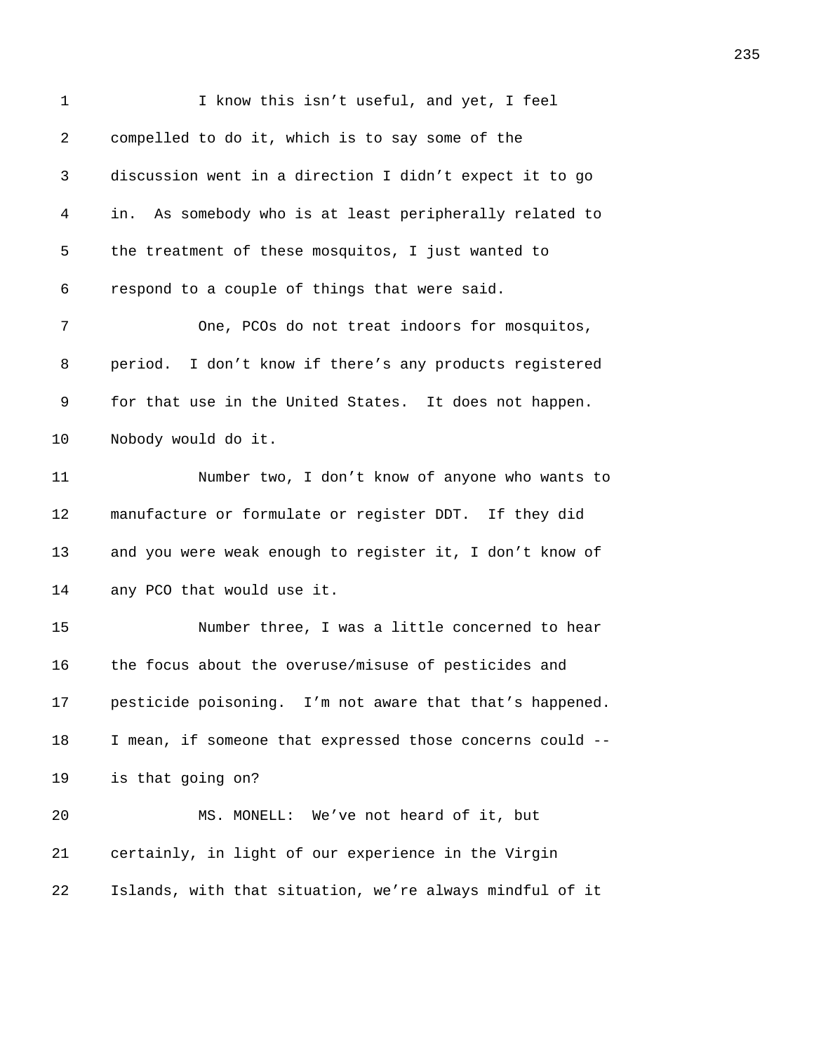I know this isn't useful, and yet, I feel compelled to do it, which is to say some of the discussion went in a direction I didn't expect it to go in. As somebody who is at least peripherally related to the treatment of these mosquitos, I just wanted to respond to a couple of things that were said.

One, PCOs do not treat indoors for mosquitos, period. I don't know if there's any products registered for that use in the United States. It does not happen. Nobody would do it.

Number two, I don't know of anyone who wants to manufacture or formulate or register DDT. If they did and you were weak enough to register it, I don't know of any PCO that would use it.

Number three, I was a little concerned to hear the focus about the overuse/misuse of pesticides and pesticide poisoning. I'm not aware that that's happened. I mean, if someone that expressed those concerns could -- is that going on?

MS. MONELL: We've not heard of it, but certainly, in light of our experience in the Virgin Islands, with that situation, we're always mindful of it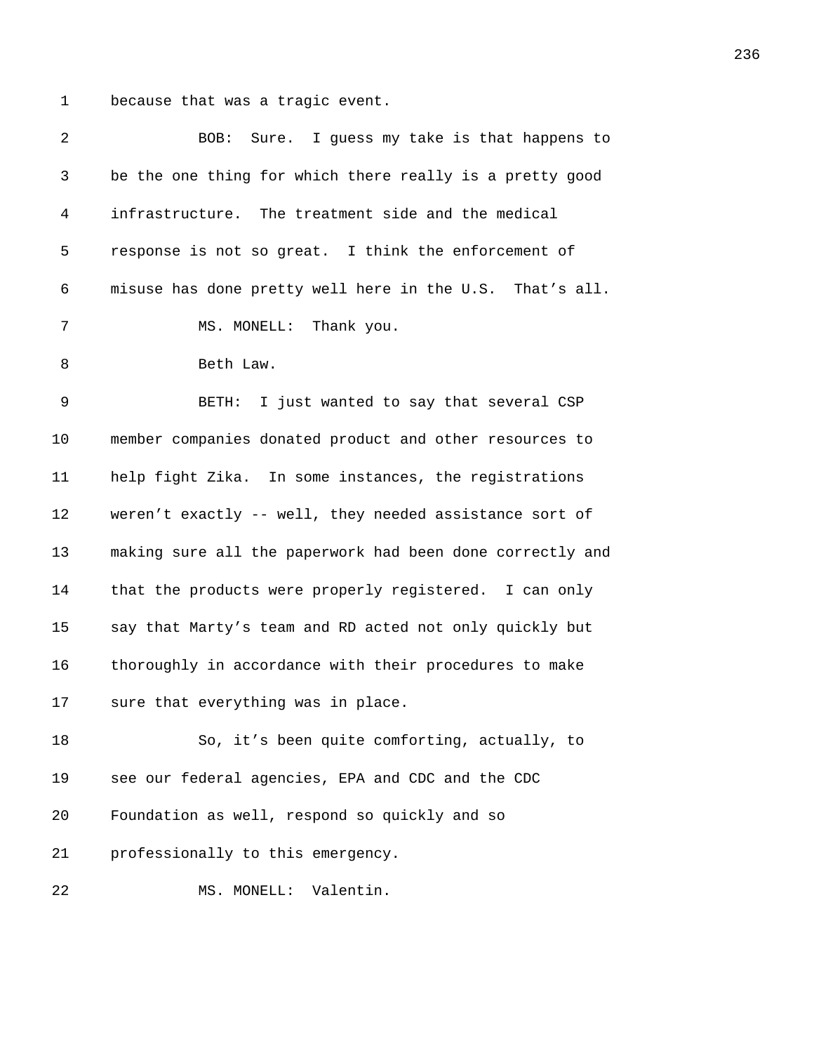because that was a tragic event.

BOB: Sure. I guess my take is that happens to be the one thing for which there really is a pretty good infrastructure. The treatment side and the medical response is not so great. I think the enforcement of misuse has done pretty well here in the U.S. That’s all.

MS. MONELL: Thank you.

Beth Law.

BETH: I just wanted to say that several CSP member companies donated product and other resources to help fight Zika. In some instances, the registrations weren’t exactly -- well, they needed assistance sort of making sure all the paperwork had been done correctly and that the products were properly registered. I can only say that Marty’s team and RD acted not only quickly but thoroughly in accordance with their procedures to make sure that everything was in place.

So, it’s been quite comforting, actually, to see our federal agencies, EPA and CDC and the CDC Foundation as well, respond so quickly and so professionally to this emergency.

MS. MONELL: Valentin.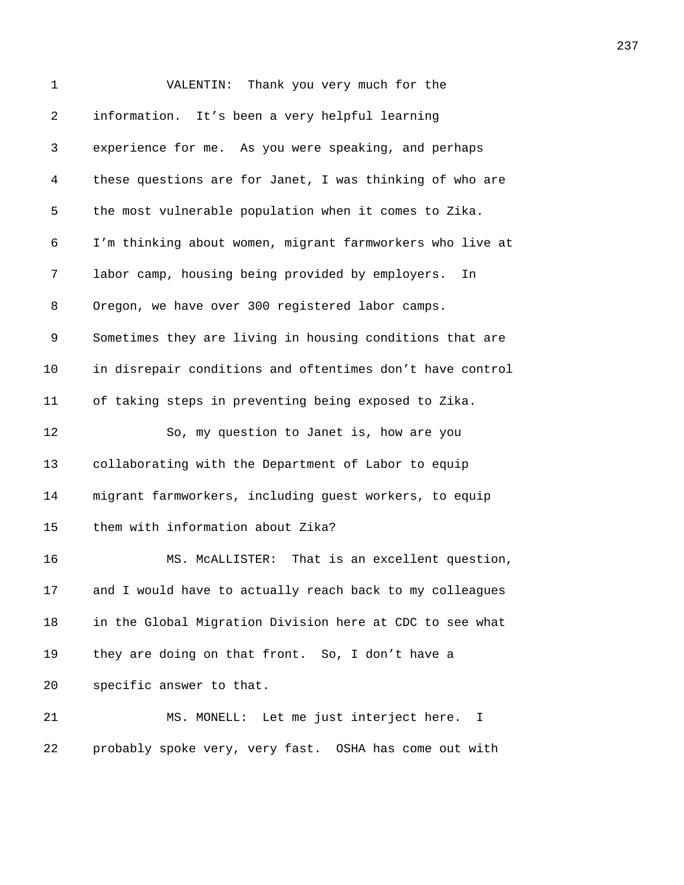VALENTIN: Thank you very much for the information. It's been a very helpful learning experience for me. As you were speaking, and perhaps these questions are for Janet, I was thinking of who are the most vulnerable population when it comes to Zika. I'm thinking about women, migrant farmworkers who live at labor camp, housing being provided by employers. In Oregon, we have over 300 registered labor camps. Sometimes they are living in housing conditions that are in disrepair conditions and oftentimes don't have control of taking steps in preventing being exposed to Zika.

So, my question to Janet is, how are you collaborating with the Department of Labor to equip migrant farmworkers, including guest workers, to equip them with information about Zika?

MS. McALLISTER: That is an excellent question, and I would have to actually reach back to my colleagues in the Global Migration Division here at CDC to see what they are doing on that front. So, I don't have a specific answer to that.

MS. MONELL: Let me just interject here. I probably spoke very, very fast. OSHA has come out with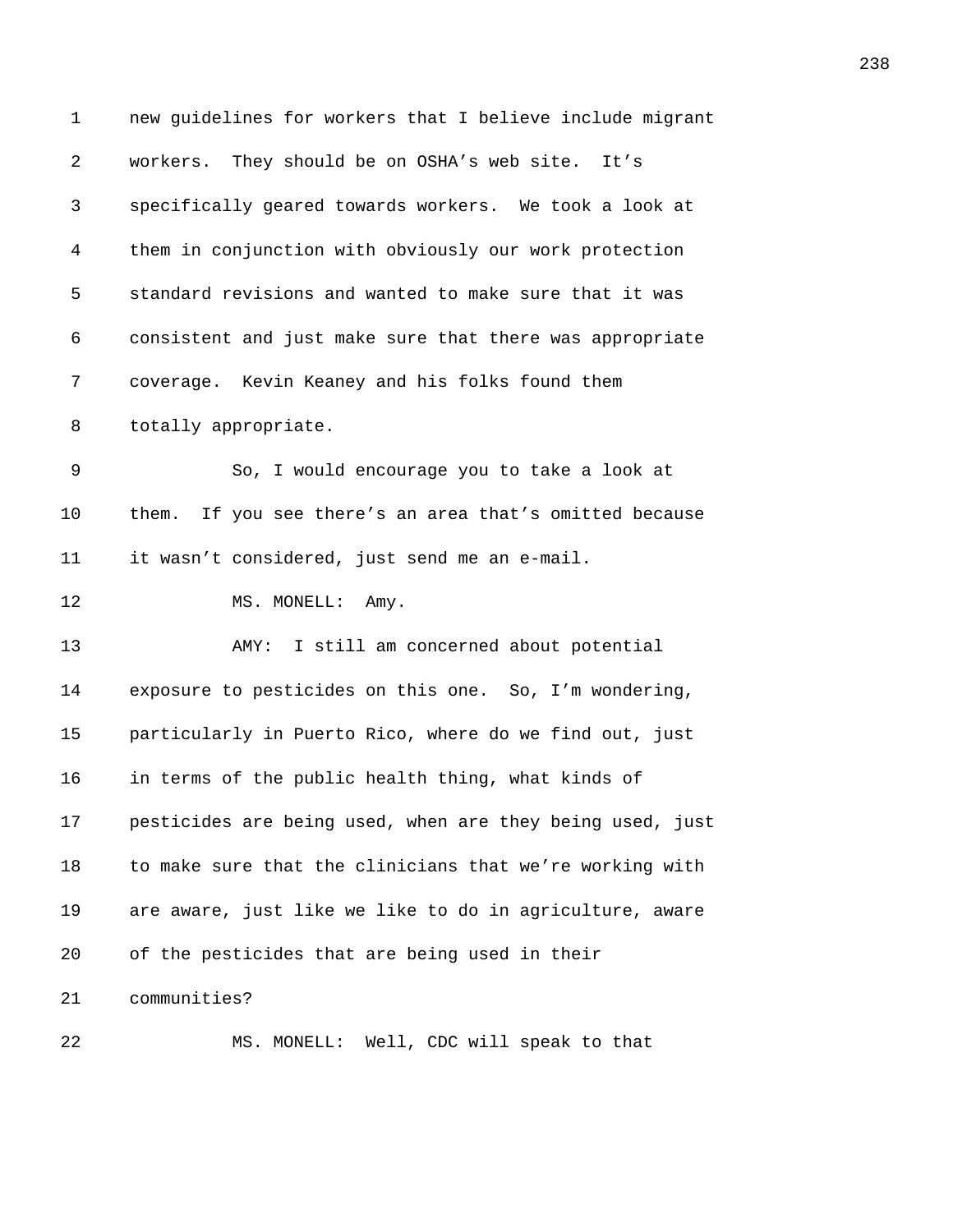new guidelines for workers that I believe include migrant workers. They should be on OSHA's web site. It's specifically geared towards workers. We took a look at them in conjunction with obviously our work protection standard revisions and wanted to make sure that it was consistent and just make sure that there was appropriate coverage. Kevin Keaney and his folks found them totally appropriate.

So, I would encourage you to take a look at them. If you see there's an area that's omitted because it wasn't considered, just send me an e-mail.

MS. MONELL: Amy.

AMY: I still am concerned about potential exposure to pesticides on this one. So, I'm wondering, particularly in Puerto Rico, where do we find out, just in terms of the public health thing, what kinds of pesticides are being used, when are they being used, just to make sure that the clinicians that we're working with are aware, just like we like to do in agriculture, aware of the pesticides that are being used in their communities?

MS. MONELL: Well, CDC will speak to that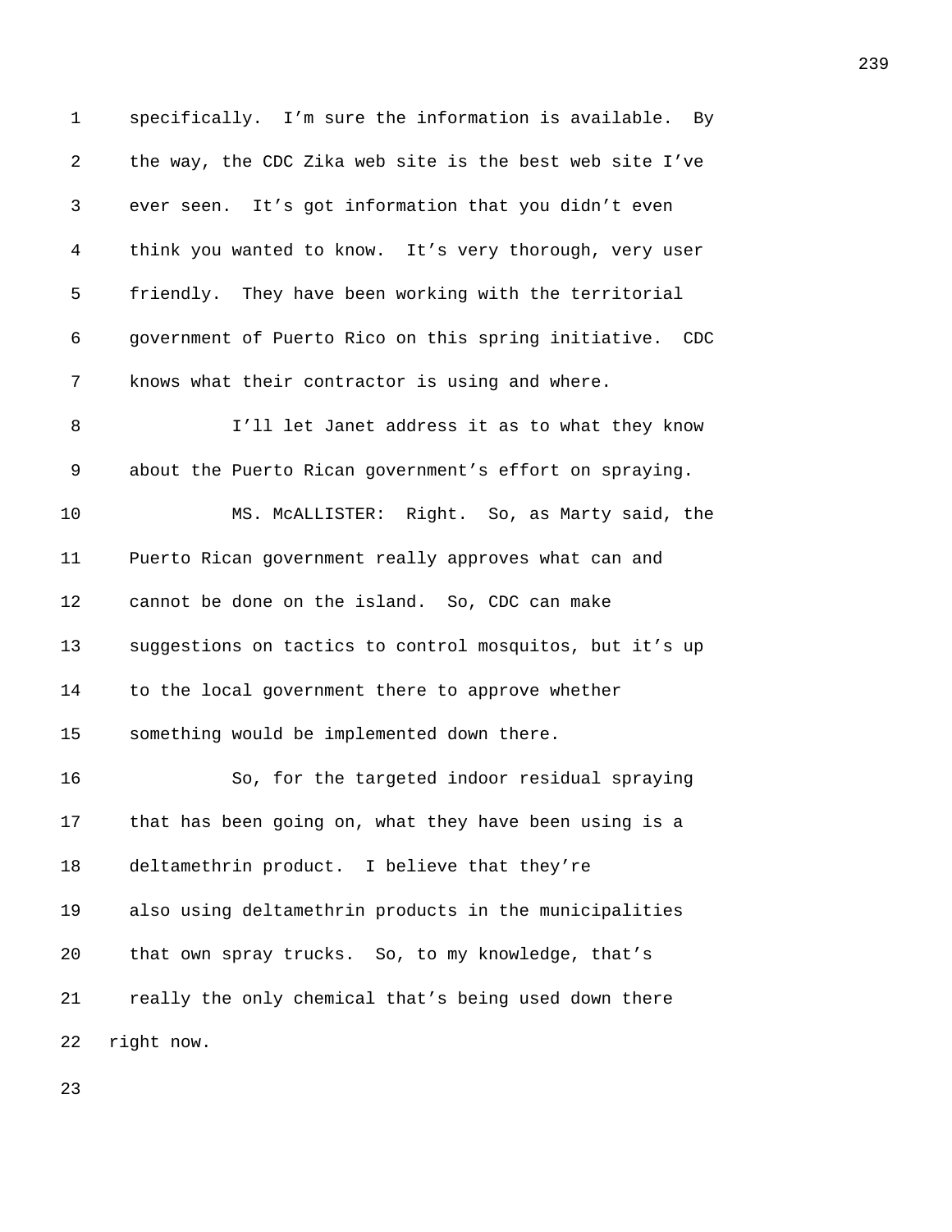specifically. I'm sure the information is available. By the way, the CDC Zika web site is the best web site I've ever seen. It's got information that you didn't even think you wanted to know. It's very thorough, very user friendly. They have been working with the territorial government of Puerto Rico on this spring initiative. CDC knows what their contractor is using and where.

I'll let Janet address it as to what they know about the Puerto Rican government's effort on spraying.

MS. McALLISTER: Right. So, as Marty said, the Puerto Rican government really approves what can and cannot be done on the island. So, CDC can make suggestions on tactics to control mosquitos, but it's up to the local government there to approve whether something would be implemented down there.

So, for the targeted indoor residual spraying that has been going on, what they have been using is a deltamethrin product. I believe that they're also using deltamethrin products in the municipalities that own spray trucks. So, to my knowledge, that's really the only chemical that's being used down there right now.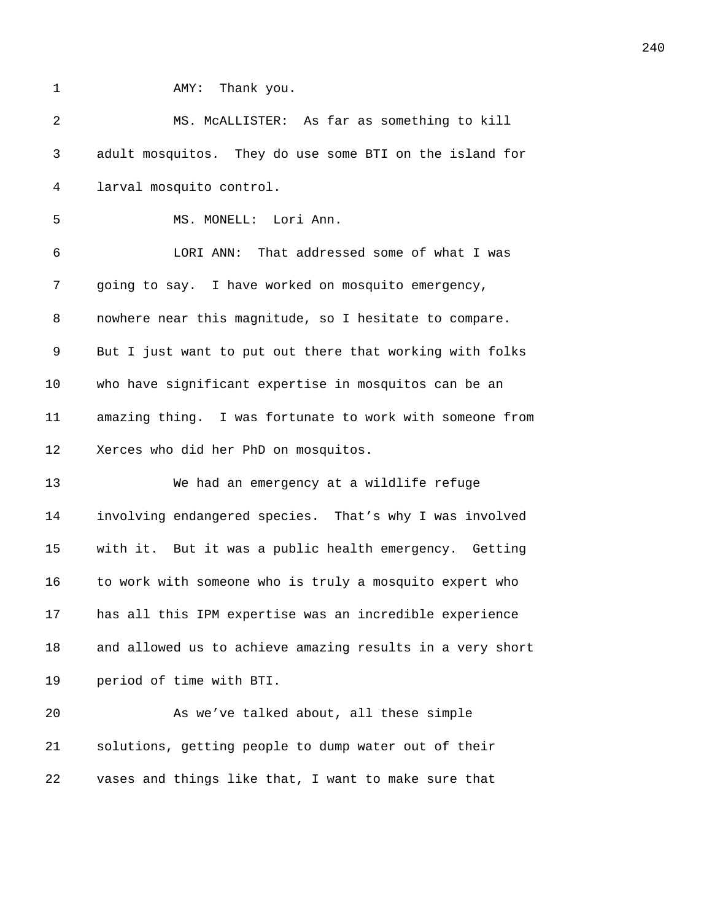AMY: Thank you.

MS. McALLISTER: As far as something to kill adult mosquitos. They do use some BTI on the island for larval mosquito control.

MS. MONELL: Lori Ann.

LORI ANN: That addressed some of what I was going to say. I have worked on mosquito emergency, nowhere near this magnitude, so I hesitate to compare. But I just want to put out there that working with folks who have significant expertise in mosquitos can be an amazing thing. I was fortunate to work with someone from Xerces who did her PhD on mosquitos.

We had an emergency at a wildlife refuge involving endangered species. That's why I was involved with it. But it was a public health emergency. Getting to work with someone who is truly a mosquito expert who has all this IPM expertise was an incredible experience and allowed us to achieve amazing results in a very short period of time with BTI.

As we've talked about, all these simple solutions, getting people to dump water out of their vases and things like that, I want to make sure that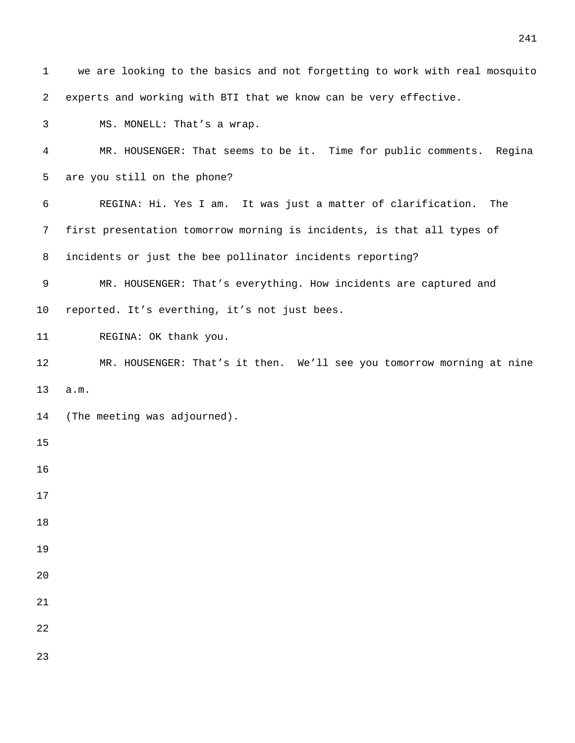we are looking to the basics and not forgetting to work with real mosquito experts and working with BTI that we know can be very effective.

MS. MONELL: That’s a wrap.

MR. HOUSENGER: That seems to be it. Time for public comments. Regina are you still on the phone?

REGINA: Hi. Yes I am. It was just a matter of clarification. The first presentation tomorrow morning is incidents, is that all types of incidents or just the bee pollinator incidents reporting?

MR. HOUSENGER: That’s everything. How incidents are captured and reported. It’s everthing, it’s not just bees.

REGINA: OK thank you.

MR. HOUSENGER: That’s it then. We’ll see you tomorrow morning at nine a.m.

(The meeting was adjourned).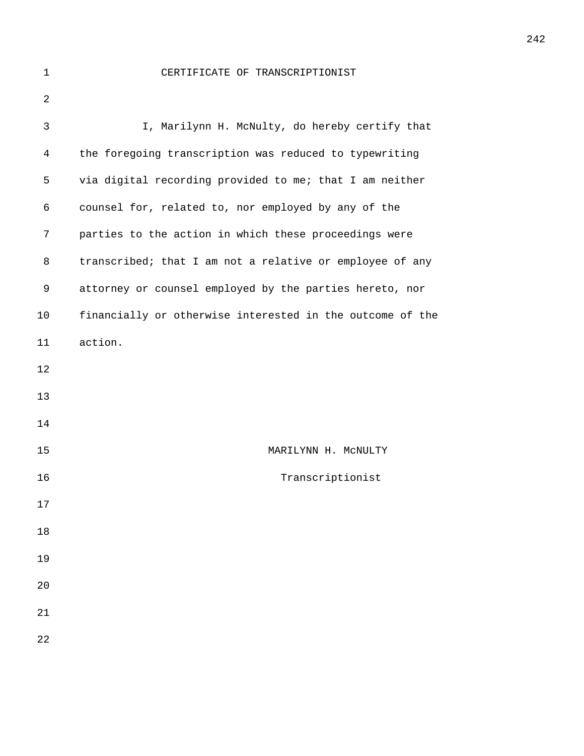# CERTIFICATE OF TRANSCRIPTIONIST

I, Marilynn H. McNulty, do hereby certify that the foregoing transcription was reduced to typewriting via digital recording provided to me; that I am neither counsel for, related to, nor employed by any of the parties to the action in which these proceedings were transcribed; that I am not a relative or employee of any attorney or counsel employed by the parties hereto, nor financially or otherwise interested in the outcome of the action.

MARILYNN H. McNULTY

Transcriptionist